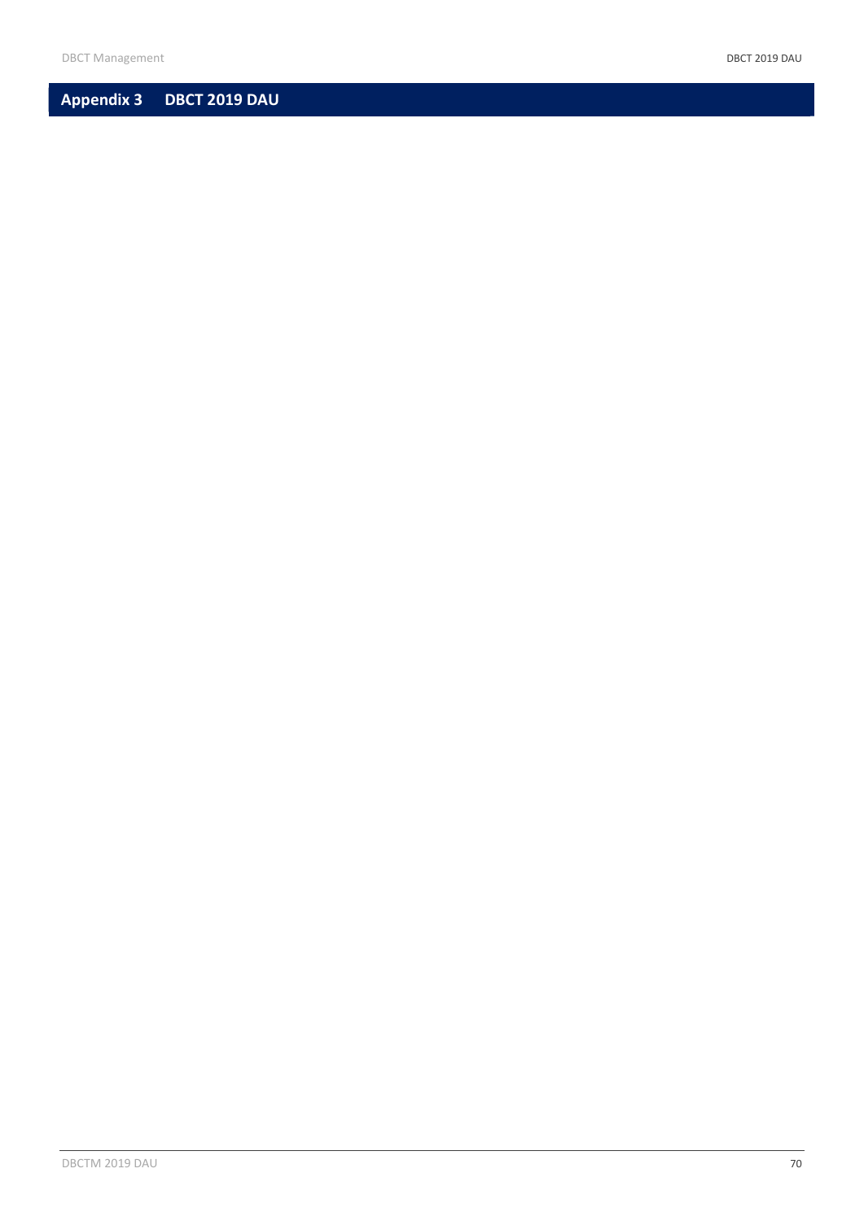# Appendix 3 DBCT 2019 DAU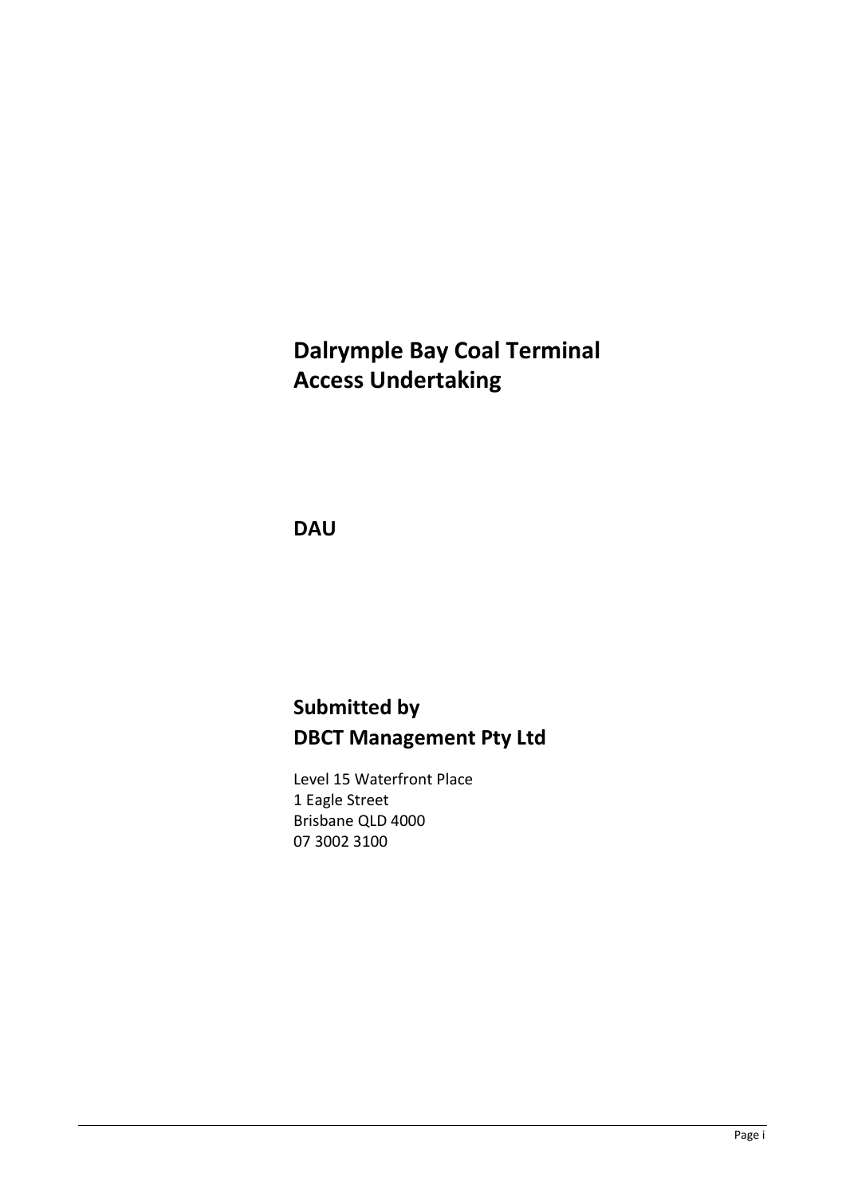# Dalrymple Bay Coal Terminal Access Undertaking

## DAU

## Submitted by DBCT Management Pty Ltd

Level 15 Waterfront Place
1 Eagle Street
Brisbane QLD 4000
07 3002 3100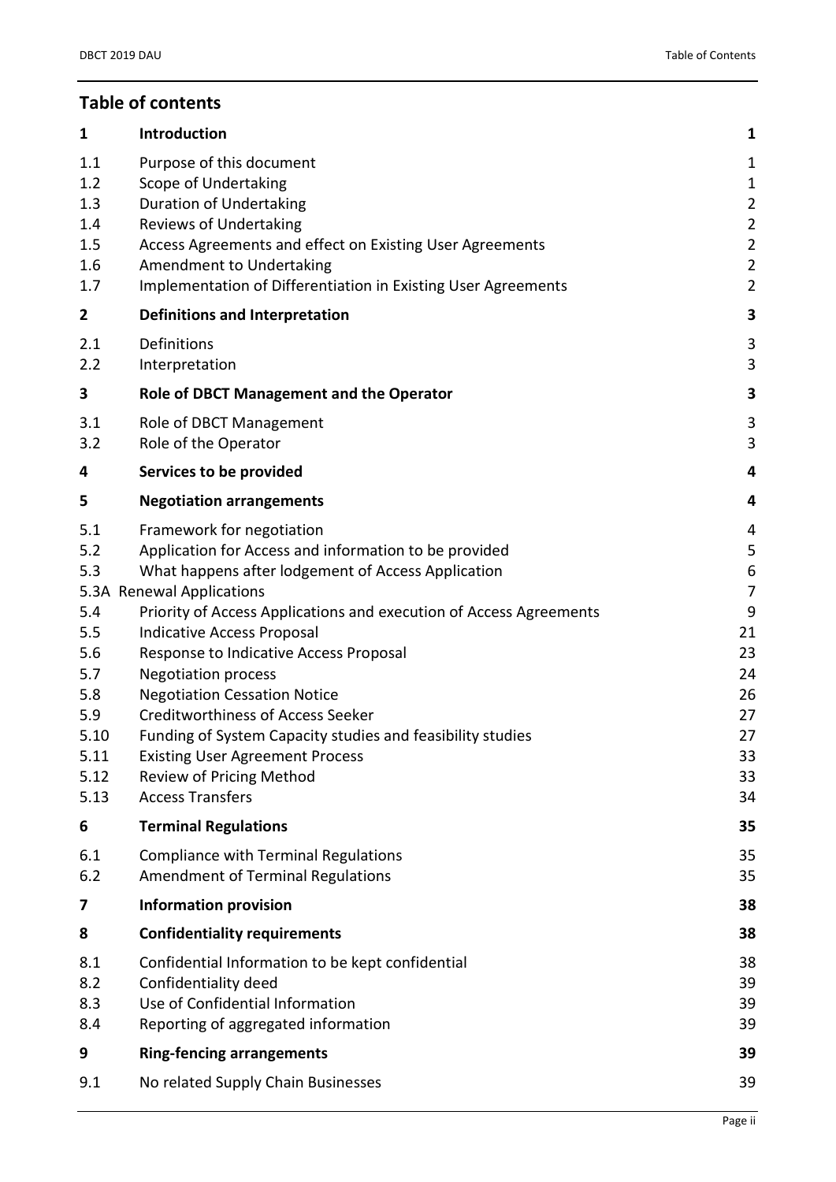## Table of contents

| | | |
|---|---|---|
| **1** | **Introduction** | **1** |
| 1.1 | Purpose of this document | 1 |
| 1.2 | Scope of Undertaking | 1 |
| 1.3 | Duration of Undertaking | 2 |
| 1.4 | Reviews of Undertaking | 2 |
| 1.5 | Access Agreements and effect on Existing User Agreements | 2 |
| 1.6 | Amendment to Undertaking | 2 |
| 1.7 | Implementation of Differentiation in Existing User Agreements | 2 |
| **2** | **Definitions and Interpretation** | **3** |
| 2.1 | Definitions | 3 |
| 2.2 | Interpretation | 3 |
| **3** | **Role of DBCT Management and the Operator** | **3** |
| 3.1 | Role of DBCT Management | 3 |
| 3.2 | Role of the Operator | 3 |
| **4** | **Services to be provided** | **4** |
| **5** | **Negotiation arrangements** | **4** |
| 5.1 | Framework for negotiation | 4 |
| 5.2 | Application for Access and information to be provided | 5 |
| 5.3 | What happens after lodgement of Access Application | 6 |
| 5.3A | Renewal Applications | 7 |
| 5.4 | Priority of Access Applications and execution of Access Agreements | 9 |
| 5.5 | Indicative Access Proposal | 21 |
| 5.6 | Response to Indicative Access Proposal | 23 |
| 5.7 | Negotiation process | 24 |
| 5.8 | Negotiation Cessation Notice | 26 |
| 5.9 | Creditworthiness of Access Seeker | 27 |
| 5.10 | Funding of System Capacity studies and feasibility studies | 27 |
| 5.11 | Existing User Agreement Process | 33 |
| 5.12 | Review of Pricing Method | 33 |
| 5.13 | Access Transfers | 34 |
| **6** | **Terminal Regulations** | **35** |
| 6.1 | Compliance with Terminal Regulations | 35 |
| 6.2 | Amendment of Terminal Regulations | 35 |
| **7** | **Information provision** | **38** |
| **8** | **Confidentiality requirements** | **38** |
| 8.1 | Confidential Information to be kept confidential | 38 |
| 8.2 | Confidentiality deed | 39 |
| 8.3 | Use of Confidential Information | 39 |
| 8.4 | Reporting of aggregated information | 39 |
| **9** | **Ring-fencing arrangements** | **39** |
| 9.1 | No related Supply Chain Businesses | 39 |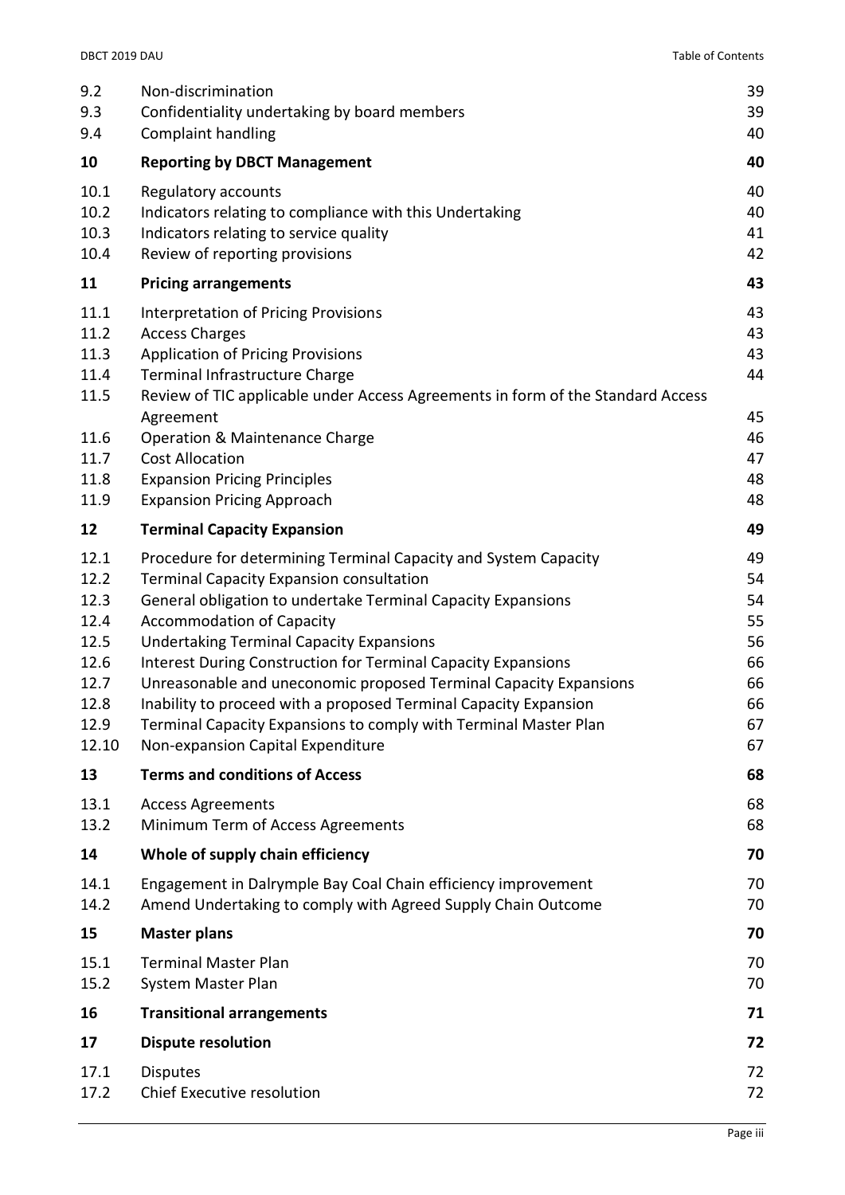| | | |
|---|---|---|
| 9.2 | Non-discrimination | 39 |
| 9.3 | Confidentiality undertaking by board members | 39 |
| 9.4 | Complaint handling | 40 |
| **10** | **Reporting by DBCT Management** | **40** |
| 10.1 | Regulatory accounts | 40 |
| 10.2 | Indicators relating to compliance with this Undertaking | 40 |
| 10.3 | Indicators relating to service quality | 41 |
| 10.4 | Review of reporting provisions | 42 |
| **11** | **Pricing arrangements** | **43** |
| 11.1 | Interpretation of Pricing Provisions | 43 |
| 11.2 | Access Charges | 43 |
| 11.3 | Application of Pricing Provisions | 43 |
| 11.4 | Terminal Infrastructure Charge | 44 |
| 11.5 | Review of TIC applicable under Access Agreements in form of the Standard Access Agreement | 45 |
| 11.6 | Operation & Maintenance Charge | 46 |
| 11.7 | Cost Allocation | 47 |
| 11.8 | Expansion Pricing Principles | 48 |
| 11.9 | Expansion Pricing Approach | 48 |
| **12** | **Terminal Capacity Expansion** | **49** |
| 12.1 | Procedure for determining Terminal Capacity and System Capacity | 49 |
| 12.2 | Terminal Capacity Expansion consultation | 54 |
| 12.3 | General obligation to undertake Terminal Capacity Expansions | 54 |
| 12.4 | Accommodation of Capacity | 55 |
| 12.5 | Undertaking Terminal Capacity Expansions | 56 |
| 12.6 | Interest During Construction for Terminal Capacity Expansions | 66 |
| 12.7 | Unreasonable and uneconomic proposed Terminal Capacity Expansions | 66 |
| 12.8 | Inability to proceed with a proposed Terminal Capacity Expansion | 66 |
| 12.9 | Terminal Capacity Expansions to comply with Terminal Master Plan | 67 |
| 12.10 | Non-expansion Capital Expenditure | 67 |
| **13** | **Terms and conditions of Access** | **68** |
| 13.1 | Access Agreements | 68 |
| 13.2 | Minimum Term of Access Agreements | 68 |
| **14** | **Whole of supply chain efficiency** | **70** |
| 14.1 | Engagement in Dalrymple Bay Coal Chain efficiency improvement | 70 |
| 14.2 | Amend Undertaking to comply with Agreed Supply Chain Outcome | 70 |
| **15** | **Master plans** | **70** |
| 15.1 | Terminal Master Plan | 70 |
| 15.2 | System Master Plan | 70 |
| **16** | **Transitional arrangements** | **71** |
| **17** | **Dispute resolution** | **72** |
| 17.1 | Disputes | 72 |
| 17.2 | Chief Executive resolution | 72 |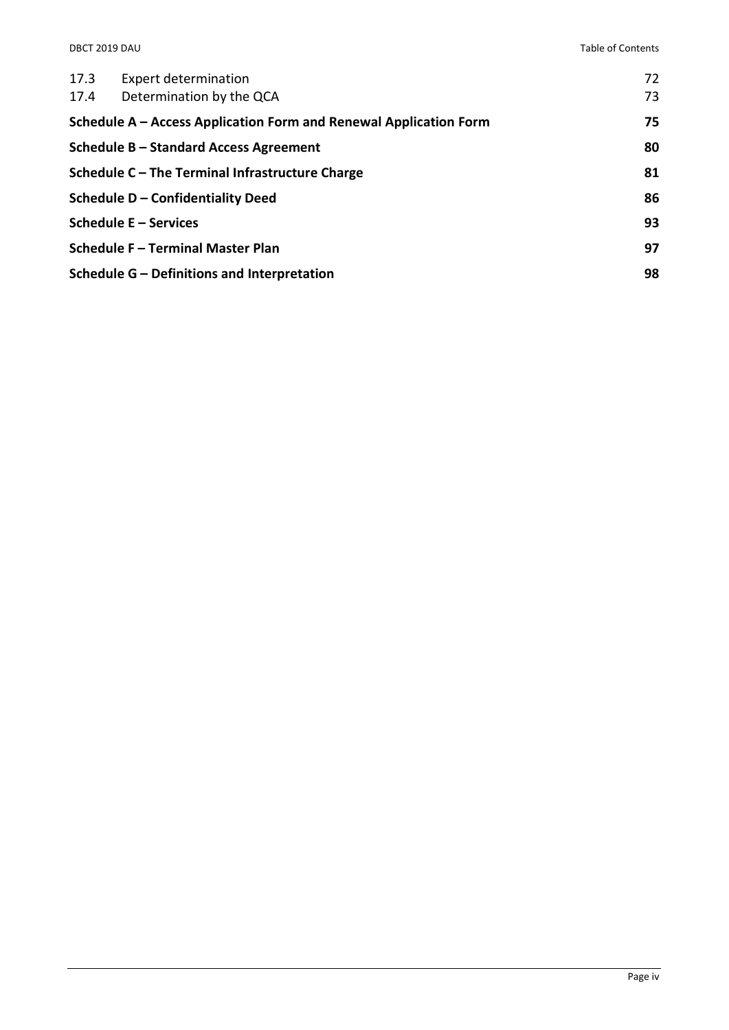| | | |
|---|---|---|
| 17.3 | Expert determination | 72 |
| 17.4 | Determination by the QCA | 73 |
| **Schedule A – Access Application Form and Renewal Application Form** | | **75** |
| **Schedule B – Standard Access Agreement** | | **80** |
| **Schedule C – The Terminal Infrastructure Charge** | | **81** |
| **Schedule D – Confidentiality Deed** | | **86** |
| **Schedule E – Services** | | **93** |
| **Schedule F – Terminal Master Plan** | | **97** |
| **Schedule G – Definitions and Interpretation** | | **98** |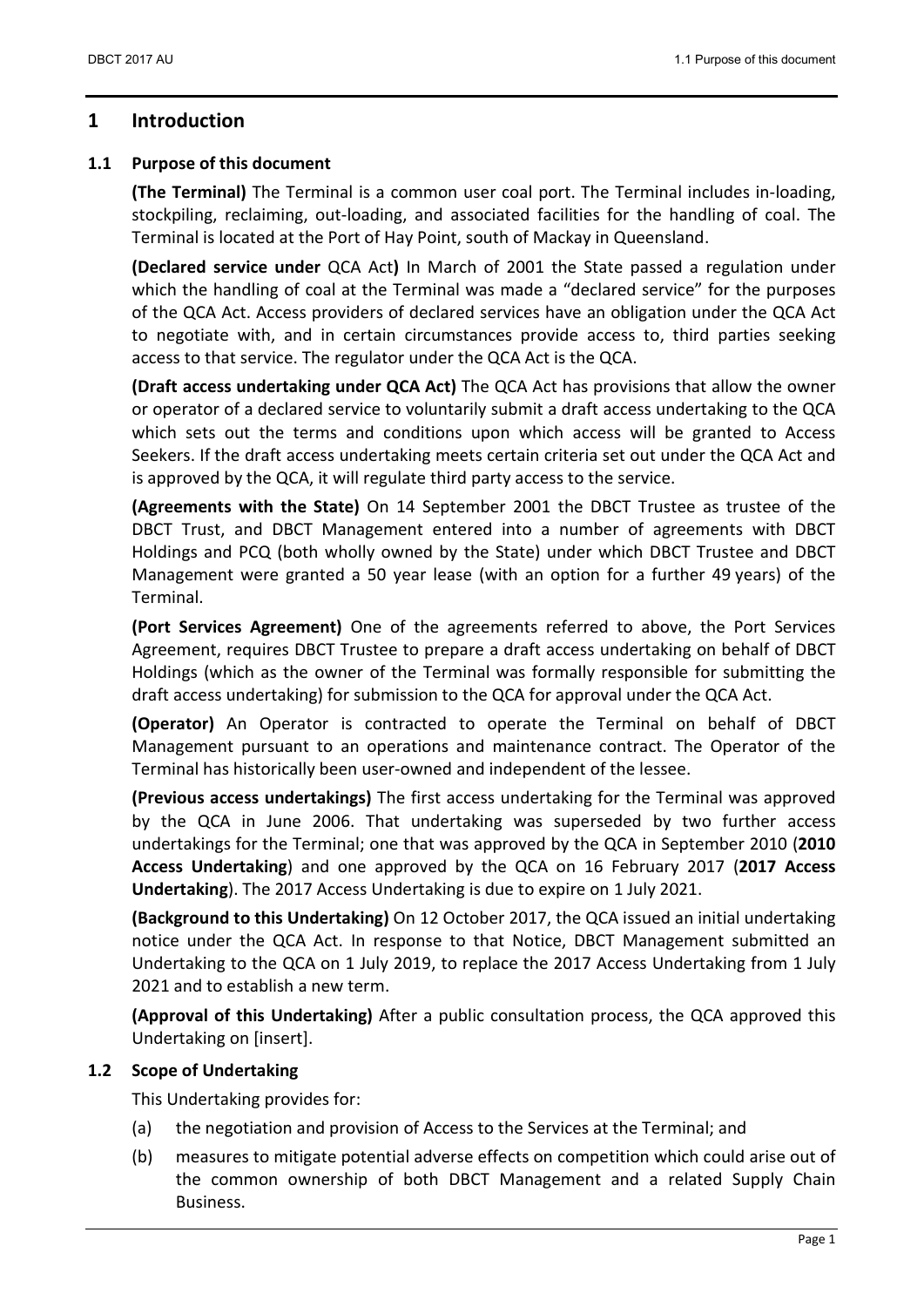# 1 Introduction

## 1.1 Purpose of this document

**(The Terminal)** The Terminal is a common user coal port. The Terminal includes in-loading, stockpiling, reclaiming, out-loading, and associated facilities for the handling of coal. The Terminal is located at the Port of Hay Point, south of Mackay in Queensland.

**(Declared service under** QCA Act**)** In March of 2001 the State passed a regulation under which the handling of coal at the Terminal was made a "declared service" for the purposes of the QCA Act. Access providers of declared services have an obligation under the QCA Act to negotiate with, and in certain circumstances provide access to, third parties seeking access to that service. The regulator under the QCA Act is the QCA.

**(Draft access undertaking under QCA Act)** The QCA Act has provisions that allow the owner or operator of a declared service to voluntarily submit a draft access undertaking to the QCA which sets out the terms and conditions upon which access will be granted to Access Seekers. If the draft access undertaking meets certain criteria set out under the QCA Act and is approved by the QCA, it will regulate third party access to the service.

**(Agreements with the State)** On 14 September 2001 the DBCT Trustee as trustee of the DBCT Trust, and DBCT Management entered into a number of agreements with DBCT Holdings and PCQ (both wholly owned by the State) under which DBCT Trustee and DBCT Management were granted a 50 year lease (with an option for a further 49 years) of the Terminal.

**(Port Services Agreement)** One of the agreements referred to above, the Port Services Agreement, requires DBCT Trustee to prepare a draft access undertaking on behalf of DBCT Holdings (which as the owner of the Terminal was formally responsible for submitting the draft access undertaking) for submission to the QCA for approval under the QCA Act.

**(Operator)** An Operator is contracted to operate the Terminal on behalf of DBCT Management pursuant to an operations and maintenance contract. The Operator of the Terminal has historically been user-owned and independent of the lessee.

**(Previous access undertakings)** The first access undertaking for the Terminal was approved by the QCA in June 2006. That undertaking was superseded by two further access undertakings for the Terminal; one that was approved by the QCA in September 2010 (**2010 Access Undertaking**) and one approved by the QCA on 16 February 2017 (**2017 Access Undertaking**). The 2017 Access Undertaking is due to expire on 1 July 2021.

**(Background to this Undertaking)** On 12 October 2017, the QCA issued an initial undertaking notice under the QCA Act. In response to that Notice, DBCT Management submitted an Undertaking to the QCA on 1 July 2019, to replace the 2017 Access Undertaking from 1 July 2021 and to establish a new term.

**(Approval of this Undertaking)** After a public consultation process, the QCA approved this Undertaking on [insert].

## 1.2 Scope of Undertaking

This Undertaking provides for:

(a) the negotiation and provision of Access to the Services at the Terminal; and

(b) measures to mitigate potential adverse effects on competition which could arise out of the common ownership of both DBCT Management and a related Supply Chain Business.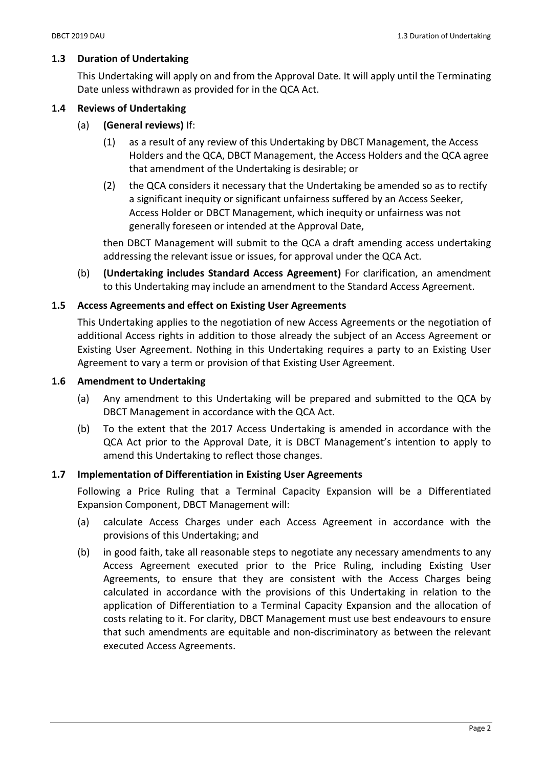### 1.3 Duration of Undertaking

This Undertaking will apply on and from the Approval Date. It will apply until the Terminating Date unless withdrawn as provided for in the QCA Act.

### 1.4 Reviews of Undertaking

(a) **(General reviews)** If:

(1) as a result of any review of this Undertaking by DBCT Management, the Access Holders and the QCA, DBCT Management, the Access Holders and the QCA agree that amendment of the Undertaking is desirable; or

(2) the QCA considers it necessary that the Undertaking be amended so as to rectify a significant inequity or significant unfairness suffered by an Access Seeker, Access Holder or DBCT Management, which inequity or unfairness was not generally foreseen or intended at the Approval Date,

then DBCT Management will submit to the QCA a draft amending access undertaking addressing the relevant issue or issues, for approval under the QCA Act.

(b) **(Undertaking includes Standard Access Agreement)** For clarification, an amendment to this Undertaking may include an amendment to the Standard Access Agreement.

### 1.5 Access Agreements and effect on Existing User Agreements

This Undertaking applies to the negotiation of new Access Agreements or the negotiation of additional Access rights in addition to those already the subject of an Access Agreement or Existing User Agreement. Nothing in this Undertaking requires a party to an Existing User Agreement to vary a term or provision of that Existing User Agreement.

### 1.6 Amendment to Undertaking

(a) Any amendment to this Undertaking will be prepared and submitted to the QCA by DBCT Management in accordance with the QCA Act.

(b) To the extent that the 2017 Access Undertaking is amended in accordance with the QCA Act prior to the Approval Date, it is DBCT Management's intention to apply to amend this Undertaking to reflect those changes.

### 1.7 Implementation of Differentiation in Existing User Agreements

Following a Price Ruling that a Terminal Capacity Expansion will be a Differentiated Expansion Component, DBCT Management will:

(a) calculate Access Charges under each Access Agreement in accordance with the provisions of this Undertaking; and

(b) in good faith, take all reasonable steps to negotiate any necessary amendments to any Access Agreement executed prior to the Price Ruling, including Existing User Agreements, to ensure that they are consistent with the Access Charges being calculated in accordance with the provisions of this Undertaking in relation to the application of Differentiation to a Terminal Capacity Expansion and the allocation of costs relating to it. For clarity, DBCT Management must use best endeavours to ensure that such amendments are equitable and non-discriminatory as between the relevant executed Access Agreements.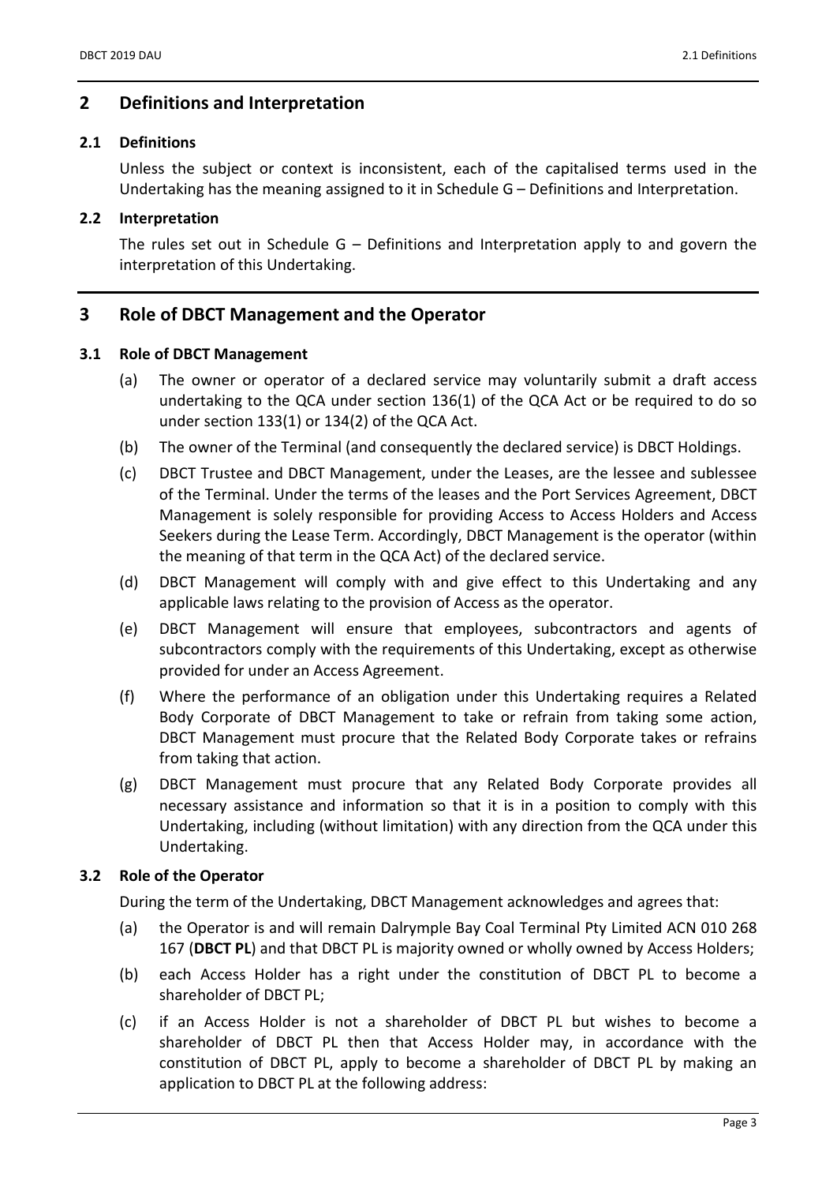## 2 Definitions and Interpretation

### 2.1 Definitions

Unless the subject or context is inconsistent, each of the capitalised terms used in the Undertaking has the meaning assigned to it in Schedule G – Definitions and Interpretation.

### 2.2 Interpretation

The rules set out in Schedule G – Definitions and Interpretation apply to and govern the interpretation of this Undertaking.

## 3 Role of DBCT Management and the Operator

### 3.1 Role of DBCT Management

(a) The owner or operator of a declared service may voluntarily submit a draft access undertaking to the QCA under section 136(1) of the QCA Act or be required to do so under section 133(1) or 134(2) of the QCA Act.

(b) The owner of the Terminal (and consequently the declared service) is DBCT Holdings.

(c) DBCT Trustee and DBCT Management, under the Leases, are the lessee and sublessee of the Terminal. Under the terms of the leases and the Port Services Agreement, DBCT Management is solely responsible for providing Access to Access Holders and Access Seekers during the Lease Term. Accordingly, DBCT Management is the operator (within the meaning of that term in the QCA Act) of the declared service.

(d) DBCT Management will comply with and give effect to this Undertaking and any applicable laws relating to the provision of Access as the operator.

(e) DBCT Management will ensure that employees, subcontractors and agents of subcontractors comply with the requirements of this Undertaking, except as otherwise provided for under an Access Agreement.

(f) Where the performance of an obligation under this Undertaking requires a Related Body Corporate of DBCT Management to take or refrain from taking some action, DBCT Management must procure that the Related Body Corporate takes or refrains from taking that action.

(g) DBCT Management must procure that any Related Body Corporate provides all necessary assistance and information so that it is in a position to comply with this Undertaking, including (without limitation) with any direction from the QCA under this Undertaking.

### 3.2 Role of the Operator

During the term of the Undertaking, DBCT Management acknowledges and agrees that:

(a) the Operator is and will remain Dalrymple Bay Coal Terminal Pty Limited ACN 010 268 167 (**DBCT PL**) and that DBCT PL is majority owned or wholly owned by Access Holders;

(b) each Access Holder has a right under the constitution of DBCT PL to become a shareholder of DBCT PL;

(c) if an Access Holder is not a shareholder of DBCT PL but wishes to become a shareholder of DBCT PL then that Access Holder may, in accordance with the constitution of DBCT PL, apply to become a shareholder of DBCT PL by making an application to DBCT PL at the following address: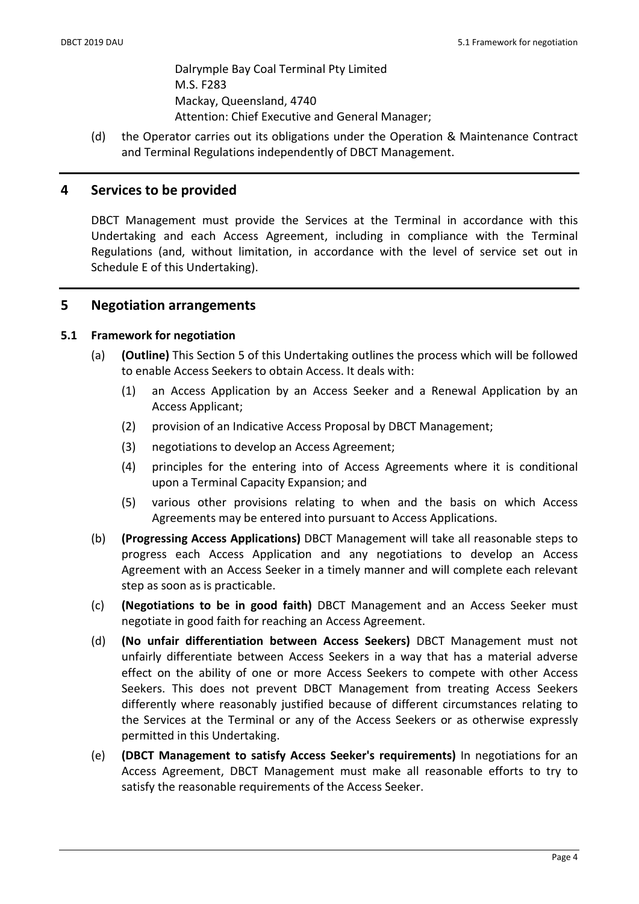Dalrymple Bay Coal Terminal Pty Limited
M.S. F283
Mackay, Queensland, 4740
Attention: Chief Executive and General Manager;

(d) the Operator carries out its obligations under the Operation & Maintenance Contract and Terminal Regulations independently of DBCT Management.

# 4 Services to be provided

DBCT Management must provide the Services at the Terminal in accordance with this Undertaking and each Access Agreement, including in compliance with the Terminal Regulations (and, without limitation, in accordance with the level of service set out in Schedule E of this Undertaking).

# 5 Negotiation arrangements

## 5.1 Framework for negotiation

(a) **(Outline)** This Section 5 of this Undertaking outlines the process which will be followed to enable Access Seekers to obtain Access. It deals with:

(1) an Access Application by an Access Seeker and a Renewal Application by an Access Applicant;

(2) provision of an Indicative Access Proposal by DBCT Management;

(3) negotiations to develop an Access Agreement;

(4) principles for the entering into of Access Agreements where it is conditional upon a Terminal Capacity Expansion; and

(5) various other provisions relating to when and the basis on which Access Agreements may be entered into pursuant to Access Applications.

(b) **(Progressing Access Applications)** DBCT Management will take all reasonable steps to progress each Access Application and any negotiations to develop an Access Agreement with an Access Seeker in a timely manner and will complete each relevant step as soon as is practicable.

(c) **(Negotiations to be in good faith)** DBCT Management and an Access Seeker must negotiate in good faith for reaching an Access Agreement.

(d) **(No unfair differentiation between Access Seekers)** DBCT Management must not unfairly differentiate between Access Seekers in a way that has a material adverse effect on the ability of one or more Access Seekers to compete with other Access Seekers. This does not prevent DBCT Management from treating Access Seekers differently where reasonably justified because of different circumstances relating to the Services at the Terminal or any of the Access Seekers or as otherwise expressly permitted in this Undertaking.

(e) **(DBCT Management to satisfy Access Seeker's requirements)** In negotiations for an Access Agreement, DBCT Management must make all reasonable efforts to try to satisfy the reasonable requirements of the Access Seeker.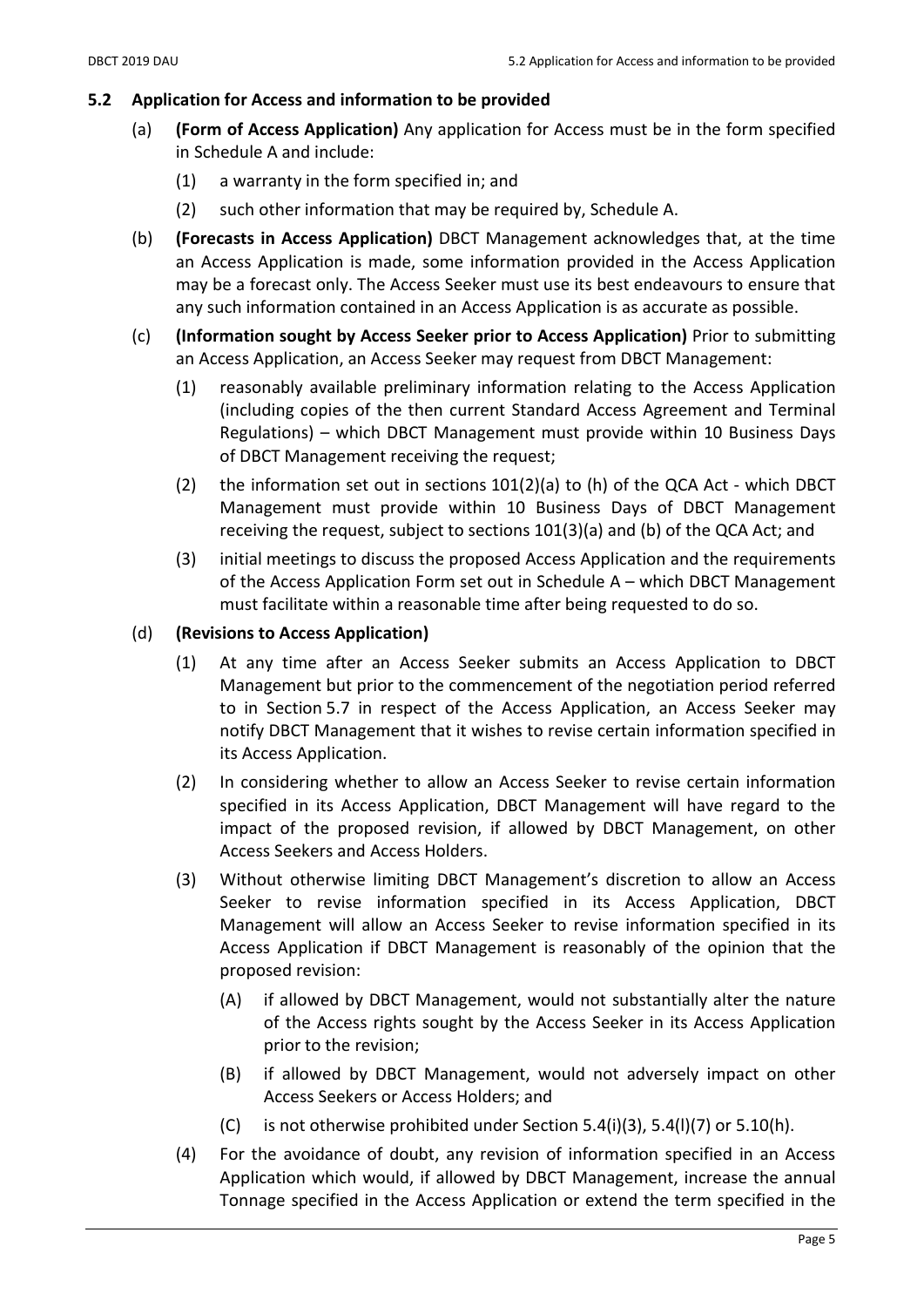## 5.2 Application for Access and information to be provided

(a) **(Form of Access Application)** Any application for Access must be in the form specified in Schedule A and include:

(1) a warranty in the form specified in; and

(2) such other information that may be required by, Schedule A.

(b) **(Forecasts in Access Application)** DBCT Management acknowledges that, at the time an Access Application is made, some information provided in the Access Application may be a forecast only. The Access Seeker must use its best endeavours to ensure that any such information contained in an Access Application is as accurate as possible.

(c) **(Information sought by Access Seeker prior to Access Application)** Prior to submitting an Access Application, an Access Seeker may request from DBCT Management:

(1) reasonably available preliminary information relating to the Access Application (including copies of the then current Standard Access Agreement and Terminal Regulations) – which DBCT Management must provide within 10 Business Days of DBCT Management receiving the request;

(2) the information set out in sections 101(2)(a) to (h) of the QCA Act - which DBCT Management must provide within 10 Business Days of DBCT Management receiving the request, subject to sections 101(3)(a) and (b) of the QCA Act; and

(3) initial meetings to discuss the proposed Access Application and the requirements of the Access Application Form set out in Schedule A – which DBCT Management must facilitate within a reasonable time after being requested to do so.

(d) **(Revisions to Access Application)**

(1) At any time after an Access Seeker submits an Access Application to DBCT Management but prior to the commencement of the negotiation period referred to in Section 5.7 in respect of the Access Application, an Access Seeker may notify DBCT Management that it wishes to revise certain information specified in its Access Application.

(2) In considering whether to allow an Access Seeker to revise certain information specified in its Access Application, DBCT Management will have regard to the impact of the proposed revision, if allowed by DBCT Management, on other Access Seekers and Access Holders.

(3) Without otherwise limiting DBCT Management's discretion to allow an Access Seeker to revise information specified in its Access Application, DBCT Management will allow an Access Seeker to revise information specified in its Access Application if DBCT Management is reasonably of the opinion that the proposed revision:

(A) if allowed by DBCT Management, would not substantially alter the nature of the Access rights sought by the Access Seeker in its Access Application prior to the revision;

(B) if allowed by DBCT Management, would not adversely impact on other Access Seekers or Access Holders; and

(C) is not otherwise prohibited under Section 5.4(i)(3), 5.4(l)(7) or 5.10(h).

(4) For the avoidance of doubt, any revision of information specified in an Access Application which would, if allowed by DBCT Management, increase the annual Tonnage specified in the Access Application or extend the term specified in the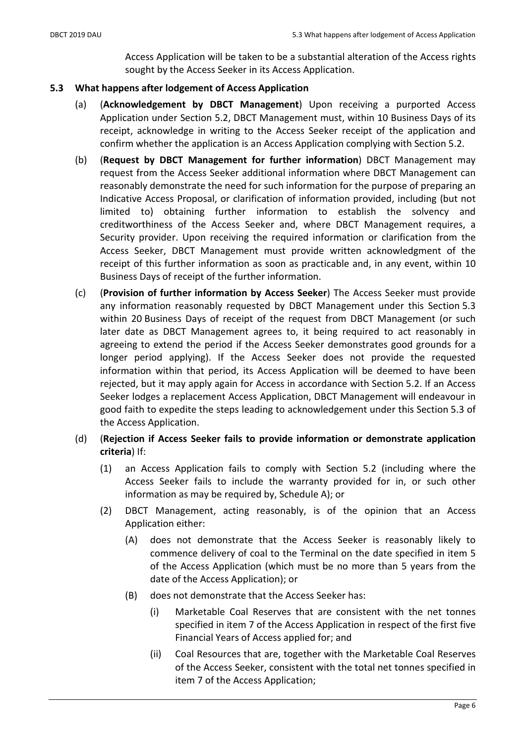Access Application will be taken to be a substantial alteration of the Access rights sought by the Access Seeker in its Access Application.

### 5.3 What happens after lodgement of Access Application

(a) (**Acknowledgement by DBCT Management**) Upon receiving a purported Access Application under Section 5.2, DBCT Management must, within 10 Business Days of its receipt, acknowledge in writing to the Access Seeker receipt of the application and confirm whether the application is an Access Application complying with Section 5.2.

(b) (**Request by DBCT Management for further information**) DBCT Management may request from the Access Seeker additional information where DBCT Management can reasonably demonstrate the need for such information for the purpose of preparing an Indicative Access Proposal, or clarification of information provided, including (but not limited to) obtaining further information to establish the solvency and creditworthiness of the Access Seeker and, where DBCT Management requires, a Security provider. Upon receiving the required information or clarification from the Access Seeker, DBCT Management must provide written acknowledgment of the receipt of this further information as soon as practicable and, in any event, within 10 Business Days of receipt of the further information.

(c) (**Provision of further information by Access Seeker**) The Access Seeker must provide any information reasonably requested by DBCT Management under this Section 5.3 within 20 Business Days of receipt of the request from DBCT Management (or such later date as DBCT Management agrees to, it being required to act reasonably in agreeing to extend the period if the Access Seeker demonstrates good grounds for a longer period applying). If the Access Seeker does not provide the requested information within that period, its Access Application will be deemed to have been rejected, but it may apply again for Access in accordance with Section 5.2. If an Access Seeker lodges a replacement Access Application, DBCT Management will endeavour in good faith to expedite the steps leading to acknowledgement under this Section 5.3 of the Access Application.

(d) (**Rejection if Access Seeker fails to provide information or demonstrate application criteria**) If:

(1) an Access Application fails to comply with Section 5.2 (including where the Access Seeker fails to include the warranty provided for in, or such other information as may be required by, Schedule A); or

(2) DBCT Management, acting reasonably, is of the opinion that an Access Application either:

(A) does not demonstrate that the Access Seeker is reasonably likely to commence delivery of coal to the Terminal on the date specified in item 5 of the Access Application (which must be no more than 5 years from the date of the Access Application); or

(B) does not demonstrate that the Access Seeker has:

(i) Marketable Coal Reserves that are consistent with the net tonnes specified in item 7 of the Access Application in respect of the first five Financial Years of Access applied for; and

(ii) Coal Resources that are, together with the Marketable Coal Reserves of the Access Seeker, consistent with the total net tonnes specified in item 7 of the Access Application;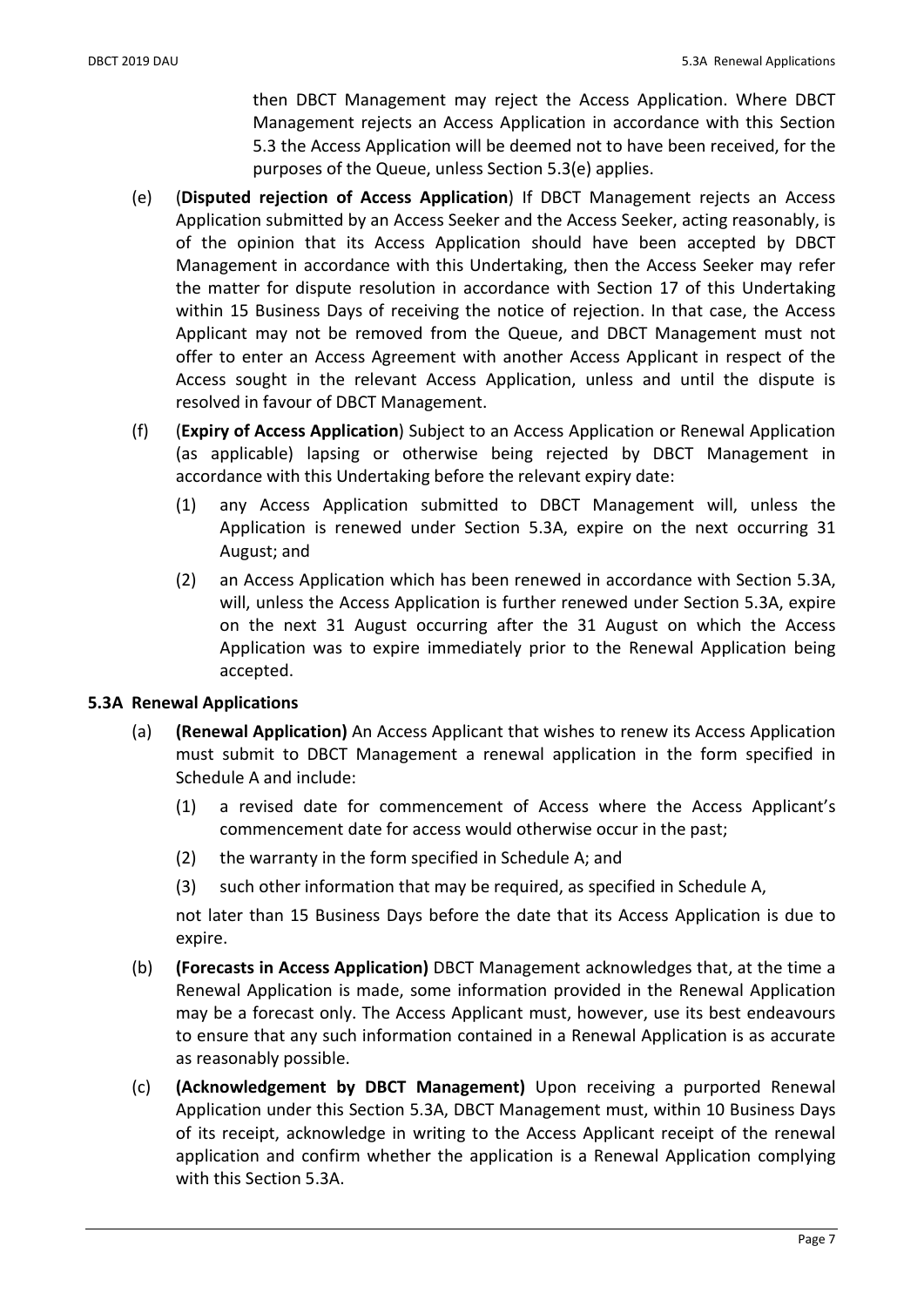then DBCT Management may reject the Access Application. Where DBCT Management rejects an Access Application in accordance with this Section 5.3 the Access Application will be deemed not to have been received, for the purposes of the Queue, unless Section 5.3(e) applies.

(e) (**Disputed rejection of Access Application**) If DBCT Management rejects an Access Application submitted by an Access Seeker and the Access Seeker, acting reasonably, is of the opinion that its Access Application should have been accepted by DBCT Management in accordance with this Undertaking, then the Access Seeker may refer the matter for dispute resolution in accordance with Section 17 of this Undertaking within 15 Business Days of receiving the notice of rejection. In that case, the Access Applicant may not be removed from the Queue, and DBCT Management must not offer to enter an Access Agreement with another Access Applicant in respect of the Access sought in the relevant Access Application, unless and until the dispute is resolved in favour of DBCT Management.

(f) (**Expiry of Access Application**) Subject to an Access Application or Renewal Application (as applicable) lapsing or otherwise being rejected by DBCT Management in accordance with this Undertaking before the relevant expiry date:

  (1) any Access Application submitted to DBCT Management will, unless the Application is renewed under Section 5.3A, expire on the next occurring 31 August; and

  (2) an Access Application which has been renewed in accordance with Section 5.3A, will, unless the Access Application is further renewed under Section 5.3A, expire on the next 31 August occurring after the 31 August on which the Access Application was to expire immediately prior to the Renewal Application being accepted.

### 5.3A Renewal Applications

(a) **(Renewal Application)** An Access Applicant that wishes to renew its Access Application must submit to DBCT Management a renewal application in the form specified in Schedule A and include:

  (1) a revised date for commencement of Access where the Access Applicant's commencement date for access would otherwise occur in the past;

  (2) the warranty in the form specified in Schedule A; and

  (3) such other information that may be required, as specified in Schedule A,

  not later than 15 Business Days before the date that its Access Application is due to expire.

(b) **(Forecasts in Access Application)** DBCT Management acknowledges that, at the time a Renewal Application is made, some information provided in the Renewal Application may be a forecast only. The Access Applicant must, however, use its best endeavours to ensure that any such information contained in a Renewal Application is as accurate as reasonably possible.

(c) **(Acknowledgement by DBCT Management)** Upon receiving a purported Renewal Application under this Section 5.3A, DBCT Management must, within 10 Business Days of its receipt, acknowledge in writing to the Access Applicant receipt of the renewal application and confirm whether the application is a Renewal Application complying with this Section 5.3A.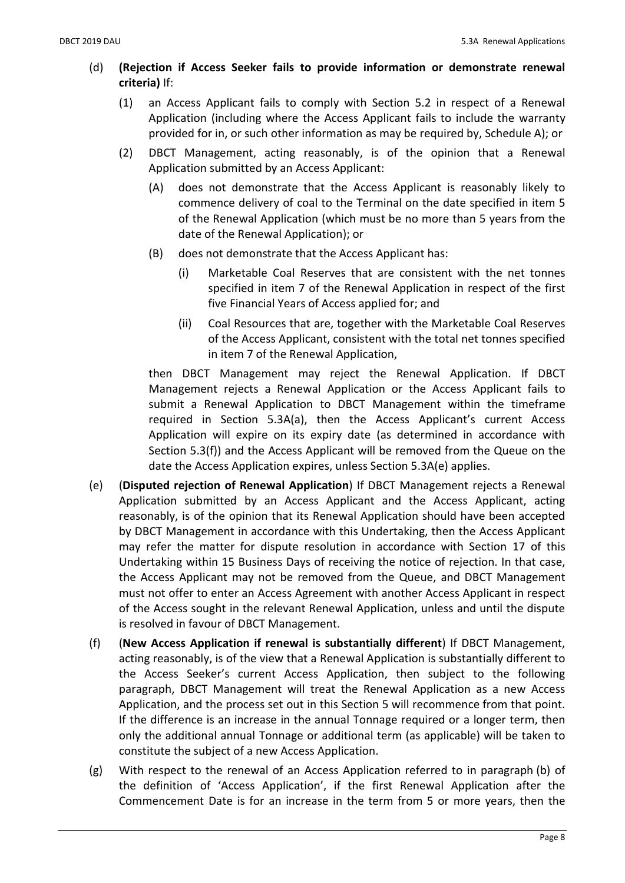(d) **(Rejection if Access Seeker fails to provide information or demonstrate renewal criteria)** If:

(1) an Access Applicant fails to comply with Section 5.2 in respect of a Renewal Application (including where the Access Applicant fails to include the warranty provided for in, or such other information as may be required by, Schedule A); or

(2) DBCT Management, acting reasonably, is of the opinion that a Renewal Application submitted by an Access Applicant:

(A) does not demonstrate that the Access Applicant is reasonably likely to commence delivery of coal to the Terminal on the date specified in item 5 of the Renewal Application (which must be no more than 5 years from the date of the Renewal Application); or

(B) does not demonstrate that the Access Applicant has:

(i) Marketable Coal Reserves that are consistent with the net tonnes specified in item 7 of the Renewal Application in respect of the first five Financial Years of Access applied for; and

(ii) Coal Resources that are, together with the Marketable Coal Reserves of the Access Applicant, consistent with the total net tonnes specified in item 7 of the Renewal Application,

then DBCT Management may reject the Renewal Application. If DBCT Management rejects a Renewal Application or the Access Applicant fails to submit a Renewal Application to DBCT Management within the timeframe required in Section 5.3A(a), then the Access Applicant's current Access Application will expire on its expiry date (as determined in accordance with Section 5.3(f)) and the Access Applicant will be removed from the Queue on the date the Access Application expires, unless Section 5.3A(e) applies.

(e) (**Disputed rejection of Renewal Application**) If DBCT Management rejects a Renewal Application submitted by an Access Applicant and the Access Applicant, acting reasonably, is of the opinion that its Renewal Application should have been accepted by DBCT Management in accordance with this Undertaking, then the Access Applicant may refer the matter for dispute resolution in accordance with Section 17 of this Undertaking within 15 Business Days of receiving the notice of rejection. In that case, the Access Applicant may not be removed from the Queue, and DBCT Management must not offer to enter an Access Agreement with another Access Applicant in respect of the Access sought in the relevant Renewal Application, unless and until the dispute is resolved in favour of DBCT Management.

(f) (**New Access Application if renewal is substantially different**) If DBCT Management, acting reasonably, is of the view that a Renewal Application is substantially different to the Access Seeker's current Access Application, then subject to the following paragraph, DBCT Management will treat the Renewal Application as a new Access Application, and the process set out in this Section 5 will recommence from that point. If the difference is an increase in the annual Tonnage required or a longer term, then only the additional annual Tonnage or additional term (as applicable) will be taken to constitute the subject of a new Access Application.

(g) With respect to the renewal of an Access Application referred to in paragraph (b) of the definition of 'Access Application', if the first Renewal Application after the Commencement Date is for an increase in the term from 5 or more years, then the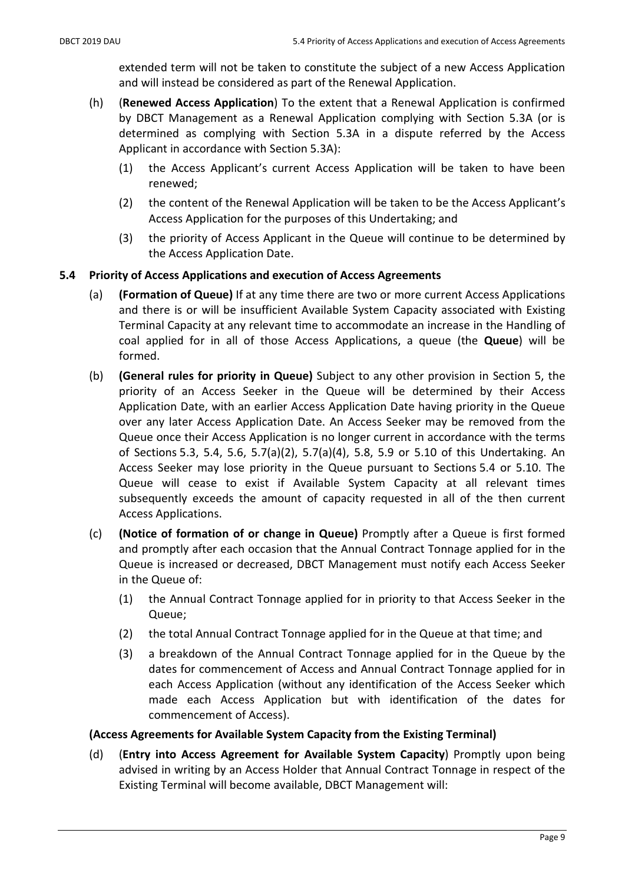extended term will not be taken to constitute the subject of a new Access Application and will instead be considered as part of the Renewal Application.

(h) (**Renewed Access Application**) To the extent that a Renewal Application is confirmed by DBCT Management as a Renewal Application complying with Section 5.3A (or is determined as complying with Section 5.3A in a dispute referred by the Access Applicant in accordance with Section 5.3A):

(1) the Access Applicant's current Access Application will be taken to have been renewed;

(2) the content of the Renewal Application will be taken to be the Access Applicant's Access Application for the purposes of this Undertaking; and

(3) the priority of Access Applicant in the Queue will continue to be determined by the Access Application Date.

## 5.4 Priority of Access Applications and execution of Access Agreements

(a) **(Formation of Queue)** If at any time there are two or more current Access Applications and there is or will be insufficient Available System Capacity associated with Existing Terminal Capacity at any relevant time to accommodate an increase in the Handling of coal applied for in all of those Access Applications, a queue (the **Queue**) will be formed.

(b) **(General rules for priority in Queue)** Subject to any other provision in Section 5, the priority of an Access Seeker in the Queue will be determined by their Access Application Date, with an earlier Access Application Date having priority in the Queue over any later Access Application Date. An Access Seeker may be removed from the Queue once their Access Application is no longer current in accordance with the terms of Sections 5.3, 5.4, 5.6, 5.7(a)(2), 5.7(a)(4), 5.8, 5.9 or 5.10 of this Undertaking. An Access Seeker may lose priority in the Queue pursuant to Sections 5.4 or 5.10. The Queue will cease to exist if Available System Capacity at all relevant times subsequently exceeds the amount of capacity requested in all of the then current Access Applications.

(c) **(Notice of formation of or change in Queue)** Promptly after a Queue is first formed and promptly after each occasion that the Annual Contract Tonnage applied for in the Queue is increased or decreased, DBCT Management must notify each Access Seeker in the Queue of:

(1) the Annual Contract Tonnage applied for in priority to that Access Seeker in the Queue;

(2) the total Annual Contract Tonnage applied for in the Queue at that time; and

(3) a breakdown of the Annual Contract Tonnage applied for in the Queue by the dates for commencement of Access and Annual Contract Tonnage applied for in each Access Application (without any identification of the Access Seeker which made each Access Application but with identification of the dates for commencement of Access).

**(Access Agreements for Available System Capacity from the Existing Terminal)**

(d) (**Entry into Access Agreement for Available System Capacity**) Promptly upon being advised in writing by an Access Holder that Annual Contract Tonnage in respect of the Existing Terminal will become available, DBCT Management will: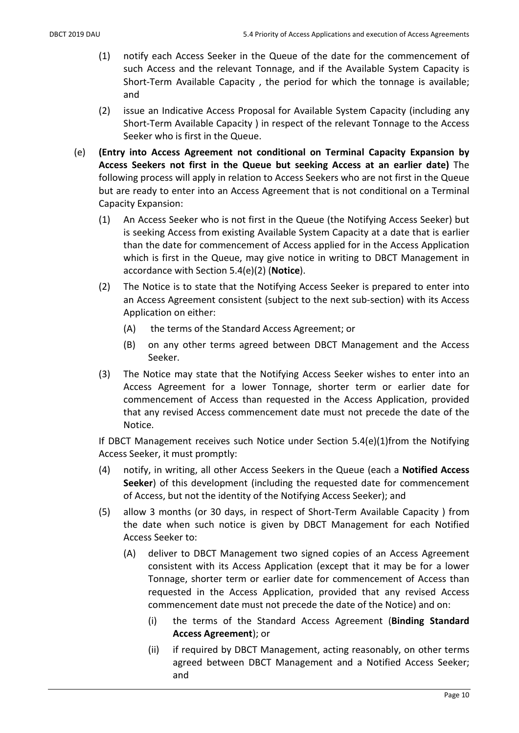(1) notify each Access Seeker in the Queue of the date for the commencement of such Access and the relevant Tonnage, and if the Available System Capacity is Short-Term Available Capacity , the period for which the tonnage is available; and

(2) issue an Indicative Access Proposal for Available System Capacity (including any Short-Term Available Capacity ) in respect of the relevant Tonnage to the Access Seeker who is first in the Queue.

(e) **(Entry into Access Agreement not conditional on Terminal Capacity Expansion by Access Seekers not first in the Queue but seeking Access at an earlier date)** The following process will apply in relation to Access Seekers who are not first in the Queue but are ready to enter into an Access Agreement that is not conditional on a Terminal Capacity Expansion:

(1) An Access Seeker who is not first in the Queue (the Notifying Access Seeker) but is seeking Access from existing Available System Capacity at a date that is earlier than the date for commencement of Access applied for in the Access Application which is first in the Queue, may give notice in writing to DBCT Management in accordance with Section 5.4(e)(2) (**Notice**).

(2) The Notice is to state that the Notifying Access Seeker is prepared to enter into an Access Agreement consistent (subject to the next sub-section) with its Access Application on either:

(A) the terms of the Standard Access Agreement; or

(B) on any other terms agreed between DBCT Management and the Access Seeker.

(3) The Notice may state that the Notifying Access Seeker wishes to enter into an Access Agreement for a lower Tonnage, shorter term or earlier date for commencement of Access than requested in the Access Application, provided that any revised Access commencement date must not precede the date of the Notice.

If DBCT Management receives such Notice under Section 5.4(e)(1)from the Notifying Access Seeker, it must promptly:

(4) notify, in writing, all other Access Seekers in the Queue (each a **Notified Access Seeker**) of this development (including the requested date for commencement of Access, but not the identity of the Notifying Access Seeker); and

(5) allow 3 months (or 30 days, in respect of Short-Term Available Capacity ) from the date when such notice is given by DBCT Management for each Notified Access Seeker to:

(A) deliver to DBCT Management two signed copies of an Access Agreement consistent with its Access Application (except that it may be for a lower Tonnage, shorter term or earlier date for commencement of Access than requested in the Access Application, provided that any revised Access commencement date must not precede the date of the Notice) and on:

(i) the terms of the Standard Access Agreement (**Binding Standard Access Agreement**); or

(ii) if required by DBCT Management, acting reasonably, on other terms agreed between DBCT Management and a Notified Access Seeker; and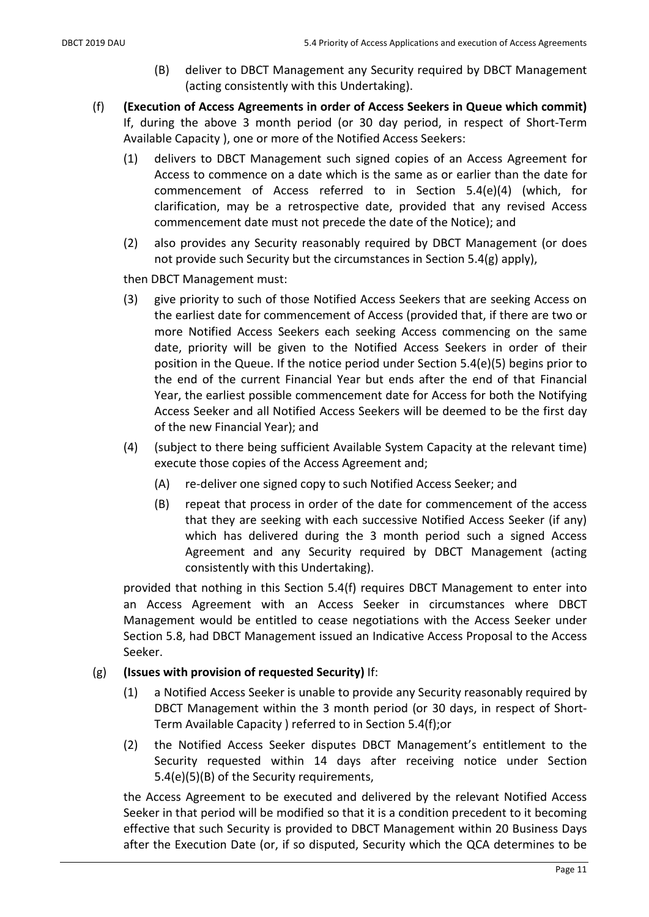(B) deliver to DBCT Management any Security required by DBCT Management (acting consistently with this Undertaking).

(f) **(Execution of Access Agreements in order of Access Seekers in Queue which commit)** If, during the above 3 month period (or 30 day period, in respect of Short-Term Available Capacity ), one or more of the Notified Access Seekers:

(1) delivers to DBCT Management such signed copies of an Access Agreement for Access to commence on a date which is the same as or earlier than the date for commencement of Access referred to in Section 5.4(e)(4) (which, for clarification, may be a retrospective date, provided that any revised Access commencement date must not precede the date of the Notice); and

(2) also provides any Security reasonably required by DBCT Management (or does not provide such Security but the circumstances in Section 5.4(g) apply),

then DBCT Management must:

(3) give priority to such of those Notified Access Seekers that are seeking Access on the earliest date for commencement of Access (provided that, if there are two or more Notified Access Seekers each seeking Access commencing on the same date, priority will be given to the Notified Access Seekers in order of their position in the Queue. If the notice period under Section 5.4(e)(5) begins prior to the end of the current Financial Year but ends after the end of that Financial Year, the earliest possible commencement date for Access for both the Notifying Access Seeker and all Notified Access Seekers will be deemed to be the first day of the new Financial Year); and

(4) (subject to there being sufficient Available System Capacity at the relevant time) execute those copies of the Access Agreement and;

(A) re-deliver one signed copy to such Notified Access Seeker; and

(B) repeat that process in order of the date for commencement of the access that they are seeking with each successive Notified Access Seeker (if any) which has delivered during the 3 month period such a signed Access Agreement and any Security required by DBCT Management (acting consistently with this Undertaking).

provided that nothing in this Section 5.4(f) requires DBCT Management to enter into an Access Agreement with an Access Seeker in circumstances where DBCT Management would be entitled to cease negotiations with the Access Seeker under Section 5.8, had DBCT Management issued an Indicative Access Proposal to the Access Seeker.

(g) **(Issues with provision of requested Security)** If:

(1) a Notified Access Seeker is unable to provide any Security reasonably required by DBCT Management within the 3 month period (or 30 days, in respect of Short-Term Available Capacity ) referred to in Section 5.4(f);or

(2) the Notified Access Seeker disputes DBCT Management's entitlement to the Security requested within 14 days after receiving notice under Section 5.4(e)(5)(B) of the Security requirements,

the Access Agreement to be executed and delivered by the relevant Notified Access Seeker in that period will be modified so that it is a condition precedent to it becoming effective that such Security is provided to DBCT Management within 20 Business Days after the Execution Date (or, if so disputed, Security which the QCA determines to be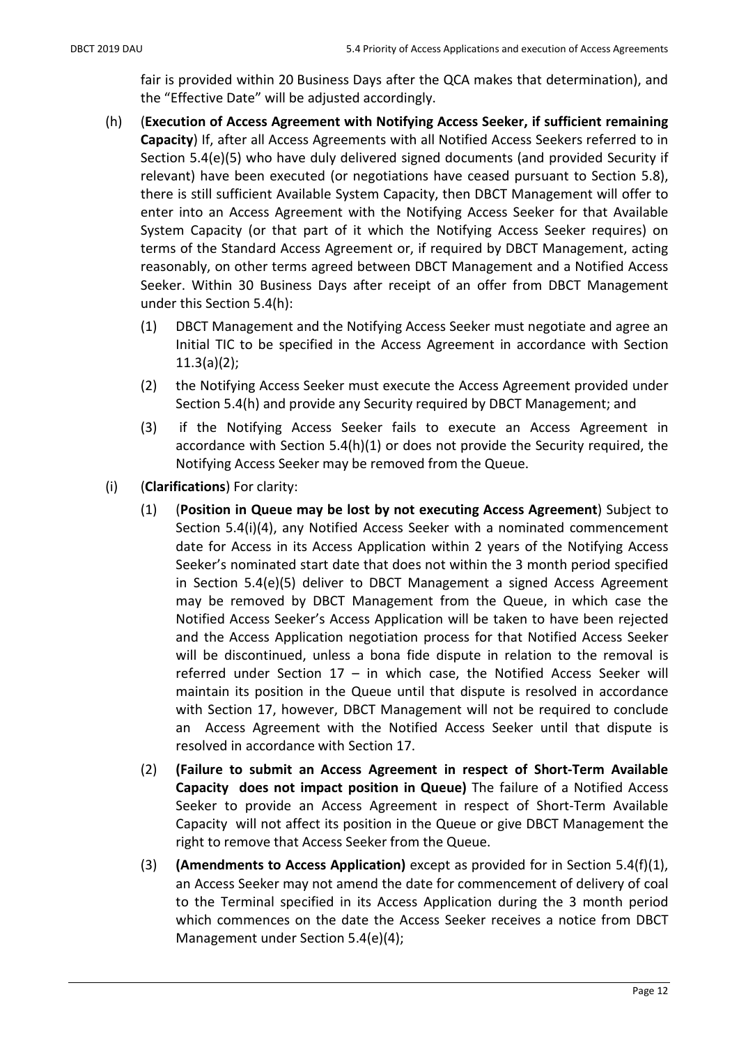fair is provided within 20 Business Days after the QCA makes that determination), and the "Effective Date" will be adjusted accordingly.

(h) (**Execution of Access Agreement with Notifying Access Seeker, if sufficient remaining Capacity**) If, after all Access Agreements with all Notified Access Seekers referred to in Section 5.4(e)(5) who have duly delivered signed documents (and provided Security if relevant) have been executed (or negotiations have ceased pursuant to Section 5.8), there is still sufficient Available System Capacity, then DBCT Management will offer to enter into an Access Agreement with the Notifying Access Seeker for that Available System Capacity (or that part of it which the Notifying Access Seeker requires) on terms of the Standard Access Agreement or, if required by DBCT Management, acting reasonably, on other terms agreed between DBCT Management and a Notified Access Seeker. Within 30 Business Days after receipt of an offer from DBCT Management under this Section 5.4(h):

(1) DBCT Management and the Notifying Access Seeker must negotiate and agree an Initial TIC to be specified in the Access Agreement in accordance with Section 11.3(a)(2);

(2) the Notifying Access Seeker must execute the Access Agreement provided under Section 5.4(h) and provide any Security required by DBCT Management; and

(3) if the Notifying Access Seeker fails to execute an Access Agreement in accordance with Section 5.4(h)(1) or does not provide the Security required, the Notifying Access Seeker may be removed from the Queue.

(i) (**Clarifications**) For clarity:

(1) (**Position in Queue may be lost by not executing Access Agreement**) Subject to Section 5.4(i)(4), any Notified Access Seeker with a nominated commencement date for Access in its Access Application within 2 years of the Notifying Access Seeker's nominated start date that does not within the 3 month period specified in Section 5.4(e)(5) deliver to DBCT Management a signed Access Agreement may be removed by DBCT Management from the Queue, in which case the Notified Access Seeker's Access Application will be taken to have been rejected and the Access Application negotiation process for that Notified Access Seeker will be discontinued, unless a bona fide dispute in relation to the removal is referred under Section 17 – in which case, the Notified Access Seeker will maintain its position in the Queue until that dispute is resolved in accordance with Section 17, however, DBCT Management will not be required to conclude an Access Agreement with the Notified Access Seeker until that dispute is resolved in accordance with Section 17.

(2) **(Failure to submit an Access Agreement in respect of Short-Term Available Capacity does not impact position in Queue)** The failure of a Notified Access Seeker to provide an Access Agreement in respect of Short-Term Available Capacity will not affect its position in the Queue or give DBCT Management the right to remove that Access Seeker from the Queue.

(3) **(Amendments to Access Application)** except as provided for in Section 5.4(f)(1), an Access Seeker may not amend the date for commencement of delivery of coal to the Terminal specified in its Access Application during the 3 month period which commences on the date the Access Seeker receives a notice from DBCT Management under Section 5.4(e)(4);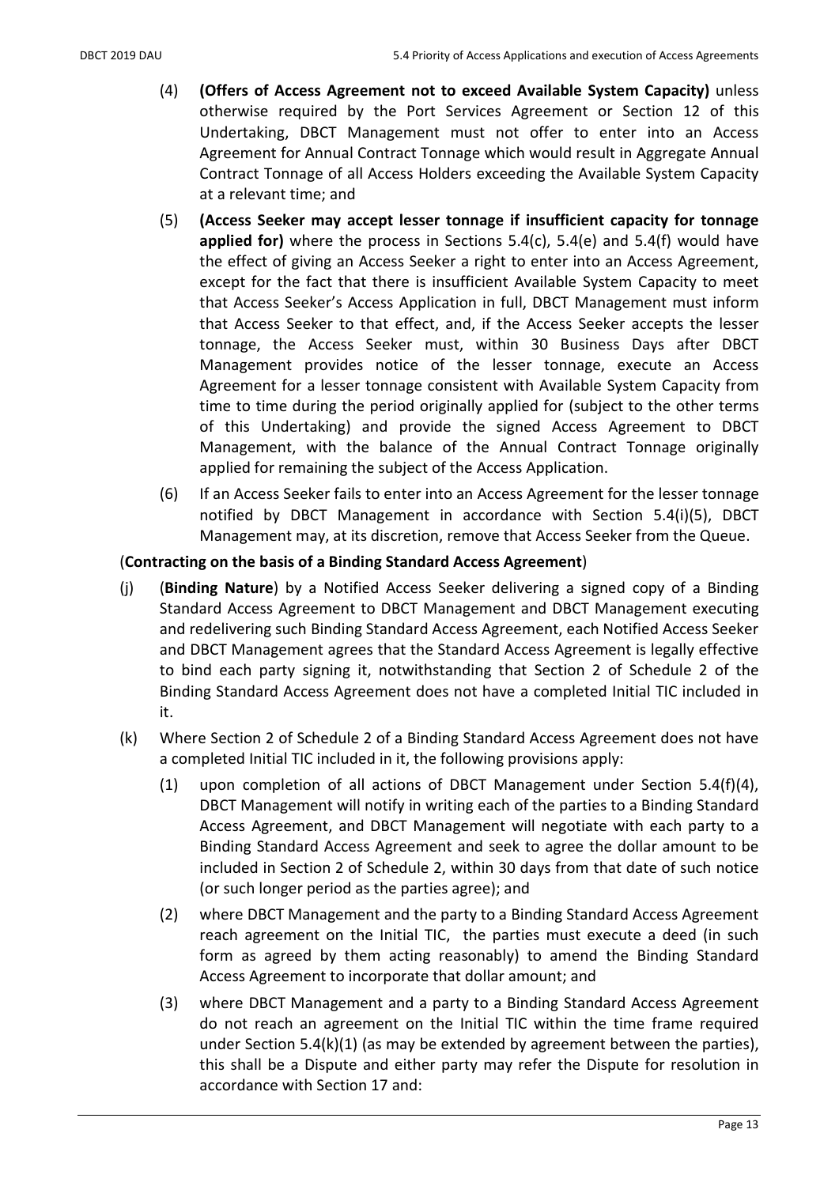(4) **(Offers of Access Agreement not to exceed Available System Capacity)** unless otherwise required by the Port Services Agreement or Section 12 of this Undertaking, DBCT Management must not offer to enter into an Access Agreement for Annual Contract Tonnage which would result in Aggregate Annual Contract Tonnage of all Access Holders exceeding the Available System Capacity at a relevant time; and

(5) **(Access Seeker may accept lesser tonnage if insufficient capacity for tonnage applied for)** where the process in Sections 5.4(c), 5.4(e) and 5.4(f) would have the effect of giving an Access Seeker a right to enter into an Access Agreement, except for the fact that there is insufficient Available System Capacity to meet that Access Seeker's Access Application in full, DBCT Management must inform that Access Seeker to that effect, and, if the Access Seeker accepts the lesser tonnage, the Access Seeker must, within 30 Business Days after DBCT Management provides notice of the lesser tonnage, execute an Access Agreement for a lesser tonnage consistent with Available System Capacity from time to time during the period originally applied for (subject to the other terms of this Undertaking) and provide the signed Access Agreement to DBCT Management, with the balance of the Annual Contract Tonnage originally applied for remaining the subject of the Access Application.

(6) If an Access Seeker fails to enter into an Access Agreement for the lesser tonnage notified by DBCT Management in accordance with Section 5.4(i)(5), DBCT Management may, at its discretion, remove that Access Seeker from the Queue.

(**Contracting on the basis of a Binding Standard Access Agreement**)

(j) (**Binding Nature**) by a Notified Access Seeker delivering a signed copy of a Binding Standard Access Agreement to DBCT Management and DBCT Management executing and redelivering such Binding Standard Access Agreement, each Notified Access Seeker and DBCT Management agrees that the Standard Access Agreement is legally effective to bind each party signing it, notwithstanding that Section 2 of Schedule 2 of the Binding Standard Access Agreement does not have a completed Initial TIC included in it.

(k) Where Section 2 of Schedule 2 of a Binding Standard Access Agreement does not have a completed Initial TIC included in it, the following provisions apply:

(1) upon completion of all actions of DBCT Management under Section 5.4(f)(4), DBCT Management will notify in writing each of the parties to a Binding Standard Access Agreement, and DBCT Management will negotiate with each party to a Binding Standard Access Agreement and seek to agree the dollar amount to be included in Section 2 of Schedule 2, within 30 days from that date of such notice (or such longer period as the parties agree); and

(2) where DBCT Management and the party to a Binding Standard Access Agreement reach agreement on the Initial TIC, the parties must execute a deed (in such form as agreed by them acting reasonably) to amend the Binding Standard Access Agreement to incorporate that dollar amount; and

(3) where DBCT Management and a party to a Binding Standard Access Agreement do not reach an agreement on the Initial TIC within the time frame required under Section 5.4(k)(1) (as may be extended by agreement between the parties), this shall be a Dispute and either party may refer the Dispute for resolution in accordance with Section 17 and: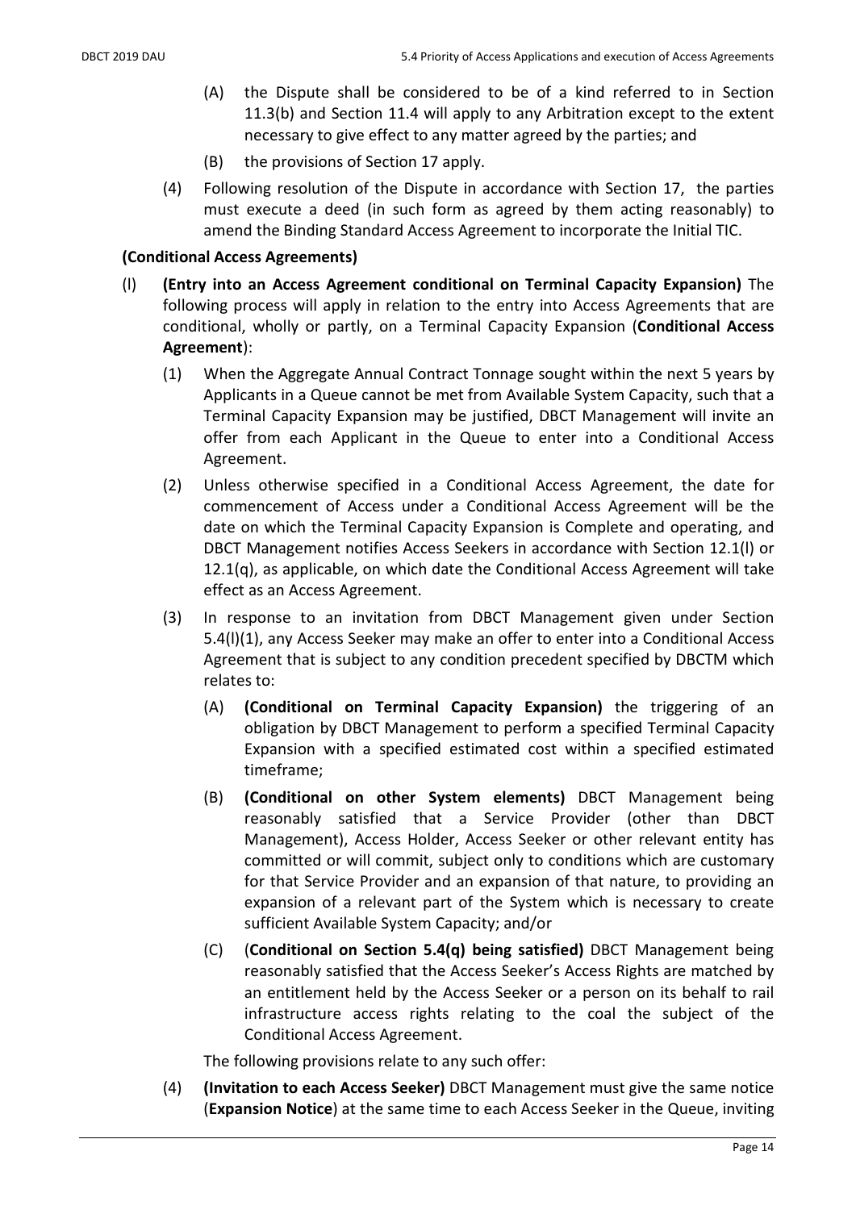(A) the Dispute shall be considered to be of a kind referred to in Section 11.3(b) and Section 11.4 will apply to any Arbitration except to the extent necessary to give effect to any matter agreed by the parties; and

(B) the provisions of Section 17 apply.

(4) Following resolution of the Dispute in accordance with Section 17, the parties must execute a deed (in such form as agreed by them acting reasonably) to amend the Binding Standard Access Agreement to incorporate the Initial TIC.

**(Conditional Access Agreements)**

(l) **(Entry into an Access Agreement conditional on Terminal Capacity Expansion)** The following process will apply in relation to the entry into Access Agreements that are conditional, wholly or partly, on a Terminal Capacity Expansion (**Conditional Access Agreement**):

(1) When the Aggregate Annual Contract Tonnage sought within the next 5 years by Applicants in a Queue cannot be met from Available System Capacity, such that a Terminal Capacity Expansion may be justified, DBCT Management will invite an offer from each Applicant in the Queue to enter into a Conditional Access Agreement.

(2) Unless otherwise specified in a Conditional Access Agreement, the date for commencement of Access under a Conditional Access Agreement will be the date on which the Terminal Capacity Expansion is Complete and operating, and DBCT Management notifies Access Seekers in accordance with Section 12.1(l) or 12.1(q), as applicable, on which date the Conditional Access Agreement will take effect as an Access Agreement.

(3) In response to an invitation from DBCT Management given under Section 5.4(l)(1), any Access Seeker may make an offer to enter into a Conditional Access Agreement that is subject to any condition precedent specified by DBCTM which relates to:

(A) **(Conditional on Terminal Capacity Expansion)** the triggering of an obligation by DBCT Management to perform a specified Terminal Capacity Expansion with a specified estimated cost within a specified estimated timeframe;

(B) **(Conditional on other System elements)** DBCT Management being reasonably satisfied that a Service Provider (other than DBCT Management), Access Holder, Access Seeker or other relevant entity has committed or will commit, subject only to conditions which are customary for that Service Provider and an expansion of that nature, to providing an expansion of a relevant part of the System which is necessary to create sufficient Available System Capacity; and/or

(C) (**Conditional on Section 5.4(q) being satisfied)** DBCT Management being reasonably satisfied that the Access Seeker's Access Rights are matched by an entitlement held by the Access Seeker or a person on its behalf to rail infrastructure access rights relating to the coal the subject of the Conditional Access Agreement.

The following provisions relate to any such offer:

(4) **(Invitation to each Access Seeker)** DBCT Management must give the same notice (**Expansion Notice**) at the same time to each Access Seeker in the Queue, inviting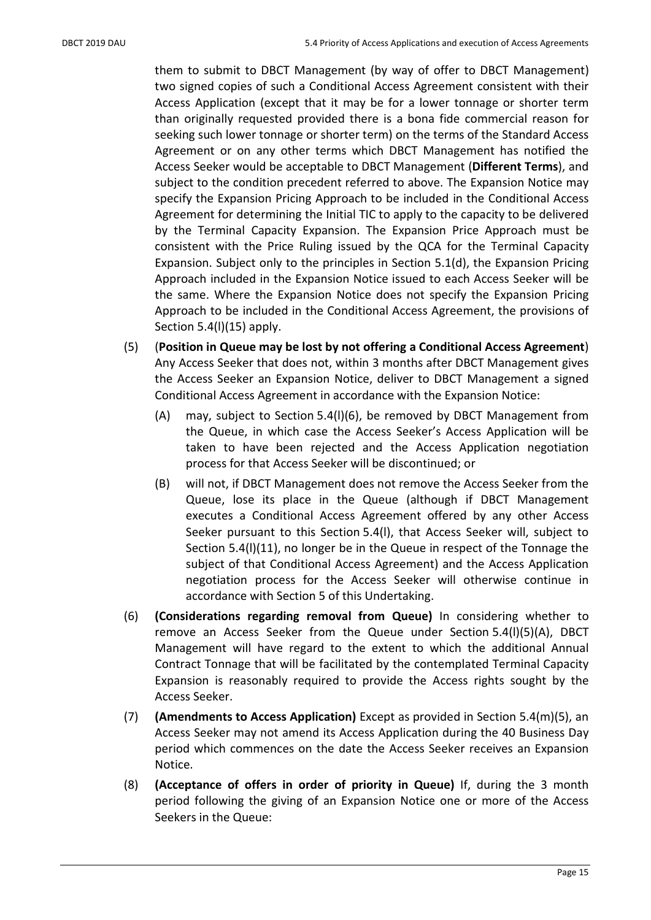them to submit to DBCT Management (by way of offer to DBCT Management) two signed copies of such a Conditional Access Agreement consistent with their Access Application (except that it may be for a lower tonnage or shorter term than originally requested provided there is a bona fide commercial reason for seeking such lower tonnage or shorter term) on the terms of the Standard Access Agreement or on any other terms which DBCT Management has notified the Access Seeker would be acceptable to DBCT Management (**Different Terms**), and subject to the condition precedent referred to above. The Expansion Notice may specify the Expansion Pricing Approach to be included in the Conditional Access Agreement for determining the Initial TIC to apply to the capacity to be delivered by the Terminal Capacity Expansion. The Expansion Price Approach must be consistent with the Price Ruling issued by the QCA for the Terminal Capacity Expansion. Subject only to the principles in Section 5.1(d), the Expansion Pricing Approach included in the Expansion Notice issued to each Access Seeker will be the same. Where the Expansion Notice does not specify the Expansion Pricing Approach to be included in the Conditional Access Agreement, the provisions of Section 5.4(l)(15) apply.

(5) (**Position in Queue may be lost by not offering a Conditional Access Agreement**) Any Access Seeker that does not, within 3 months after DBCT Management gives the Access Seeker an Expansion Notice, deliver to DBCT Management a signed Conditional Access Agreement in accordance with the Expansion Notice:

   (A) may, subject to Section 5.4(l)(6), be removed by DBCT Management from the Queue, in which case the Access Seeker's Access Application will be taken to have been rejected and the Access Application negotiation process for that Access Seeker will be discontinued; or

   (B) will not, if DBCT Management does not remove the Access Seeker from the Queue, lose its place in the Queue (although if DBCT Management executes a Conditional Access Agreement offered by any other Access Seeker pursuant to this Section 5.4(l), that Access Seeker will, subject to Section 5.4(l)(11), no longer be in the Queue in respect of the Tonnage the subject of that Conditional Access Agreement) and the Access Application negotiation process for the Access Seeker will otherwise continue in accordance with Section 5 of this Undertaking.

(6) **(Considerations regarding removal from Queue)** In considering whether to remove an Access Seeker from the Queue under Section 5.4(l)(5)(A), DBCT Management will have regard to the extent to which the additional Annual Contract Tonnage that will be facilitated by the contemplated Terminal Capacity Expansion is reasonably required to provide the Access rights sought by the Access Seeker.

(7) **(Amendments to Access Application)** Except as provided in Section 5.4(m)(5), an Access Seeker may not amend its Access Application during the 40 Business Day period which commences on the date the Access Seeker receives an Expansion Notice.

(8) **(Acceptance of offers in order of priority in Queue)** If, during the 3 month period following the giving of an Expansion Notice one or more of the Access Seekers in the Queue: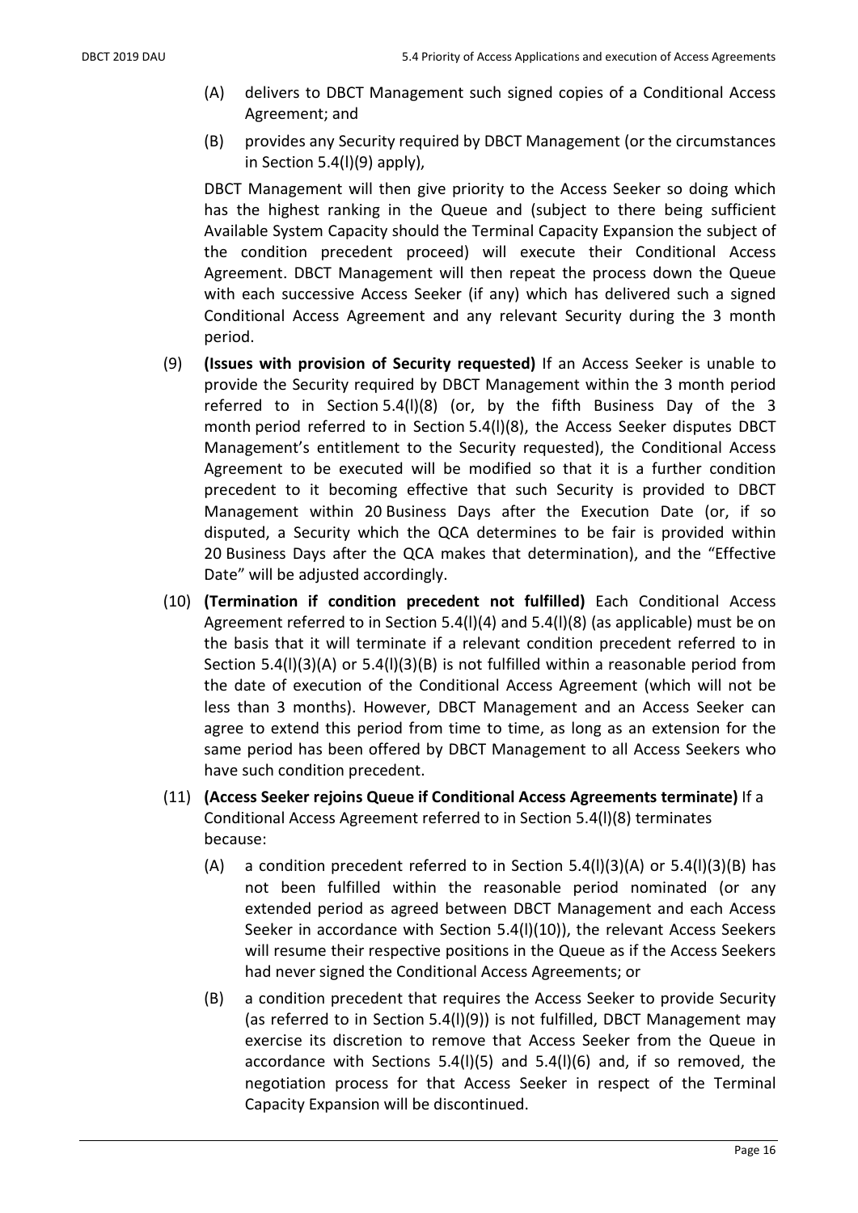(A) delivers to DBCT Management such signed copies of a Conditional Access Agreement; and

(B) provides any Security required by DBCT Management (or the circumstances in Section 5.4(l)(9) apply),

DBCT Management will then give priority to the Access Seeker so doing which has the highest ranking in the Queue and (subject to there being sufficient Available System Capacity should the Terminal Capacity Expansion the subject of the condition precedent proceed) will execute their Conditional Access Agreement. DBCT Management will then repeat the process down the Queue with each successive Access Seeker (if any) which has delivered such a signed Conditional Access Agreement and any relevant Security during the 3 month period.

(9) **(Issues with provision of Security requested)** If an Access Seeker is unable to provide the Security required by DBCT Management within the 3 month period referred to in Section 5.4(l)(8) (or, by the fifth Business Day of the 3 month period referred to in Section 5.4(l)(8), the Access Seeker disputes DBCT Management's entitlement to the Security requested), the Conditional Access Agreement to be executed will be modified so that it is a further condition precedent to it becoming effective that such Security is provided to DBCT Management within 20 Business Days after the Execution Date (or, if so disputed, a Security which the QCA determines to be fair is provided within 20 Business Days after the QCA makes that determination), and the "Effective Date" will be adjusted accordingly.

(10) **(Termination if condition precedent not fulfilled)** Each Conditional Access Agreement referred to in Section 5.4(l)(4) and 5.4(l)(8) (as applicable) must be on the basis that it will terminate if a relevant condition precedent referred to in Section 5.4(l)(3)(A) or 5.4(l)(3)(B) is not fulfilled within a reasonable period from the date of execution of the Conditional Access Agreement (which will not be less than 3 months). However, DBCT Management and an Access Seeker can agree to extend this period from time to time, as long as an extension for the same period has been offered by DBCT Management to all Access Seekers who have such condition precedent.

(11) **(Access Seeker rejoins Queue if Conditional Access Agreements terminate)** If a Conditional Access Agreement referred to in Section 5.4(l)(8) terminates because:

(A) a condition precedent referred to in Section 5.4(l)(3)(A) or 5.4(l)(3)(B) has not been fulfilled within the reasonable period nominated (or any extended period as agreed between DBCT Management and each Access Seeker in accordance with Section 5.4(l)(10)), the relevant Access Seekers will resume their respective positions in the Queue as if the Access Seekers had never signed the Conditional Access Agreements; or

(B) a condition precedent that requires the Access Seeker to provide Security (as referred to in Section 5.4(l)(9)) is not fulfilled, DBCT Management may exercise its discretion to remove that Access Seeker from the Queue in accordance with Sections 5.4(l)(5) and 5.4(l)(6) and, if so removed, the negotiation process for that Access Seeker in respect of the Terminal Capacity Expansion will be discontinued.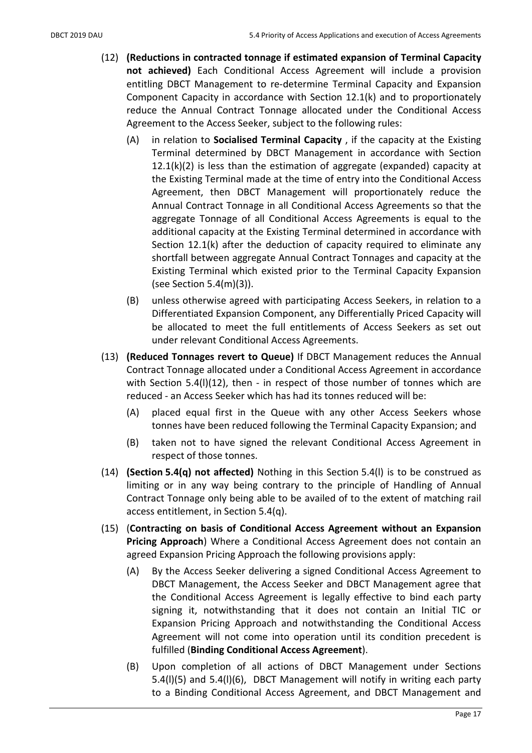(12) **(Reductions in contracted tonnage if estimated expansion of Terminal Capacity not achieved)** Each Conditional Access Agreement will include a provision entitling DBCT Management to re-determine Terminal Capacity and Expansion Component Capacity in accordance with Section 12.1(k) and to proportionately reduce the Annual Contract Tonnage allocated under the Conditional Access Agreement to the Access Seeker, subject to the following rules:

   (A) in relation to **Socialised Terminal Capacity** , if the capacity at the Existing Terminal determined by DBCT Management in accordance with Section 12.1(k)(2) is less than the estimation of aggregate (expanded) capacity at the Existing Terminal made at the time of entry into the Conditional Access Agreement, then DBCT Management will proportionately reduce the Annual Contract Tonnage in all Conditional Access Agreements so that the aggregate Tonnage of all Conditional Access Agreements is equal to the additional capacity at the Existing Terminal determined in accordance with Section 12.1(k) after the deduction of capacity required to eliminate any shortfall between aggregate Annual Contract Tonnages and capacity at the Existing Terminal which existed prior to the Terminal Capacity Expansion (see Section 5.4(m)(3)).

   (B) unless otherwise agreed with participating Access Seekers, in relation to a Differentiated Expansion Component, any Differentially Priced Capacity will be allocated to meet the full entitlements of Access Seekers as set out under relevant Conditional Access Agreements.

(13) **(Reduced Tonnages revert to Queue)** If DBCT Management reduces the Annual Contract Tonnage allocated under a Conditional Access Agreement in accordance with Section 5.4(l)(12), then - in respect of those number of tonnes which are reduced - an Access Seeker which has had its tonnes reduced will be:

   (A) placed equal first in the Queue with any other Access Seekers whose tonnes have been reduced following the Terminal Capacity Expansion; and

   (B) taken not to have signed the relevant Conditional Access Agreement in respect of those tonnes.

(14) **(Section 5.4(q) not affected)** Nothing in this Section 5.4(l) is to be construed as limiting or in any way being contrary to the principle of Handling of Annual Contract Tonnage only being able to be availed of to the extent of matching rail access entitlement, in Section 5.4(q).

(15) (**Contracting on basis of Conditional Access Agreement without an Expansion Pricing Approach**) Where a Conditional Access Agreement does not contain an agreed Expansion Pricing Approach the following provisions apply:

   (A) By the Access Seeker delivering a signed Conditional Access Agreement to DBCT Management, the Access Seeker and DBCT Management agree that the Conditional Access Agreement is legally effective to bind each party signing it, notwithstanding that it does not contain an Initial TIC or Expansion Pricing Approach and notwithstanding the Conditional Access Agreement will not come into operation until its condition precedent is fulfilled (**Binding Conditional Access Agreement**).

   (B) Upon completion of all actions of DBCT Management under Sections 5.4(l)(5) and 5.4(l)(6), DBCT Management will notify in writing each party to a Binding Conditional Access Agreement, and DBCT Management and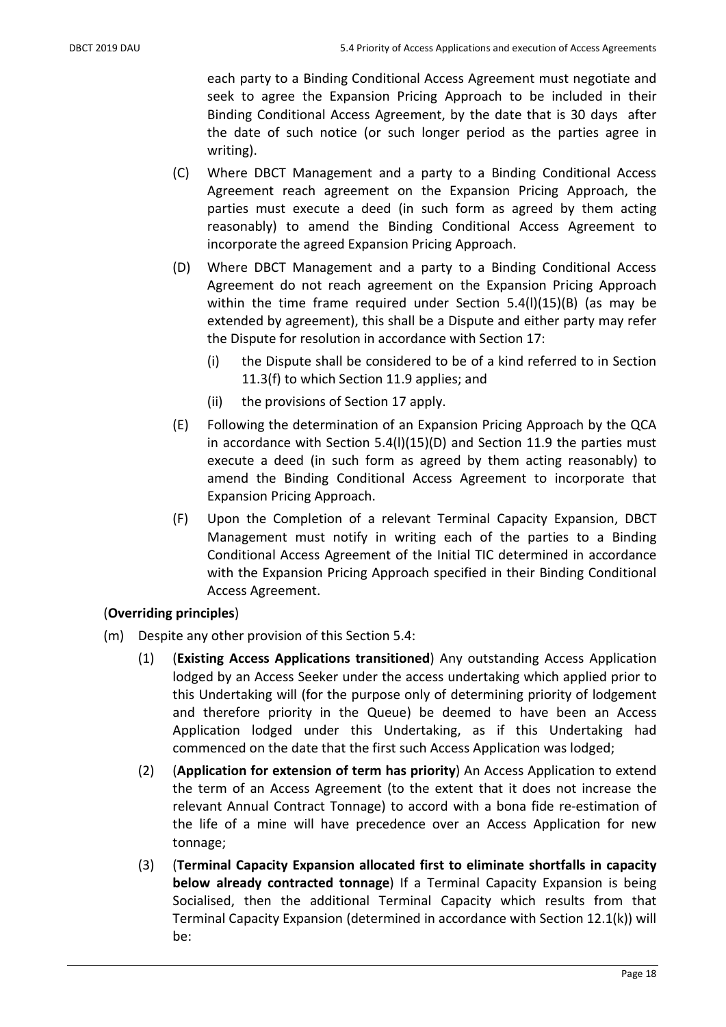each party to a Binding Conditional Access Agreement must negotiate and seek to agree the Expansion Pricing Approach to be included in their Binding Conditional Access Agreement, by the date that is 30 days after the date of such notice (or such longer period as the parties agree in writing).

(C) Where DBCT Management and a party to a Binding Conditional Access Agreement reach agreement on the Expansion Pricing Approach, the parties must execute a deed (in such form as agreed by them acting reasonably) to amend the Binding Conditional Access Agreement to incorporate the agreed Expansion Pricing Approach.

(D) Where DBCT Management and a party to a Binding Conditional Access Agreement do not reach agreement on the Expansion Pricing Approach within the time frame required under Section 5.4(l)(15)(B) (as may be extended by agreement), this shall be a Dispute and either party may refer the Dispute for resolution in accordance with Section 17:

(i) the Dispute shall be considered to be of a kind referred to in Section 11.3(f) to which Section 11.9 applies; and

(ii) the provisions of Section 17 apply.

(E) Following the determination of an Expansion Pricing Approach by the QCA in accordance with Section 5.4(l)(15)(D) and Section 11.9 the parties must execute a deed (in such form as agreed by them acting reasonably) to amend the Binding Conditional Access Agreement to incorporate that Expansion Pricing Approach.

(F) Upon the Completion of a relevant Terminal Capacity Expansion, DBCT Management must notify in writing each of the parties to a Binding Conditional Access Agreement of the Initial TIC determined in accordance with the Expansion Pricing Approach specified in their Binding Conditional Access Agreement.

(**Overriding principles**)

(m) Despite any other provision of this Section 5.4:

(1) (**Existing Access Applications transitioned**) Any outstanding Access Application lodged by an Access Seeker under the access undertaking which applied prior to this Undertaking will (for the purpose only of determining priority of lodgement and therefore priority in the Queue) be deemed to have been an Access Application lodged under this Undertaking, as if this Undertaking had commenced on the date that the first such Access Application was lodged;

(2) (**Application for extension of term has priority**) An Access Application to extend the term of an Access Agreement (to the extent that it does not increase the relevant Annual Contract Tonnage) to accord with a bona fide re-estimation of the life of a mine will have precedence over an Access Application for new tonnage;

(3) (**Terminal Capacity Expansion allocated first to eliminate shortfalls in capacity below already contracted tonnage**) If a Terminal Capacity Expansion is being Socialised, then the additional Terminal Capacity which results from that Terminal Capacity Expansion (determined in accordance with Section 12.1(k)) will be: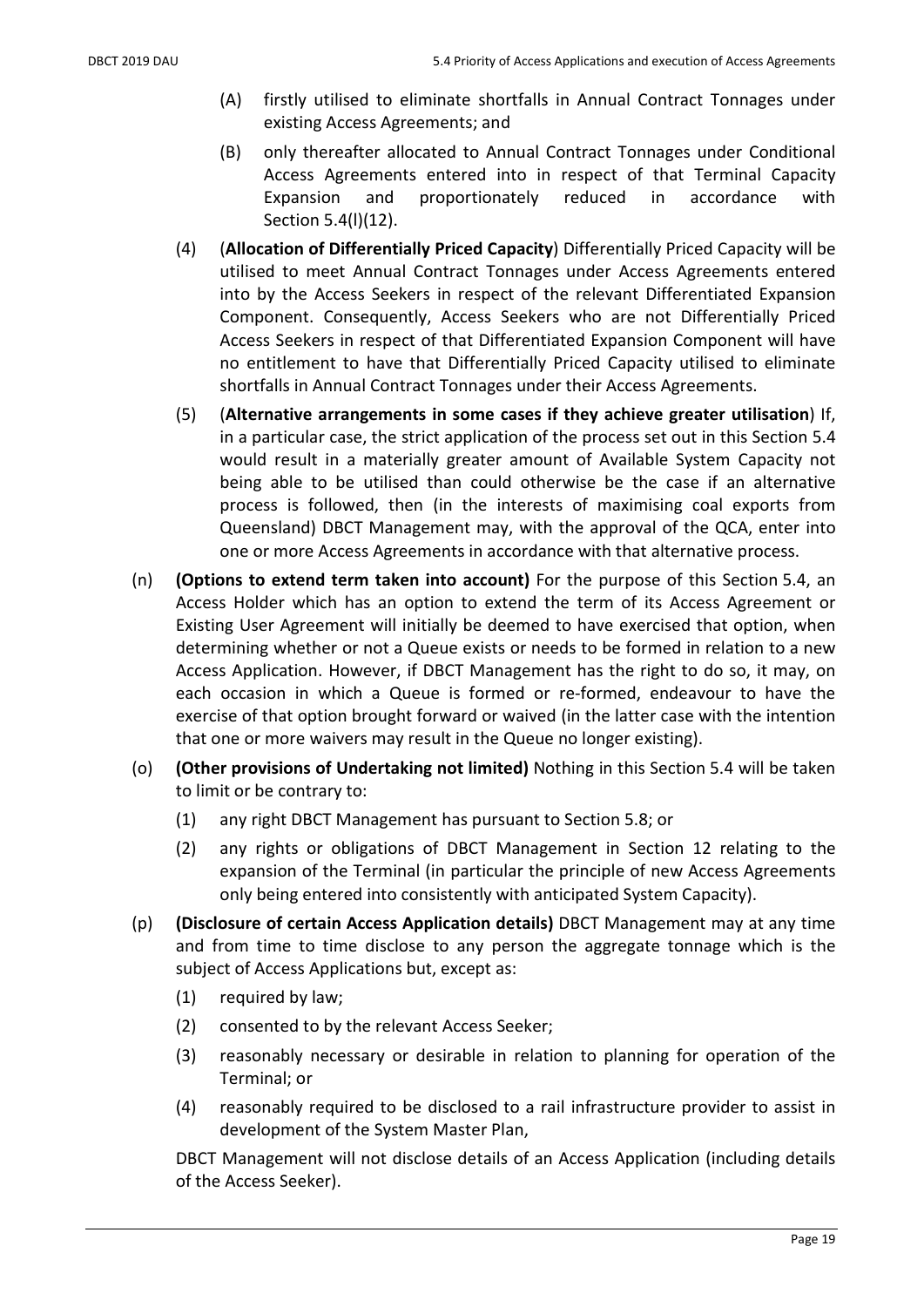(A) firstly utilised to eliminate shortfalls in Annual Contract Tonnages under existing Access Agreements; and

(B) only thereafter allocated to Annual Contract Tonnages under Conditional Access Agreements entered into in respect of that Terminal Capacity Expansion and proportionately reduced in accordance with Section 5.4(l)(12).

(4) (**Allocation of Differentially Priced Capacity**) Differentially Priced Capacity will be utilised to meet Annual Contract Tonnages under Access Agreements entered into by the Access Seekers in respect of the relevant Differentiated Expansion Component. Consequently, Access Seekers who are not Differentially Priced Access Seekers in respect of that Differentiated Expansion Component will have no entitlement to have that Differentially Priced Capacity utilised to eliminate shortfalls in Annual Contract Tonnages under their Access Agreements.

(5) (**Alternative arrangements in some cases if they achieve greater utilisation**) If, in a particular case, the strict application of the process set out in this Section 5.4 would result in a materially greater amount of Available System Capacity not being able to be utilised than could otherwise be the case if an alternative process is followed, then (in the interests of maximising coal exports from Queensland) DBCT Management may, with the approval of the QCA, enter into one or more Access Agreements in accordance with that alternative process.

(n) **(Options to extend term taken into account)** For the purpose of this Section 5.4, an Access Holder which has an option to extend the term of its Access Agreement or Existing User Agreement will initially be deemed to have exercised that option, when determining whether or not a Queue exists or needs to be formed in relation to a new Access Application. However, if DBCT Management has the right to do so, it may, on each occasion in which a Queue is formed or re-formed, endeavour to have the exercise of that option brought forward or waived (in the latter case with the intention that one or more waivers may result in the Queue no longer existing).

(o) **(Other provisions of Undertaking not limited)** Nothing in this Section 5.4 will be taken to limit or be contrary to:

(1) any right DBCT Management has pursuant to Section 5.8; or

(2) any rights or obligations of DBCT Management in Section 12 relating to the expansion of the Terminal (in particular the principle of new Access Agreements only being entered into consistently with anticipated System Capacity).

(p) **(Disclosure of certain Access Application details)** DBCT Management may at any time and from time to time disclose to any person the aggregate tonnage which is the subject of Access Applications but, except as:

(1) required by law;

(2) consented to by the relevant Access Seeker;

(3) reasonably necessary or desirable in relation to planning for operation of the Terminal; or

(4) reasonably required to be disclosed to a rail infrastructure provider to assist in development of the System Master Plan,

DBCT Management will not disclose details of an Access Application (including details of the Access Seeker).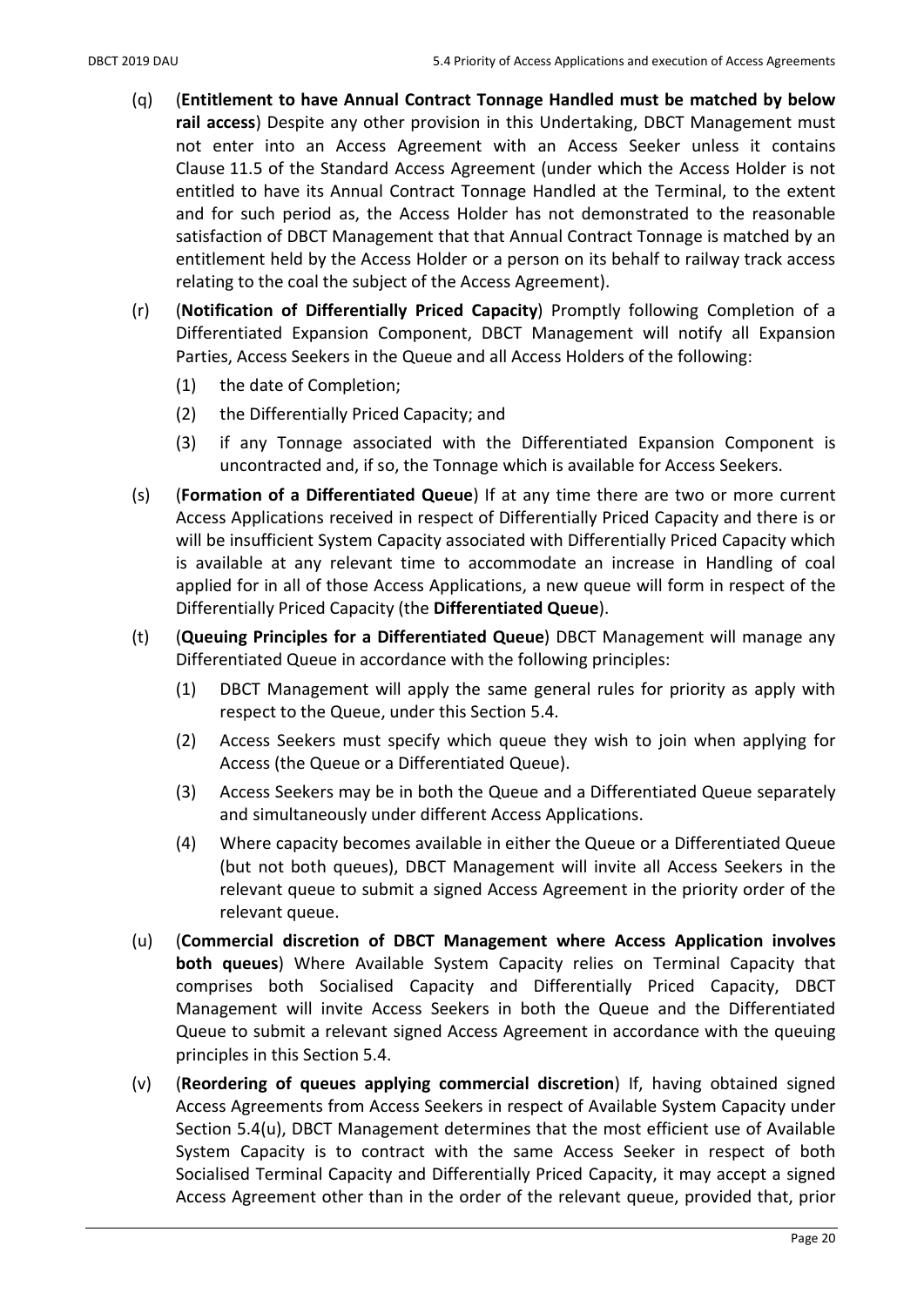(q) (**Entitlement to have Annual Contract Tonnage Handled must be matched by below rail access**) Despite any other provision in this Undertaking, DBCT Management must not enter into an Access Agreement with an Access Seeker unless it contains Clause 11.5 of the Standard Access Agreement (under which the Access Holder is not entitled to have its Annual Contract Tonnage Handled at the Terminal, to the extent and for such period as, the Access Holder has not demonstrated to the reasonable satisfaction of DBCT Management that that Annual Contract Tonnage is matched by an entitlement held by the Access Holder or a person on its behalf to railway track access relating to the coal the subject of the Access Agreement).

(r) (**Notification of Differentially Priced Capacity**) Promptly following Completion of a Differentiated Expansion Component, DBCT Management will notify all Expansion Parties, Access Seekers in the Queue and all Access Holders of the following:

   (1) the date of Completion;

   (2) the Differentially Priced Capacity; and

   (3) if any Tonnage associated with the Differentiated Expansion Component is uncontracted and, if so, the Tonnage which is available for Access Seekers.

(s) (**Formation of a Differentiated Queue**) If at any time there are two or more current Access Applications received in respect of Differentially Priced Capacity and there is or will be insufficient System Capacity associated with Differentially Priced Capacity which is available at any relevant time to accommodate an increase in Handling of coal applied for in all of those Access Applications, a new queue will form in respect of the Differentially Priced Capacity (the **Differentiated Queue**).

(t) (**Queuing Principles for a Differentiated Queue**) DBCT Management will manage any Differentiated Queue in accordance with the following principles:

   (1) DBCT Management will apply the same general rules for priority as apply with respect to the Queue, under this Section 5.4.

   (2) Access Seekers must specify which queue they wish to join when applying for Access (the Queue or a Differentiated Queue).

   (3) Access Seekers may be in both the Queue and a Differentiated Queue separately and simultaneously under different Access Applications.

   (4) Where capacity becomes available in either the Queue or a Differentiated Queue (but not both queues), DBCT Management will invite all Access Seekers in the relevant queue to submit a signed Access Agreement in the priority order of the relevant queue.

(u) (**Commercial discretion of DBCT Management where Access Application involves both queues**) Where Available System Capacity relies on Terminal Capacity that comprises both Socialised Capacity and Differentially Priced Capacity, DBCT Management will invite Access Seekers in both the Queue and the Differentiated Queue to submit a relevant signed Access Agreement in accordance with the queuing principles in this Section 5.4.

(v) (**Reordering of queues applying commercial discretion**) If, having obtained signed Access Agreements from Access Seekers in respect of Available System Capacity under Section 5.4(u), DBCT Management determines that the most efficient use of Available System Capacity is to contract with the same Access Seeker in respect of both Socialised Terminal Capacity and Differentially Priced Capacity, it may accept a signed Access Agreement other than in the order of the relevant queue, provided that, prior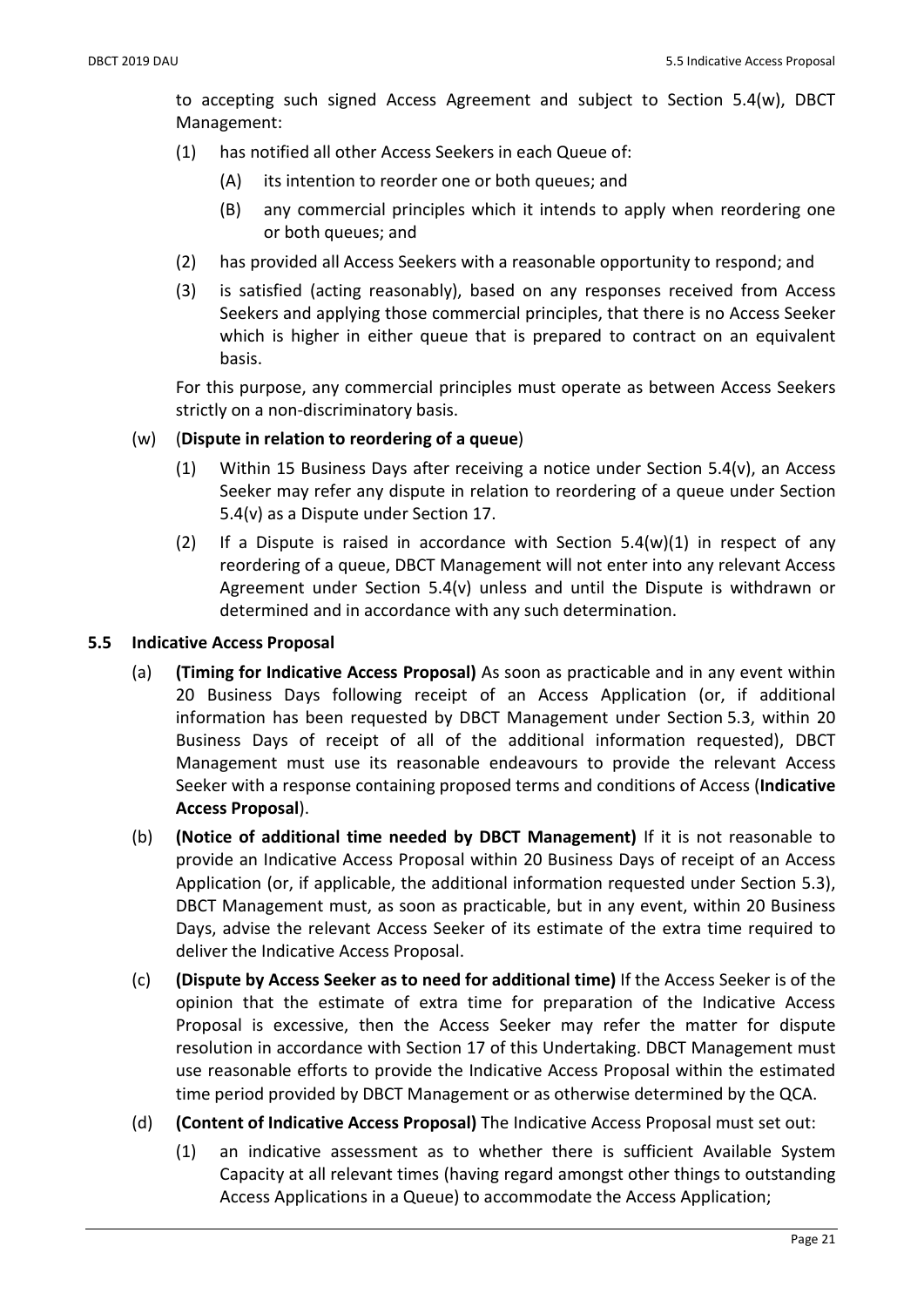to accepting such signed Access Agreement and subject to Section 5.4(w), DBCT Management:

(1) has notified all other Access Seekers in each Queue of:

(A) its intention to reorder one or both queues; and

(B) any commercial principles which it intends to apply when reordering one or both queues; and

(2) has provided all Access Seekers with a reasonable opportunity to respond; and

(3) is satisfied (acting reasonably), based on any responses received from Access Seekers and applying those commercial principles, that there is no Access Seeker which is higher in either queue that is prepared to contract on an equivalent basis.

For this purpose, any commercial principles must operate as between Access Seekers strictly on a non-discriminatory basis.

(w) (**Dispute in relation to reordering of a queue**)

(1) Within 15 Business Days after receiving a notice under Section 5.4(v), an Access Seeker may refer any dispute in relation to reordering of a queue under Section 5.4(v) as a Dispute under Section 17.

(2) If a Dispute is raised in accordance with Section 5.4(w)(1) in respect of any reordering of a queue, DBCT Management will not enter into any relevant Access Agreement under Section 5.4(v) unless and until the Dispute is withdrawn or determined and in accordance with any such determination.

### 5.5 Indicative Access Proposal

(a) **(Timing for Indicative Access Proposal)** As soon as practicable and in any event within 20 Business Days following receipt of an Access Application (or, if additional information has been requested by DBCT Management under Section 5.3, within 20 Business Days of receipt of all of the additional information requested), DBCT Management must use its reasonable endeavours to provide the relevant Access Seeker with a response containing proposed terms and conditions of Access (**Indicative Access Proposal**).

(b) **(Notice of additional time needed by DBCT Management)** If it is not reasonable to provide an Indicative Access Proposal within 20 Business Days of receipt of an Access Application (or, if applicable, the additional information requested under Section 5.3), DBCT Management must, as soon as practicable, but in any event, within 20 Business Days, advise the relevant Access Seeker of its estimate of the extra time required to deliver the Indicative Access Proposal.

(c) **(Dispute by Access Seeker as to need for additional time)** If the Access Seeker is of the opinion that the estimate of extra time for preparation of the Indicative Access Proposal is excessive, then the Access Seeker may refer the matter for dispute resolution in accordance with Section 17 of this Undertaking. DBCT Management must use reasonable efforts to provide the Indicative Access Proposal within the estimated time period provided by DBCT Management or as otherwise determined by the QCA.

(d) **(Content of Indicative Access Proposal)** The Indicative Access Proposal must set out:

(1) an indicative assessment as to whether there is sufficient Available System Capacity at all relevant times (having regard amongst other things to outstanding Access Applications in a Queue) to accommodate the Access Application;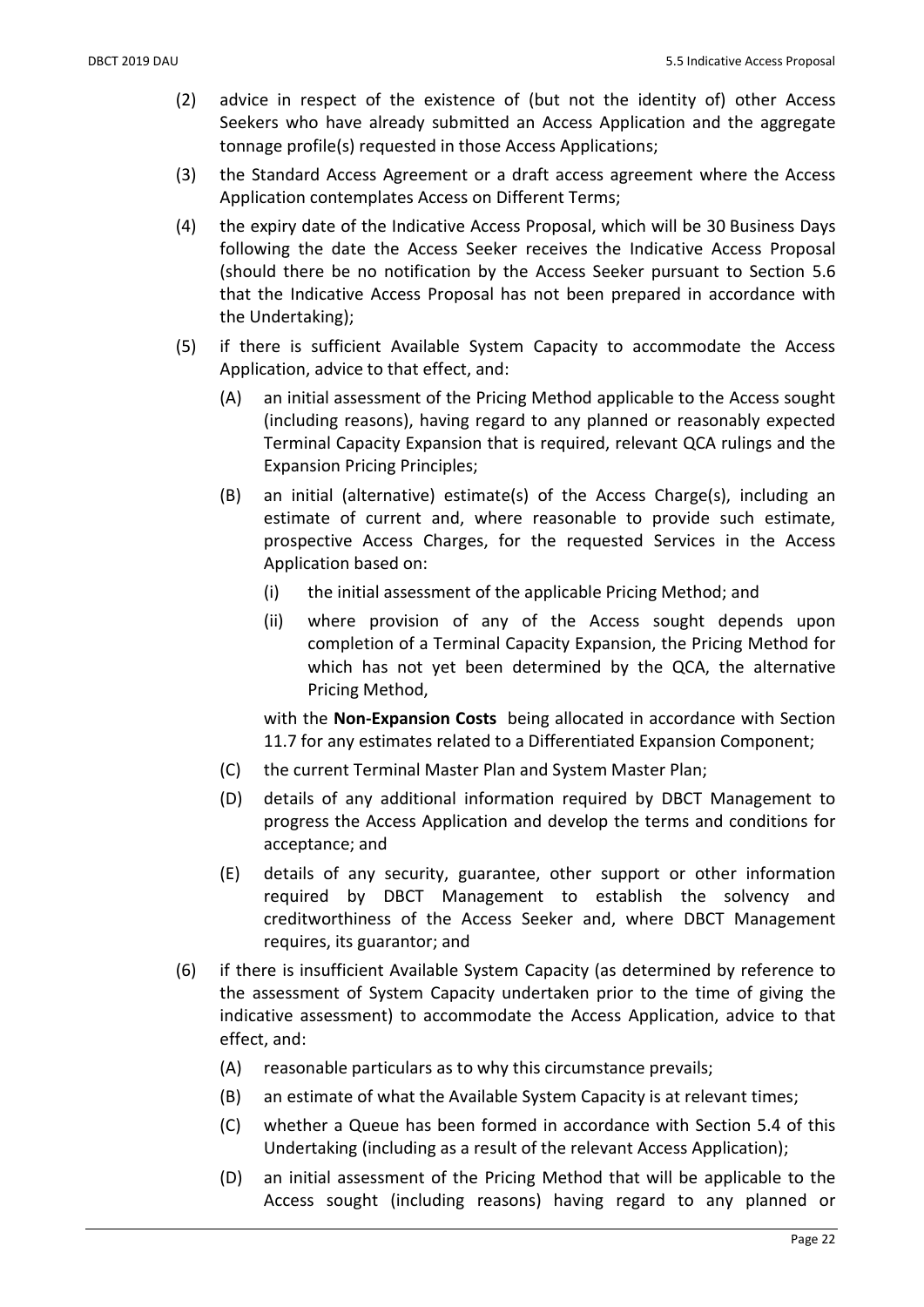(2) advice in respect of the existence of (but not the identity of) other Access Seekers who have already submitted an Access Application and the aggregate tonnage profile(s) requested in those Access Applications;

(3) the Standard Access Agreement or a draft access agreement where the Access Application contemplates Access on Different Terms;

(4) the expiry date of the Indicative Access Proposal, which will be 30 Business Days following the date the Access Seeker receives the Indicative Access Proposal (should there be no notification by the Access Seeker pursuant to Section 5.6 that the Indicative Access Proposal has not been prepared in accordance with the Undertaking);

(5) if there is sufficient Available System Capacity to accommodate the Access Application, advice to that effect, and:

  (A) an initial assessment of the Pricing Method applicable to the Access sought (including reasons), having regard to any planned or reasonably expected Terminal Capacity Expansion that is required, relevant QCA rulings and the Expansion Pricing Principles;

  (B) an initial (alternative) estimate(s) of the Access Charge(s), including an estimate of current and, where reasonable to provide such estimate, prospective Access Charges, for the requested Services in the Access Application based on:

    (i) the initial assessment of the applicable Pricing Method; and

    (ii) where provision of any of the Access sought depends upon completion of a Terminal Capacity Expansion, the Pricing Method for which has not yet been determined by the QCA, the alternative Pricing Method,

  with the **Non-Expansion Costs** being allocated in accordance with Section 11.7 for any estimates related to a Differentiated Expansion Component;

  (C) the current Terminal Master Plan and System Master Plan;

  (D) details of any additional information required by DBCT Management to progress the Access Application and develop the terms and conditions for acceptance; and

  (E) details of any security, guarantee, other support or other information required by DBCT Management to establish the solvency and creditworthiness of the Access Seeker and, where DBCT Management requires, its guarantor; and

(6) if there is insufficient Available System Capacity (as determined by reference to the assessment of System Capacity undertaken prior to the time of giving the indicative assessment) to accommodate the Access Application, advice to that effect, and:

  (A) reasonable particulars as to why this circumstance prevails;

  (B) an estimate of what the Available System Capacity is at relevant times;

  (C) whether a Queue has been formed in accordance with Section 5.4 of this Undertaking (including as a result of the relevant Access Application);

  (D) an initial assessment of the Pricing Method that will be applicable to the Access sought (including reasons) having regard to any planned or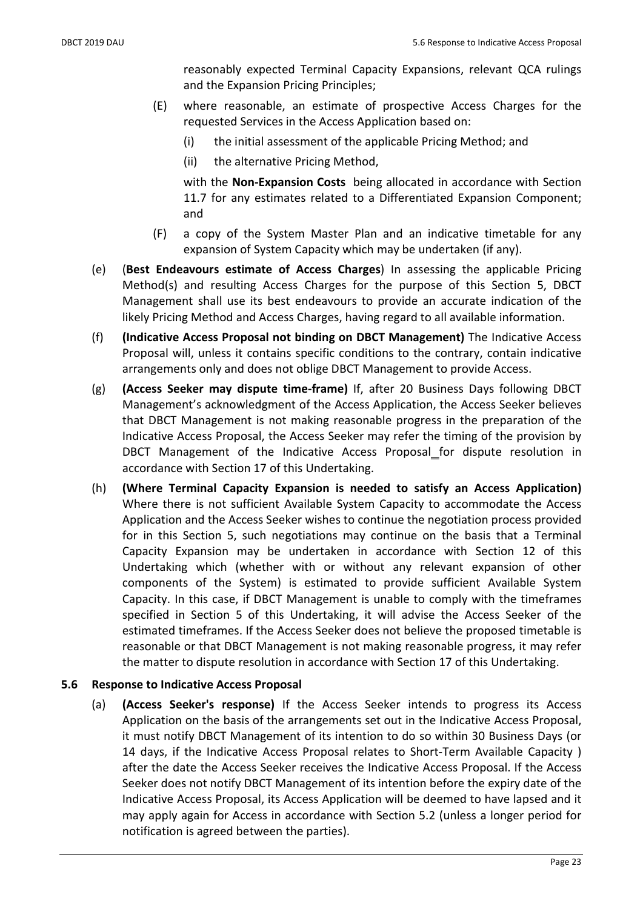reasonably expected Terminal Capacity Expansions, relevant QCA rulings and the Expansion Pricing Principles;

(E) where reasonable, an estimate of prospective Access Charges for the requested Services in the Access Application based on:

(i) the initial assessment of the applicable Pricing Method; and

(ii) the alternative Pricing Method,

with the **Non-Expansion Costs** being allocated in accordance with Section 11.7 for any estimates related to a Differentiated Expansion Component; and

(F) a copy of the System Master Plan and an indicative timetable for any expansion of System Capacity which may be undertaken (if any).

(e) (**Best Endeavours estimate of Access Charges**) In assessing the applicable Pricing Method(s) and resulting Access Charges for the purpose of this Section 5, DBCT Management shall use its best endeavours to provide an accurate indication of the likely Pricing Method and Access Charges, having regard to all available information.

(f) **(Indicative Access Proposal not binding on DBCT Management)** The Indicative Access Proposal will, unless it contains specific conditions to the contrary, contain indicative arrangements only and does not oblige DBCT Management to provide Access.

(g) **(Access Seeker may dispute time-frame)** If, after 20 Business Days following DBCT Management's acknowledgment of the Access Application, the Access Seeker believes that DBCT Management is not making reasonable progress in the preparation of the Indicative Access Proposal, the Access Seeker may refer the timing of the provision by DBCT Management of the Indicative Access Proposal for dispute resolution in accordance with Section 17 of this Undertaking.

(h) **(Where Terminal Capacity Expansion is needed to satisfy an Access Application)** Where there is not sufficient Available System Capacity to accommodate the Access Application and the Access Seeker wishes to continue the negotiation process provided for in this Section 5, such negotiations may continue on the basis that a Terminal Capacity Expansion may be undertaken in accordance with Section 12 of this Undertaking which (whether with or without any relevant expansion of other components of the System) is estimated to provide sufficient Available System Capacity. In this case, if DBCT Management is unable to comply with the timeframes specified in Section 5 of this Undertaking, it will advise the Access Seeker of the estimated timeframes. If the Access Seeker does not believe the proposed timetable is reasonable or that DBCT Management is not making reasonable progress, it may refer the matter to dispute resolution in accordance with Section 17 of this Undertaking.

### 5.6 Response to Indicative Access Proposal

(a) **(Access Seeker's response)** If the Access Seeker intends to progress its Access Application on the basis of the arrangements set out in the Indicative Access Proposal, it must notify DBCT Management of its intention to do so within 30 Business Days (or 14 days, if the Indicative Access Proposal relates to Short-Term Available Capacity ) after the date the Access Seeker receives the Indicative Access Proposal. If the Access Seeker does not notify DBCT Management of its intention before the expiry date of the Indicative Access Proposal, its Access Application will be deemed to have lapsed and it may apply again for Access in accordance with Section 5.2 (unless a longer period for notification is agreed between the parties).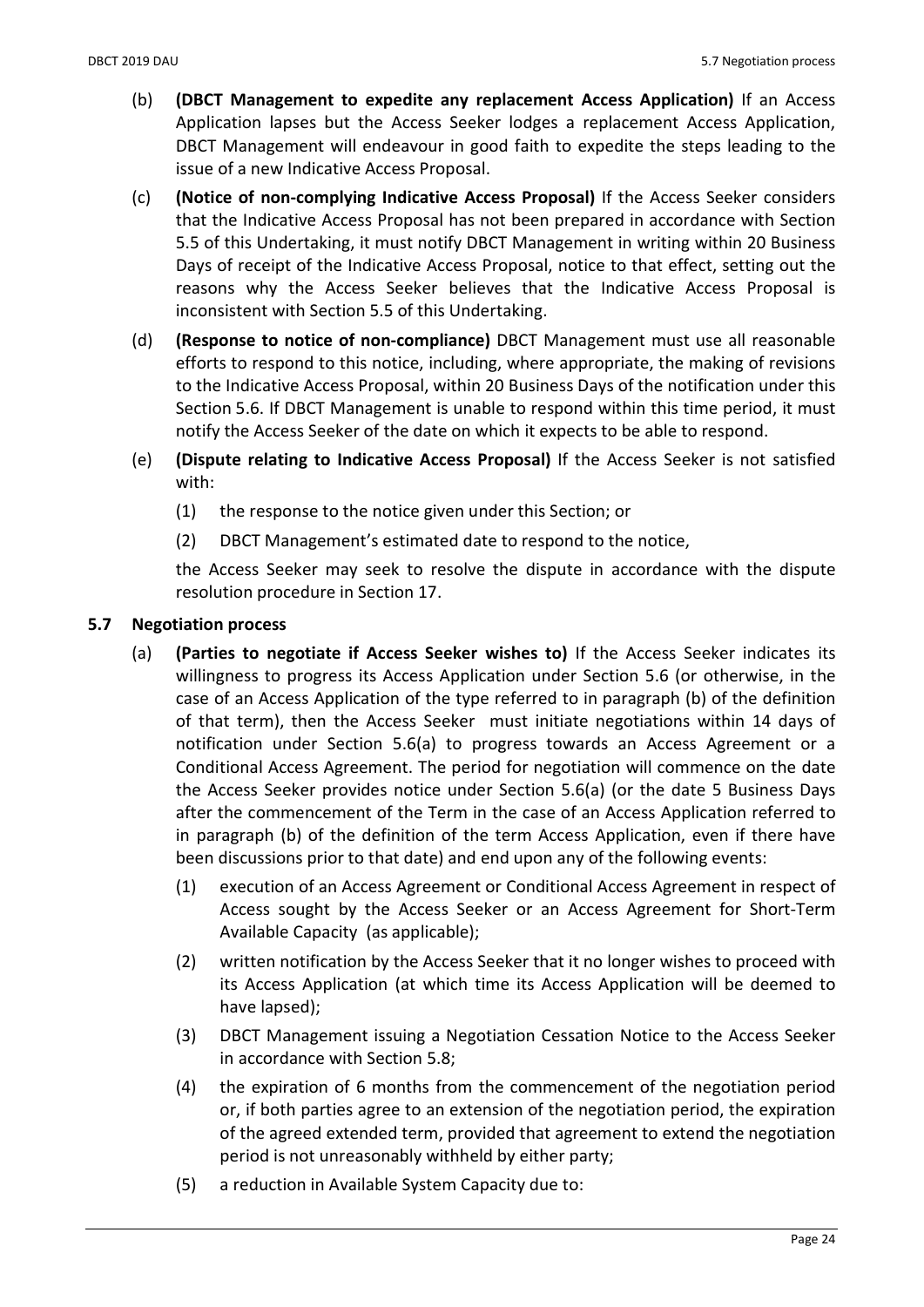(b) **(DBCT Management to expedite any replacement Access Application)** If an Access Application lapses but the Access Seeker lodges a replacement Access Application, DBCT Management will endeavour in good faith to expedite the steps leading to the issue of a new Indicative Access Proposal.

(c) **(Notice of non-complying Indicative Access Proposal)** If the Access Seeker considers that the Indicative Access Proposal has not been prepared in accordance with Section 5.5 of this Undertaking, it must notify DBCT Management in writing within 20 Business Days of receipt of the Indicative Access Proposal, notice to that effect, setting out the reasons why the Access Seeker believes that the Indicative Access Proposal is inconsistent with Section 5.5 of this Undertaking.

(d) **(Response to notice of non-compliance)** DBCT Management must use all reasonable efforts to respond to this notice, including, where appropriate, the making of revisions to the Indicative Access Proposal, within 20 Business Days of the notification under this Section 5.6. If DBCT Management is unable to respond within this time period, it must notify the Access Seeker of the date on which it expects to be able to respond.

(e) **(Dispute relating to Indicative Access Proposal)** If the Access Seeker is not satisfied with:

(1) the response to the notice given under this Section; or

(2) DBCT Management's estimated date to respond to the notice,

the Access Seeker may seek to resolve the dispute in accordance with the dispute resolution procedure in Section 17.

### 5.7 Negotiation process

(a) **(Parties to negotiate if Access Seeker wishes to)** If the Access Seeker indicates its willingness to progress its Access Application under Section 5.6 (or otherwise, in the case of an Access Application of the type referred to in paragraph (b) of the definition of that term), then the Access Seeker must initiate negotiations within 14 days of notification under Section 5.6(a) to progress towards an Access Agreement or a Conditional Access Agreement. The period for negotiation will commence on the date the Access Seeker provides notice under Section 5.6(a) (or the date 5 Business Days after the commencement of the Term in the case of an Access Application referred to in paragraph (b) of the definition of the term Access Application, even if there have been discussions prior to that date) and end upon any of the following events:

(1) execution of an Access Agreement or Conditional Access Agreement in respect of Access sought by the Access Seeker or an Access Agreement for Short-Term Available Capacity (as applicable);

(2) written notification by the Access Seeker that it no longer wishes to proceed with its Access Application (at which time its Access Application will be deemed to have lapsed);

(3) DBCT Management issuing a Negotiation Cessation Notice to the Access Seeker in accordance with Section 5.8;

(4) the expiration of 6 months from the commencement of the negotiation period or, if both parties agree to an extension of the negotiation period, the expiration of the agreed extended term, provided that agreement to extend the negotiation period is not unreasonably withheld by either party;

(5) a reduction in Available System Capacity due to: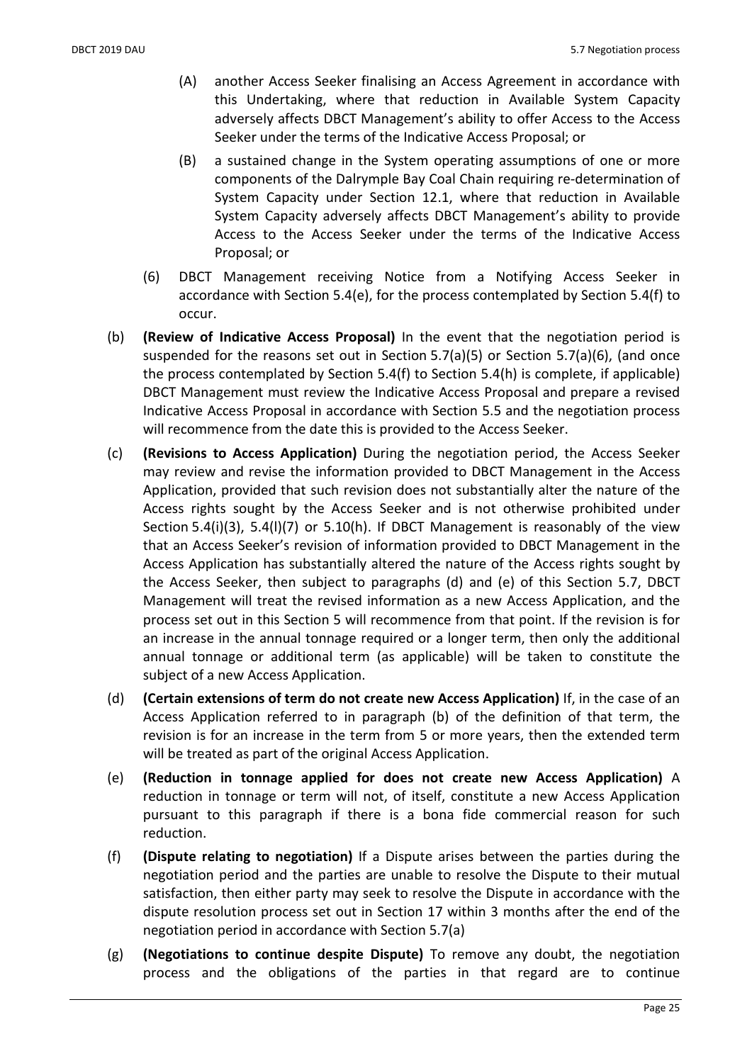(A) another Access Seeker finalising an Access Agreement in accordance with this Undertaking, where that reduction in Available System Capacity adversely affects DBCT Management's ability to offer Access to the Access Seeker under the terms of the Indicative Access Proposal; or

(B) a sustained change in the System operating assumptions of one or more components of the Dalrymple Bay Coal Chain requiring re-determination of System Capacity under Section 12.1, where that reduction in Available System Capacity adversely affects DBCT Management's ability to provide Access to the Access Seeker under the terms of the Indicative Access Proposal; or

(6) DBCT Management receiving Notice from a Notifying Access Seeker in accordance with Section 5.4(e), for the process contemplated by Section 5.4(f) to occur.

(b) **(Review of Indicative Access Proposal)** In the event that the negotiation period is suspended for the reasons set out in Section 5.7(a)(5) or Section 5.7(a)(6), (and once the process contemplated by Section 5.4(f) to Section 5.4(h) is complete, if applicable) DBCT Management must review the Indicative Access Proposal and prepare a revised Indicative Access Proposal in accordance with Section 5.5 and the negotiation process will recommence from the date this is provided to the Access Seeker.

(c) **(Revisions to Access Application)** During the negotiation period, the Access Seeker may review and revise the information provided to DBCT Management in the Access Application, provided that such revision does not substantially alter the nature of the Access rights sought by the Access Seeker and is not otherwise prohibited under Section 5.4(i)(3), 5.4(l)(7) or 5.10(h). If DBCT Management is reasonably of the view that an Access Seeker's revision of information provided to DBCT Management in the Access Application has substantially altered the nature of the Access rights sought by the Access Seeker, then subject to paragraphs (d) and (e) of this Section 5.7, DBCT Management will treat the revised information as a new Access Application, and the process set out in this Section 5 will recommence from that point. If the revision is for an increase in the annual tonnage required or a longer term, then only the additional annual tonnage or additional term (as applicable) will be taken to constitute the subject of a new Access Application.

(d) **(Certain extensions of term do not create new Access Application)** If, in the case of an Access Application referred to in paragraph (b) of the definition of that term, the revision is for an increase in the term from 5 or more years, then the extended term will be treated as part of the original Access Application.

(e) **(Reduction in tonnage applied for does not create new Access Application)** A reduction in tonnage or term will not, of itself, constitute a new Access Application pursuant to this paragraph if there is a bona fide commercial reason for such reduction.

(f) **(Dispute relating to negotiation)** If a Dispute arises between the parties during the negotiation period and the parties are unable to resolve the Dispute to their mutual satisfaction, then either party may seek to resolve the Dispute in accordance with the dispute resolution process set out in Section 17 within 3 months after the end of the negotiation period in accordance with Section 5.7(a)

(g) **(Negotiations to continue despite Dispute)** To remove any doubt, the negotiation process and the obligations of the parties in that regard are to continue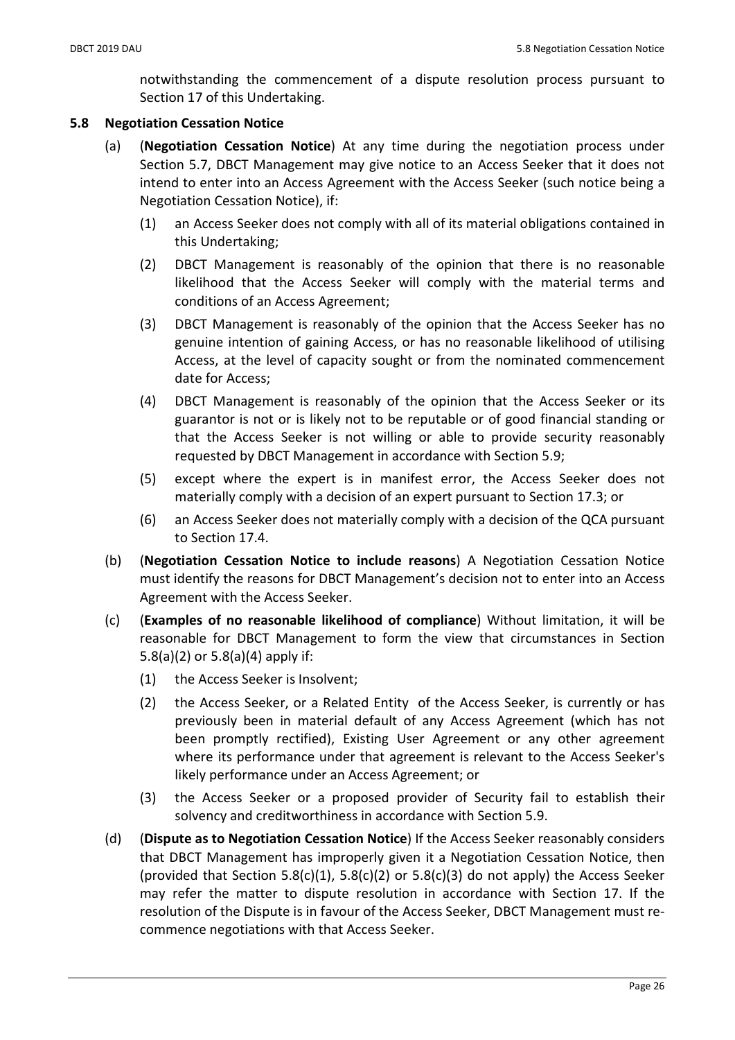notwithstanding the commencement of a dispute resolution process pursuant to Section 17 of this Undertaking.

### 5.8 Negotiation Cessation Notice

(a) (**Negotiation Cessation Notice**) At any time during the negotiation process under Section 5.7, DBCT Management may give notice to an Access Seeker that it does not intend to enter into an Access Agreement with the Access Seeker (such notice being a Negotiation Cessation Notice), if:

(1) an Access Seeker does not comply with all of its material obligations contained in this Undertaking;

(2) DBCT Management is reasonably of the opinion that there is no reasonable likelihood that the Access Seeker will comply with the material terms and conditions of an Access Agreement;

(3) DBCT Management is reasonably of the opinion that the Access Seeker has no genuine intention of gaining Access, or has no reasonable likelihood of utilising Access, at the level of capacity sought or from the nominated commencement date for Access;

(4) DBCT Management is reasonably of the opinion that the Access Seeker or its guarantor is not or is likely not to be reputable or of good financial standing or that the Access Seeker is not willing or able to provide security reasonably requested by DBCT Management in accordance with Section 5.9;

(5) except where the expert is in manifest error, the Access Seeker does not materially comply with a decision of an expert pursuant to Section 17.3; or

(6) an Access Seeker does not materially comply with a decision of the QCA pursuant to Section 17.4.

(b) (**Negotiation Cessation Notice to include reasons**) A Negotiation Cessation Notice must identify the reasons for DBCT Management's decision not to enter into an Access Agreement with the Access Seeker.

(c) (**Examples of no reasonable likelihood of compliance**) Without limitation, it will be reasonable for DBCT Management to form the view that circumstances in Section 5.8(a)(2) or 5.8(a)(4) apply if:

(1) the Access Seeker is Insolvent;

(2) the Access Seeker, or a Related Entity of the Access Seeker, is currently or has previously been in material default of any Access Agreement (which has not been promptly rectified), Existing User Agreement or any other agreement where its performance under that agreement is relevant to the Access Seeker's likely performance under an Access Agreement; or

(3) the Access Seeker or a proposed provider of Security fail to establish their solvency and creditworthiness in accordance with Section 5.9.

(d) (**Dispute as to Negotiation Cessation Notice**) If the Access Seeker reasonably considers that DBCT Management has improperly given it a Negotiation Cessation Notice, then (provided that Section 5.8(c)(1), 5.8(c)(2) or 5.8(c)(3) do not apply) the Access Seeker may refer the matter to dispute resolution in accordance with Section 17. If the resolution of the Dispute is in favour of the Access Seeker, DBCT Management must re-commence negotiations with that Access Seeker.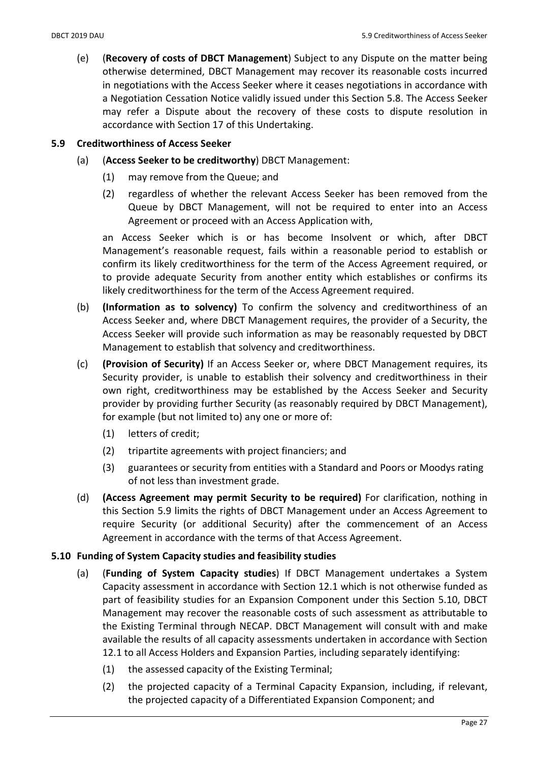(e) (**Recovery of costs of DBCT Management**) Subject to any Dispute on the matter being otherwise determined, DBCT Management may recover its reasonable costs incurred in negotiations with the Access Seeker where it ceases negotiations in accordance with a Negotiation Cessation Notice validly issued under this Section 5.8. The Access Seeker may refer a Dispute about the recovery of these costs to dispute resolution in accordance with Section 17 of this Undertaking.

### 5.9 Creditworthiness of Access Seeker

(a) (**Access Seeker to be creditworthy**) DBCT Management:

(1) may remove from the Queue; and

(2) regardless of whether the relevant Access Seeker has been removed from the Queue by DBCT Management, will not be required to enter into an Access Agreement or proceed with an Access Application with,

an Access Seeker which is or has become Insolvent or which, after DBCT Management's reasonable request, fails within a reasonable period to establish or confirm its likely creditworthiness for the term of the Access Agreement required, or to provide adequate Security from another entity which establishes or confirms its likely creditworthiness for the term of the Access Agreement required.

(b) **(Information as to solvency)** To confirm the solvency and creditworthiness of an Access Seeker and, where DBCT Management requires, the provider of a Security, the Access Seeker will provide such information as may be reasonably requested by DBCT Management to establish that solvency and creditworthiness.

(c) **(Provision of Security)** If an Access Seeker or, where DBCT Management requires, its Security provider, is unable to establish their solvency and creditworthiness in their own right, creditworthiness may be established by the Access Seeker and Security provider by providing further Security (as reasonably required by DBCT Management), for example (but not limited to) any one or more of:

(1) letters of credit;

(2) tripartite agreements with project financiers; and

(3) guarantees or security from entities with a Standard and Poors or Moodys rating of not less than investment grade.

(d) **(Access Agreement may permit Security to be required)** For clarification, nothing in this Section 5.9 limits the rights of DBCT Management under an Access Agreement to require Security (or additional Security) after the commencement of an Access Agreement in accordance with the terms of that Access Agreement.

### 5.10 Funding of System Capacity studies and feasibility studies

(a) (**Funding of System Capacity studies**) If DBCT Management undertakes a System Capacity assessment in accordance with Section 12.1 which is not otherwise funded as part of feasibility studies for an Expansion Component under this Section 5.10, DBCT Management may recover the reasonable costs of such assessment as attributable to the Existing Terminal through NECAP. DBCT Management will consult with and make available the results of all capacity assessments undertaken in accordance with Section 12.1 to all Access Holders and Expansion Parties, including separately identifying:

(1) the assessed capacity of the Existing Terminal;

(2) the projected capacity of a Terminal Capacity Expansion, including, if relevant, the projected capacity of a Differentiated Expansion Component; and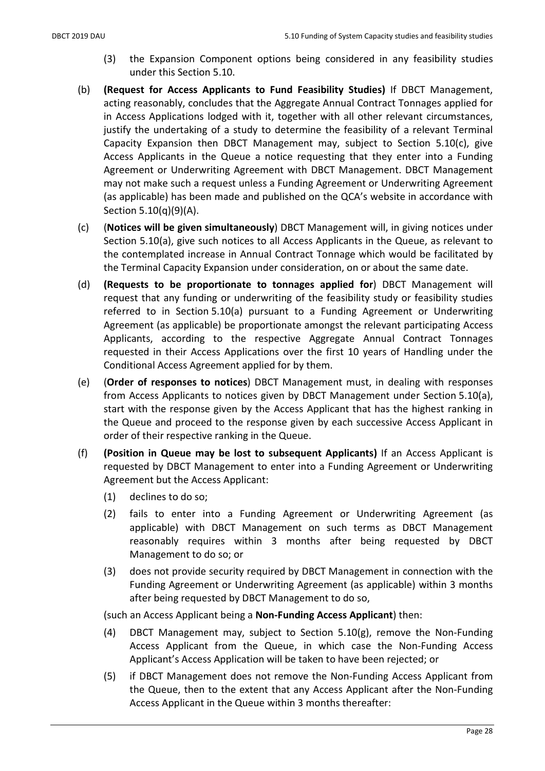(3) the Expansion Component options being considered in any feasibility studies under this Section 5.10.

(b) **(Request for Access Applicants to Fund Feasibility Studies)** If DBCT Management, acting reasonably, concludes that the Aggregate Annual Contract Tonnages applied for in Access Applications lodged with it, together with all other relevant circumstances, justify the undertaking of a study to determine the feasibility of a relevant Terminal Capacity Expansion then DBCT Management may, subject to Section 5.10(c), give Access Applicants in the Queue a notice requesting that they enter into a Funding Agreement or Underwriting Agreement with DBCT Management. DBCT Management may not make such a request unless a Funding Agreement or Underwriting Agreement (as applicable) has been made and published on the QCA's website in accordance with Section 5.10(q)(9)(A).

(c) (**Notices will be given simultaneously**) DBCT Management will, in giving notices under Section 5.10(a), give such notices to all Access Applicants in the Queue, as relevant to the contemplated increase in Annual Contract Tonnage which would be facilitated by the Terminal Capacity Expansion under consideration, on or about the same date.

(d) **(Requests to be proportionate to tonnages applied for**) DBCT Management will request that any funding or underwriting of the feasibility study or feasibility studies referred to in Section 5.10(a) pursuant to a Funding Agreement or Underwriting Agreement (as applicable) be proportionate amongst the relevant participating Access Applicants, according to the respective Aggregate Annual Contract Tonnages requested in their Access Applications over the first 10 years of Handling under the Conditional Access Agreement applied for by them.

(e) (**Order of responses to notices**) DBCT Management must, in dealing with responses from Access Applicants to notices given by DBCT Management under Section 5.10(a), start with the response given by the Access Applicant that has the highest ranking in the Queue and proceed to the response given by each successive Access Applicant in order of their respective ranking in the Queue.

(f) **(Position in Queue may be lost to subsequent Applicants)** If an Access Applicant is requested by DBCT Management to enter into a Funding Agreement or Underwriting Agreement but the Access Applicant:

(1) declines to do so;

(2) fails to enter into a Funding Agreement or Underwriting Agreement (as applicable) with DBCT Management on such terms as DBCT Management reasonably requires within 3 months after being requested by DBCT Management to do so; or

(3) does not provide security required by DBCT Management in connection with the Funding Agreement or Underwriting Agreement (as applicable) within 3 months after being requested by DBCT Management to do so,

(such an Access Applicant being a **Non-Funding Access Applicant**) then:

(4) DBCT Management may, subject to Section 5.10(g), remove the Non-Funding Access Applicant from the Queue, in which case the Non-Funding Access Applicant's Access Application will be taken to have been rejected; or

(5) if DBCT Management does not remove the Non-Funding Access Applicant from the Queue, then to the extent that any Access Applicant after the Non-Funding Access Applicant in the Queue within 3 months thereafter: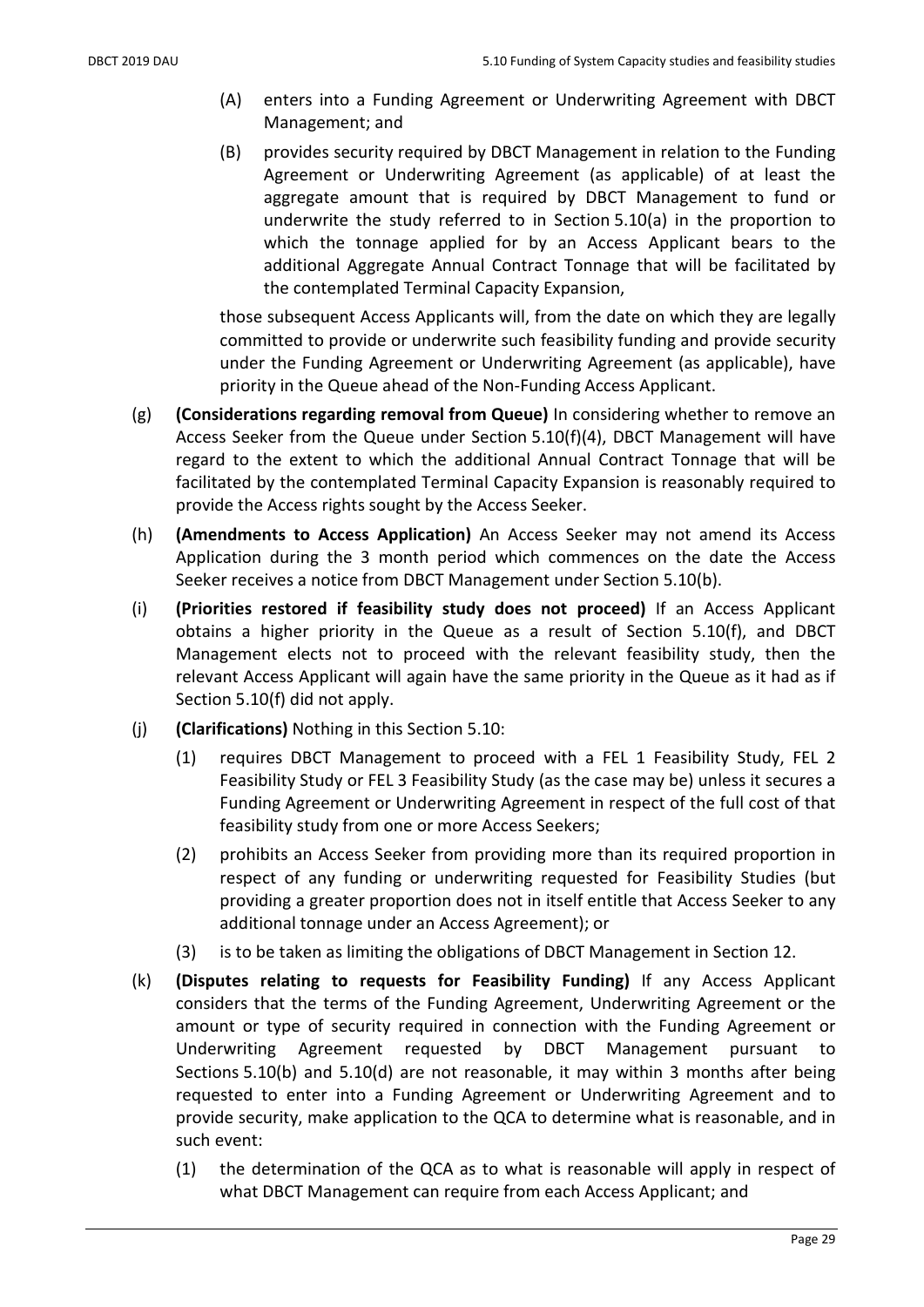(A) enters into a Funding Agreement or Underwriting Agreement with DBCT Management; and

(B) provides security required by DBCT Management in relation to the Funding Agreement or Underwriting Agreement (as applicable) of at least the aggregate amount that is required by DBCT Management to fund or underwrite the study referred to in Section 5.10(a) in the proportion to which the tonnage applied for by an Access Applicant bears to the additional Aggregate Annual Contract Tonnage that will be facilitated by the contemplated Terminal Capacity Expansion,

those subsequent Access Applicants will, from the date on which they are legally committed to provide or underwrite such feasibility funding and provide security under the Funding Agreement or Underwriting Agreement (as applicable), have priority in the Queue ahead of the Non-Funding Access Applicant.

(g) **(Considerations regarding removal from Queue)** In considering whether to remove an Access Seeker from the Queue under Section 5.10(f)(4), DBCT Management will have regard to the extent to which the additional Annual Contract Tonnage that will be facilitated by the contemplated Terminal Capacity Expansion is reasonably required to provide the Access rights sought by the Access Seeker.

(h) **(Amendments to Access Application)** An Access Seeker may not amend its Access Application during the 3 month period which commences on the date the Access Seeker receives a notice from DBCT Management under Section 5.10(b).

(i) **(Priorities restored if feasibility study does not proceed)** If an Access Applicant obtains a higher priority in the Queue as a result of Section 5.10(f), and DBCT Management elects not to proceed with the relevant feasibility study, then the relevant Access Applicant will again have the same priority in the Queue as it had as if Section 5.10(f) did not apply.

(j) **(Clarifications)** Nothing in this Section 5.10:

(1) requires DBCT Management to proceed with a FEL 1 Feasibility Study, FEL 2 Feasibility Study or FEL 3 Feasibility Study (as the case may be) unless it secures a Funding Agreement or Underwriting Agreement in respect of the full cost of that feasibility study from one or more Access Seekers;

(2) prohibits an Access Seeker from providing more than its required proportion in respect of any funding or underwriting requested for Feasibility Studies (but providing a greater proportion does not in itself entitle that Access Seeker to any additional tonnage under an Access Agreement); or

(3) is to be taken as limiting the obligations of DBCT Management in Section 12.

(k) **(Disputes relating to requests for Feasibility Funding)** If any Access Applicant considers that the terms of the Funding Agreement, Underwriting Agreement or the amount or type of security required in connection with the Funding Agreement or Underwriting Agreement requested by DBCT Management pursuant to Sections 5.10(b) and 5.10(d) are not reasonable, it may within 3 months after being requested to enter into a Funding Agreement or Underwriting Agreement and to provide security, make application to the QCA to determine what is reasonable, and in such event:

(1) the determination of the QCA as to what is reasonable will apply in respect of what DBCT Management can require from each Access Applicant; and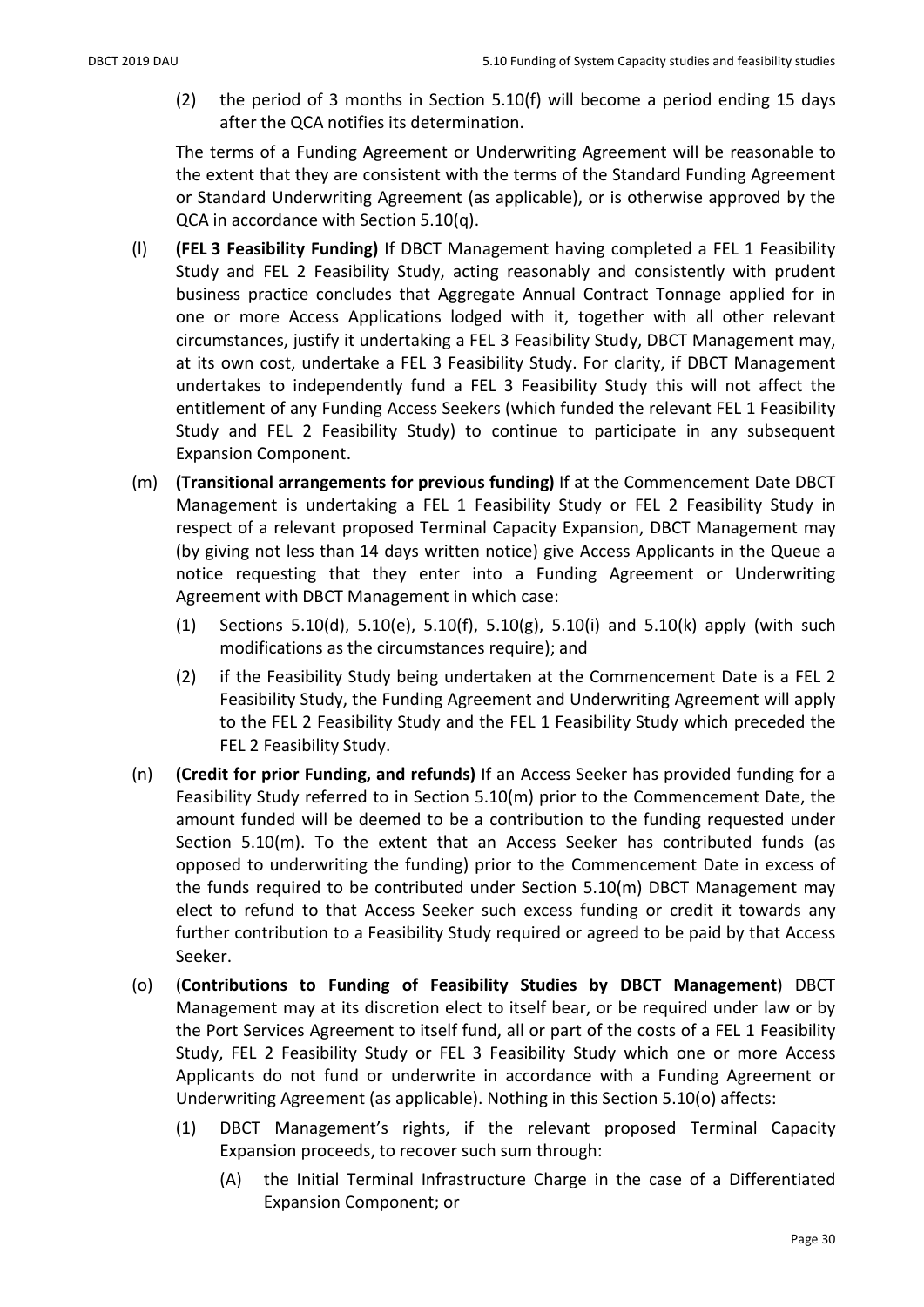(2) the period of 3 months in Section 5.10(f) will become a period ending 15 days after the QCA notifies its determination.

The terms of a Funding Agreement or Underwriting Agreement will be reasonable to the extent that they are consistent with the terms of the Standard Funding Agreement or Standard Underwriting Agreement (as applicable), or is otherwise approved by the QCA in accordance with Section 5.10(q).

(l) **(FEL 3 Feasibility Funding)** If DBCT Management having completed a FEL 1 Feasibility Study and FEL 2 Feasibility Study, acting reasonably and consistently with prudent business practice concludes that Aggregate Annual Contract Tonnage applied for in one or more Access Applications lodged with it, together with all other relevant circumstances, justify it undertaking a FEL 3 Feasibility Study, DBCT Management may, at its own cost, undertake a FEL 3 Feasibility Study. For clarity, if DBCT Management undertakes to independently fund a FEL 3 Feasibility Study this will not affect the entitlement of any Funding Access Seekers (which funded the relevant FEL 1 Feasibility Study and FEL 2 Feasibility Study) to continue to participate in any subsequent Expansion Component.

(m) **(Transitional arrangements for previous funding)** If at the Commencement Date DBCT Management is undertaking a FEL 1 Feasibility Study or FEL 2 Feasibility Study in respect of a relevant proposed Terminal Capacity Expansion, DBCT Management may (by giving not less than 14 days written notice) give Access Applicants in the Queue a notice requesting that they enter into a Funding Agreement or Underwriting Agreement with DBCT Management in which case:

   (1) Sections 5.10(d), 5.10(e), 5.10(f), 5.10(g), 5.10(i) and 5.10(k) apply (with such modifications as the circumstances require); and

   (2) if the Feasibility Study being undertaken at the Commencement Date is a FEL 2 Feasibility Study, the Funding Agreement and Underwriting Agreement will apply to the FEL 2 Feasibility Study and the FEL 1 Feasibility Study which preceded the FEL 2 Feasibility Study.

(n) **(Credit for prior Funding, and refunds)** If an Access Seeker has provided funding for a Feasibility Study referred to in Section 5.10(m) prior to the Commencement Date, the amount funded will be deemed to be a contribution to the funding requested under Section 5.10(m). To the extent that an Access Seeker has contributed funds (as opposed to underwriting the funding) prior to the Commencement Date in excess of the funds required to be contributed under Section 5.10(m) DBCT Management may elect to refund to that Access Seeker such excess funding or credit it towards any further contribution to a Feasibility Study required or agreed to be paid by that Access Seeker.

(o) (**Contributions to Funding of Feasibility Studies by DBCT Management**) DBCT Management may at its discretion elect to itself bear, or be required under law or by the Port Services Agreement to itself fund, all or part of the costs of a FEL 1 Feasibility Study, FEL 2 Feasibility Study or FEL 3 Feasibility Study which one or more Access Applicants do not fund or underwrite in accordance with a Funding Agreement or Underwriting Agreement (as applicable). Nothing in this Section 5.10(o) affects:

   (1) DBCT Management's rights, if the relevant proposed Terminal Capacity Expansion proceeds, to recover such sum through:

      (A) the Initial Terminal Infrastructure Charge in the case of a Differentiated Expansion Component; or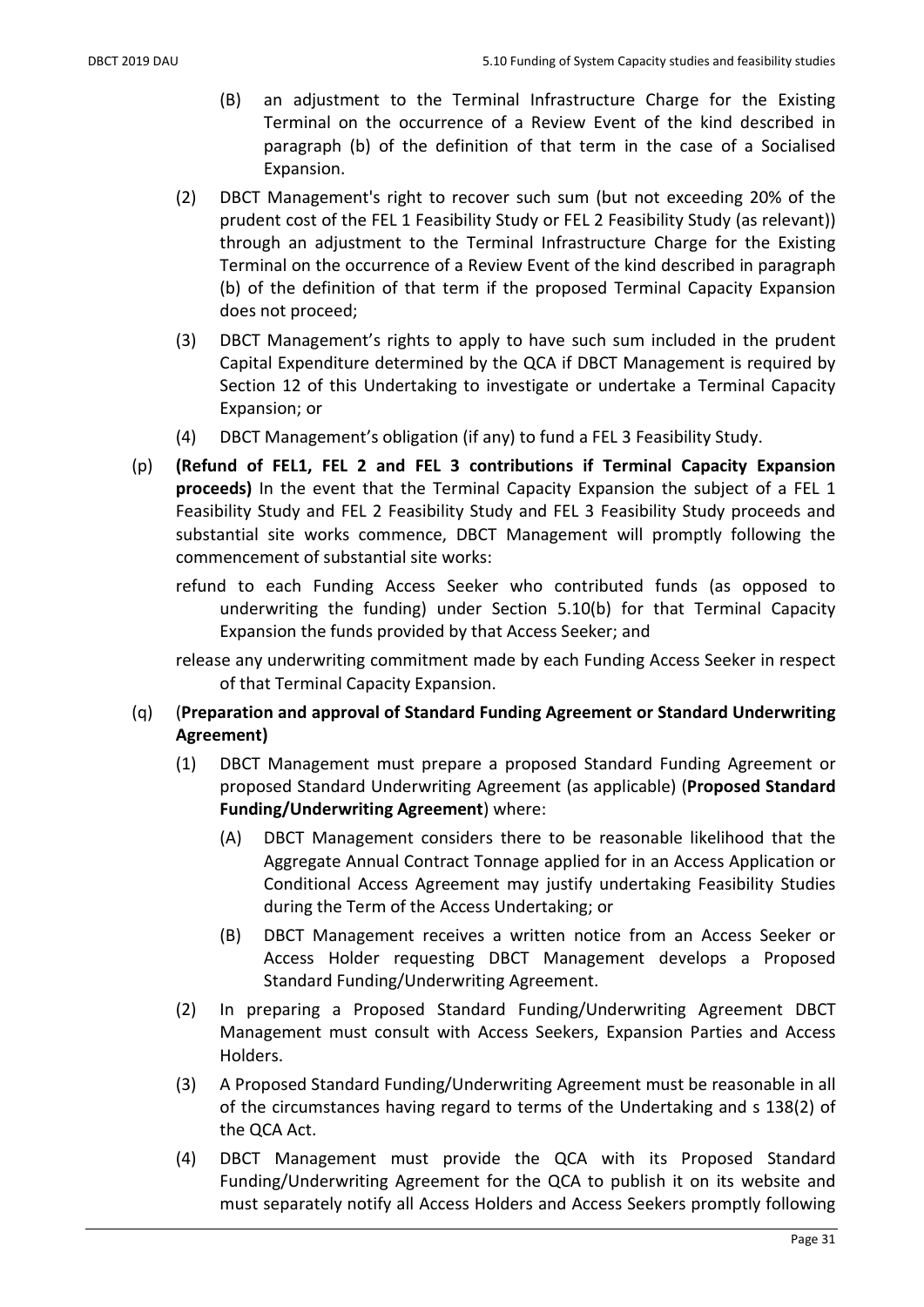(B) an adjustment to the Terminal Infrastructure Charge for the Existing Terminal on the occurrence of a Review Event of the kind described in paragraph (b) of the definition of that term in the case of a Socialised Expansion.

(2) DBCT Management's right to recover such sum (but not exceeding 20% of the prudent cost of the FEL 1 Feasibility Study or FEL 2 Feasibility Study (as relevant)) through an adjustment to the Terminal Infrastructure Charge for the Existing Terminal on the occurrence of a Review Event of the kind described in paragraph (b) of the definition of that term if the proposed Terminal Capacity Expansion does not proceed;

(3) DBCT Management's rights to apply to have such sum included in the prudent Capital Expenditure determined by the QCA if DBCT Management is required by Section 12 of this Undertaking to investigate or undertake a Terminal Capacity Expansion; or

(4) DBCT Management's obligation (if any) to fund a FEL 3 Feasibility Study.

(p) **(Refund of FEL1, FEL 2 and FEL 3 contributions if Terminal Capacity Expansion proceeds)** In the event that the Terminal Capacity Expansion the subject of a FEL 1 Feasibility Study and FEL 2 Feasibility Study and FEL 3 Feasibility Study proceeds and substantial site works commence, DBCT Management will promptly following the commencement of substantial site works:

refund to each Funding Access Seeker who contributed funds (as opposed to underwriting the funding) under Section 5.10(b) for that Terminal Capacity Expansion the funds provided by that Access Seeker; and

release any underwriting commitment made by each Funding Access Seeker in respect of that Terminal Capacity Expansion.

(q) (**Preparation and approval of Standard Funding Agreement or Standard Underwriting Agreement)**

(1) DBCT Management must prepare a proposed Standard Funding Agreement or proposed Standard Underwriting Agreement (as applicable) (**Proposed Standard Funding/Underwriting Agreement**) where:

(A) DBCT Management considers there to be reasonable likelihood that the Aggregate Annual Contract Tonnage applied for in an Access Application or Conditional Access Agreement may justify undertaking Feasibility Studies during the Term of the Access Undertaking; or

(B) DBCT Management receives a written notice from an Access Seeker or Access Holder requesting DBCT Management develops a Proposed Standard Funding/Underwriting Agreement.

(2) In preparing a Proposed Standard Funding/Underwriting Agreement DBCT Management must consult with Access Seekers, Expansion Parties and Access Holders.

(3) A Proposed Standard Funding/Underwriting Agreement must be reasonable in all of the circumstances having regard to terms of the Undertaking and s 138(2) of the QCA Act.

(4) DBCT Management must provide the QCA with its Proposed Standard Funding/Underwriting Agreement for the QCA to publish it on its website and must separately notify all Access Holders and Access Seekers promptly following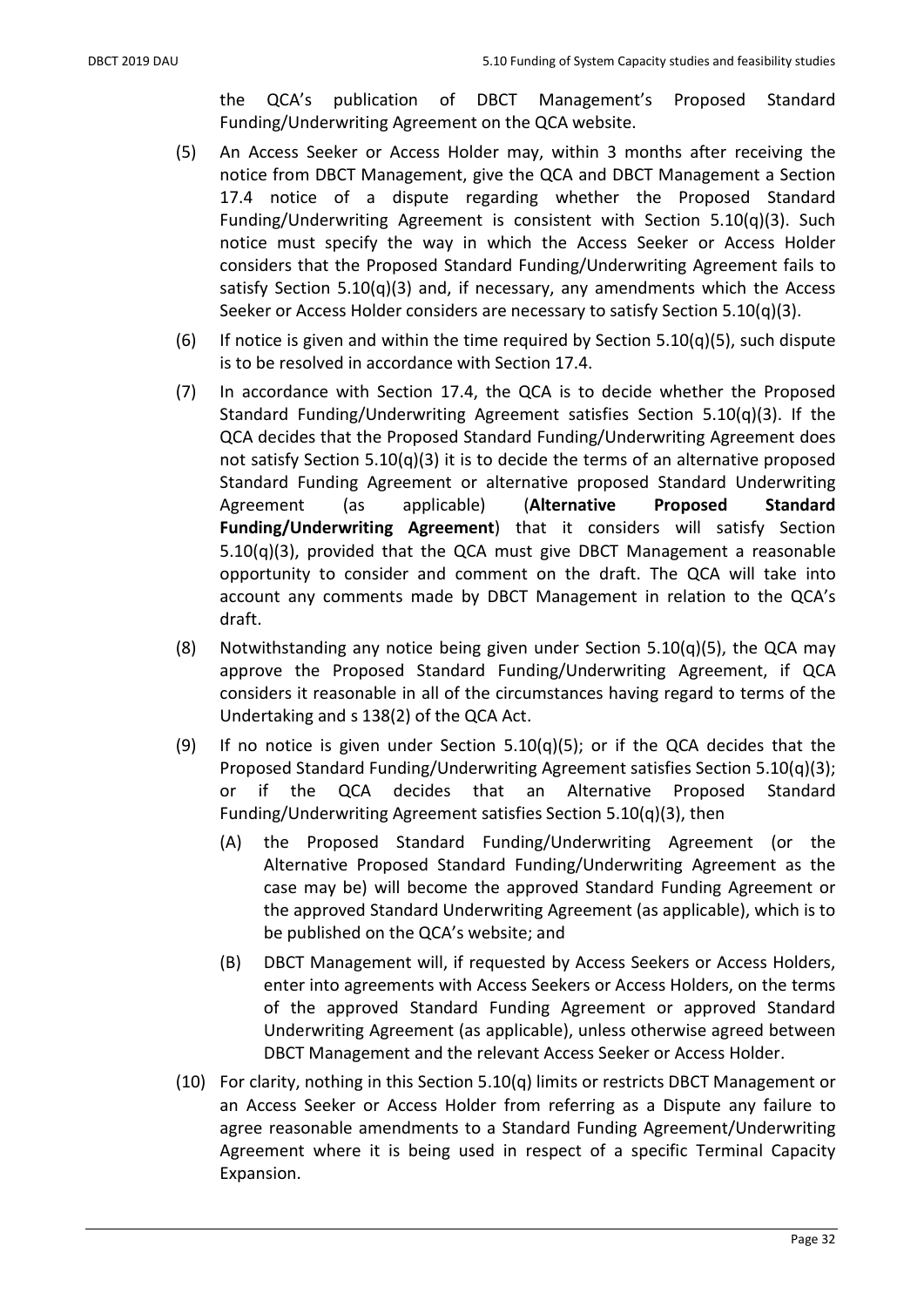the QCA's publication of DBCT Management's Proposed Standard Funding/Underwriting Agreement on the QCA website.

(5) An Access Seeker or Access Holder may, within 3 months after receiving the notice from DBCT Management, give the QCA and DBCT Management a Section 17.4 notice of a dispute regarding whether the Proposed Standard Funding/Underwriting Agreement is consistent with Section 5.10(q)(3). Such notice must specify the way in which the Access Seeker or Access Holder considers that the Proposed Standard Funding/Underwriting Agreement fails to satisfy Section 5.10(q)(3) and, if necessary, any amendments which the Access Seeker or Access Holder considers are necessary to satisfy Section 5.10(q)(3).

(6) If notice is given and within the time required by Section 5.10(q)(5), such dispute is to be resolved in accordance with Section 17.4.

(7) In accordance with Section 17.4, the QCA is to decide whether the Proposed Standard Funding/Underwriting Agreement satisfies Section 5.10(q)(3). If the QCA decides that the Proposed Standard Funding/Underwriting Agreement does not satisfy Section 5.10(q)(3) it is to decide the terms of an alternative proposed Standard Funding Agreement or alternative proposed Standard Underwriting Agreement (as applicable) (**Alternative Proposed Standard Funding/Underwriting Agreement**) that it considers will satisfy Section 5.10(q)(3), provided that the QCA must give DBCT Management a reasonable opportunity to consider and comment on the draft. The QCA will take into account any comments made by DBCT Management in relation to the QCA's draft.

(8) Notwithstanding any notice being given under Section 5.10(q)(5), the QCA may approve the Proposed Standard Funding/Underwriting Agreement, if QCA considers it reasonable in all of the circumstances having regard to terms of the Undertaking and s 138(2) of the QCA Act.

(9) If no notice is given under Section 5.10(q)(5); or if the QCA decides that the Proposed Standard Funding/Underwriting Agreement satisfies Section 5.10(q)(3); or if the QCA decides that an Alternative Proposed Standard Funding/Underwriting Agreement satisfies Section 5.10(q)(3), then

   (A) the Proposed Standard Funding/Underwriting Agreement (or the Alternative Proposed Standard Funding/Underwriting Agreement as the case may be) will become the approved Standard Funding Agreement or the approved Standard Underwriting Agreement (as applicable), which is to be published on the QCA's website; and

   (B) DBCT Management will, if requested by Access Seekers or Access Holders, enter into agreements with Access Seekers or Access Holders, on the terms of the approved Standard Funding Agreement or approved Standard Underwriting Agreement (as applicable), unless otherwise agreed between DBCT Management and the relevant Access Seeker or Access Holder.

(10) For clarity, nothing in this Section 5.10(q) limits or restricts DBCT Management or an Access Seeker or Access Holder from referring as a Dispute any failure to agree reasonable amendments to a Standard Funding Agreement/Underwriting Agreement where it is being used in respect of a specific Terminal Capacity Expansion.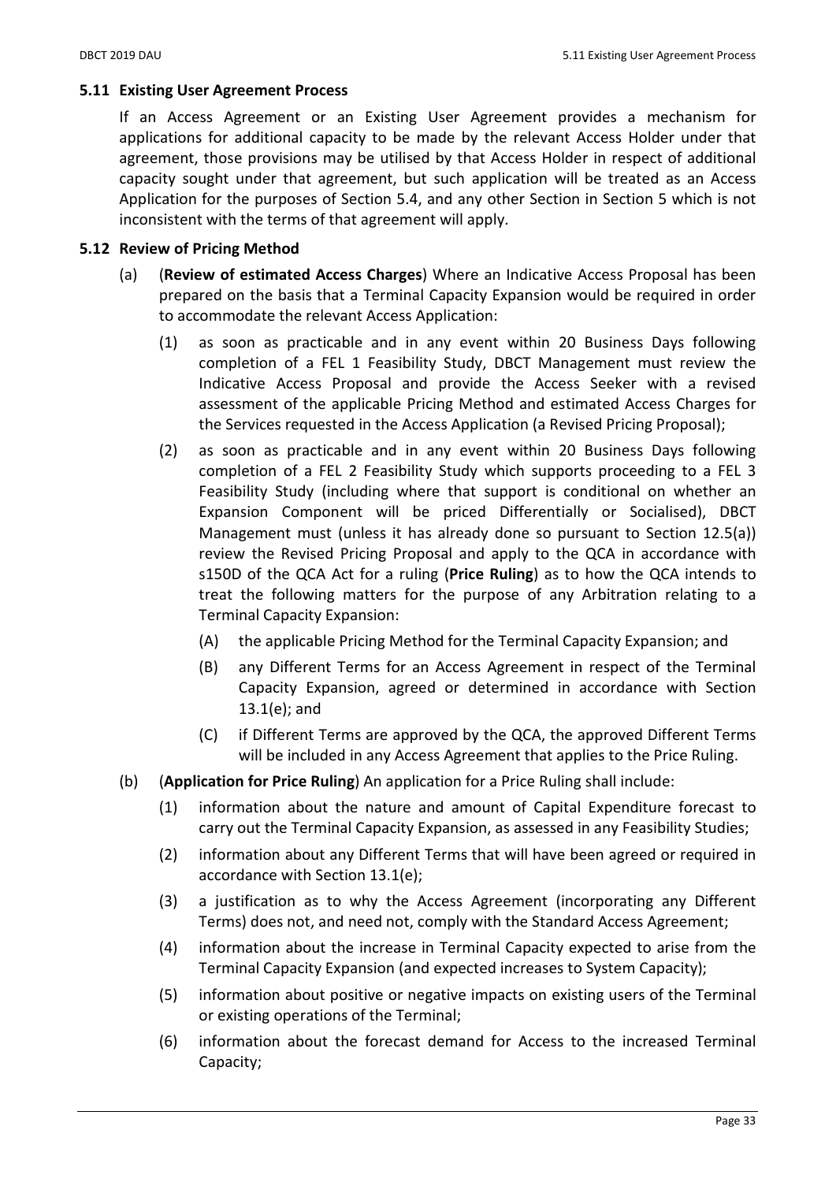### 5.11 Existing User Agreement Process

If an Access Agreement or an Existing User Agreement provides a mechanism for applications for additional capacity to be made by the relevant Access Holder under that agreement, those provisions may be utilised by that Access Holder in respect of additional capacity sought under that agreement, but such application will be treated as an Access Application for the purposes of Section 5.4, and any other Section in Section 5 which is not inconsistent with the terms of that agreement will apply.

### 5.12 Review of Pricing Method

(a) (**Review of estimated Access Charges**) Where an Indicative Access Proposal has been prepared on the basis that a Terminal Capacity Expansion would be required in order to accommodate the relevant Access Application:

  (1) as soon as practicable and in any event within 20 Business Days following completion of a FEL 1 Feasibility Study, DBCT Management must review the Indicative Access Proposal and provide the Access Seeker with a revised assessment of the applicable Pricing Method and estimated Access Charges for the Services requested in the Access Application (a Revised Pricing Proposal);

  (2) as soon as practicable and in any event within 20 Business Days following completion of a FEL 2 Feasibility Study which supports proceeding to a FEL 3 Feasibility Study (including where that support is conditional on whether an Expansion Component will be priced Differentially or Socialised), DBCT Management must (unless it has already done so pursuant to Section 12.5(a)) review the Revised Pricing Proposal and apply to the QCA in accordance with s150D of the QCA Act for a ruling (**Price Ruling**) as to how the QCA intends to treat the following matters for the purpose of any Arbitration relating to a Terminal Capacity Expansion:

    (A) the applicable Pricing Method for the Terminal Capacity Expansion; and

    (B) any Different Terms for an Access Agreement in respect of the Terminal Capacity Expansion, agreed or determined in accordance with Section 13.1(e); and

    (C) if Different Terms are approved by the QCA, the approved Different Terms will be included in any Access Agreement that applies to the Price Ruling.

(b) (**Application for Price Ruling**) An application for a Price Ruling shall include:

  (1) information about the nature and amount of Capital Expenditure forecast to carry out the Terminal Capacity Expansion, as assessed in any Feasibility Studies;

  (2) information about any Different Terms that will have been agreed or required in accordance with Section 13.1(e);

  (3) a justification as to why the Access Agreement (incorporating any Different Terms) does not, and need not, comply with the Standard Access Agreement;

  (4) information about the increase in Terminal Capacity expected to arise from the Terminal Capacity Expansion (and expected increases to System Capacity);

  (5) information about positive or negative impacts on existing users of the Terminal or existing operations of the Terminal;

  (6) information about the forecast demand for Access to the increased Terminal Capacity;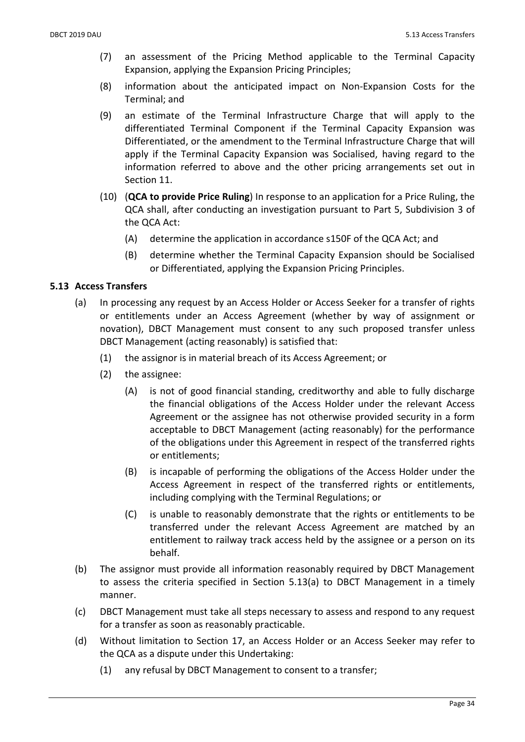(7) an assessment of the Pricing Method applicable to the Terminal Capacity Expansion, applying the Expansion Pricing Principles;

(8) information about the anticipated impact on Non-Expansion Costs for the Terminal; and

(9) an estimate of the Terminal Infrastructure Charge that will apply to the differentiated Terminal Component if the Terminal Capacity Expansion was Differentiated, or the amendment to the Terminal Infrastructure Charge that will apply if the Terminal Capacity Expansion was Socialised, having regard to the information referred to above and the other pricing arrangements set out in Section 11.

(10) (**QCA to provide Price Ruling**) In response to an application for a Price Ruling, the QCA shall, after conducting an investigation pursuant to Part 5, Subdivision 3 of the QCA Act:

  (A) determine the application in accordance s150F of the QCA Act; and

  (B) determine whether the Terminal Capacity Expansion should be Socialised or Differentiated, applying the Expansion Pricing Principles.

## 5.13 Access Transfers

(a) In processing any request by an Access Holder or Access Seeker for a transfer of rights or entitlements under an Access Agreement (whether by way of assignment or novation), DBCT Management must consent to any such proposed transfer unless DBCT Management (acting reasonably) is satisfied that:

  (1) the assignor is in material breach of its Access Agreement; or

  (2) the assignee:

    (A) is not of good financial standing, creditworthy and able to fully discharge the financial obligations of the Access Holder under the relevant Access Agreement or the assignee has not otherwise provided security in a form acceptable to DBCT Management (acting reasonably) for the performance of the obligations under this Agreement in respect of the transferred rights or entitlements;

    (B) is incapable of performing the obligations of the Access Holder under the Access Agreement in respect of the transferred rights or entitlements, including complying with the Terminal Regulations; or

    (C) is unable to reasonably demonstrate that the rights or entitlements to be transferred under the relevant Access Agreement are matched by an entitlement to railway track access held by the assignee or a person on its behalf.

(b) The assignor must provide all information reasonably required by DBCT Management to assess the criteria specified in Section 5.13(a) to DBCT Management in a timely manner.

(c) DBCT Management must take all steps necessary to assess and respond to any request for a transfer as soon as reasonably practicable.

(d) Without limitation to Section 17, an Access Holder or an Access Seeker may refer to the QCA as a dispute under this Undertaking:

  (1) any refusal by DBCT Management to consent to a transfer;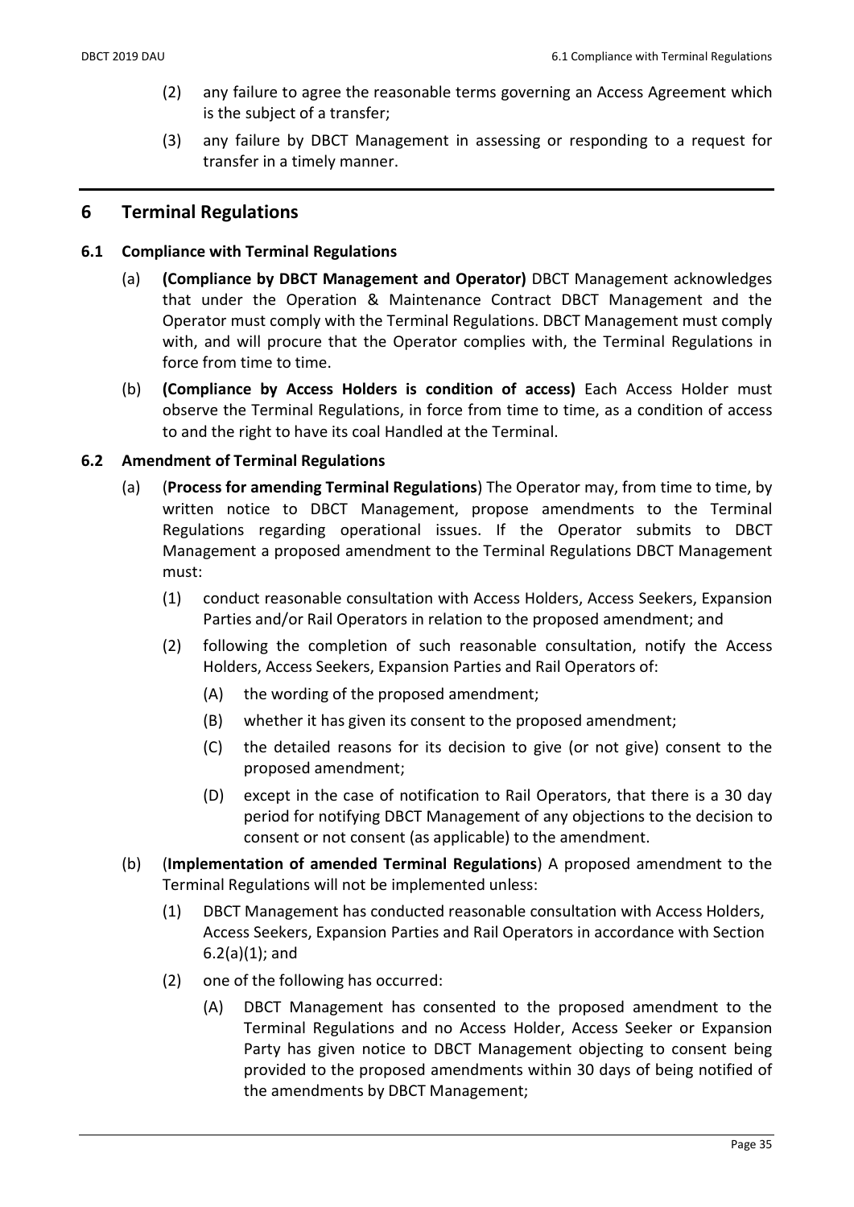(2) any failure to agree the reasonable terms governing an Access Agreement which is the subject of a transfer;

(3) any failure by DBCT Management in assessing or responding to a request for transfer in a timely manner.

## 6 Terminal Regulations

### 6.1 Compliance with Terminal Regulations

(a) **(Compliance by DBCT Management and Operator)** DBCT Management acknowledges that under the Operation & Maintenance Contract DBCT Management and the Operator must comply with the Terminal Regulations. DBCT Management must comply with, and will procure that the Operator complies with, the Terminal Regulations in force from time to time.

(b) **(Compliance by Access Holders is condition of access)** Each Access Holder must observe the Terminal Regulations, in force from time to time, as a condition of access to and the right to have its coal Handled at the Terminal.

### 6.2 Amendment of Terminal Regulations

(a) (**Process for amending Terminal Regulations**) The Operator may, from time to time, by written notice to DBCT Management, propose amendments to the Terminal Regulations regarding operational issues. If the Operator submits to DBCT Management a proposed amendment to the Terminal Regulations DBCT Management must:

(1) conduct reasonable consultation with Access Holders, Access Seekers, Expansion Parties and/or Rail Operators in relation to the proposed amendment; and

(2) following the completion of such reasonable consultation, notify the Access Holders, Access Seekers, Expansion Parties and Rail Operators of:

(A) the wording of the proposed amendment;

(B) whether it has given its consent to the proposed amendment;

(C) the detailed reasons for its decision to give (or not give) consent to the proposed amendment;

(D) except in the case of notification to Rail Operators, that there is a 30 day period for notifying DBCT Management of any objections to the decision to consent or not consent (as applicable) to the amendment.

(b) (**Implementation of amended Terminal Regulations**) A proposed amendment to the Terminal Regulations will not be implemented unless:

(1) DBCT Management has conducted reasonable consultation with Access Holders, Access Seekers, Expansion Parties and Rail Operators in accordance with Section 6.2(a)(1); and

(2) one of the following has occurred:

(A) DBCT Management has consented to the proposed amendment to the Terminal Regulations and no Access Holder, Access Seeker or Expansion Party has given notice to DBCT Management objecting to consent being provided to the proposed amendments within 30 days of being notified of the amendments by DBCT Management;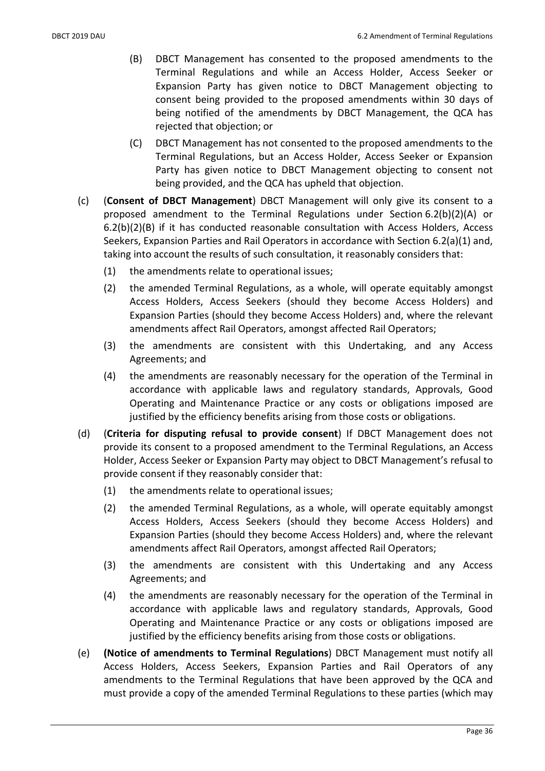(B) DBCT Management has consented to the proposed amendments to the Terminal Regulations and while an Access Holder, Access Seeker or Expansion Party has given notice to DBCT Management objecting to consent being provided to the proposed amendments within 30 days of being notified of the amendments by DBCT Management, the QCA has rejected that objection; or

(C) DBCT Management has not consented to the proposed amendments to the Terminal Regulations, but an Access Holder, Access Seeker or Expansion Party has given notice to DBCT Management objecting to consent not being provided, and the QCA has upheld that objection.

(c) (**Consent of DBCT Management**) DBCT Management will only give its consent to a proposed amendment to the Terminal Regulations under Section 6.2(b)(2)(A) or 6.2(b)(2)(B) if it has conducted reasonable consultation with Access Holders, Access Seekers, Expansion Parties and Rail Operators in accordance with Section 6.2(a)(1) and, taking into account the results of such consultation, it reasonably considers that:

(1) the amendments relate to operational issues;

(2) the amended Terminal Regulations, as a whole, will operate equitably amongst Access Holders, Access Seekers (should they become Access Holders) and Expansion Parties (should they become Access Holders) and, where the relevant amendments affect Rail Operators, amongst affected Rail Operators;

(3) the amendments are consistent with this Undertaking, and any Access Agreements; and

(4) the amendments are reasonably necessary for the operation of the Terminal in accordance with applicable laws and regulatory standards, Approvals, Good Operating and Maintenance Practice or any costs or obligations imposed are justified by the efficiency benefits arising from those costs or obligations.

(d) (**Criteria for disputing refusal to provide consent**) If DBCT Management does not provide its consent to a proposed amendment to the Terminal Regulations, an Access Holder, Access Seeker or Expansion Party may object to DBCT Management's refusal to provide consent if they reasonably consider that:

(1) the amendments relate to operational issues;

(2) the amended Terminal Regulations, as a whole, will operate equitably amongst Access Holders, Access Seekers (should they become Access Holders) and Expansion Parties (should they become Access Holders) and, where the relevant amendments affect Rail Operators, amongst affected Rail Operators;

(3) the amendments are consistent with this Undertaking and any Access Agreements; and

(4) the amendments are reasonably necessary for the operation of the Terminal in accordance with applicable laws and regulatory standards, Approvals, Good Operating and Maintenance Practice or any costs or obligations imposed are justified by the efficiency benefits arising from those costs or obligations.

(e) **(Notice of amendments to Terminal Regulations**) DBCT Management must notify all Access Holders, Access Seekers, Expansion Parties and Rail Operators of any amendments to the Terminal Regulations that have been approved by the QCA and must provide a copy of the amended Terminal Regulations to these parties (which may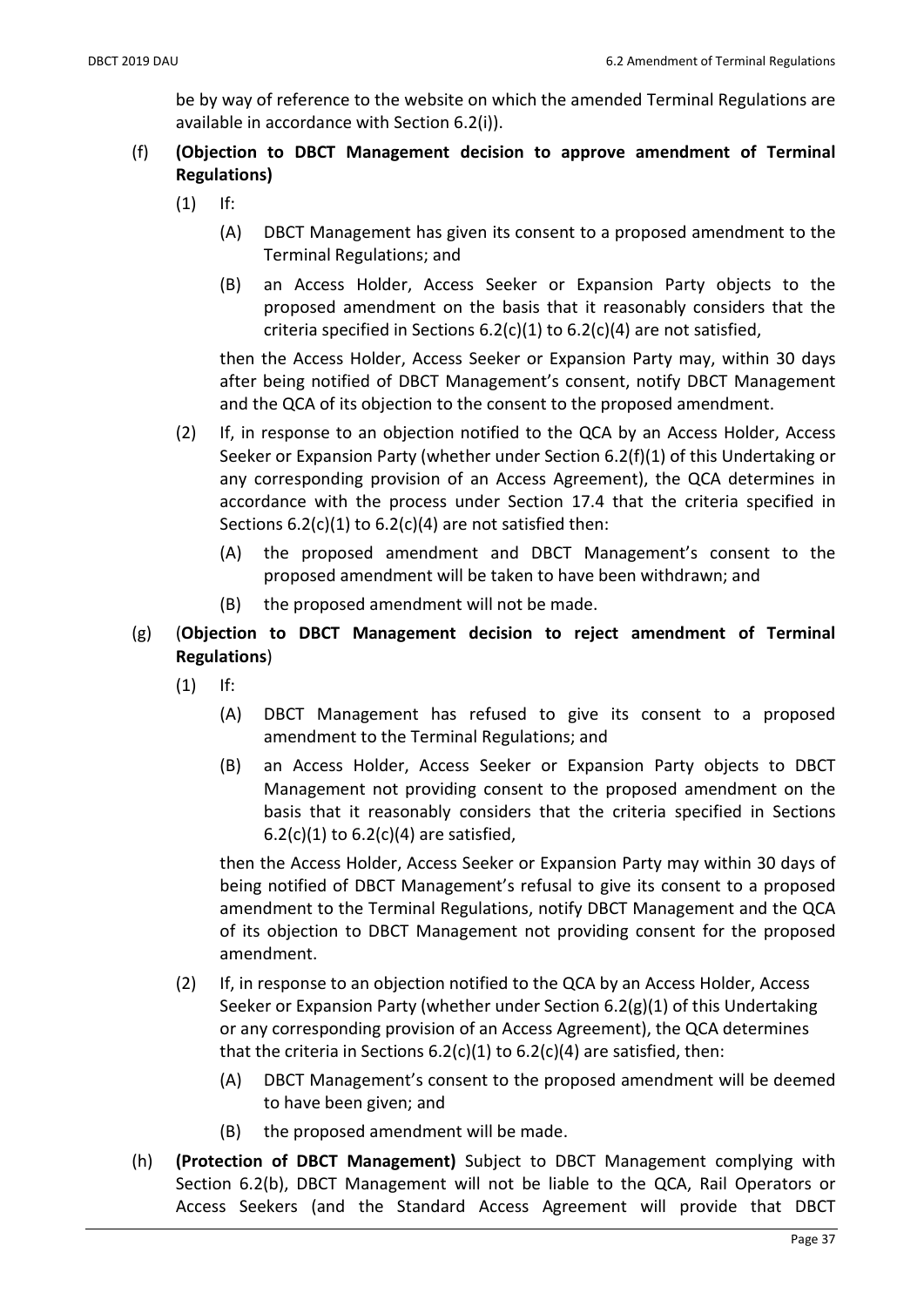be by way of reference to the website on which the amended Terminal Regulations are available in accordance with Section 6.2(i)).

(f) **(Objection to DBCT Management decision to approve amendment of Terminal Regulations)**

(1) If:

(A) DBCT Management has given its consent to a proposed amendment to the Terminal Regulations; and

(B) an Access Holder, Access Seeker or Expansion Party objects to the proposed amendment on the basis that it reasonably considers that the criteria specified in Sections 6.2(c)(1) to 6.2(c)(4) are not satisfied,

then the Access Holder, Access Seeker or Expansion Party may, within 30 days after being notified of DBCT Management's consent, notify DBCT Management and the QCA of its objection to the consent to the proposed amendment.

(2) If, in response to an objection notified to the QCA by an Access Holder, Access Seeker or Expansion Party (whether under Section 6.2(f)(1) of this Undertaking or any corresponding provision of an Access Agreement), the QCA determines in accordance with the process under Section 17.4 that the criteria specified in Sections 6.2(c)(1) to 6.2(c)(4) are not satisfied then:

(A) the proposed amendment and DBCT Management's consent to the proposed amendment will be taken to have been withdrawn; and

(B) the proposed amendment will not be made.

(g) (**Objection to DBCT Management decision to reject amendment of Terminal Regulations**)

(1) If:

(A) DBCT Management has refused to give its consent to a proposed amendment to the Terminal Regulations; and

(B) an Access Holder, Access Seeker or Expansion Party objects to DBCT Management not providing consent to the proposed amendment on the basis that it reasonably considers that the criteria specified in Sections 6.2(c)(1) to 6.2(c)(4) are satisfied,

then the Access Holder, Access Seeker or Expansion Party may within 30 days of being notified of DBCT Management's refusal to give its consent to a proposed amendment to the Terminal Regulations, notify DBCT Management and the QCA of its objection to DBCT Management not providing consent for the proposed amendment.

(2) If, in response to an objection notified to the QCA by an Access Holder, Access Seeker or Expansion Party (whether under Section 6.2(g)(1) of this Undertaking or any corresponding provision of an Access Agreement), the QCA determines that the criteria in Sections 6.2(c)(1) to 6.2(c)(4) are satisfied, then:

(A) DBCT Management's consent to the proposed amendment will be deemed to have been given; and

(B) the proposed amendment will be made.

(h) **(Protection of DBCT Management)** Subject to DBCT Management complying with Section 6.2(b), DBCT Management will not be liable to the QCA, Rail Operators or Access Seekers (and the Standard Access Agreement will provide that DBCT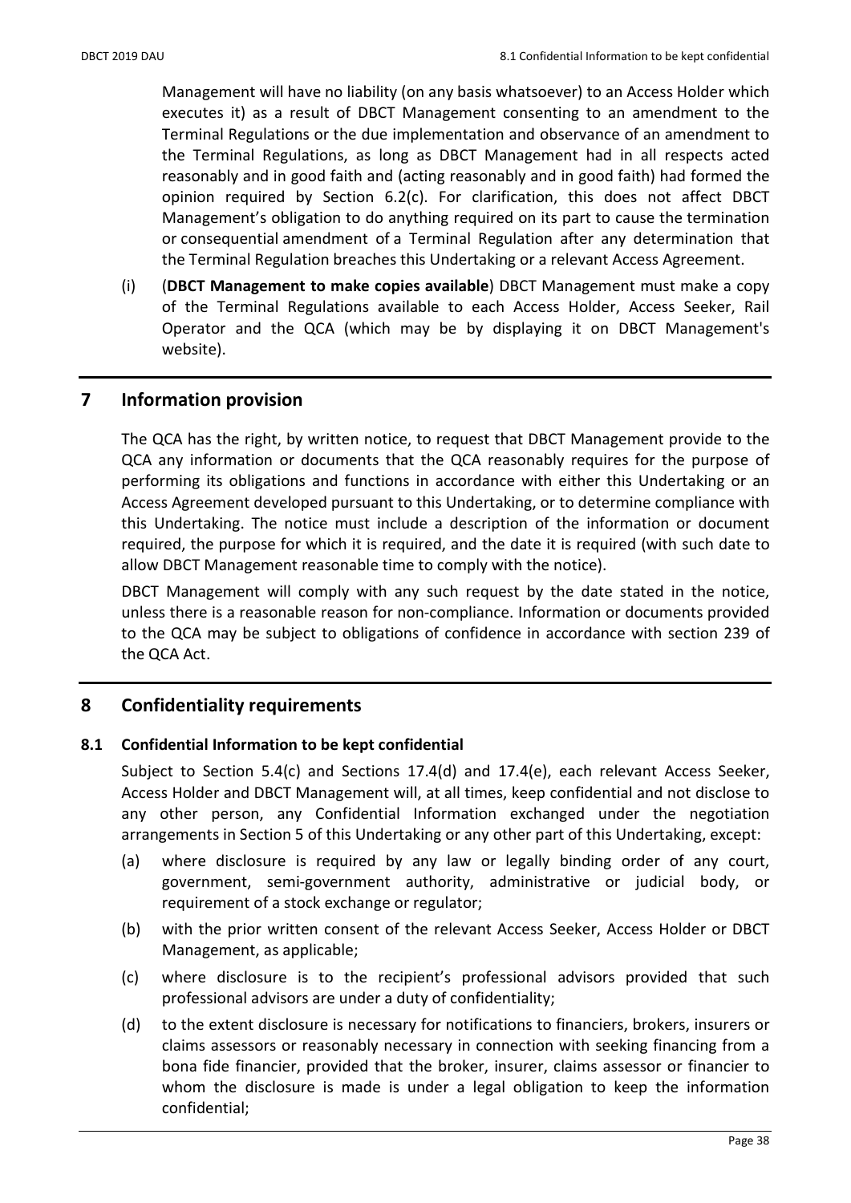Management will have no liability (on any basis whatsoever) to an Access Holder which executes it) as a result of DBCT Management consenting to an amendment to the Terminal Regulations or the due implementation and observance of an amendment to the Terminal Regulations, as long as DBCT Management had in all respects acted reasonably and in good faith and (acting reasonably and in good faith) had formed the opinion required by Section 6.2(c). For clarification, this does not affect DBCT Management's obligation to do anything required on its part to cause the termination or consequential amendment of a Terminal Regulation after any determination that the Terminal Regulation breaches this Undertaking or a relevant Access Agreement.

(i) (**DBCT Management to make copies available**) DBCT Management must make a copy of the Terminal Regulations available to each Access Holder, Access Seeker, Rail Operator and the QCA (which may be by displaying it on DBCT Management's website).

# 7 Information provision

The QCA has the right, by written notice, to request that DBCT Management provide to the QCA any information or documents that the QCA reasonably requires for the purpose of performing its obligations and functions in accordance with either this Undertaking or an Access Agreement developed pursuant to this Undertaking, or to determine compliance with this Undertaking. The notice must include a description of the information or document required, the purpose for which it is required, and the date it is required (with such date to allow DBCT Management reasonable time to comply with the notice).

DBCT Management will comply with any such request by the date stated in the notice, unless there is a reasonable reason for non-compliance. Information or documents provided to the QCA may be subject to obligations of confidence in accordance with section 239 of the QCA Act.

# 8 Confidentiality requirements

## 8.1 Confidential Information to be kept confidential

Subject to Section 5.4(c) and Sections 17.4(d) and 17.4(e), each relevant Access Seeker, Access Holder and DBCT Management will, at all times, keep confidential and not disclose to any other person, any Confidential Information exchanged under the negotiation arrangements in Section 5 of this Undertaking or any other part of this Undertaking, except:

(a) where disclosure is required by any law or legally binding order of any court, government, semi-government authority, administrative or judicial body, or requirement of a stock exchange or regulator;

(b) with the prior written consent of the relevant Access Seeker, Access Holder or DBCT Management, as applicable;

(c) where disclosure is to the recipient's professional advisors provided that such professional advisors are under a duty of confidentiality;

(d) to the extent disclosure is necessary for notifications to financiers, brokers, insurers or claims assessors or reasonably necessary in connection with seeking financing from a bona fide financier, provided that the broker, insurer, claims assessor or financier to whom the disclosure is made is under a legal obligation to keep the information confidential;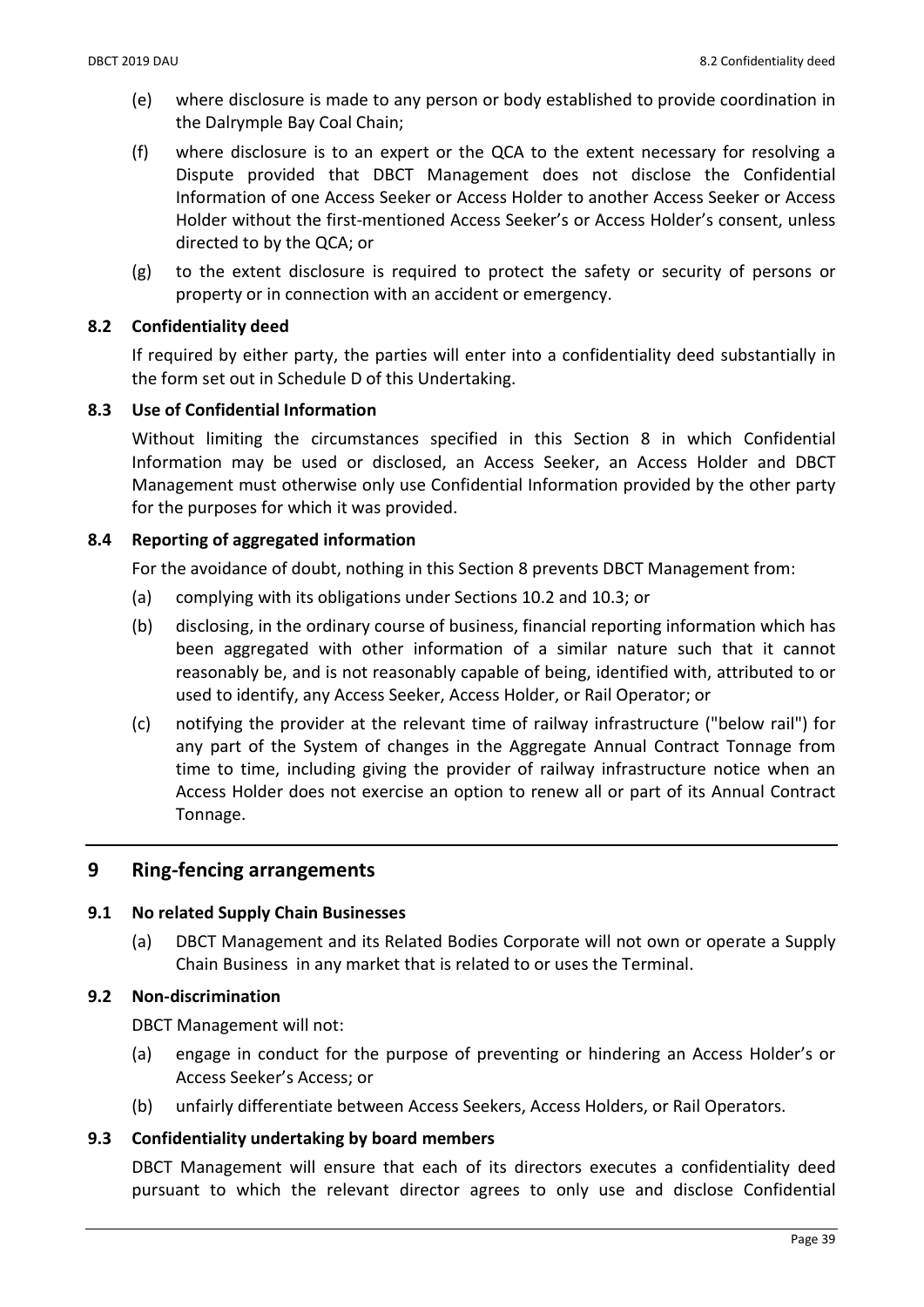(e) where disclosure is made to any person or body established to provide coordination in the Dalrymple Bay Coal Chain;

(f) where disclosure is to an expert or the QCA to the extent necessary for resolving a Dispute provided that DBCT Management does not disclose the Confidential Information of one Access Seeker or Access Holder to another Access Seeker or Access Holder without the first-mentioned Access Seeker's or Access Holder's consent, unless directed to by the QCA; or

(g) to the extent disclosure is required to protect the safety or security of persons or property or in connection with an accident or emergency.

### 8.2 Confidentiality deed

If required by either party, the parties will enter into a confidentiality deed substantially in the form set out in Schedule D of this Undertaking.

### 8.3 Use of Confidential Information

Without limiting the circumstances specified in this Section 8 in which Confidential Information may be used or disclosed, an Access Seeker, an Access Holder and DBCT Management must otherwise only use Confidential Information provided by the other party for the purposes for which it was provided.

### 8.4 Reporting of aggregated information

For the avoidance of doubt, nothing in this Section 8 prevents DBCT Management from:

(a) complying with its obligations under Sections 10.2 and 10.3; or

(b) disclosing, in the ordinary course of business, financial reporting information which has been aggregated with other information of a similar nature such that it cannot reasonably be, and is not reasonably capable of being, identified with, attributed to or used to identify, any Access Seeker, Access Holder, or Rail Operator; or

(c) notifying the provider at the relevant time of railway infrastructure ("below rail") for any part of the System of changes in the Aggregate Annual Contract Tonnage from time to time, including giving the provider of railway infrastructure notice when an Access Holder does not exercise an option to renew all or part of its Annual Contract Tonnage.

## 9 Ring-fencing arrangements

### 9.1 No related Supply Chain Businesses

(a) DBCT Management and its Related Bodies Corporate will not own or operate a Supply Chain Business in any market that is related to or uses the Terminal.

### 9.2 Non-discrimination

DBCT Management will not:

(a) engage in conduct for the purpose of preventing or hindering an Access Holder's or Access Seeker's Access; or

(b) unfairly differentiate between Access Seekers, Access Holders, or Rail Operators.

### 9.3 Confidentiality undertaking by board members

DBCT Management will ensure that each of its directors executes a confidentiality deed pursuant to which the relevant director agrees to only use and disclose Confidential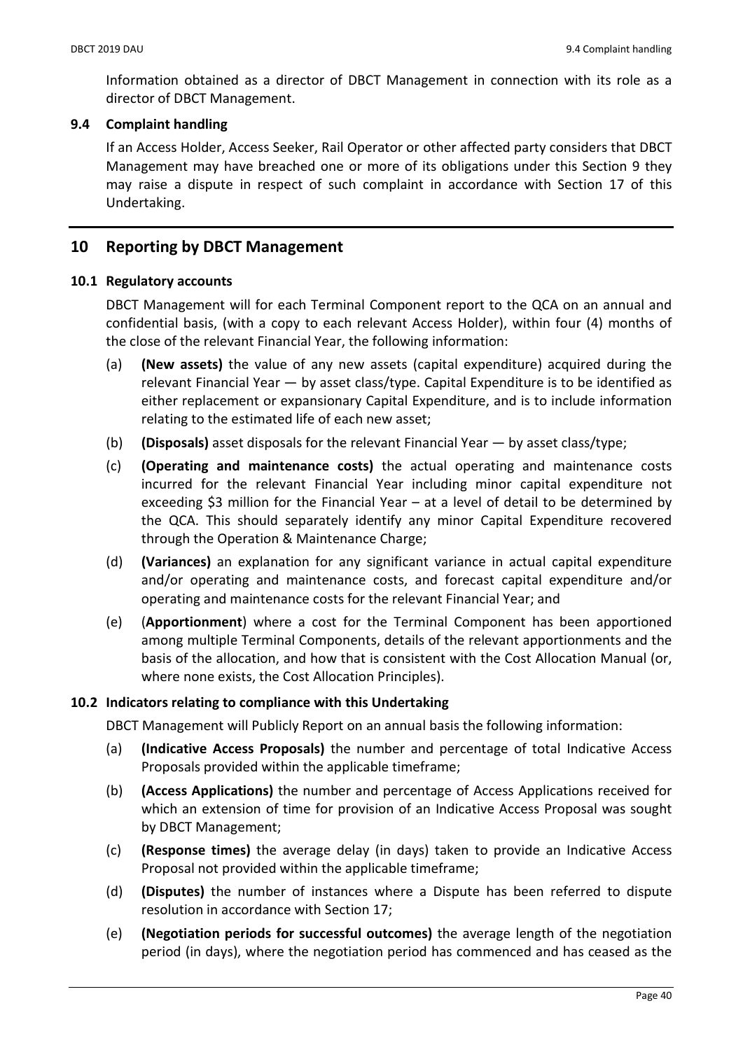Information obtained as a director of DBCT Management in connection with its role as a director of DBCT Management.

### 9.4 Complaint handling

If an Access Holder, Access Seeker, Rail Operator or other affected party considers that DBCT Management may have breached one or more of its obligations under this Section 9 they may raise a dispute in respect of such complaint in accordance with Section 17 of this Undertaking.

## 10 Reporting by DBCT Management

### 10.1 Regulatory accounts

DBCT Management will for each Terminal Component report to the QCA on an annual and confidential basis, (with a copy to each relevant Access Holder), within four (4) months of the close of the relevant Financial Year, the following information:

(a) **(New assets)** the value of any new assets (capital expenditure) acquired during the relevant Financial Year — by asset class/type. Capital Expenditure is to be identified as either replacement or expansionary Capital Expenditure, and is to include information relating to the estimated life of each new asset;

(b) **(Disposals)** asset disposals for the relevant Financial Year — by asset class/type;

(c) **(Operating and maintenance costs)** the actual operating and maintenance costs incurred for the relevant Financial Year including minor capital expenditure not exceeding $3 million for the Financial Year – at a level of detail to be determined by the QCA. This should separately identify any minor Capital Expenditure recovered through the Operation & Maintenance Charge;

(d) **(Variances)** an explanation for any significant variance in actual capital expenditure and/or operating and maintenance costs, and forecast capital expenditure and/or operating and maintenance costs for the relevant Financial Year; and

(e) (**Apportionment**) where a cost for the Terminal Component has been apportioned among multiple Terminal Components, details of the relevant apportionments and the basis of the allocation, and how that is consistent with the Cost Allocation Manual (or, where none exists, the Cost Allocation Principles).

### 10.2 Indicators relating to compliance with this Undertaking

DBCT Management will Publicly Report on an annual basis the following information:

(a) **(Indicative Access Proposals)** the number and percentage of total Indicative Access Proposals provided within the applicable timeframe;

(b) **(Access Applications)** the number and percentage of Access Applications received for which an extension of time for provision of an Indicative Access Proposal was sought by DBCT Management;

(c) **(Response times)** the average delay (in days) taken to provide an Indicative Access Proposal not provided within the applicable timeframe;

(d) **(Disputes)** the number of instances where a Dispute has been referred to dispute resolution in accordance with Section 17;

(e) **(Negotiation periods for successful outcomes)** the average length of the negotiation period (in days), where the negotiation period has commenced and has ceased as the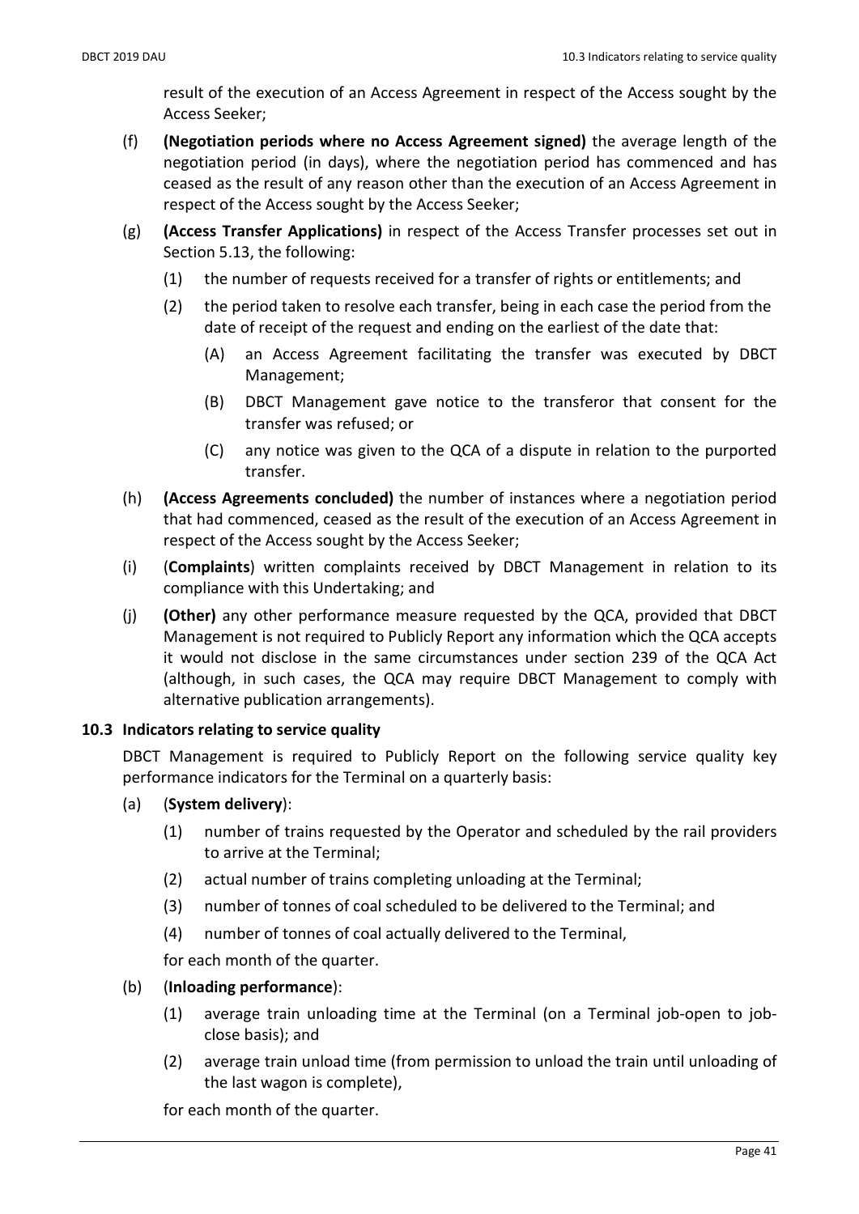result of the execution of an Access Agreement in respect of the Access sought by the Access Seeker;

(f) **(Negotiation periods where no Access Agreement signed)** the average length of the negotiation period (in days), where the negotiation period has commenced and has ceased as the result of any reason other than the execution of an Access Agreement in respect of the Access sought by the Access Seeker;

(g) **(Access Transfer Applications)** in respect of the Access Transfer processes set out in Section 5.13, the following:

   (1) the number of requests received for a transfer of rights or entitlements; and

   (2) the period taken to resolve each transfer, being in each case the period from the date of receipt of the request and ending on the earliest of the date that:

      (A) an Access Agreement facilitating the transfer was executed by DBCT Management;

      (B) DBCT Management gave notice to the transferor that consent for the transfer was refused; or

      (C) any notice was given to the QCA of a dispute in relation to the purported transfer.

(h) **(Access Agreements concluded)** the number of instances where a negotiation period that had commenced, ceased as the result of the execution of an Access Agreement in respect of the Access sought by the Access Seeker;

(i) (**Complaints**) written complaints received by DBCT Management in relation to its compliance with this Undertaking; and

(j) **(Other)** any other performance measure requested by the QCA, provided that DBCT Management is not required to Publicly Report any information which the QCA accepts it would not disclose in the same circumstances under section 239 of the QCA Act (although, in such cases, the QCA may require DBCT Management to comply with alternative publication arrangements).

### 10.3 Indicators relating to service quality

DBCT Management is required to Publicly Report on the following service quality key performance indicators for the Terminal on a quarterly basis:

(a) (**System delivery**):

   (1) number of trains requested by the Operator and scheduled by the rail providers to arrive at the Terminal;

   (2) actual number of trains completing unloading at the Terminal;

   (3) number of tonnes of coal scheduled to be delivered to the Terminal; and

   (4) number of tonnes of coal actually delivered to the Terminal,

   for each month of the quarter.

(b) (**Inloading performance**):

   (1) average train unloading time at the Terminal (on a Terminal job-open to job-close basis); and

   (2) average train unload time (from permission to unload the train until unloading of the last wagon is complete),

   for each month of the quarter.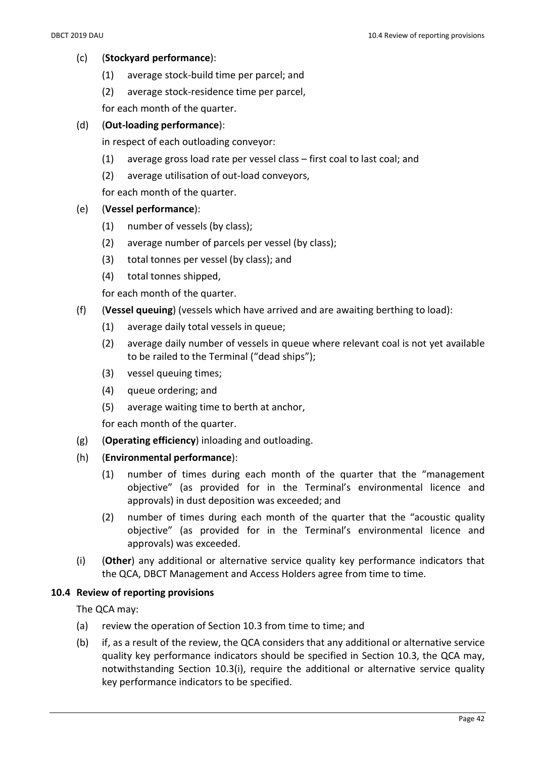(c) (**Stockyard performance**):

  (1) average stock-build time per parcel; and

  (2) average stock-residence time per parcel,

  for each month of the quarter.

(d) (**Out-loading performance**):

  in respect of each outloading conveyor:

  (1) average gross load rate per vessel class – first coal to last coal; and

  (2) average utilisation of out-load conveyors,

  for each month of the quarter.

(e) (**Vessel performance**):

  (1) number of vessels (by class);

  (2) average number of parcels per vessel (by class);

  (3) total tonnes per vessel (by class); and

  (4) total tonnes shipped,

  for each month of the quarter.

(f) (**Vessel queuing**) (vessels which have arrived and are awaiting berthing to load):

  (1) average daily total vessels in queue;

  (2) average daily number of vessels in queue where relevant coal is not yet available to be railed to the Terminal ("dead ships");

  (3) vessel queuing times;

  (4) queue ordering; and

  (5) average waiting time to berth at anchor,

  for each month of the quarter.

(g) (**Operating efficiency**) inloading and outloading.

(h) (**Environmental performance**):

  (1) number of times during each month of the quarter that the "management objective" (as provided for in the Terminal's environmental licence and approvals) in dust deposition was exceeded; and

  (2) number of times during each month of the quarter that the "acoustic quality objective" (as provided for in the Terminal's environmental licence and approvals) was exceeded.

(i) (**Other**) any additional or alternative service quality key performance indicators that the QCA, DBCT Management and Access Holders agree from time to time.

### 10.4 Review of reporting provisions

The QCA may:

(a) review the operation of Section 10.3 from time to time; and

(b) if, as a result of the review, the QCA considers that any additional or alternative service quality key performance indicators should be specified in Section 10.3, the QCA may, notwithstanding Section 10.3(i), require the additional or alternative service quality key performance indicators to be specified.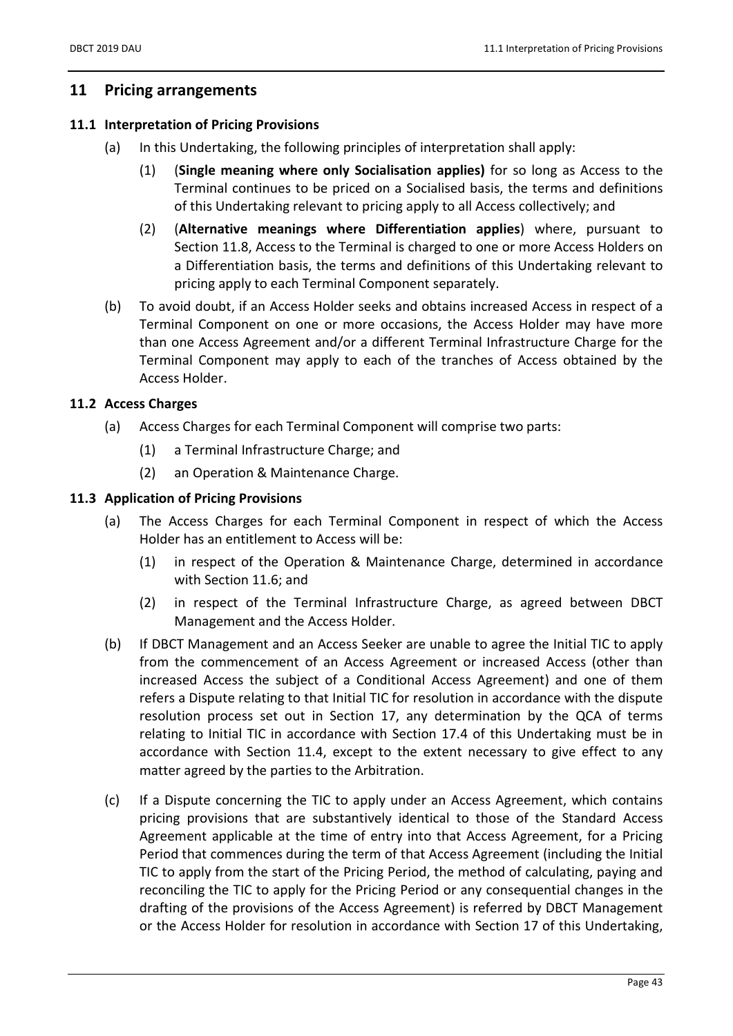# 11 Pricing arrangements

## 11.1 Interpretation of Pricing Provisions

(a) In this Undertaking, the following principles of interpretation shall apply:

(1) (**Single meaning where only Socialisation applies)** for so long as Access to the Terminal continues to be priced on a Socialised basis, the terms and definitions of this Undertaking relevant to pricing apply to all Access collectively; and

(2) (**Alternative meanings where Differentiation applies**) where, pursuant to Section 11.8, Access to the Terminal is charged to one or more Access Holders on a Differentiation basis, the terms and definitions of this Undertaking relevant to pricing apply to each Terminal Component separately.

(b) To avoid doubt, if an Access Holder seeks and obtains increased Access in respect of a Terminal Component on one or more occasions, the Access Holder may have more than one Access Agreement and/or a different Terminal Infrastructure Charge for the Terminal Component may apply to each of the tranches of Access obtained by the Access Holder.

## 11.2 Access Charges

(a) Access Charges for each Terminal Component will comprise two parts:

(1) a Terminal Infrastructure Charge; and

(2) an Operation & Maintenance Charge.

## 11.3 Application of Pricing Provisions

(a) The Access Charges for each Terminal Component in respect of which the Access Holder has an entitlement to Access will be:

(1) in respect of the Operation & Maintenance Charge, determined in accordance with Section 11.6; and

(2) in respect of the Terminal Infrastructure Charge, as agreed between DBCT Management and the Access Holder.

(b) If DBCT Management and an Access Seeker are unable to agree the Initial TIC to apply from the commencement of an Access Agreement or increased Access (other than increased Access the subject of a Conditional Access Agreement) and one of them refers a Dispute relating to that Initial TIC for resolution in accordance with the dispute resolution process set out in Section 17, any determination by the QCA of terms relating to Initial TIC in accordance with Section 17.4 of this Undertaking must be in accordance with Section 11.4, except to the extent necessary to give effect to any matter agreed by the parties to the Arbitration.

(c) If a Dispute concerning the TIC to apply under an Access Agreement, which contains pricing provisions that are substantively identical to those of the Standard Access Agreement applicable at the time of entry into that Access Agreement, for a Pricing Period that commences during the term of that Access Agreement (including the Initial TIC to apply from the start of the Pricing Period, the method of calculating, paying and reconciling the TIC to apply for the Pricing Period or any consequential changes in the drafting of the provisions of the Access Agreement) is referred by DBCT Management or the Access Holder for resolution in accordance with Section 17 of this Undertaking,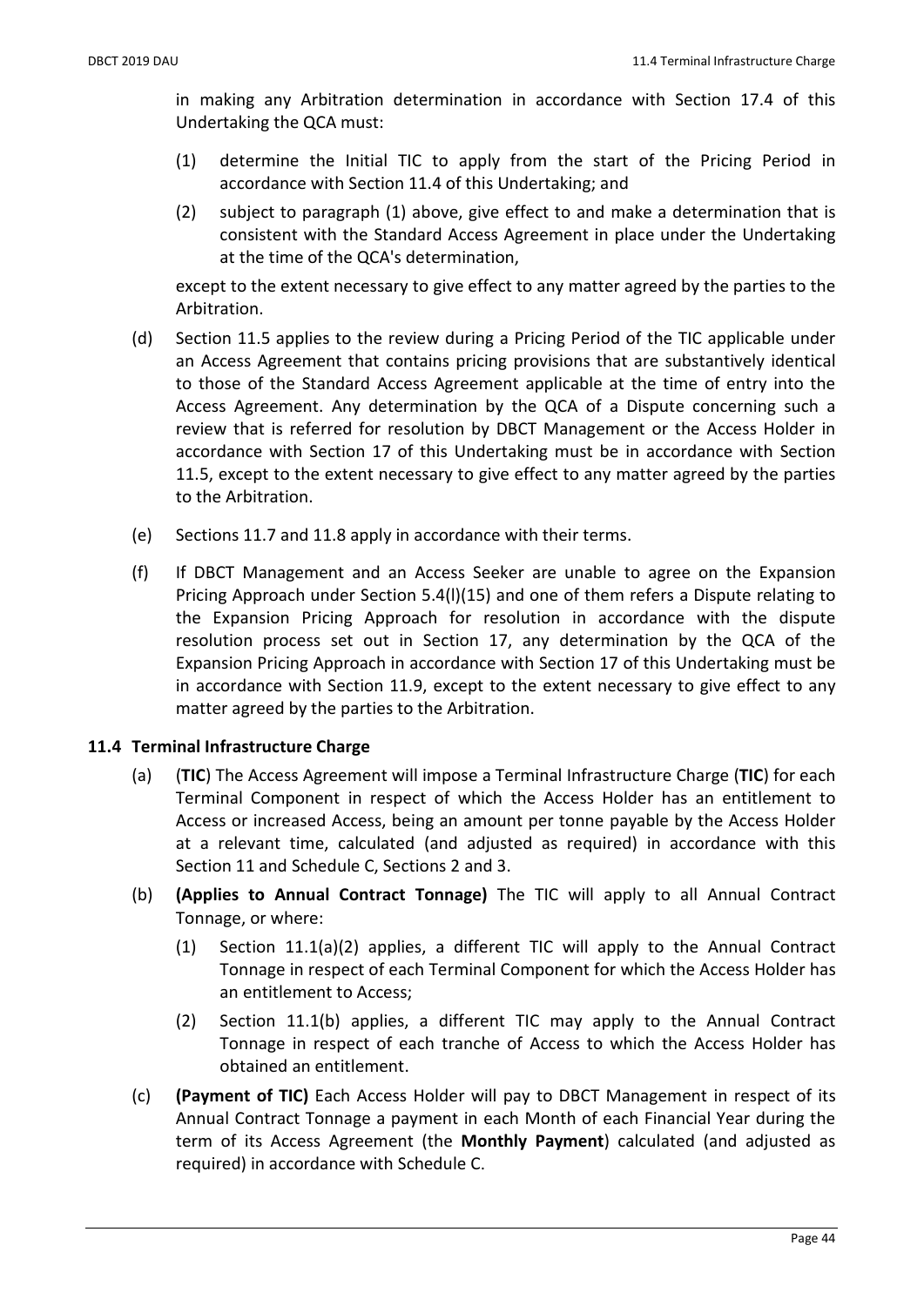in making any Arbitration determination in accordance with Section 17.4 of this Undertaking the QCA must:

(1) determine the Initial TIC to apply from the start of the Pricing Period in accordance with Section 11.4 of this Undertaking; and

(2) subject to paragraph (1) above, give effect to and make a determination that is consistent with the Standard Access Agreement in place under the Undertaking at the time of the QCA's determination,

except to the extent necessary to give effect to any matter agreed by the parties to the Arbitration.

(d) Section 11.5 applies to the review during a Pricing Period of the TIC applicable under an Access Agreement that contains pricing provisions that are substantively identical to those of the Standard Access Agreement applicable at the time of entry into the Access Agreement. Any determination by the QCA of a Dispute concerning such a review that is referred for resolution by DBCT Management or the Access Holder in accordance with Section 17 of this Undertaking must be in accordance with Section 11.5, except to the extent necessary to give effect to any matter agreed by the parties to the Arbitration.

(e) Sections 11.7 and 11.8 apply in accordance with their terms.

(f) If DBCT Management and an Access Seeker are unable to agree on the Expansion Pricing Approach under Section 5.4(l)(15) and one of them refers a Dispute relating to the Expansion Pricing Approach for resolution in accordance with the dispute resolution process set out in Section 17, any determination by the QCA of the Expansion Pricing Approach in accordance with Section 17 of this Undertaking must be in accordance with Section 11.9, except to the extent necessary to give effect to any matter agreed by the parties to the Arbitration.

### 11.4 Terminal Infrastructure Charge

(a) (**TIC**) The Access Agreement will impose a Terminal Infrastructure Charge (**TIC**) for each Terminal Component in respect of which the Access Holder has an entitlement to Access or increased Access, being an amount per tonne payable by the Access Holder at a relevant time, calculated (and adjusted as required) in accordance with this Section 11 and Schedule C, Sections 2 and 3.

(b) **(Applies to Annual Contract Tonnage)** The TIC will apply to all Annual Contract Tonnage, or where:

(1) Section 11.1(a)(2) applies, a different TIC will apply to the Annual Contract Tonnage in respect of each Terminal Component for which the Access Holder has an entitlement to Access;

(2) Section 11.1(b) applies, a different TIC may apply to the Annual Contract Tonnage in respect of each tranche of Access to which the Access Holder has obtained an entitlement.

(c) **(Payment of TIC)** Each Access Holder will pay to DBCT Management in respect of its Annual Contract Tonnage a payment in each Month of each Financial Year during the term of its Access Agreement (the **Monthly Payment**) calculated (and adjusted as required) in accordance with Schedule C.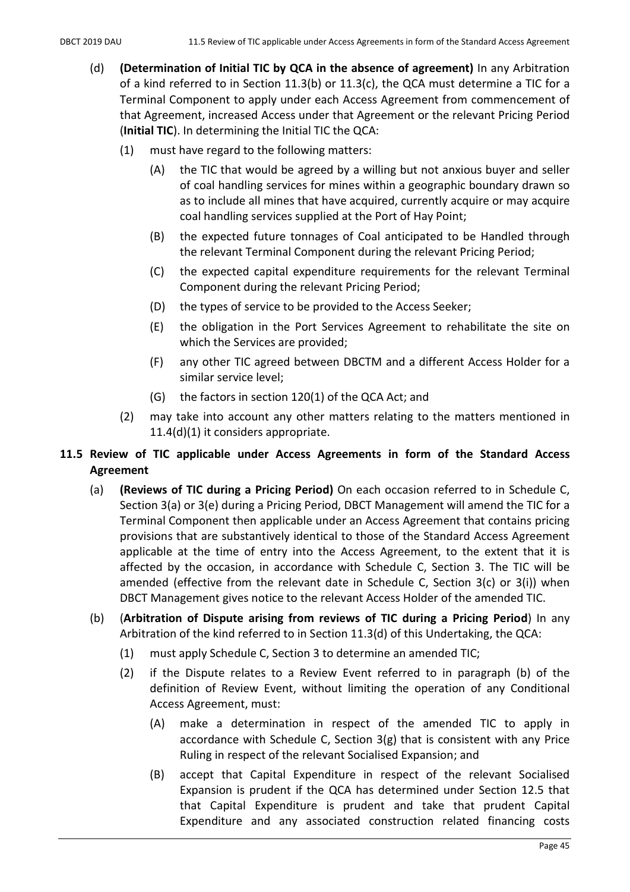(d) **(Determination of Initial TIC by QCA in the absence of agreement)** In any Arbitration of a kind referred to in Section 11.3(b) or 11.3(c), the QCA must determine a TIC for a Terminal Component to apply under each Access Agreement from commencement of that Agreement, increased Access under that Agreement or the relevant Pricing Period (**Initial TIC**). In determining the Initial TIC the QCA:

(1) must have regard to the following matters:

(A) the TIC that would be agreed by a willing but not anxious buyer and seller of coal handling services for mines within a geographic boundary drawn so as to include all mines that have acquired, currently acquire or may acquire coal handling services supplied at the Port of Hay Point;

(B) the expected future tonnages of Coal anticipated to be Handled through the relevant Terminal Component during the relevant Pricing Period;

(C) the expected capital expenditure requirements for the relevant Terminal Component during the relevant Pricing Period;

(D) the types of service to be provided to the Access Seeker;

(E) the obligation in the Port Services Agreement to rehabilitate the site on which the Services are provided;

(F) any other TIC agreed between DBCTM and a different Access Holder for a similar service level;

(G) the factors in section 120(1) of the QCA Act; and

(2) may take into account any other matters relating to the matters mentioned in 11.4(d)(1) it considers appropriate.

## 11.5 Review of TIC applicable under Access Agreements in form of the Standard Access Agreement

(a) **(Reviews of TIC during a Pricing Period)** On each occasion referred to in Schedule C, Section 3(a) or 3(e) during a Pricing Period, DBCT Management will amend the TIC for a Terminal Component then applicable under an Access Agreement that contains pricing provisions that are substantively identical to those of the Standard Access Agreement applicable at the time of entry into the Access Agreement, to the extent that it is affected by the occasion, in accordance with Schedule C, Section 3. The TIC will be amended (effective from the relevant date in Schedule C, Section 3(c) or 3(i)) when DBCT Management gives notice to the relevant Access Holder of the amended TIC.

(b) (**Arbitration of Dispute arising from reviews of TIC during a Pricing Period**) In any Arbitration of the kind referred to in Section 11.3(d) of this Undertaking, the QCA:

(1) must apply Schedule C, Section 3 to determine an amended TIC;

(2) if the Dispute relates to a Review Event referred to in paragraph (b) of the definition of Review Event, without limiting the operation of any Conditional Access Agreement, must:

(A) make a determination in respect of the amended TIC to apply in accordance with Schedule C, Section 3(g) that is consistent with any Price Ruling in respect of the relevant Socialised Expansion; and

(B) accept that Capital Expenditure in respect of the relevant Socialised Expansion is prudent if the QCA has determined under Section 12.5 that that Capital Expenditure is prudent and take that prudent Capital Expenditure and any associated construction related financing costs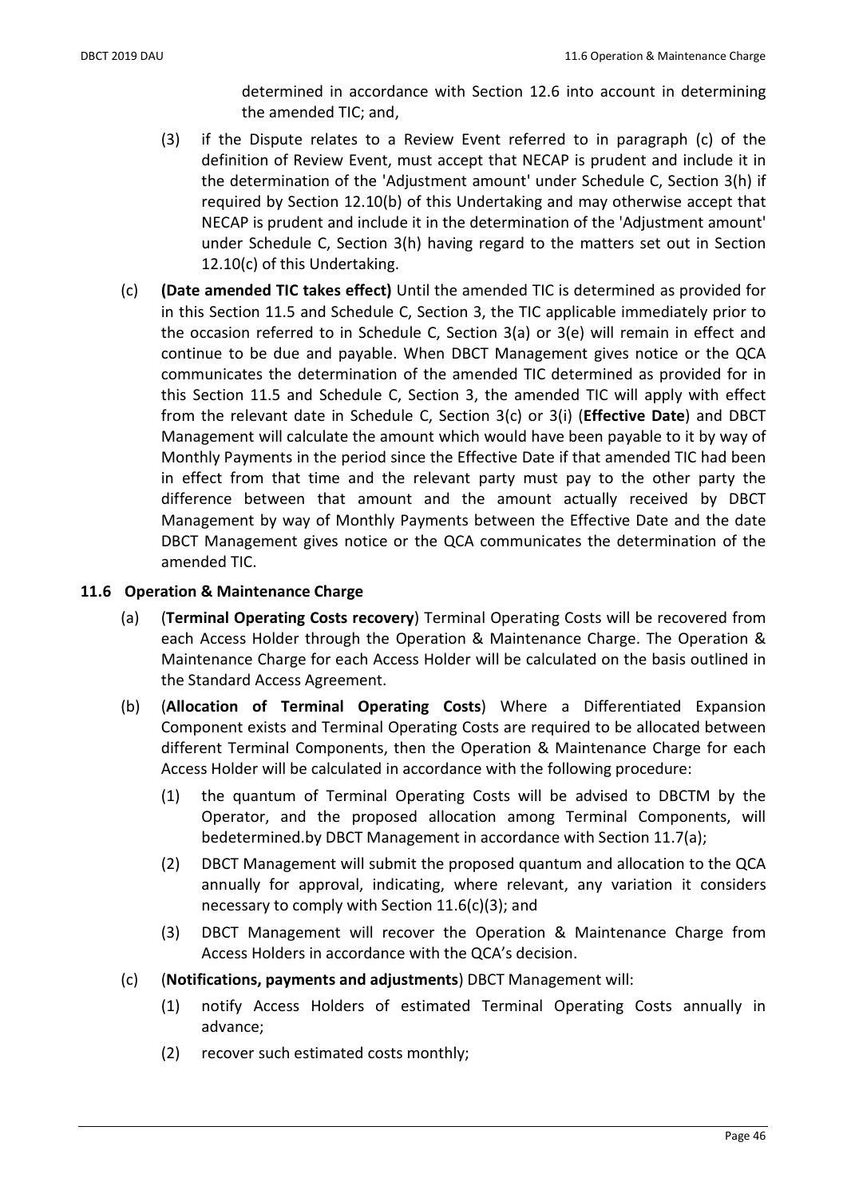determined in accordance with Section 12.6 into account in determining the amended TIC; and,

(3) if the Dispute relates to a Review Event referred to in paragraph (c) of the definition of Review Event, must accept that NECAP is prudent and include it in the determination of the 'Adjustment amount' under Schedule C, Section 3(h) if required by Section 12.10(b) of this Undertaking and may otherwise accept that NECAP is prudent and include it in the determination of the 'Adjustment amount' under Schedule C, Section 3(h) having regard to the matters set out in Section 12.10(c) of this Undertaking.

(c) **(Date amended TIC takes effect)** Until the amended TIC is determined as provided for in this Section 11.5 and Schedule C, Section 3, the TIC applicable immediately prior to the occasion referred to in Schedule C, Section 3(a) or 3(e) will remain in effect and continue to be due and payable. When DBCT Management gives notice or the QCA communicates the determination of the amended TIC determined as provided for in this Section 11.5 and Schedule C, Section 3, the amended TIC will apply with effect from the relevant date in Schedule C, Section 3(c) or 3(i) (**Effective Date**) and DBCT Management will calculate the amount which would have been payable to it by way of Monthly Payments in the period since the Effective Date if that amended TIC had been in effect from that time and the relevant party must pay to the other party the difference between that amount and the amount actually received by DBCT Management by way of Monthly Payments between the Effective Date and the date DBCT Management gives notice or the QCA communicates the determination of the amended TIC.

### 11.6 Operation & Maintenance Charge

(a) (**Terminal Operating Costs recovery**) Terminal Operating Costs will be recovered from each Access Holder through the Operation & Maintenance Charge. The Operation & Maintenance Charge for each Access Holder will be calculated on the basis outlined in the Standard Access Agreement.

(b) (**Allocation of Terminal Operating Costs**) Where a Differentiated Expansion Component exists and Terminal Operating Costs are required to be allocated between different Terminal Components, then the Operation & Maintenance Charge for each Access Holder will be calculated in accordance with the following procedure:

(1) the quantum of Terminal Operating Costs will be advised to DBCTM by the Operator, and the proposed allocation among Terminal Components, will bedetermined.by DBCT Management in accordance with Section 11.7(a);

(2) DBCT Management will submit the proposed quantum and allocation to the QCA annually for approval, indicating, where relevant, any variation it considers necessary to comply with Section 11.6(c)(3); and

(3) DBCT Management will recover the Operation & Maintenance Charge from Access Holders in accordance with the QCA's decision.

(c) (**Notifications, payments and adjustments**) DBCT Management will:

(1) notify Access Holders of estimated Terminal Operating Costs annually in advance;

(2) recover such estimated costs monthly;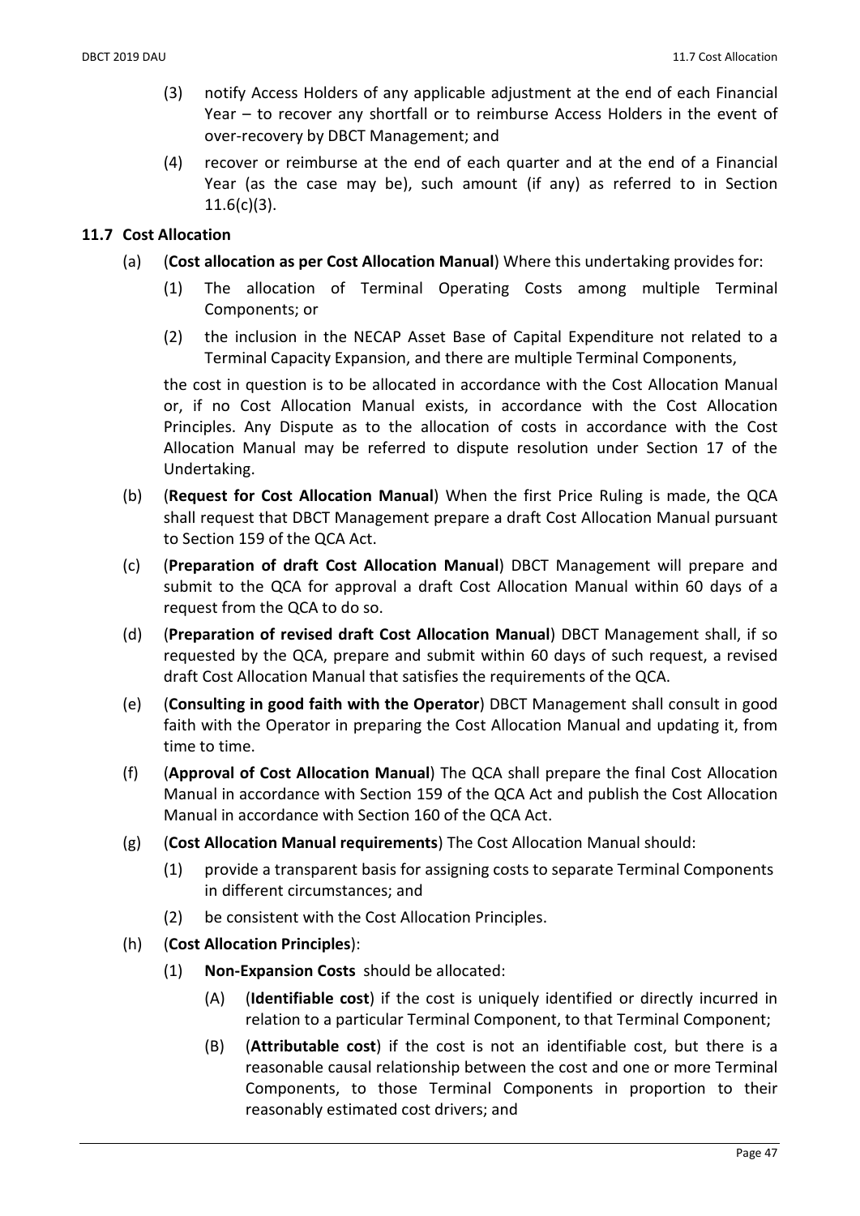(3) notify Access Holders of any applicable adjustment at the end of each Financial Year – to recover any shortfall or to reimburse Access Holders in the event of over-recovery by DBCT Management; and

(4) recover or reimburse at the end of each quarter and at the end of a Financial Year (as the case may be), such amount (if any) as referred to in Section 11.6(c)(3).

## 11.7 Cost Allocation

(a) (**Cost allocation as per Cost Allocation Manual**) Where this undertaking provides for:

(1) The allocation of Terminal Operating Costs among multiple Terminal Components; or

(2) the inclusion in the NECAP Asset Base of Capital Expenditure not related to a Terminal Capacity Expansion, and there are multiple Terminal Components,

the cost in question is to be allocated in accordance with the Cost Allocation Manual or, if no Cost Allocation Manual exists, in accordance with the Cost Allocation Principles. Any Dispute as to the allocation of costs in accordance with the Cost Allocation Manual may be referred to dispute resolution under Section 17 of the Undertaking.

(b) (**Request for Cost Allocation Manual**) When the first Price Ruling is made, the QCA shall request that DBCT Management prepare a draft Cost Allocation Manual pursuant to Section 159 of the QCA Act.

(c) (**Preparation of draft Cost Allocation Manual**) DBCT Management will prepare and submit to the QCA for approval a draft Cost Allocation Manual within 60 days of a request from the QCA to do so.

(d) (**Preparation of revised draft Cost Allocation Manual**) DBCT Management shall, if so requested by the QCA, prepare and submit within 60 days of such request, a revised draft Cost Allocation Manual that satisfies the requirements of the QCA.

(e) (**Consulting in good faith with the Operator**) DBCT Management shall consult in good faith with the Operator in preparing the Cost Allocation Manual and updating it, from time to time.

(f) (**Approval of Cost Allocation Manual**) The QCA shall prepare the final Cost Allocation Manual in accordance with Section 159 of the QCA Act and publish the Cost Allocation Manual in accordance with Section 160 of the QCA Act.

(g) (**Cost Allocation Manual requirements**) The Cost Allocation Manual should:

(1) provide a transparent basis for assigning costs to separate Terminal Components in different circumstances; and

(2) be consistent with the Cost Allocation Principles.

(h) (**Cost Allocation Principles**):

(1) **Non-Expansion Costs** should be allocated:

(A) (**Identifiable cost**) if the cost is uniquely identified or directly incurred in relation to a particular Terminal Component, to that Terminal Component;

(B) (**Attributable cost**) if the cost is not an identifiable cost, but there is a reasonable causal relationship between the cost and one or more Terminal Components, to those Terminal Components in proportion to their reasonably estimated cost drivers; and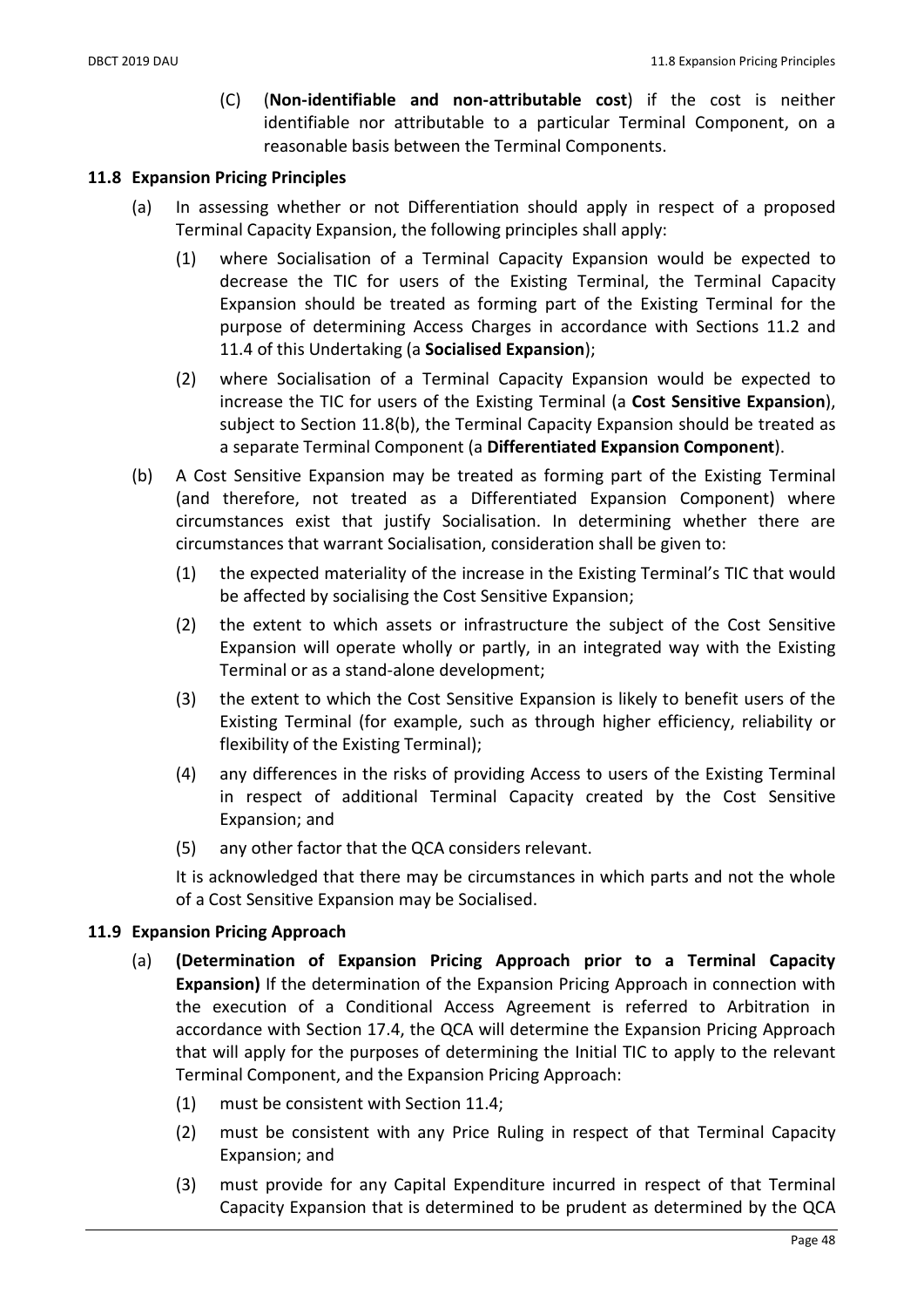(C) (**Non-identifiable and non-attributable cost**) if the cost is neither identifiable nor attributable to a particular Terminal Component, on a reasonable basis between the Terminal Components.

## 11.8 Expansion Pricing Principles

(a) In assessing whether or not Differentiation should apply in respect of a proposed Terminal Capacity Expansion, the following principles shall apply:

(1) where Socialisation of a Terminal Capacity Expansion would be expected to decrease the TIC for users of the Existing Terminal, the Terminal Capacity Expansion should be treated as forming part of the Existing Terminal for the purpose of determining Access Charges in accordance with Sections 11.2 and 11.4 of this Undertaking (a **Socialised Expansion**);

(2) where Socialisation of a Terminal Capacity Expansion would be expected to increase the TIC for users of the Existing Terminal (a **Cost Sensitive Expansion**), subject to Section 11.8(b), the Terminal Capacity Expansion should be treated as a separate Terminal Component (a **Differentiated Expansion Component**).

(b) A Cost Sensitive Expansion may be treated as forming part of the Existing Terminal (and therefore, not treated as a Differentiated Expansion Component) where circumstances exist that justify Socialisation. In determining whether there are circumstances that warrant Socialisation, consideration shall be given to:

(1) the expected materiality of the increase in the Existing Terminal's TIC that would be affected by socialising the Cost Sensitive Expansion;

(2) the extent to which assets or infrastructure the subject of the Cost Sensitive Expansion will operate wholly or partly, in an integrated way with the Existing Terminal or as a stand-alone development;

(3) the extent to which the Cost Sensitive Expansion is likely to benefit users of the Existing Terminal (for example, such as through higher efficiency, reliability or flexibility of the Existing Terminal);

(4) any differences in the risks of providing Access to users of the Existing Terminal in respect of additional Terminal Capacity created by the Cost Sensitive Expansion; and

(5) any other factor that the QCA considers relevant.

It is acknowledged that there may be circumstances in which parts and not the whole of a Cost Sensitive Expansion may be Socialised.

## 11.9 Expansion Pricing Approach

(a) **(Determination of Expansion Pricing Approach prior to a Terminal Capacity Expansion)** If the determination of the Expansion Pricing Approach in connection with the execution of a Conditional Access Agreement is referred to Arbitration in accordance with Section 17.4, the QCA will determine the Expansion Pricing Approach that will apply for the purposes of determining the Initial TIC to apply to the relevant Terminal Component, and the Expansion Pricing Approach:

(1) must be consistent with Section 11.4;

(2) must be consistent with any Price Ruling in respect of that Terminal Capacity Expansion; and

(3) must provide for any Capital Expenditure incurred in respect of that Terminal Capacity Expansion that is determined to be prudent as determined by the QCA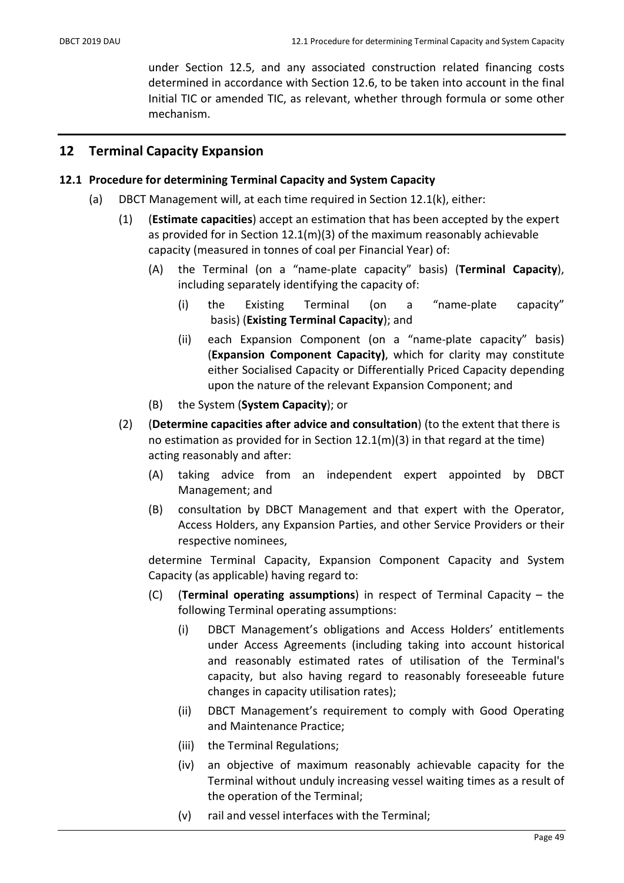under Section 12.5, and any associated construction related financing costs determined in accordance with Section 12.6, to be taken into account in the final Initial TIC or amended TIC, as relevant, whether through formula or some other mechanism.

## 12 Terminal Capacity Expansion

### 12.1 Procedure for determining Terminal Capacity and System Capacity

(a) DBCT Management will, at each time required in Section 12.1(k), either:

(1) (**Estimate capacities**) accept an estimation that has been accepted by the expert as provided for in Section 12.1(m)(3) of the maximum reasonably achievable capacity (measured in tonnes of coal per Financial Year) of:

(A) the Terminal (on a "name-plate capacity" basis) (**Terminal Capacity**), including separately identifying the capacity of:

(i) the Existing Terminal (on a "name-plate capacity" basis) (**Existing Terminal Capacity**); and

(ii) each Expansion Component (on a "name-plate capacity" basis) (**Expansion Component Capacity)**, which for clarity may constitute either Socialised Capacity or Differentially Priced Capacity depending upon the nature of the relevant Expansion Component; and

(B) the System (**System Capacity**); or

(2) (**Determine capacities after advice and consultation**) (to the extent that there is no estimation as provided for in Section 12.1(m)(3) in that regard at the time) acting reasonably and after:

(A) taking advice from an independent expert appointed by DBCT Management; and

(B) consultation by DBCT Management and that expert with the Operator, Access Holders, any Expansion Parties, and other Service Providers or their respective nominees,

determine Terminal Capacity, Expansion Component Capacity and System Capacity (as applicable) having regard to:

(C) (**Terminal operating assumptions**) in respect of Terminal Capacity – the following Terminal operating assumptions:

(i) DBCT Management's obligations and Access Holders' entitlements under Access Agreements (including taking into account historical and reasonably estimated rates of utilisation of the Terminal's capacity, but also having regard to reasonably foreseeable future changes in capacity utilisation rates);

(ii) DBCT Management's requirement to comply with Good Operating and Maintenance Practice;

(iii) the Terminal Regulations;

(iv) an objective of maximum reasonably achievable capacity for the Terminal without unduly increasing vessel waiting times as a result of the operation of the Terminal;

(v) rail and vessel interfaces with the Terminal;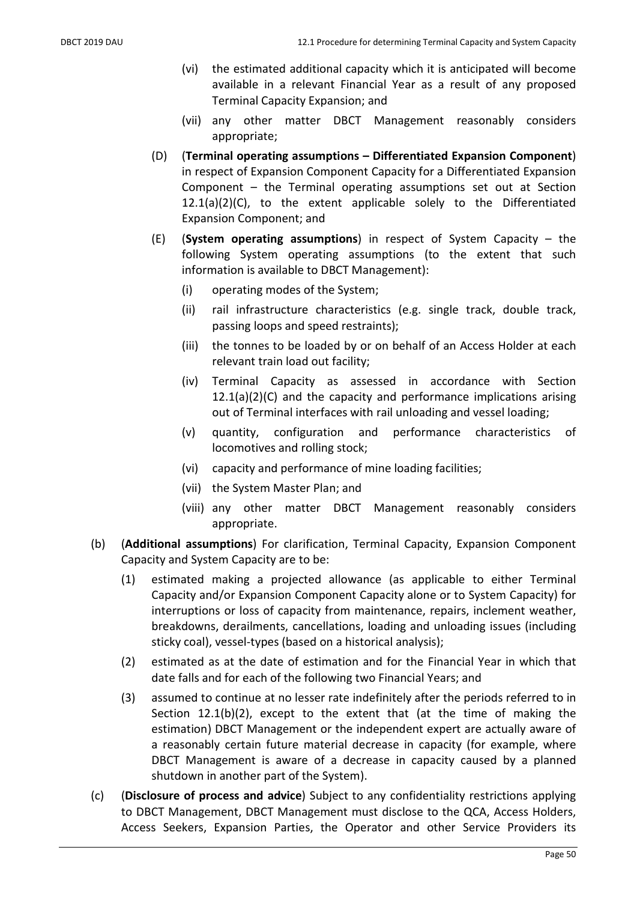(vi) the estimated additional capacity which it is anticipated will become available in a relevant Financial Year as a result of any proposed Terminal Capacity Expansion; and

(vii) any other matter DBCT Management reasonably considers appropriate;

(D) (**Terminal operating assumptions – Differentiated Expansion Component**) in respect of Expansion Component Capacity for a Differentiated Expansion Component – the Terminal operating assumptions set out at Section 12.1(a)(2)(C), to the extent applicable solely to the Differentiated Expansion Component; and

(E) (**System operating assumptions**) in respect of System Capacity – the following System operating assumptions (to the extent that such information is available to DBCT Management):

(i) operating modes of the System;

(ii) rail infrastructure characteristics (e.g. single track, double track, passing loops and speed restraints);

(iii) the tonnes to be loaded by or on behalf of an Access Holder at each relevant train load out facility;

(iv) Terminal Capacity as assessed in accordance with Section 12.1(a)(2)(C) and the capacity and performance implications arising out of Terminal interfaces with rail unloading and vessel loading;

(v) quantity, configuration and performance characteristics of locomotives and rolling stock;

(vi) capacity and performance of mine loading facilities;

(vii) the System Master Plan; and

(viii) any other matter DBCT Management reasonably considers appropriate.

(b) (**Additional assumptions**) For clarification, Terminal Capacity, Expansion Component Capacity and System Capacity are to be:

(1) estimated making a projected allowance (as applicable to either Terminal Capacity and/or Expansion Component Capacity alone or to System Capacity) for interruptions or loss of capacity from maintenance, repairs, inclement weather, breakdowns, derailments, cancellations, loading and unloading issues (including sticky coal), vessel-types (based on a historical analysis);

(2) estimated as at the date of estimation and for the Financial Year in which that date falls and for each of the following two Financial Years; and

(3) assumed to continue at no lesser rate indefinitely after the periods referred to in Section 12.1(b)(2), except to the extent that (at the time of making the estimation) DBCT Management or the independent expert are actually aware of a reasonably certain future material decrease in capacity (for example, where DBCT Management is aware of a decrease in capacity caused by a planned shutdown in another part of the System).

(c) (**Disclosure of process and advice**) Subject to any confidentiality restrictions applying to DBCT Management, DBCT Management must disclose to the QCA, Access Holders, Access Seekers, Expansion Parties, the Operator and other Service Providers its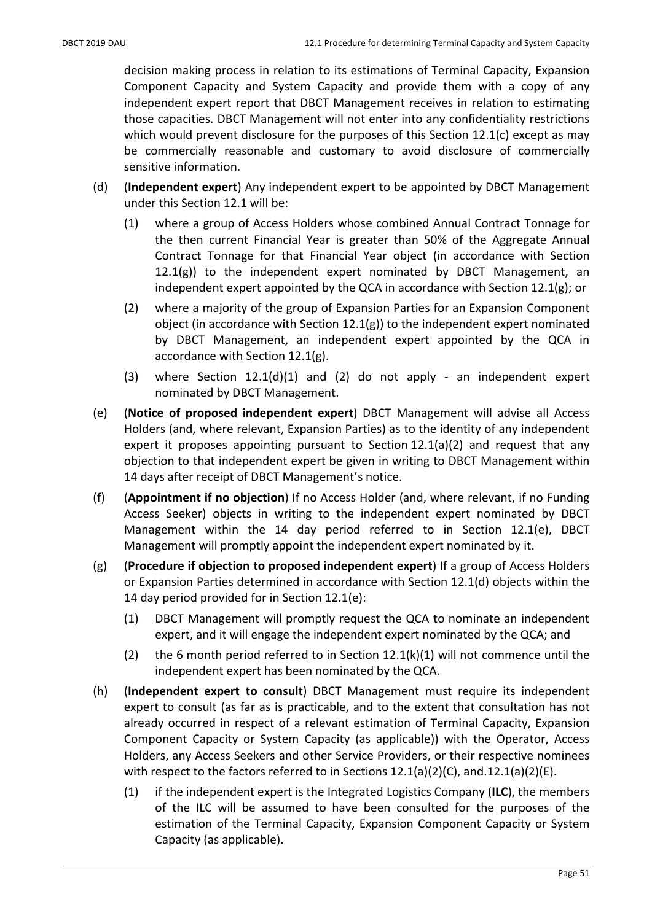decision making process in relation to its estimations of Terminal Capacity, Expansion Component Capacity and System Capacity and provide them with a copy of any independent expert report that DBCT Management receives in relation to estimating those capacities. DBCT Management will not enter into any confidentiality restrictions which would prevent disclosure for the purposes of this Section 12.1(c) except as may be commercially reasonable and customary to avoid disclosure of commercially sensitive information.

(d) (**Independent expert**) Any independent expert to be appointed by DBCT Management under this Section 12.1 will be:

  (1) where a group of Access Holders whose combined Annual Contract Tonnage for the then current Financial Year is greater than 50% of the Aggregate Annual Contract Tonnage for that Financial Year object (in accordance with Section 12.1(g)) to the independent expert nominated by DBCT Management, an independent expert appointed by the QCA in accordance with Section 12.1(g); or

  (2) where a majority of the group of Expansion Parties for an Expansion Component object (in accordance with Section 12.1(g)) to the independent expert nominated by DBCT Management, an independent expert appointed by the QCA in accordance with Section 12.1(g).

  (3) where Section 12.1(d)(1) and (2) do not apply - an independent expert nominated by DBCT Management.

(e) (**Notice of proposed independent expert**) DBCT Management will advise all Access Holders (and, where relevant, Expansion Parties) as to the identity of any independent expert it proposes appointing pursuant to Section 12.1(a)(2) and request that any objection to that independent expert be given in writing to DBCT Management within 14 days after receipt of DBCT Management's notice.

(f) (**Appointment if no objection**) If no Access Holder (and, where relevant, if no Funding Access Seeker) objects in writing to the independent expert nominated by DBCT Management within the 14 day period referred to in Section 12.1(e), DBCT Management will promptly appoint the independent expert nominated by it.

(g) (**Procedure if objection to proposed independent expert**) If a group of Access Holders or Expansion Parties determined in accordance with Section 12.1(d) objects within the 14 day period provided for in Section 12.1(e):

  (1) DBCT Management will promptly request the QCA to nominate an independent expert, and it will engage the independent expert nominated by the QCA; and

  (2) the 6 month period referred to in Section 12.1(k)(1) will not commence until the independent expert has been nominated by the QCA.

(h) (**Independent expert to consult**) DBCT Management must require its independent expert to consult (as far as is practicable, and to the extent that consultation has not already occurred in respect of a relevant estimation of Terminal Capacity, Expansion Component Capacity or System Capacity (as applicable)) with the Operator, Access Holders, any Access Seekers and other Service Providers, or their respective nominees with respect to the factors referred to in Sections 12.1(a)(2)(C), and.12.1(a)(2)(E).

  (1) if the independent expert is the Integrated Logistics Company (**ILC**), the members of the ILC will be assumed to have been consulted for the purposes of the estimation of the Terminal Capacity, Expansion Component Capacity or System Capacity (as applicable).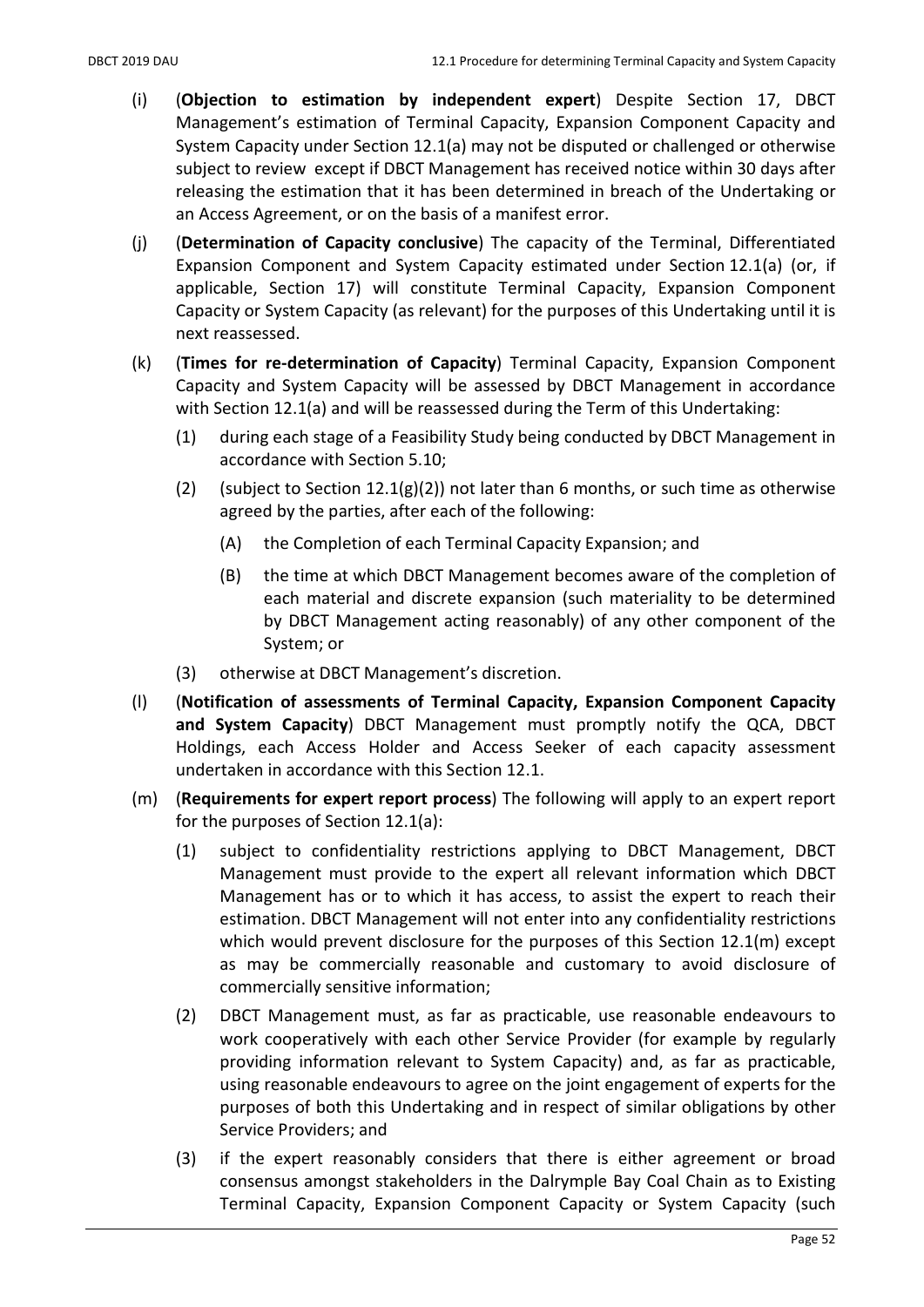(i) (**Objection to estimation by independent expert**) Despite Section 17, DBCT Management's estimation of Terminal Capacity, Expansion Component Capacity and System Capacity under Section 12.1(a) may not be disputed or challenged or otherwise subject to review except if DBCT Management has received notice within 30 days after releasing the estimation that it has been determined in breach of the Undertaking or an Access Agreement, or on the basis of a manifest error.

(j) (**Determination of Capacity conclusive**) The capacity of the Terminal, Differentiated Expansion Component and System Capacity estimated under Section 12.1(a) (or, if applicable, Section 17) will constitute Terminal Capacity, Expansion Component Capacity or System Capacity (as relevant) for the purposes of this Undertaking until it is next reassessed.

(k) (**Times for re-determination of Capacity**) Terminal Capacity, Expansion Component Capacity and System Capacity will be assessed by DBCT Management in accordance with Section 12.1(a) and will be reassessed during the Term of this Undertaking:

(1) during each stage of a Feasibility Study being conducted by DBCT Management in accordance with Section 5.10;

(2) (subject to Section 12.1(g)(2)) not later than 6 months, or such time as otherwise agreed by the parties, after each of the following:

(A) the Completion of each Terminal Capacity Expansion; and

(B) the time at which DBCT Management becomes aware of the completion of each material and discrete expansion (such materiality to be determined by DBCT Management acting reasonably) of any other component of the System; or

(3) otherwise at DBCT Management's discretion.

(l) (**Notification of assessments of Terminal Capacity, Expansion Component Capacity and System Capacity**) DBCT Management must promptly notify the QCA, DBCT Holdings, each Access Holder and Access Seeker of each capacity assessment undertaken in accordance with this Section 12.1.

(m) (**Requirements for expert report process**) The following will apply to an expert report for the purposes of Section 12.1(a):

(1) subject to confidentiality restrictions applying to DBCT Management, DBCT Management must provide to the expert all relevant information which DBCT Management has or to which it has access, to assist the expert to reach their estimation. DBCT Management will not enter into any confidentiality restrictions which would prevent disclosure for the purposes of this Section 12.1(m) except as may be commercially reasonable and customary to avoid disclosure of commercially sensitive information;

(2) DBCT Management must, as far as practicable, use reasonable endeavours to work cooperatively with each other Service Provider (for example by regularly providing information relevant to System Capacity) and, as far as practicable, using reasonable endeavours to agree on the joint engagement of experts for the purposes of both this Undertaking and in respect of similar obligations by other Service Providers; and

(3) if the expert reasonably considers that there is either agreement or broad consensus amongst stakeholders in the Dalrymple Bay Coal Chain as to Existing Terminal Capacity, Expansion Component Capacity or System Capacity (such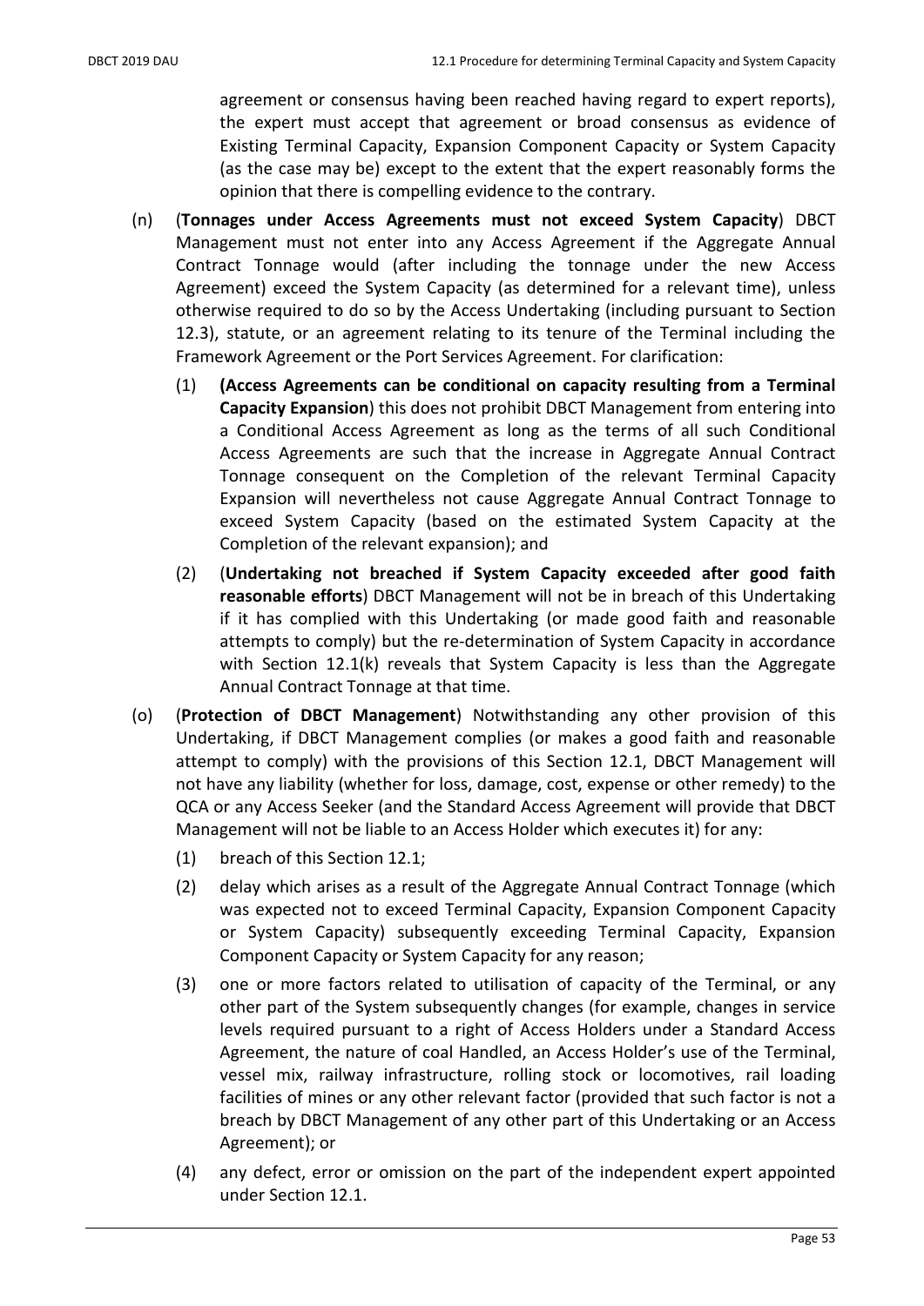agreement or consensus having been reached having regard to expert reports), the expert must accept that agreement or broad consensus as evidence of Existing Terminal Capacity, Expansion Component Capacity or System Capacity (as the case may be) except to the extent that the expert reasonably forms the opinion that there is compelling evidence to the contrary.

(n) (**Tonnages under Access Agreements must not exceed System Capacity**) DBCT Management must not enter into any Access Agreement if the Aggregate Annual Contract Tonnage would (after including the tonnage under the new Access Agreement) exceed the System Capacity (as determined for a relevant time), unless otherwise required to do so by the Access Undertaking (including pursuant to Section 12.3), statute, or an agreement relating to its tenure of the Terminal including the Framework Agreement or the Port Services Agreement. For clarification:

(1) **(Access Agreements can be conditional on capacity resulting from a Terminal Capacity Expansion**) this does not prohibit DBCT Management from entering into a Conditional Access Agreement as long as the terms of all such Conditional Access Agreements are such that the increase in Aggregate Annual Contract Tonnage consequent on the Completion of the relevant Terminal Capacity Expansion will nevertheless not cause Aggregate Annual Contract Tonnage to exceed System Capacity (based on the estimated System Capacity at the Completion of the relevant expansion); and

(2) (**Undertaking not breached if System Capacity exceeded after good faith reasonable efforts**) DBCT Management will not be in breach of this Undertaking if it has complied with this Undertaking (or made good faith and reasonable attempts to comply) but the re-determination of System Capacity in accordance with Section 12.1(k) reveals that System Capacity is less than the Aggregate Annual Contract Tonnage at that time.

(o) (**Protection of DBCT Management**) Notwithstanding any other provision of this Undertaking, if DBCT Management complies (or makes a good faith and reasonable attempt to comply) with the provisions of this Section 12.1, DBCT Management will not have any liability (whether for loss, damage, cost, expense or other remedy) to the QCA or any Access Seeker (and the Standard Access Agreement will provide that DBCT Management will not be liable to an Access Holder which executes it) for any:

(1) breach of this Section 12.1;

(2) delay which arises as a result of the Aggregate Annual Contract Tonnage (which was expected not to exceed Terminal Capacity, Expansion Component Capacity or System Capacity) subsequently exceeding Terminal Capacity, Expansion Component Capacity or System Capacity for any reason;

(3) one or more factors related to utilisation of capacity of the Terminal, or any other part of the System subsequently changes (for example, changes in service levels required pursuant to a right of Access Holders under a Standard Access Agreement, the nature of coal Handled, an Access Holder's use of the Terminal, vessel mix, railway infrastructure, rolling stock or locomotives, rail loading facilities of mines or any other relevant factor (provided that such factor is not a breach by DBCT Management of any other part of this Undertaking or an Access Agreement); or

(4) any defect, error or omission on the part of the independent expert appointed under Section 12.1.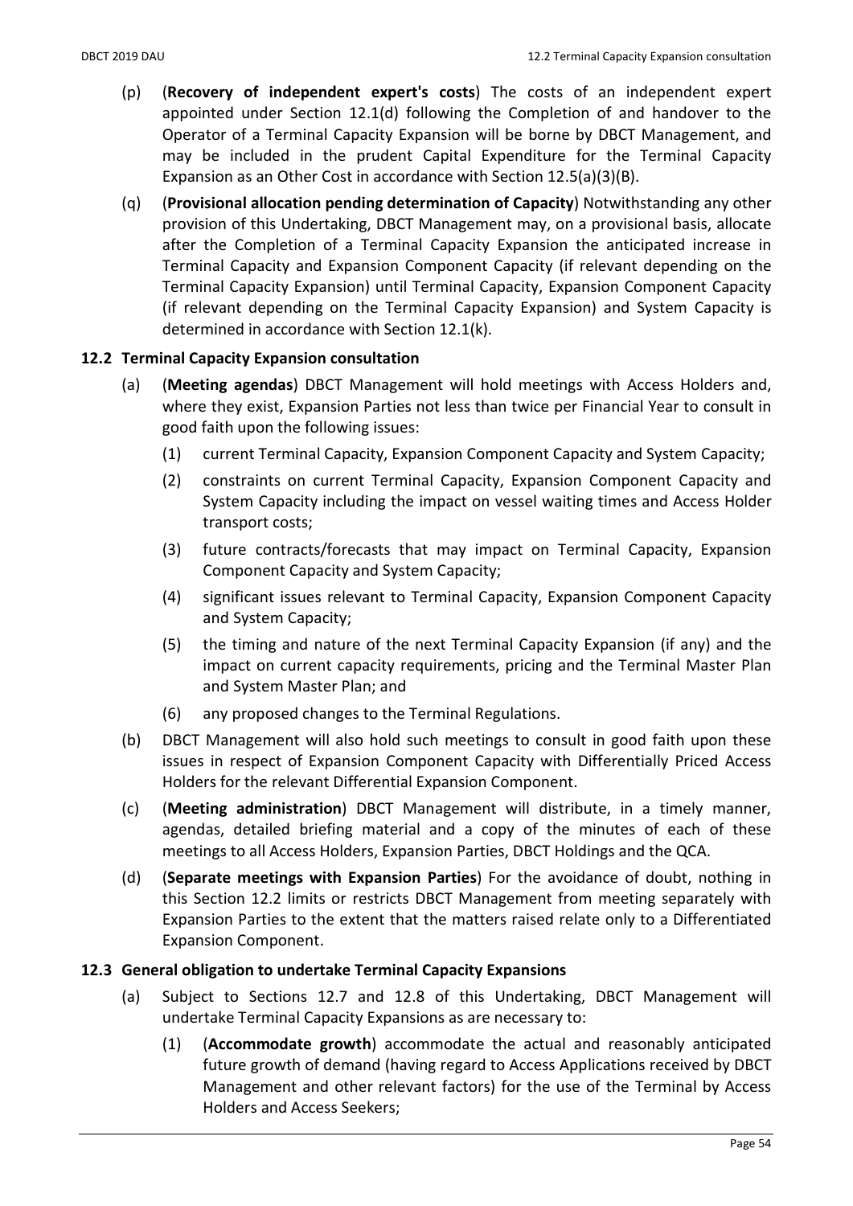(p) (**Recovery of independent expert's costs**) The costs of an independent expert appointed under Section 12.1(d) following the Completion of and handover to the Operator of a Terminal Capacity Expansion will be borne by DBCT Management, and may be included in the prudent Capital Expenditure for the Terminal Capacity Expansion as an Other Cost in accordance with Section 12.5(a)(3)(B).

(q) (**Provisional allocation pending determination of Capacity**) Notwithstanding any other provision of this Undertaking, DBCT Management may, on a provisional basis, allocate after the Completion of a Terminal Capacity Expansion the anticipated increase in Terminal Capacity and Expansion Component Capacity (if relevant depending on the Terminal Capacity Expansion) until Terminal Capacity, Expansion Component Capacity (if relevant depending on the Terminal Capacity Expansion) and System Capacity is determined in accordance with Section 12.1(k).

## 12.2 Terminal Capacity Expansion consultation

(a) (**Meeting agendas**) DBCT Management will hold meetings with Access Holders and, where they exist, Expansion Parties not less than twice per Financial Year to consult in good faith upon the following issues:

(1) current Terminal Capacity, Expansion Component Capacity and System Capacity;

(2) constraints on current Terminal Capacity, Expansion Component Capacity and System Capacity including the impact on vessel waiting times and Access Holder transport costs;

(3) future contracts/forecasts that may impact on Terminal Capacity, Expansion Component Capacity and System Capacity;

(4) significant issues relevant to Terminal Capacity, Expansion Component Capacity and System Capacity;

(5) the timing and nature of the next Terminal Capacity Expansion (if any) and the impact on current capacity requirements, pricing and the Terminal Master Plan and System Master Plan; and

(6) any proposed changes to the Terminal Regulations.

(b) DBCT Management will also hold such meetings to consult in good faith upon these issues in respect of Expansion Component Capacity with Differentially Priced Access Holders for the relevant Differential Expansion Component.

(c) (**Meeting administration**) DBCT Management will distribute, in a timely manner, agendas, detailed briefing material and a copy of the minutes of each of these meetings to all Access Holders, Expansion Parties, DBCT Holdings and the QCA.

(d) (**Separate meetings with Expansion Parties**) For the avoidance of doubt, nothing in this Section 12.2 limits or restricts DBCT Management from meeting separately with Expansion Parties to the extent that the matters raised relate only to a Differentiated Expansion Component.

## 12.3 General obligation to undertake Terminal Capacity Expansions

(a) Subject to Sections 12.7 and 12.8 of this Undertaking, DBCT Management will undertake Terminal Capacity Expansions as are necessary to:

(1) (**Accommodate growth**) accommodate the actual and reasonably anticipated future growth of demand (having regard to Access Applications received by DBCT Management and other relevant factors) for the use of the Terminal by Access Holders and Access Seekers;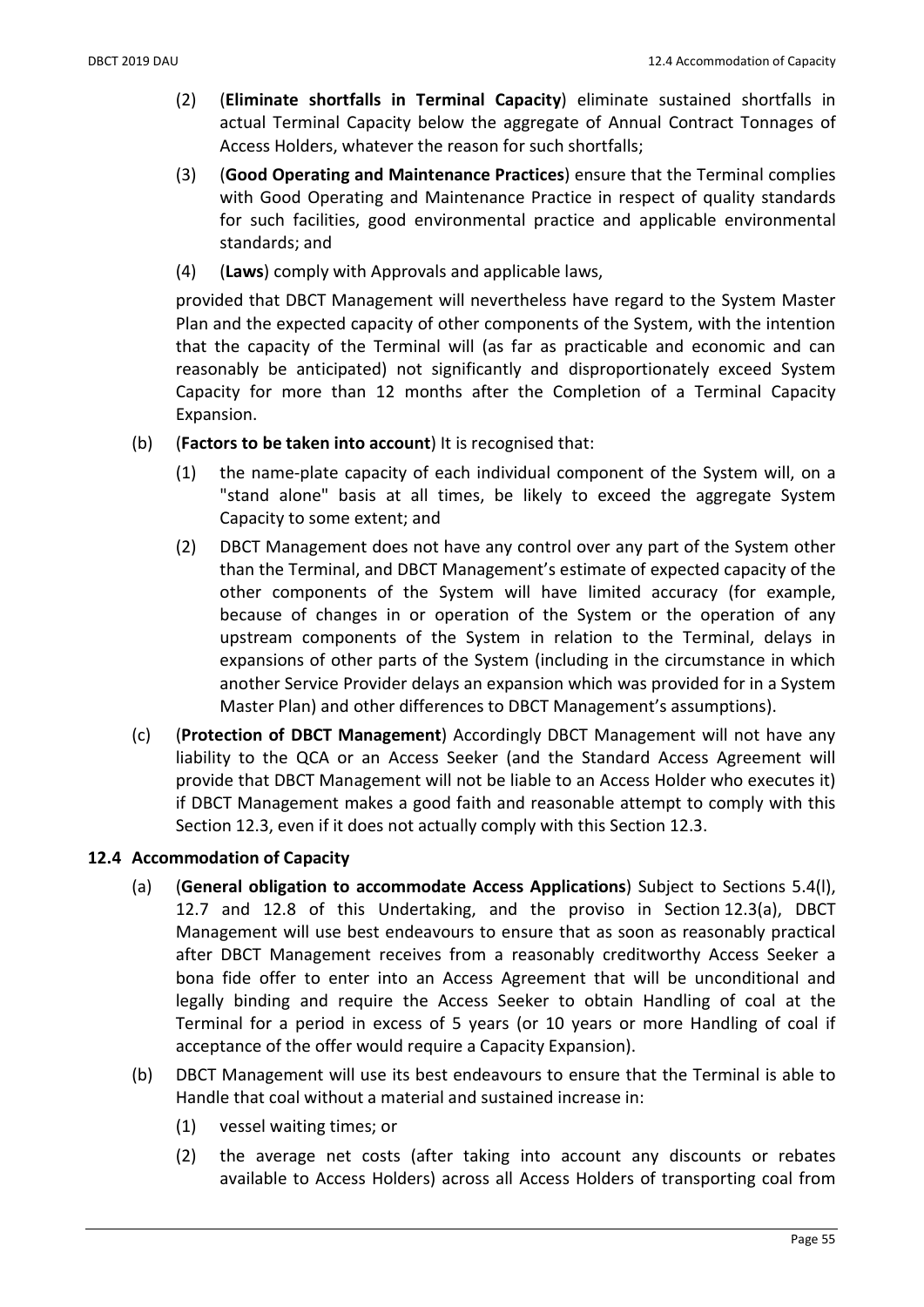(2) (**Eliminate shortfalls in Terminal Capacity**) eliminate sustained shortfalls in actual Terminal Capacity below the aggregate of Annual Contract Tonnages of Access Holders, whatever the reason for such shortfalls;

(3) (**Good Operating and Maintenance Practices**) ensure that the Terminal complies with Good Operating and Maintenance Practice in respect of quality standards for such facilities, good environmental practice and applicable environmental standards; and

(4) (**Laws**) comply with Approvals and applicable laws,

provided that DBCT Management will nevertheless have regard to the System Master Plan and the expected capacity of other components of the System, with the intention that the capacity of the Terminal will (as far as practicable and economic and can reasonably be anticipated) not significantly and disproportionately exceed System Capacity for more than 12 months after the Completion of a Terminal Capacity Expansion.

(b) (**Factors to be taken into account**) It is recognised that:

(1) the name-plate capacity of each individual component of the System will, on a "stand alone" basis at all times, be likely to exceed the aggregate System Capacity to some extent; and

(2) DBCT Management does not have any control over any part of the System other than the Terminal, and DBCT Management's estimate of expected capacity of the other components of the System will have limited accuracy (for example, because of changes in or operation of the System or the operation of any upstream components of the System in relation to the Terminal, delays in expansions of other parts of the System (including in the circumstance in which another Service Provider delays an expansion which was provided for in a System Master Plan) and other differences to DBCT Management's assumptions).

(c) (**Protection of DBCT Management**) Accordingly DBCT Management will not have any liability to the QCA or an Access Seeker (and the Standard Access Agreement will provide that DBCT Management will not be liable to an Access Holder who executes it) if DBCT Management makes a good faith and reasonable attempt to comply with this Section 12.3, even if it does not actually comply with this Section 12.3.

### 12.4 Accommodation of Capacity

(a) (**General obligation to accommodate Access Applications**) Subject to Sections 5.4(l), 12.7 and 12.8 of this Undertaking, and the proviso in Section 12.3(a), DBCT Management will use best endeavours to ensure that as soon as reasonably practical after DBCT Management receives from a reasonably creditworthy Access Seeker a bona fide offer to enter into an Access Agreement that will be unconditional and legally binding and require the Access Seeker to obtain Handling of coal at the Terminal for a period in excess of 5 years (or 10 years or more Handling of coal if acceptance of the offer would require a Capacity Expansion).

(b) DBCT Management will use its best endeavours to ensure that the Terminal is able to Handle that coal without a material and sustained increase in:

(1) vessel waiting times; or

(2) the average net costs (after taking into account any discounts or rebates available to Access Holders) across all Access Holders of transporting coal from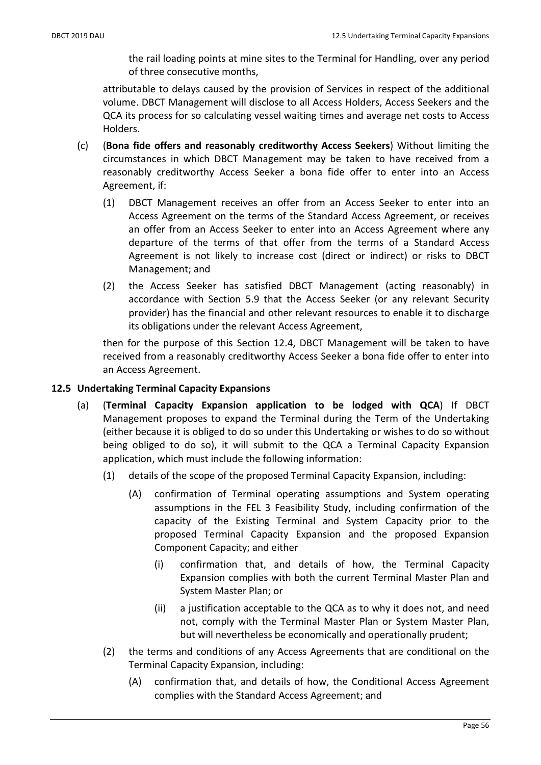the rail loading points at mine sites to the Terminal for Handling, over any period of three consecutive months,

attributable to delays caused by the provision of Services in respect of the additional volume. DBCT Management will disclose to all Access Holders, Access Seekers and the QCA its process for so calculating vessel waiting times and average net costs to Access Holders.

(c) (**Bona fide offers and reasonably creditworthy Access Seekers**) Without limiting the circumstances in which DBCT Management may be taken to have received from a reasonably creditworthy Access Seeker a bona fide offer to enter into an Access Agreement, if:

(1) DBCT Management receives an offer from an Access Seeker to enter into an Access Agreement on the terms of the Standard Access Agreement, or receives an offer from an Access Seeker to enter into an Access Agreement where any departure of the terms of that offer from the terms of a Standard Access Agreement is not likely to increase cost (direct or indirect) or risks to DBCT Management; and

(2) the Access Seeker has satisfied DBCT Management (acting reasonably) in accordance with Section 5.9 that the Access Seeker (or any relevant Security provider) has the financial and other relevant resources to enable it to discharge its obligations under the relevant Access Agreement,

then for the purpose of this Section 12.4, DBCT Management will be taken to have received from a reasonably creditworthy Access Seeker a bona fide offer to enter into an Access Agreement.

## 12.5 Undertaking Terminal Capacity Expansions

(a) (**Terminal Capacity Expansion application to be lodged with QCA**) If DBCT Management proposes to expand the Terminal during the Term of the Undertaking (either because it is obliged to do so under this Undertaking or wishes to do so without being obliged to do so), it will submit to the QCA a Terminal Capacity Expansion application, which must include the following information:

(1) details of the scope of the proposed Terminal Capacity Expansion, including:

(A) confirmation of Terminal operating assumptions and System operating assumptions in the FEL 3 Feasibility Study, including confirmation of the capacity of the Existing Terminal and System Capacity prior to the proposed Terminal Capacity Expansion and the proposed Expansion Component Capacity; and either

(i) confirmation that, and details of how, the Terminal Capacity Expansion complies with both the current Terminal Master Plan and System Master Plan; or

(ii) a justification acceptable to the QCA as to why it does not, and need not, comply with the Terminal Master Plan or System Master Plan, but will nevertheless be economically and operationally prudent;

(2) the terms and conditions of any Access Agreements that are conditional on the Terminal Capacity Expansion, including:

(A) confirmation that, and details of how, the Conditional Access Agreement complies with the Standard Access Agreement; and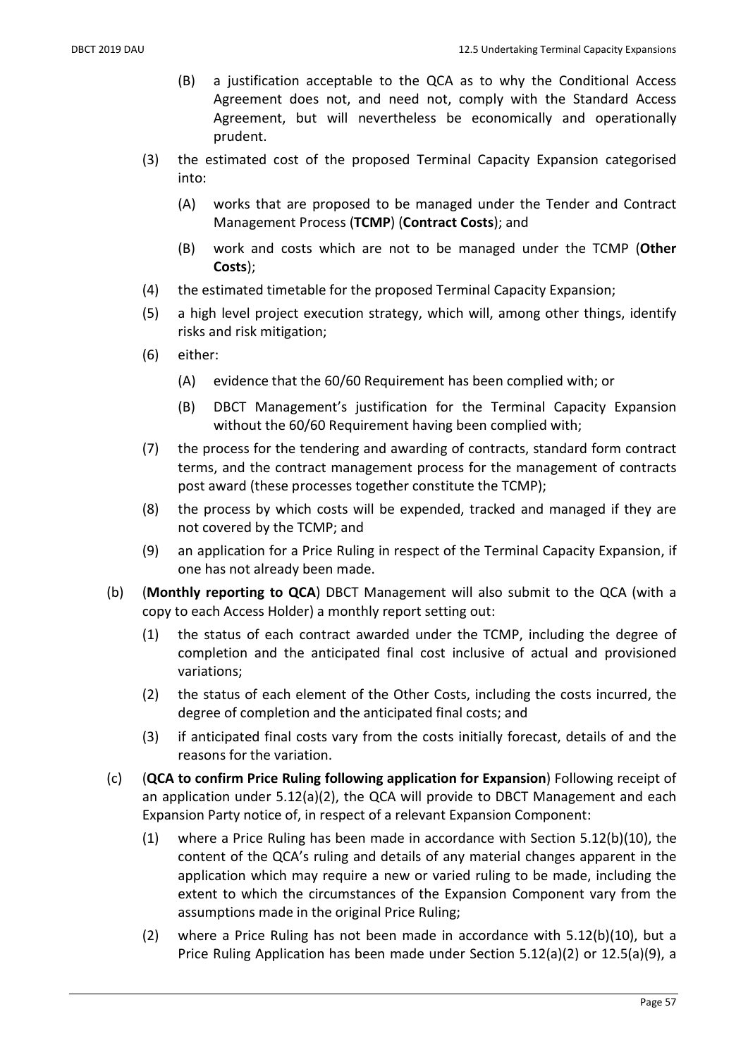(B) a justification acceptable to the QCA as to why the Conditional Access Agreement does not, and need not, comply with the Standard Access Agreement, but will nevertheless be economically and operationally prudent.

(3) the estimated cost of the proposed Terminal Capacity Expansion categorised into:

(A) works that are proposed to be managed under the Tender and Contract Management Process (**TCMP**) (**Contract Costs**); and

(B) work and costs which are not to be managed under the TCMP (**Other Costs**);

(4) the estimated timetable for the proposed Terminal Capacity Expansion;

(5) a high level project execution strategy, which will, among other things, identify risks and risk mitigation;

(6) either:

(A) evidence that the 60/60 Requirement has been complied with; or

(B) DBCT Management's justification for the Terminal Capacity Expansion without the 60/60 Requirement having been complied with;

(7) the process for the tendering and awarding of contracts, standard form contract terms, and the contract management process for the management of contracts post award (these processes together constitute the TCMP);

(8) the process by which costs will be expended, tracked and managed if they are not covered by the TCMP; and

(9) an application for a Price Ruling in respect of the Terminal Capacity Expansion, if one has not already been made.

(b) (**Monthly reporting to QCA**) DBCT Management will also submit to the QCA (with a copy to each Access Holder) a monthly report setting out:

(1) the status of each contract awarded under the TCMP, including the degree of completion and the anticipated final cost inclusive of actual and provisioned variations;

(2) the status of each element of the Other Costs, including the costs incurred, the degree of completion and the anticipated final costs; and

(3) if anticipated final costs vary from the costs initially forecast, details of and the reasons for the variation.

(c) (**QCA to confirm Price Ruling following application for Expansion**) Following receipt of an application under 5.12(a)(2), the QCA will provide to DBCT Management and each Expansion Party notice of, in respect of a relevant Expansion Component:

(1) where a Price Ruling has been made in accordance with Section 5.12(b)(10), the content of the QCA's ruling and details of any material changes apparent in the application which may require a new or varied ruling to be made, including the extent to which the circumstances of the Expansion Component vary from the assumptions made in the original Price Ruling;

(2) where a Price Ruling has not been made in accordance with 5.12(b)(10), but a Price Ruling Application has been made under Section 5.12(a)(2) or 12.5(a)(9), a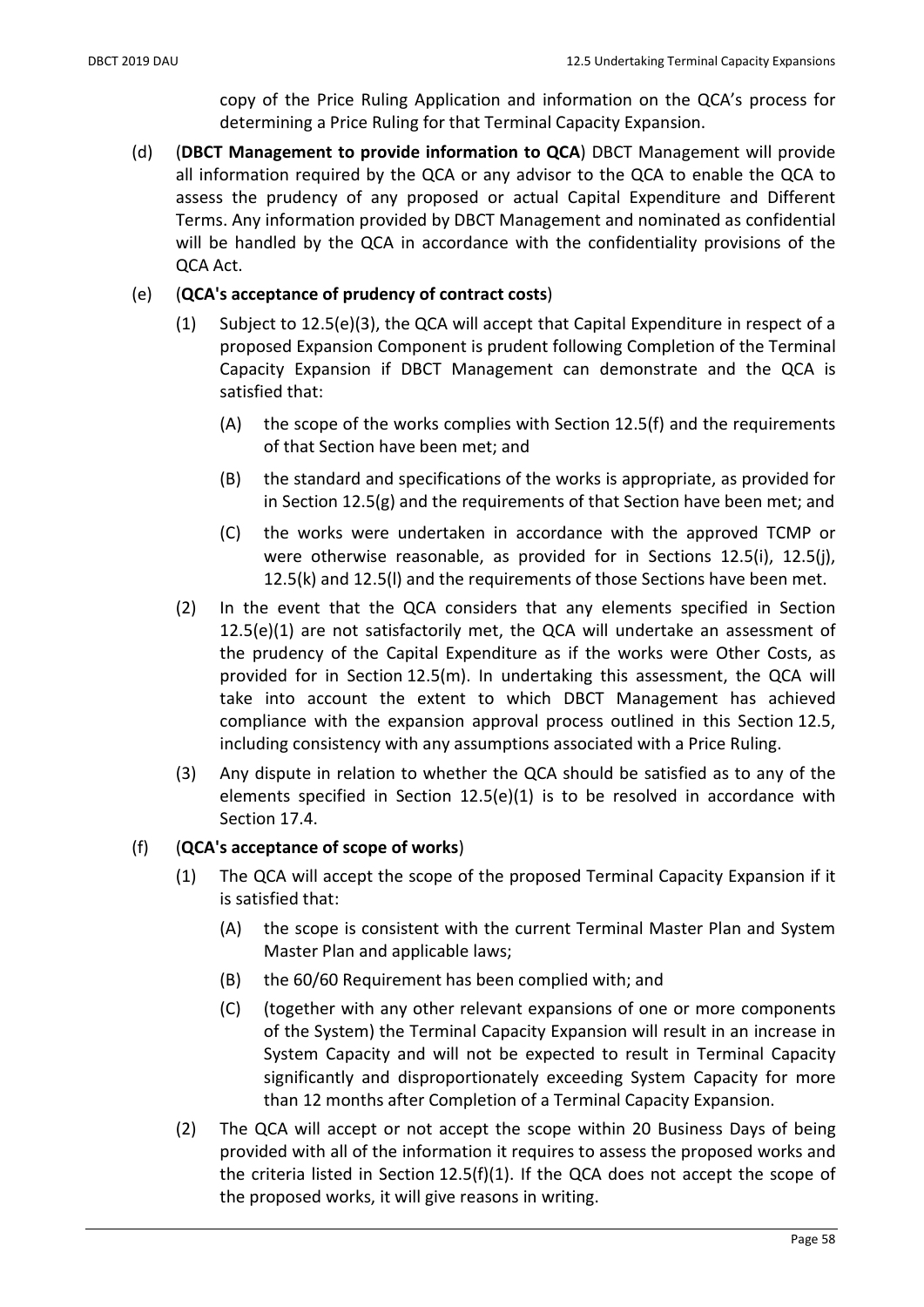copy of the Price Ruling Application and information on the QCA's process for determining a Price Ruling for that Terminal Capacity Expansion.

(d) (**DBCT Management to provide information to QCA**) DBCT Management will provide all information required by the QCA or any advisor to the QCA to enable the QCA to assess the prudency of any proposed or actual Capital Expenditure and Different Terms. Any information provided by DBCT Management and nominated as confidential will be handled by the QCA in accordance with the confidentiality provisions of the QCA Act.

(e) (**QCA's acceptance of prudency of contract costs**)

(1) Subject to 12.5(e)(3), the QCA will accept that Capital Expenditure in respect of a proposed Expansion Component is prudent following Completion of the Terminal Capacity Expansion if DBCT Management can demonstrate and the QCA is satisfied that:

(A) the scope of the works complies with Section 12.5(f) and the requirements of that Section have been met; and

(B) the standard and specifications of the works is appropriate, as provided for in Section 12.5(g) and the requirements of that Section have been met; and

(C) the works were undertaken in accordance with the approved TCMP or were otherwise reasonable, as provided for in Sections 12.5(i), 12.5(j), 12.5(k) and 12.5(l) and the requirements of those Sections have been met.

(2) In the event that the QCA considers that any elements specified in Section 12.5(e)(1) are not satisfactorily met, the QCA will undertake an assessment of the prudency of the Capital Expenditure as if the works were Other Costs, as provided for in Section 12.5(m). In undertaking this assessment, the QCA will take into account the extent to which DBCT Management has achieved compliance with the expansion approval process outlined in this Section 12.5, including consistency with any assumptions associated with a Price Ruling.

(3) Any dispute in relation to whether the QCA should be satisfied as to any of the elements specified in Section 12.5(e)(1) is to be resolved in accordance with Section 17.4.

(f) (**QCA's acceptance of scope of works**)

(1) The QCA will accept the scope of the proposed Terminal Capacity Expansion if it is satisfied that:

(A) the scope is consistent with the current Terminal Master Plan and System Master Plan and applicable laws;

(B) the 60/60 Requirement has been complied with; and

(C) (together with any other relevant expansions of one or more components of the System) the Terminal Capacity Expansion will result in an increase in System Capacity and will not be expected to result in Terminal Capacity significantly and disproportionately exceeding System Capacity for more than 12 months after Completion of a Terminal Capacity Expansion.

(2) The QCA will accept or not accept the scope within 20 Business Days of being provided with all of the information it requires to assess the proposed works and the criteria listed in Section 12.5(f)(1). If the QCA does not accept the scope of the proposed works, it will give reasons in writing.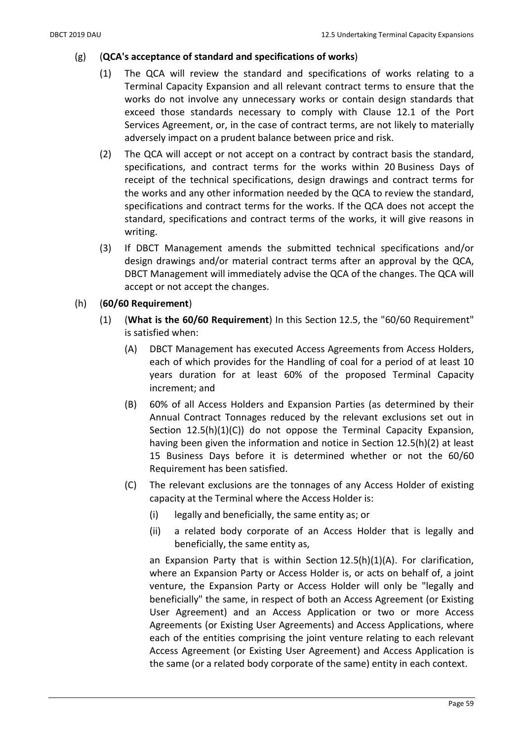(g) (**QCA's acceptance of standard and specifications of works**)

(1) The QCA will review the standard and specifications of works relating to a Terminal Capacity Expansion and all relevant contract terms to ensure that the works do not involve any unnecessary works or contain design standards that exceed those standards necessary to comply with Clause 12.1 of the Port Services Agreement, or, in the case of contract terms, are not likely to materially adversely impact on a prudent balance between price and risk.

(2) The QCA will accept or not accept on a contract by contract basis the standard, specifications, and contract terms for the works within 20 Business Days of receipt of the technical specifications, design drawings and contract terms for the works and any other information needed by the QCA to review the standard, specifications and contract terms for the works. If the QCA does not accept the standard, specifications and contract terms of the works, it will give reasons in writing.

(3) If DBCT Management amends the submitted technical specifications and/or design drawings and/or material contract terms after an approval by the QCA, DBCT Management will immediately advise the QCA of the changes. The QCA will accept or not accept the changes.

(h) (**60/60 Requirement**)

(1) (**What is the 60/60 Requirement**) In this Section 12.5, the "60/60 Requirement" is satisfied when:

(A) DBCT Management has executed Access Agreements from Access Holders, each of which provides for the Handling of coal for a period of at least 10 years duration for at least 60% of the proposed Terminal Capacity increment; and

(B) 60% of all Access Holders and Expansion Parties (as determined by their Annual Contract Tonnages reduced by the relevant exclusions set out in Section 12.5(h)(1)(C)) do not oppose the Terminal Capacity Expansion, having been given the information and notice in Section 12.5(h)(2) at least 15 Business Days before it is determined whether or not the 60/60 Requirement has been satisfied.

(C) The relevant exclusions are the tonnages of any Access Holder of existing capacity at the Terminal where the Access Holder is:

(i) legally and beneficially, the same entity as; or

(ii) a related body corporate of an Access Holder that is legally and beneficially, the same entity as,

an Expansion Party that is within Section 12.5(h)(1)(A). For clarification, where an Expansion Party or Access Holder is, or acts on behalf of, a joint venture, the Expansion Party or Access Holder will only be "legally and beneficially" the same, in respect of both an Access Agreement (or Existing User Agreement) and an Access Application or two or more Access Agreements (or Existing User Agreements) and Access Applications, where each of the entities comprising the joint venture relating to each relevant Access Agreement (or Existing User Agreement) and Access Application is the same (or a related body corporate of the same) entity in each context.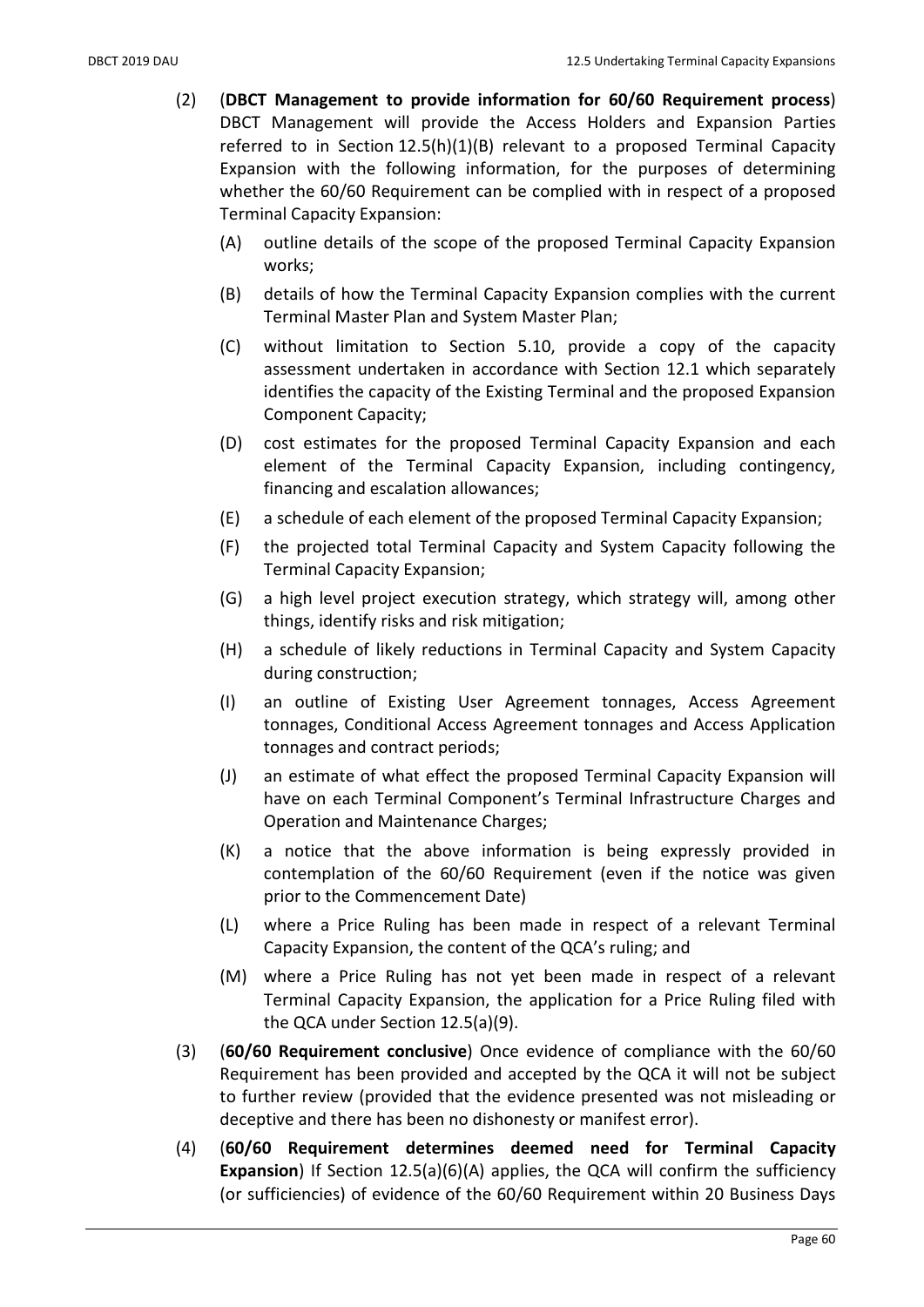(2) (**DBCT Management to provide information for 60/60 Requirement process**) DBCT Management will provide the Access Holders and Expansion Parties referred to in Section 12.5(h)(1)(B) relevant to a proposed Terminal Capacity Expansion with the following information, for the purposes of determining whether the 60/60 Requirement can be complied with in respect of a proposed Terminal Capacity Expansion:

   (A) outline details of the scope of the proposed Terminal Capacity Expansion works;

   (B) details of how the Terminal Capacity Expansion complies with the current Terminal Master Plan and System Master Plan;

   (C) without limitation to Section 5.10, provide a copy of the capacity assessment undertaken in accordance with Section 12.1 which separately identifies the capacity of the Existing Terminal and the proposed Expansion Component Capacity;

   (D) cost estimates for the proposed Terminal Capacity Expansion and each element of the Terminal Capacity Expansion, including contingency, financing and escalation allowances;

   (E) a schedule of each element of the proposed Terminal Capacity Expansion;

   (F) the projected total Terminal Capacity and System Capacity following the Terminal Capacity Expansion;

   (G) a high level project execution strategy, which strategy will, among other things, identify risks and risk mitigation;

   (H) a schedule of likely reductions in Terminal Capacity and System Capacity during construction;

   (I) an outline of Existing User Agreement tonnages, Access Agreement tonnages, Conditional Access Agreement tonnages and Access Application tonnages and contract periods;

   (J) an estimate of what effect the proposed Terminal Capacity Expansion will have on each Terminal Component's Terminal Infrastructure Charges and Operation and Maintenance Charges;

   (K) a notice that the above information is being expressly provided in contemplation of the 60/60 Requirement (even if the notice was given prior to the Commencement Date)

   (L) where a Price Ruling has been made in respect of a relevant Terminal Capacity Expansion, the content of the QCA's ruling; and

   (M) where a Price Ruling has not yet been made in respect of a relevant Terminal Capacity Expansion, the application for a Price Ruling filed with the QCA under Section 12.5(a)(9).

(3) (**60/60 Requirement conclusive**) Once evidence of compliance with the 60/60 Requirement has been provided and accepted by the QCA it will not be subject to further review (provided that the evidence presented was not misleading or deceptive and there has been no dishonesty or manifest error).

(4) (**60/60 Requirement determines deemed need for Terminal Capacity Expansion**) If Section 12.5(a)(6)(A) applies, the QCA will confirm the sufficiency (or sufficiencies) of evidence of the 60/60 Requirement within 20 Business Days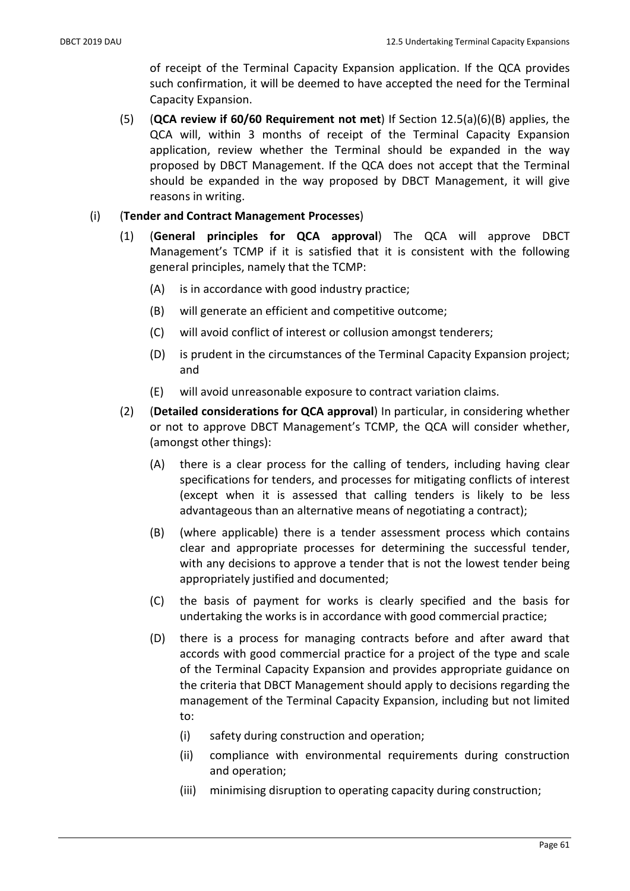of receipt of the Terminal Capacity Expansion application. If the QCA provides such confirmation, it will be deemed to have accepted the need for the Terminal Capacity Expansion.

(5) (**QCA review if 60/60 Requirement not met**) If Section 12.5(a)(6)(B) applies, the QCA will, within 3 months of receipt of the Terminal Capacity Expansion application, review whether the Terminal should be expanded in the way proposed by DBCT Management. If the QCA does not accept that the Terminal should be expanded in the way proposed by DBCT Management, it will give reasons in writing.

(i) (**Tender and Contract Management Processes**)

(1) (**General principles for QCA approval**) The QCA will approve DBCT Management's TCMP if it is satisfied that it is consistent with the following general principles, namely that the TCMP:

(A) is in accordance with good industry practice;

(B) will generate an efficient and competitive outcome;

(C) will avoid conflict of interest or collusion amongst tenderers;

(D) is prudent in the circumstances of the Terminal Capacity Expansion project; and

(E) will avoid unreasonable exposure to contract variation claims.

(2) (**Detailed considerations for QCA approval**) In particular, in considering whether or not to approve DBCT Management's TCMP, the QCA will consider whether, (amongst other things):

(A) there is a clear process for the calling of tenders, including having clear specifications for tenders, and processes for mitigating conflicts of interest (except when it is assessed that calling tenders is likely to be less advantageous than an alternative means of negotiating a contract);

(B) (where applicable) there is a tender assessment process which contains clear and appropriate processes for determining the successful tender, with any decisions to approve a tender that is not the lowest tender being appropriately justified and documented;

(C) the basis of payment for works is clearly specified and the basis for undertaking the works is in accordance with good commercial practice;

(D) there is a process for managing contracts before and after award that accords with good commercial practice for a project of the type and scale of the Terminal Capacity Expansion and provides appropriate guidance on the criteria that DBCT Management should apply to decisions regarding the management of the Terminal Capacity Expansion, including but not limited to:

(i) safety during construction and operation;

(ii) compliance with environmental requirements during construction and operation;

(iii) minimising disruption to operating capacity during construction;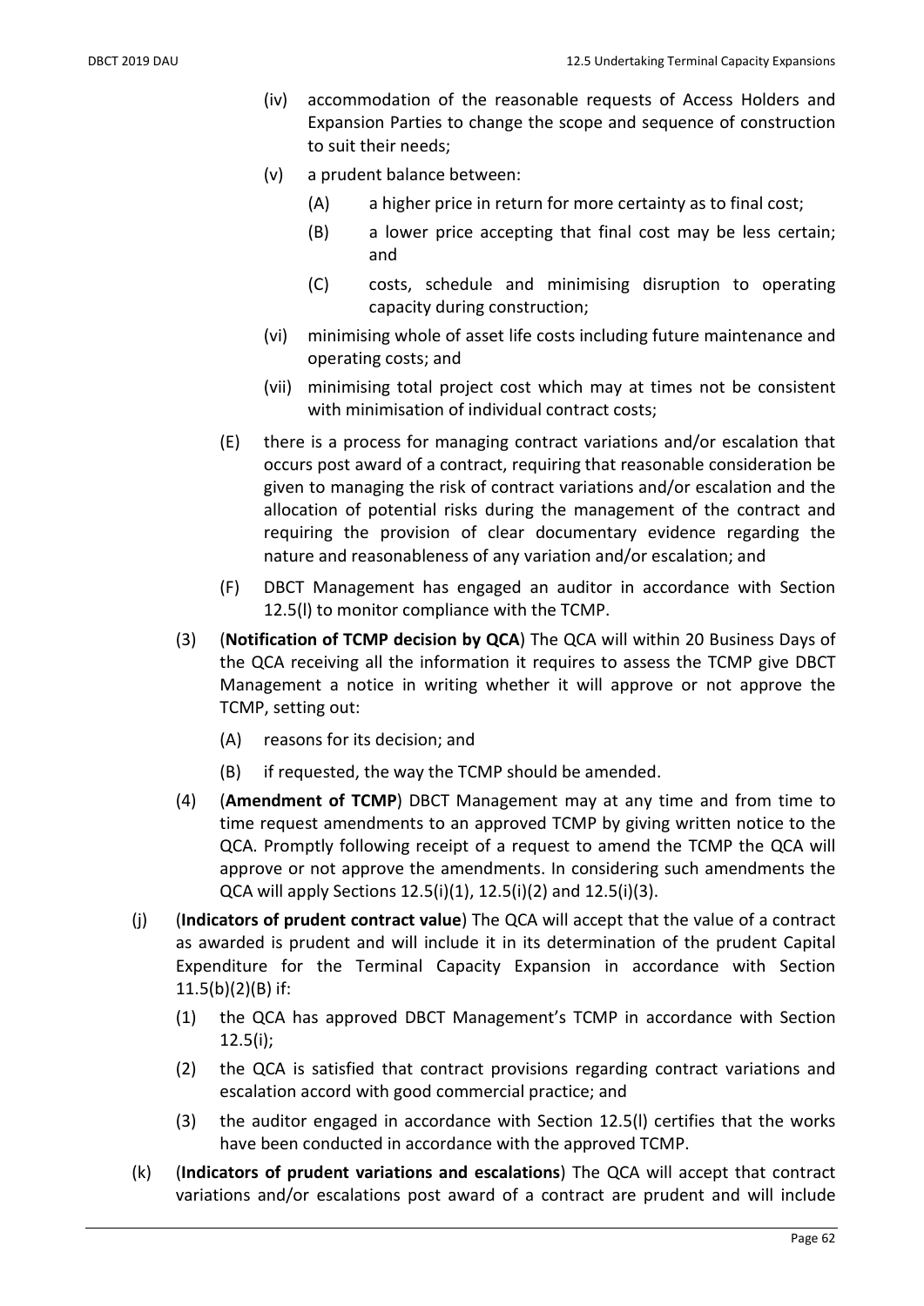- (iv) accommodation of the reasonable requests of Access Holders and Expansion Parties to change the scope and sequence of construction to suit their needs;
- (v) a prudent balance between:
  - (A) a higher price in return for more certainty as to final cost;
  - (B) a lower price accepting that final cost may be less certain; and
  - (C) costs, schedule and minimising disruption to operating capacity during construction;
- (vi) minimising whole of asset life costs including future maintenance and operating costs; and
- (vii) minimising total project cost which may at times not be consistent with minimisation of individual contract costs;

- (E) there is a process for managing contract variations and/or escalation that occurs post award of a contract, requiring that reasonable consideration be given to managing the risk of contract variations and/or escalation and the allocation of potential risks during the management of the contract and requiring the provision of clear documentary evidence regarding the nature and reasonableness of any variation and/or escalation; and
- (F) DBCT Management has engaged an auditor in accordance with Section 12.5(l) to monitor compliance with the TCMP.

(3) (**Notification of TCMP decision by QCA**) The QCA will within 20 Business Days of the QCA receiving all the information it requires to assess the TCMP give DBCT Management a notice in writing whether it will approve or not approve the TCMP, setting out:

- (A) reasons for its decision; and
- (B) if requested, the way the TCMP should be amended.

(4) (**Amendment of TCMP**) DBCT Management may at any time and from time to time request amendments to an approved TCMP by giving written notice to the QCA. Promptly following receipt of a request to amend the TCMP the QCA will approve or not approve the amendments. In considering such amendments the QCA will apply Sections 12.5(i)(1), 12.5(i)(2) and 12.5(i)(3).

(j) (**Indicators of prudent contract value**) The QCA will accept that the value of a contract as awarded is prudent and will include it in its determination of the prudent Capital Expenditure for the Terminal Capacity Expansion in accordance with Section 11.5(b)(2)(B) if:

- (1) the QCA has approved DBCT Management's TCMP in accordance with Section 12.5(i);
- (2) the QCA is satisfied that contract provisions regarding contract variations and escalation accord with good commercial practice; and
- (3) the auditor engaged in accordance with Section 12.5(l) certifies that the works have been conducted in accordance with the approved TCMP.

(k) (**Indicators of prudent variations and escalations**) The QCA will accept that contract variations and/or escalations post award of a contract are prudent and will include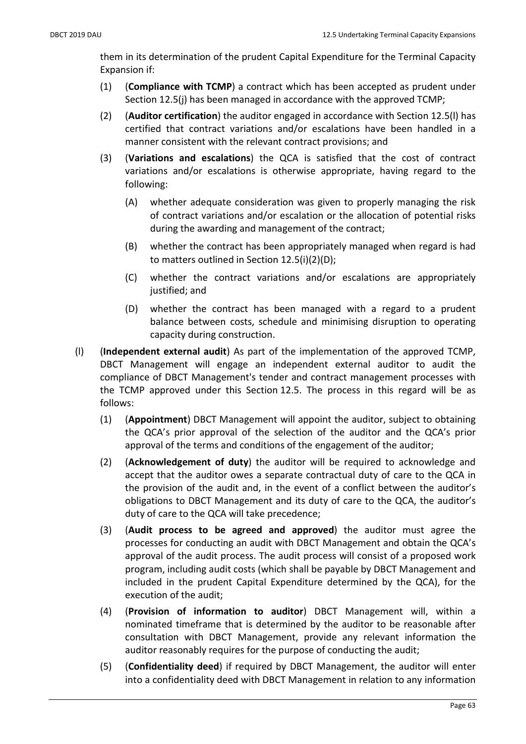them in its determination of the prudent Capital Expenditure for the Terminal Capacity Expansion if:

(1) (**Compliance with TCMP**) a contract which has been accepted as prudent under Section 12.5(j) has been managed in accordance with the approved TCMP;

(2) (**Auditor certification**) the auditor engaged in accordance with Section 12.5(l) has certified that contract variations and/or escalations have been handled in a manner consistent with the relevant contract provisions; and

(3) (**Variations and escalations**) the QCA is satisfied that the cost of contract variations and/or escalations is otherwise appropriate, having regard to the following:

(A) whether adequate consideration was given to properly managing the risk of contract variations and/or escalation or the allocation of potential risks during the awarding and management of the contract;

(B) whether the contract has been appropriately managed when regard is had to matters outlined in Section 12.5(i)(2)(D);

(C) whether the contract variations and/or escalations are appropriately justified; and

(D) whether the contract has been managed with a regard to a prudent balance between costs, schedule and minimising disruption to operating capacity during construction.

(l) (**Independent external audit**) As part of the implementation of the approved TCMP, DBCT Management will engage an independent external auditor to audit the compliance of DBCT Management's tender and contract management processes with the TCMP approved under this Section 12.5. The process in this regard will be as follows:

(1) (**Appointment**) DBCT Management will appoint the auditor, subject to obtaining the QCA's prior approval of the selection of the auditor and the QCA's prior approval of the terms and conditions of the engagement of the auditor;

(2) (**Acknowledgement of duty**) the auditor will be required to acknowledge and accept that the auditor owes a separate contractual duty of care to the QCA in the provision of the audit and, in the event of a conflict between the auditor's obligations to DBCT Management and its duty of care to the QCA, the auditor's duty of care to the QCA will take precedence;

(3) (**Audit process to be agreed and approved**) the auditor must agree the processes for conducting an audit with DBCT Management and obtain the QCA's approval of the audit process. The audit process will consist of a proposed work program, including audit costs (which shall be payable by DBCT Management and included in the prudent Capital Expenditure determined by the QCA), for the execution of the audit;

(4) (**Provision of information to auditor**) DBCT Management will, within a nominated timeframe that is determined by the auditor to be reasonable after consultation with DBCT Management, provide any relevant information the auditor reasonably requires for the purpose of conducting the audit;

(5) (**Confidentiality deed**) if required by DBCT Management, the auditor will enter into a confidentiality deed with DBCT Management in relation to any information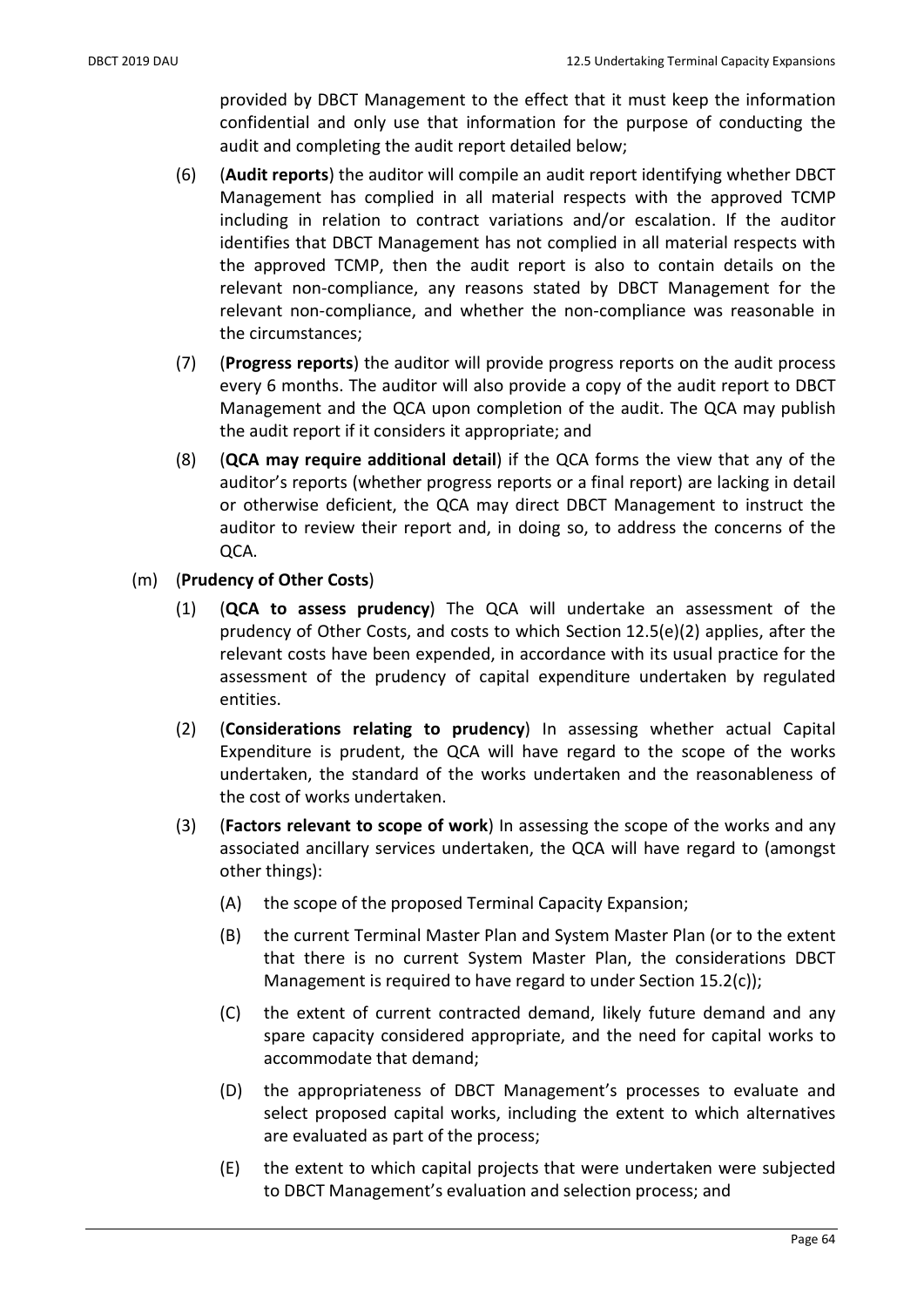provided by DBCT Management to the effect that it must keep the information confidential and only use that information for the purpose of conducting the audit and completing the audit report detailed below;

(6) (**Audit reports**) the auditor will compile an audit report identifying whether DBCT Management has complied in all material respects with the approved TCMP including in relation to contract variations and/or escalation. If the auditor identifies that DBCT Management has not complied in all material respects with the approved TCMP, then the audit report is also to contain details on the relevant non-compliance, any reasons stated by DBCT Management for the relevant non-compliance, and whether the non-compliance was reasonable in the circumstances;

(7) (**Progress reports**) the auditor will provide progress reports on the audit process every 6 months. The auditor will also provide a copy of the audit report to DBCT Management and the QCA upon completion of the audit. The QCA may publish the audit report if it considers it appropriate; and

(8) (**QCA may require additional detail**) if the QCA forms the view that any of the auditor's reports (whether progress reports or a final report) are lacking in detail or otherwise deficient, the QCA may direct DBCT Management to instruct the auditor to review their report and, in doing so, to address the concerns of the QCA.

(m) (**Prudency of Other Costs**)

(1) (**QCA to assess prudency**) The QCA will undertake an assessment of the prudency of Other Costs, and costs to which Section 12.5(e)(2) applies, after the relevant costs have been expended, in accordance with its usual practice for the assessment of the prudency of capital expenditure undertaken by regulated entities.

(2) (**Considerations relating to prudency**) In assessing whether actual Capital Expenditure is prudent, the QCA will have regard to the scope of the works undertaken, the standard of the works undertaken and the reasonableness of the cost of works undertaken.

(3) (**Factors relevant to scope of work**) In assessing the scope of the works and any associated ancillary services undertaken, the QCA will have regard to (amongst other things):

(A) the scope of the proposed Terminal Capacity Expansion;

(B) the current Terminal Master Plan and System Master Plan (or to the extent that there is no current System Master Plan, the considerations DBCT Management is required to have regard to under Section 15.2(c));

(C) the extent of current contracted demand, likely future demand and any spare capacity considered appropriate, and the need for capital works to accommodate that demand;

(D) the appropriateness of DBCT Management's processes to evaluate and select proposed capital works, including the extent to which alternatives are evaluated as part of the process;

(E) the extent to which capital projects that were undertaken were subjected to DBCT Management's evaluation and selection process; and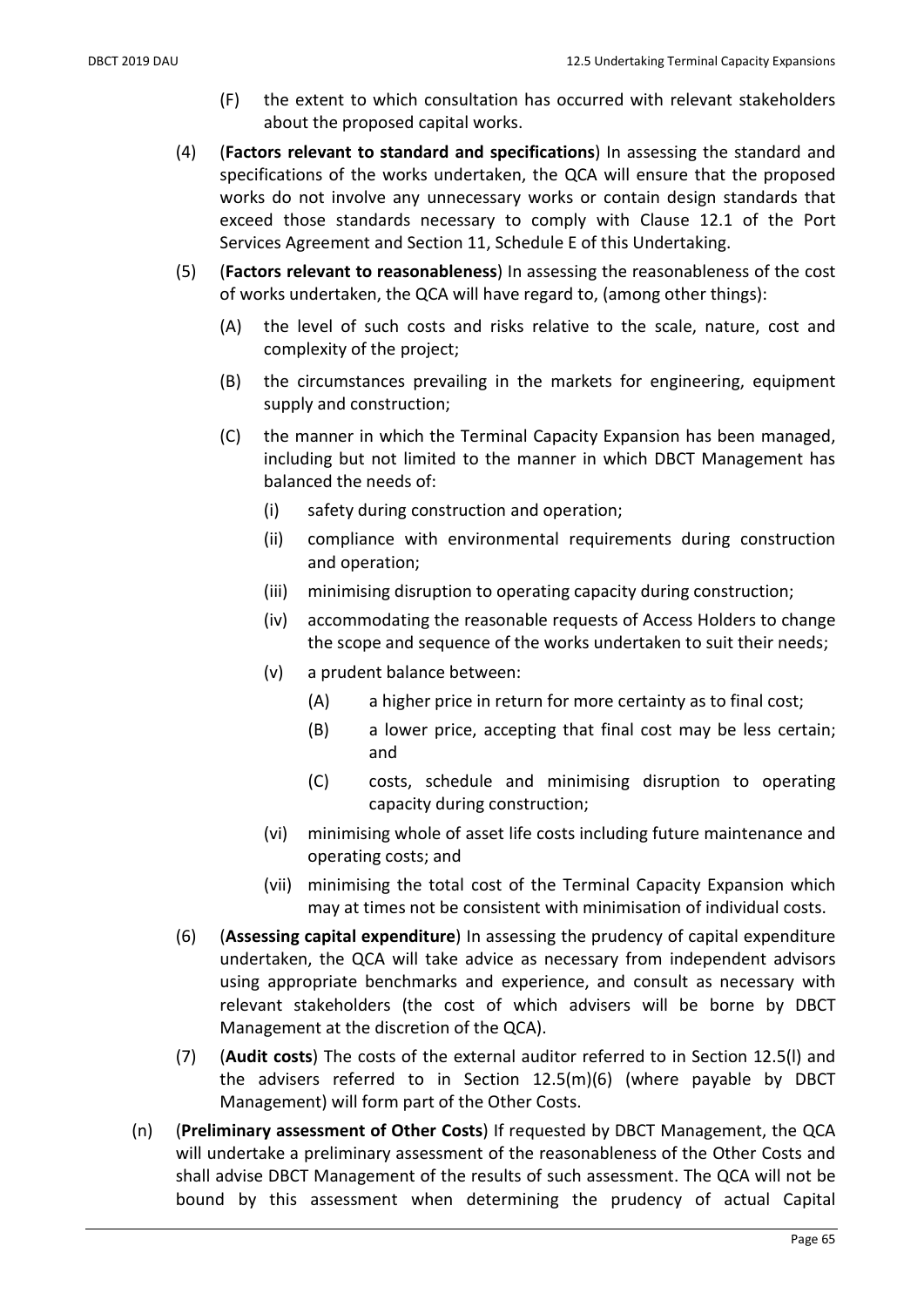(F) the extent to which consultation has occurred with relevant stakeholders about the proposed capital works.

(4) (**Factors relevant to standard and specifications**) In assessing the standard and specifications of the works undertaken, the QCA will ensure that the proposed works do not involve any unnecessary works or contain design standards that exceed those standards necessary to comply with Clause 12.1 of the Port Services Agreement and Section 11, Schedule E of this Undertaking.

(5) (**Factors relevant to reasonableness**) In assessing the reasonableness of the cost of works undertaken, the QCA will have regard to, (among other things):

(A) the level of such costs and risks relative to the scale, nature, cost and complexity of the project;

(B) the circumstances prevailing in the markets for engineering, equipment supply and construction;

(C) the manner in which the Terminal Capacity Expansion has been managed, including but not limited to the manner in which DBCT Management has balanced the needs of:

(i) safety during construction and operation;

(ii) compliance with environmental requirements during construction and operation;

(iii) minimising disruption to operating capacity during construction;

(iv) accommodating the reasonable requests of Access Holders to change the scope and sequence of the works undertaken to suit their needs;

(v) a prudent balance between:

(A) a higher price in return for more certainty as to final cost;

(B) a lower price, accepting that final cost may be less certain; and

(C) costs, schedule and minimising disruption to operating capacity during construction;

(vi) minimising whole of asset life costs including future maintenance and operating costs; and

(vii) minimising the total cost of the Terminal Capacity Expansion which may at times not be consistent with minimisation of individual costs.

(6) (**Assessing capital expenditure**) In assessing the prudency of capital expenditure undertaken, the QCA will take advice as necessary from independent advisors using appropriate benchmarks and experience, and consult as necessary with relevant stakeholders (the cost of which advisers will be borne by DBCT Management at the discretion of the QCA).

(7) (**Audit costs**) The costs of the external auditor referred to in Section 12.5(l) and the advisers referred to in Section 12.5(m)(6) (where payable by DBCT Management) will form part of the Other Costs.

(n) (**Preliminary assessment of Other Costs**) If requested by DBCT Management, the QCA will undertake a preliminary assessment of the reasonableness of the Other Costs and shall advise DBCT Management of the results of such assessment. The QCA will not be bound by this assessment when determining the prudency of actual Capital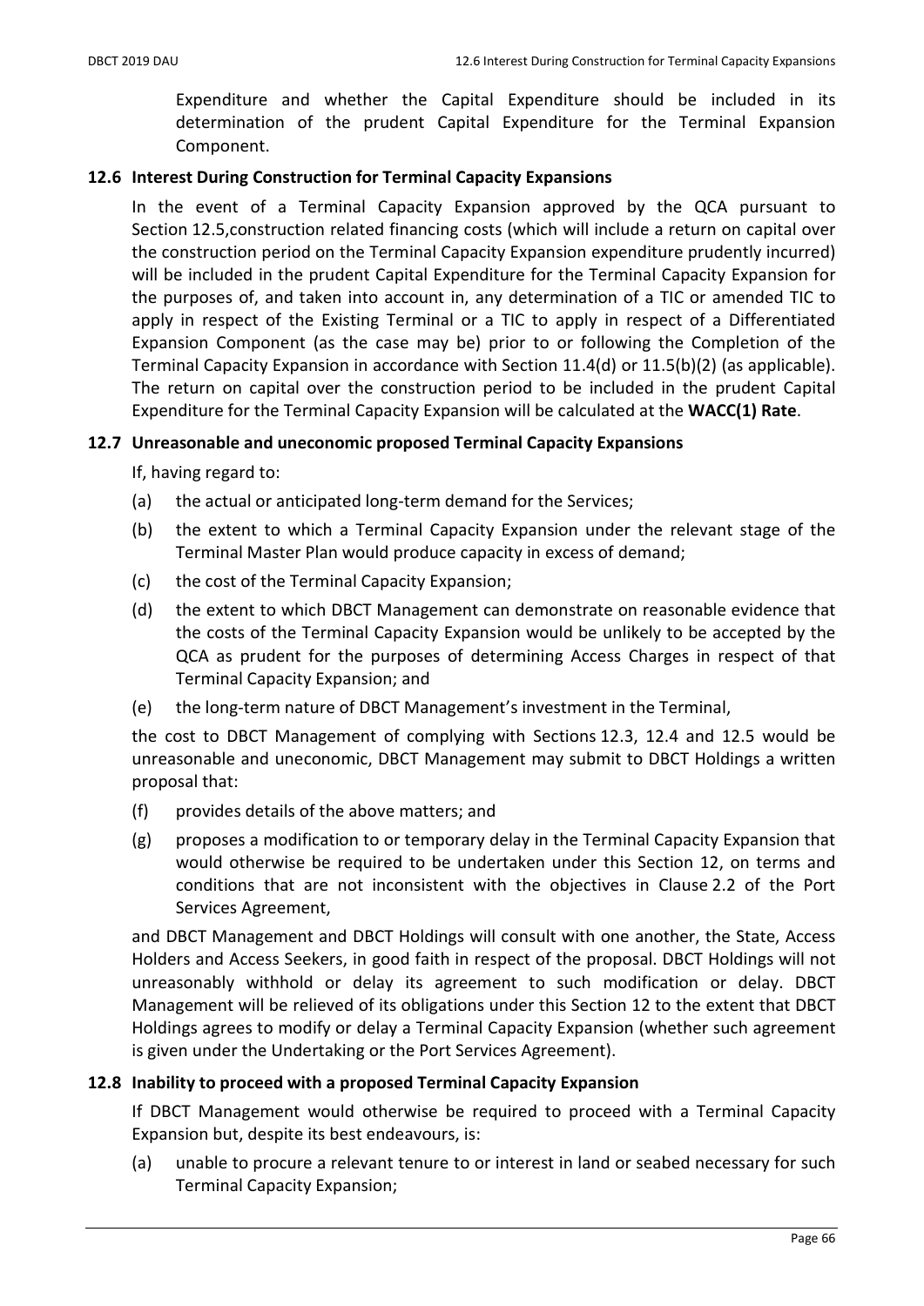Expenditure and whether the Capital Expenditure should be included in its determination of the prudent Capital Expenditure for the Terminal Expansion Component.

## 12.6 Interest During Construction for Terminal Capacity Expansions

In the event of a Terminal Capacity Expansion approved by the QCA pursuant to Section 12.5,construction related financing costs (which will include a return on capital over the construction period on the Terminal Capacity Expansion expenditure prudently incurred) will be included in the prudent Capital Expenditure for the Terminal Capacity Expansion for the purposes of, and taken into account in, any determination of a TIC or amended TIC to apply in respect of the Existing Terminal or a TIC to apply in respect of a Differentiated Expansion Component (as the case may be) prior to or following the Completion of the Terminal Capacity Expansion in accordance with Section 11.4(d) or 11.5(b)(2) (as applicable). The return on capital over the construction period to be included in the prudent Capital Expenditure for the Terminal Capacity Expansion will be calculated at the **WACC(1) Rate**.

## 12.7 Unreasonable and uneconomic proposed Terminal Capacity Expansions

If, having regard to:

(a) the actual or anticipated long-term demand for the Services;

(b) the extent to which a Terminal Capacity Expansion under the relevant stage of the Terminal Master Plan would produce capacity in excess of demand;

(c) the cost of the Terminal Capacity Expansion;

(d) the extent to which DBCT Management can demonstrate on reasonable evidence that the costs of the Terminal Capacity Expansion would be unlikely to be accepted by the QCA as prudent for the purposes of determining Access Charges in respect of that Terminal Capacity Expansion; and

(e) the long-term nature of DBCT Management's investment in the Terminal,

the cost to DBCT Management of complying with Sections 12.3, 12.4 and 12.5 would be unreasonable and uneconomic, DBCT Management may submit to DBCT Holdings a written proposal that:

(f) provides details of the above matters; and

(g) proposes a modification to or temporary delay in the Terminal Capacity Expansion that would otherwise be required to be undertaken under this Section 12, on terms and conditions that are not inconsistent with the objectives in Clause 2.2 of the Port Services Agreement,

and DBCT Management and DBCT Holdings will consult with one another, the State, Access Holders and Access Seekers, in good faith in respect of the proposal. DBCT Holdings will not unreasonably withhold or delay its agreement to such modification or delay. DBCT Management will be relieved of its obligations under this Section 12 to the extent that DBCT Holdings agrees to modify or delay a Terminal Capacity Expansion (whether such agreement is given under the Undertaking or the Port Services Agreement).

## 12.8 Inability to proceed with a proposed Terminal Capacity Expansion

If DBCT Management would otherwise be required to proceed with a Terminal Capacity Expansion but, despite its best endeavours, is:

(a) unable to procure a relevant tenure to or interest in land or seabed necessary for such Terminal Capacity Expansion;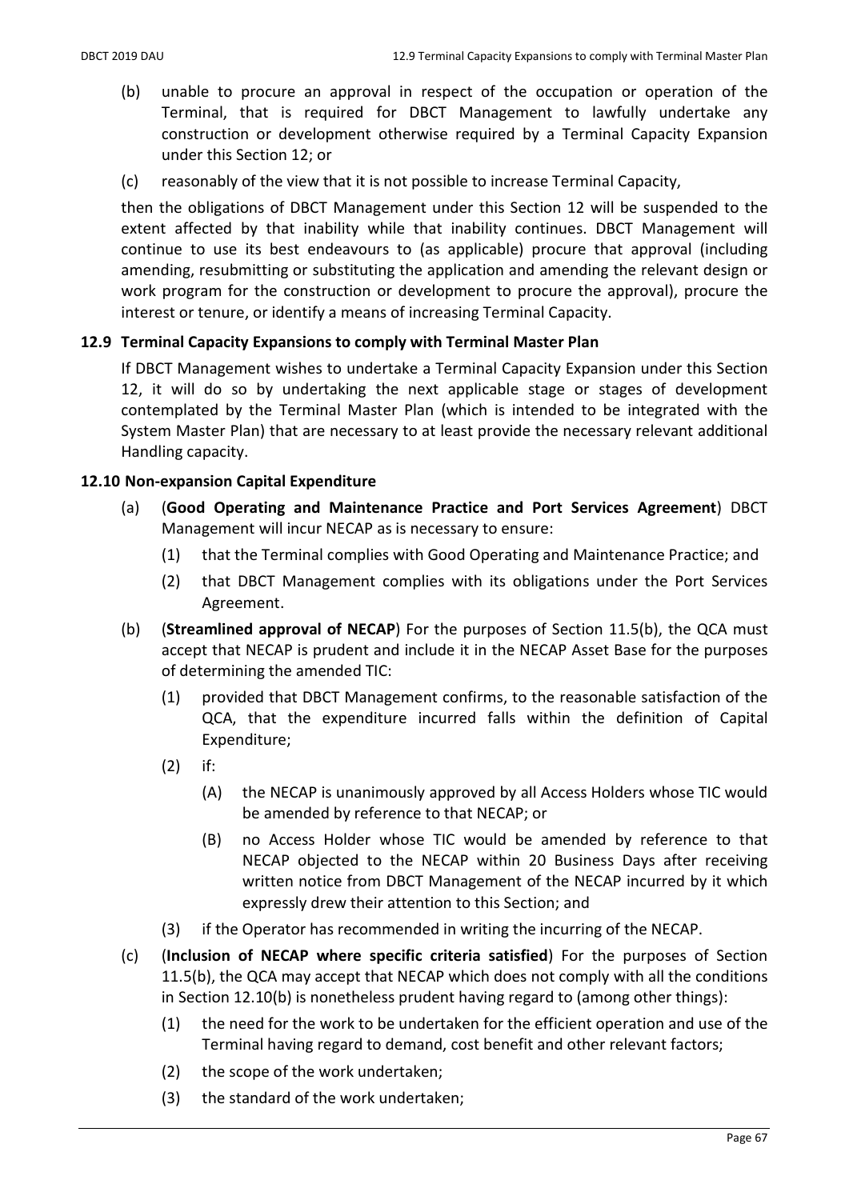(b) unable to procure an approval in respect of the occupation or operation of the Terminal, that is required for DBCT Management to lawfully undertake any construction or development otherwise required by a Terminal Capacity Expansion under this Section 12; or

(c) reasonably of the view that it is not possible to increase Terminal Capacity,

then the obligations of DBCT Management under this Section 12 will be suspended to the extent affected by that inability while that inability continues. DBCT Management will continue to use its best endeavours to (as applicable) procure that approval (including amending, resubmitting or substituting the application and amending the relevant design or work program for the construction or development to procure the approval), procure the interest or tenure, or identify a means of increasing Terminal Capacity.

### 12.9 Terminal Capacity Expansions to comply with Terminal Master Plan

If DBCT Management wishes to undertake a Terminal Capacity Expansion under this Section 12, it will do so by undertaking the next applicable stage or stages of development contemplated by the Terminal Master Plan (which is intended to be integrated with the System Master Plan) that are necessary to at least provide the necessary relevant additional Handling capacity.

### 12.10 Non-expansion Capital Expenditure

(a) (**Good Operating and Maintenance Practice and Port Services Agreement**) DBCT Management will incur NECAP as is necessary to ensure:

  (1) that the Terminal complies with Good Operating and Maintenance Practice; and

  (2) that DBCT Management complies with its obligations under the Port Services Agreement.

(b) (**Streamlined approval of NECAP**) For the purposes of Section 11.5(b), the QCA must accept that NECAP is prudent and include it in the NECAP Asset Base for the purposes of determining the amended TIC:

  (1) provided that DBCT Management confirms, to the reasonable satisfaction of the QCA, that the expenditure incurred falls within the definition of Capital Expenditure;

  (2) if:

    (A) the NECAP is unanimously approved by all Access Holders whose TIC would be amended by reference to that NECAP; or

    (B) no Access Holder whose TIC would be amended by reference to that NECAP objected to the NECAP within 20 Business Days after receiving written notice from DBCT Management of the NECAP incurred by it which expressly drew their attention to this Section; and

  (3) if the Operator has recommended in writing the incurring of the NECAP.

(c) (**Inclusion of NECAP where specific criteria satisfied**) For the purposes of Section 11.5(b), the QCA may accept that NECAP which does not comply with all the conditions in Section 12.10(b) is nonetheless prudent having regard to (among other things):

  (1) the need for the work to be undertaken for the efficient operation and use of the Terminal having regard to demand, cost benefit and other relevant factors;

  (2) the scope of the work undertaken;

  (3) the standard of the work undertaken;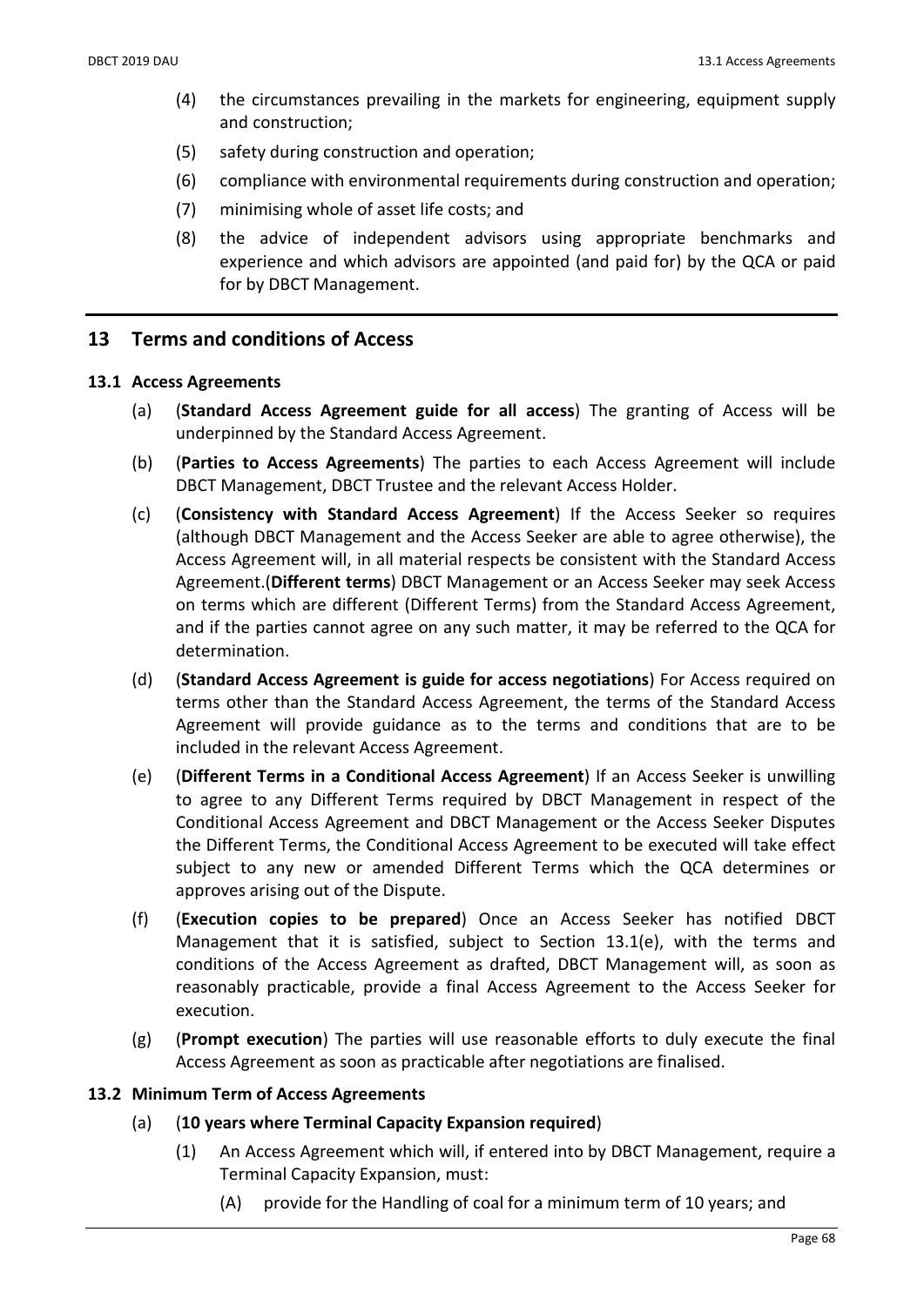(4) the circumstances prevailing in the markets for engineering, equipment supply and construction;

(5) safety during construction and operation;

(6) compliance with environmental requirements during construction and operation;

(7) minimising whole of asset life costs; and

(8) the advice of independent advisors using appropriate benchmarks and experience and which advisors are appointed (and paid for) by the QCA or paid for by DBCT Management.

## 13 Terms and conditions of Access

### 13.1 Access Agreements

(a) (**Standard Access Agreement guide for all access**) The granting of Access will be underpinned by the Standard Access Agreement.

(b) (**Parties to Access Agreements**) The parties to each Access Agreement will include DBCT Management, DBCT Trustee and the relevant Access Holder.

(c) (**Consistency with Standard Access Agreement**) If the Access Seeker so requires (although DBCT Management and the Access Seeker are able to agree otherwise), the Access Agreement will, in all material respects be consistent with the Standard Access Agreement.(**Different terms**) DBCT Management or an Access Seeker may seek Access on terms which are different (Different Terms) from the Standard Access Agreement, and if the parties cannot agree on any such matter, it may be referred to the QCA for determination.

(d) (**Standard Access Agreement is guide for access negotiations**) For Access required on terms other than the Standard Access Agreement, the terms of the Standard Access Agreement will provide guidance as to the terms and conditions that are to be included in the relevant Access Agreement.

(e) (**Different Terms in a Conditional Access Agreement**) If an Access Seeker is unwilling to agree to any Different Terms required by DBCT Management in respect of the Conditional Access Agreement and DBCT Management or the Access Seeker Disputes the Different Terms, the Conditional Access Agreement to be executed will take effect subject to any new or amended Different Terms which the QCA determines or approves arising out of the Dispute.

(f) (**Execution copies to be prepared**) Once an Access Seeker has notified DBCT Management that it is satisfied, subject to Section 13.1(e), with the terms and conditions of the Access Agreement as drafted, DBCT Management will, as soon as reasonably practicable, provide a final Access Agreement to the Access Seeker for execution.

(g) (**Prompt execution**) The parties will use reasonable efforts to duly execute the final Access Agreement as soon as practicable after negotiations are finalised.

### 13.2 Minimum Term of Access Agreements

(a) (**10 years where Terminal Capacity Expansion required**)

(1) An Access Agreement which will, if entered into by DBCT Management, require a Terminal Capacity Expansion, must:

(A) provide for the Handling of coal for a minimum term of 10 years; and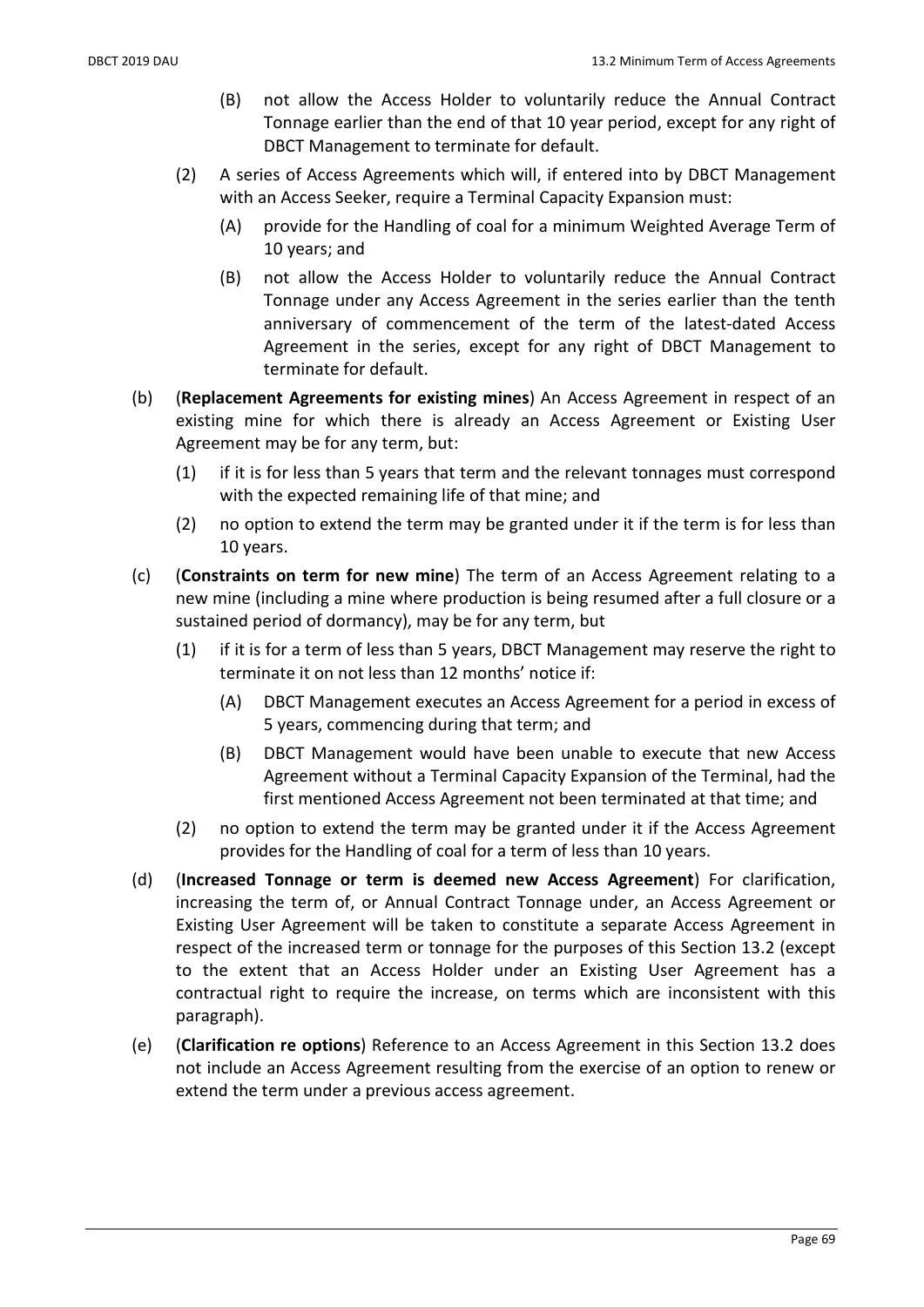(B) not allow the Access Holder to voluntarily reduce the Annual Contract Tonnage earlier than the end of that 10 year period, except for any right of DBCT Management to terminate for default.

(2) A series of Access Agreements which will, if entered into by DBCT Management with an Access Seeker, require a Terminal Capacity Expansion must:

(A) provide for the Handling of coal for a minimum Weighted Average Term of 10 years; and

(B) not allow the Access Holder to voluntarily reduce the Annual Contract Tonnage under any Access Agreement in the series earlier than the tenth anniversary of commencement of the term of the latest-dated Access Agreement in the series, except for any right of DBCT Management to terminate for default.

(b) (**Replacement Agreements for existing mines**) An Access Agreement in respect of an existing mine for which there is already an Access Agreement or Existing User Agreement may be for any term, but:

(1) if it is for less than 5 years that term and the relevant tonnages must correspond with the expected remaining life of that mine; and

(2) no option to extend the term may be granted under it if the term is for less than 10 years.

(c) (**Constraints on term for new mine**) The term of an Access Agreement relating to a new mine (including a mine where production is being resumed after a full closure or a sustained period of dormancy), may be for any term, but

(1) if it is for a term of less than 5 years, DBCT Management may reserve the right to terminate it on not less than 12 months' notice if:

(A) DBCT Management executes an Access Agreement for a period in excess of 5 years, commencing during that term; and

(B) DBCT Management would have been unable to execute that new Access Agreement without a Terminal Capacity Expansion of the Terminal, had the first mentioned Access Agreement not been terminated at that time; and

(2) no option to extend the term may be granted under it if the Access Agreement provides for the Handling of coal for a term of less than 10 years.

(d) (**Increased Tonnage or term is deemed new Access Agreement**) For clarification, increasing the term of, or Annual Contract Tonnage under, an Access Agreement or Existing User Agreement will be taken to constitute a separate Access Agreement in respect of the increased term or tonnage for the purposes of this Section 13.2 (except to the extent that an Access Holder under an Existing User Agreement has a contractual right to require the increase, on terms which are inconsistent with this paragraph).

(e) (**Clarification re options**) Reference to an Access Agreement in this Section 13.2 does not include an Access Agreement resulting from the exercise of an option to renew or extend the term under a previous access agreement.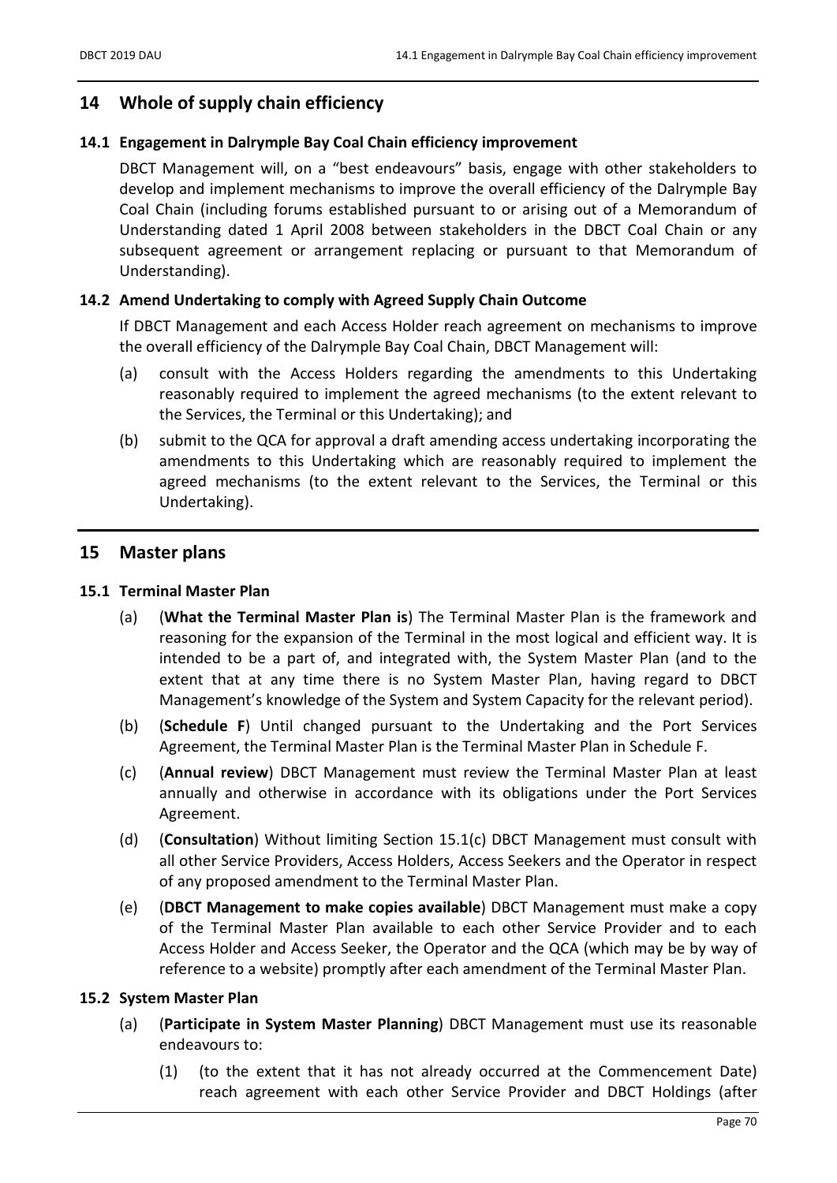# 14 Whole of supply chain efficiency

## 14.1 Engagement in Dalrymple Bay Coal Chain efficiency improvement

DBCT Management will, on a "best endeavours" basis, engage with other stakeholders to develop and implement mechanisms to improve the overall efficiency of the Dalrymple Bay Coal Chain (including forums established pursuant to or arising out of a Memorandum of Understanding dated 1 April 2008 between stakeholders in the DBCT Coal Chain or any subsequent agreement or arrangement replacing or pursuant to that Memorandum of Understanding).

## 14.2 Amend Undertaking to comply with Agreed Supply Chain Outcome

If DBCT Management and each Access Holder reach agreement on mechanisms to improve the overall efficiency of the Dalrymple Bay Coal Chain, DBCT Management will:

(a) consult with the Access Holders regarding the amendments to this Undertaking reasonably required to implement the agreed mechanisms (to the extent relevant to the Services, the Terminal or this Undertaking); and

(b) submit to the QCA for approval a draft amending access undertaking incorporating the amendments to this Undertaking which are reasonably required to implement the agreed mechanisms (to the extent relevant to the Services, the Terminal or this Undertaking).

# 15 Master plans

## 15.1 Terminal Master Plan

(a) (**What the Terminal Master Plan is**) The Terminal Master Plan is the framework and reasoning for the expansion of the Terminal in the most logical and efficient way. It is intended to be a part of, and integrated with, the System Master Plan (and to the extent that at any time there is no System Master Plan, having regard to DBCT Management's knowledge of the System and System Capacity for the relevant period).

(b) (**Schedule F**) Until changed pursuant to the Undertaking and the Port Services Agreement, the Terminal Master Plan is the Terminal Master Plan in Schedule F.

(c) (**Annual review**) DBCT Management must review the Terminal Master Plan at least annually and otherwise in accordance with its obligations under the Port Services Agreement.

(d) (**Consultation**) Without limiting Section 15.1(c) DBCT Management must consult with all other Service Providers, Access Holders, Access Seekers and the Operator in respect of any proposed amendment to the Terminal Master Plan.

(e) (**DBCT Management to make copies available**) DBCT Management must make a copy of the Terminal Master Plan available to each other Service Provider and to each Access Holder and Access Seeker, the Operator and the QCA (which may be by way of reference to a website) promptly after each amendment of the Terminal Master Plan.

## 15.2 System Master Plan

(a) (**Participate in System Master Planning**) DBCT Management must use its reasonable endeavours to:

(1) (to the extent that it has not already occurred at the Commencement Date) reach agreement with each other Service Provider and DBCT Holdings (after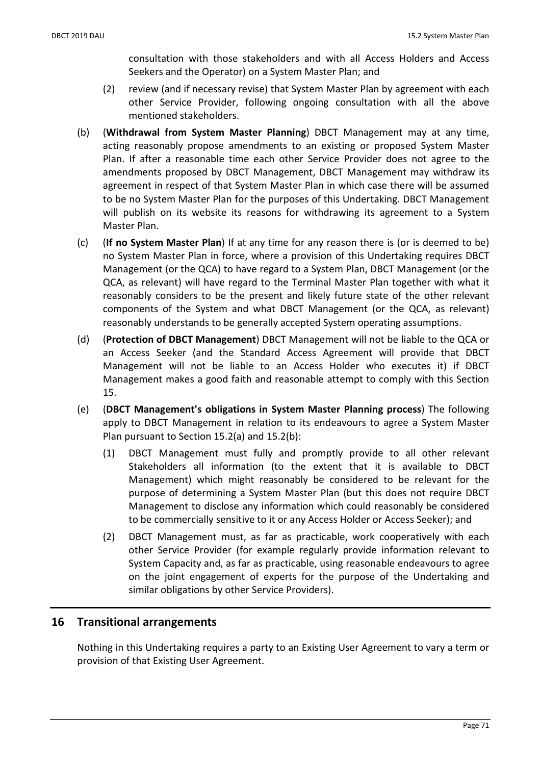consultation with those stakeholders and with all Access Holders and Access Seekers and the Operator) on a System Master Plan; and

(2) review (and if necessary revise) that System Master Plan by agreement with each other Service Provider, following ongoing consultation with all the above mentioned stakeholders.

(b) (**Withdrawal from System Master Planning**) DBCT Management may at any time, acting reasonably propose amendments to an existing or proposed System Master Plan. If after a reasonable time each other Service Provider does not agree to the amendments proposed by DBCT Management, DBCT Management may withdraw its agreement in respect of that System Master Plan in which case there will be assumed to be no System Master Plan for the purposes of this Undertaking. DBCT Management will publish on its website its reasons for withdrawing its agreement to a System Master Plan.

(c) (**If no System Master Plan**) If at any time for any reason there is (or is deemed to be) no System Master Plan in force, where a provision of this Undertaking requires DBCT Management (or the QCA) to have regard to a System Plan, DBCT Management (or the QCA, as relevant) will have regard to the Terminal Master Plan together with what it reasonably considers to be the present and likely future state of the other relevant components of the System and what DBCT Management (or the QCA, as relevant) reasonably understands to be generally accepted System operating assumptions.

(d) (**Protection of DBCT Management**) DBCT Management will not be liable to the QCA or an Access Seeker (and the Standard Access Agreement will provide that DBCT Management will not be liable to an Access Holder who executes it) if DBCT Management makes a good faith and reasonable attempt to comply with this Section 15.

(e) (**DBCT Management's obligations in System Master Planning process**) The following apply to DBCT Management in relation to its endeavours to agree a System Master Plan pursuant to Section 15.2(a) and 15.2(b):

(1) DBCT Management must fully and promptly provide to all other relevant Stakeholders all information (to the extent that it is available to DBCT Management) which might reasonably be considered to be relevant for the purpose of determining a System Master Plan (but this does not require DBCT Management to disclose any information which could reasonably be considered to be commercially sensitive to it or any Access Holder or Access Seeker); and

(2) DBCT Management must, as far as practicable, work cooperatively with each other Service Provider (for example regularly provide information relevant to System Capacity and, as far as practicable, using reasonable endeavours to agree on the joint engagement of experts for the purpose of the Undertaking and similar obligations by other Service Providers).

# 16 Transitional arrangements

Nothing in this Undertaking requires a party to an Existing User Agreement to vary a term or provision of that Existing User Agreement.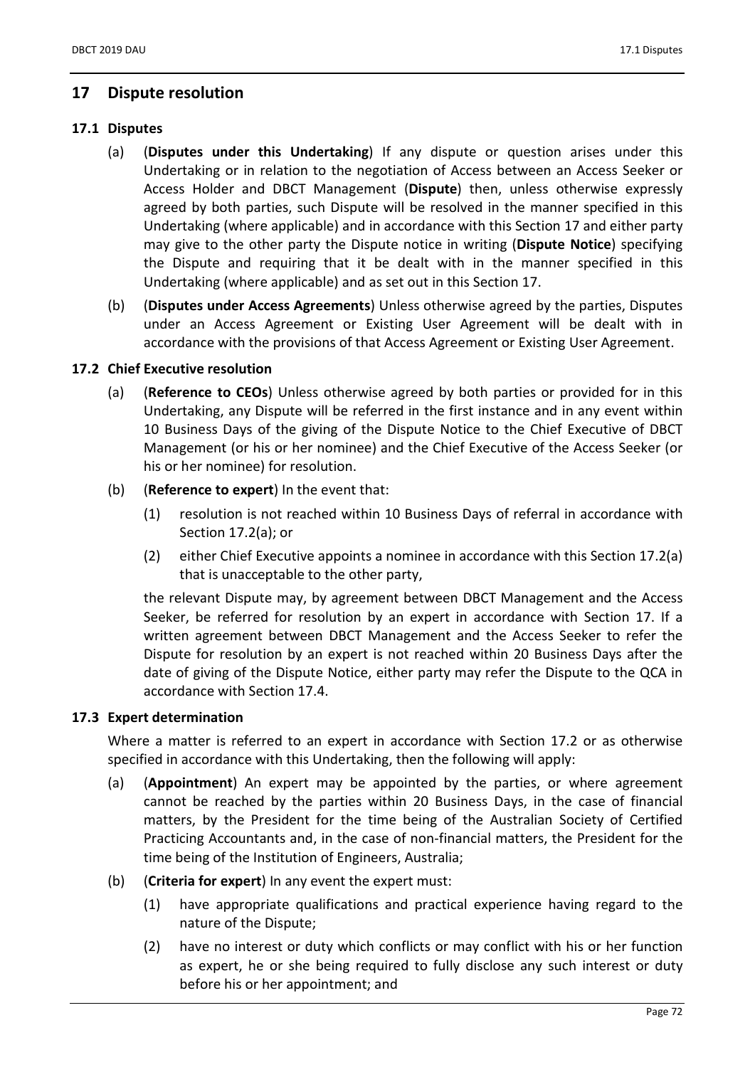## 17 Dispute resolution

### 17.1 Disputes

(a) (**Disputes under this Undertaking**) If any dispute or question arises under this Undertaking or in relation to the negotiation of Access between an Access Seeker or Access Holder and DBCT Management (**Dispute**) then, unless otherwise expressly agreed by both parties, such Dispute will be resolved in the manner specified in this Undertaking (where applicable) and in accordance with this Section 17 and either party may give to the other party the Dispute notice in writing (**Dispute Notice**) specifying the Dispute and requiring that it be dealt with in the manner specified in this Undertaking (where applicable) and as set out in this Section 17.

(b) (**Disputes under Access Agreements**) Unless otherwise agreed by the parties, Disputes under an Access Agreement or Existing User Agreement will be dealt with in accordance with the provisions of that Access Agreement or Existing User Agreement.

### 17.2 Chief Executive resolution

(a) (**Reference to CEOs**) Unless otherwise agreed by both parties or provided for in this Undertaking, any Dispute will be referred in the first instance and in any event within 10 Business Days of the giving of the Dispute Notice to the Chief Executive of DBCT Management (or his or her nominee) and the Chief Executive of the Access Seeker (or his or her nominee) for resolution.

(b) (**Reference to expert**) In the event that:

(1) resolution is not reached within 10 Business Days of referral in accordance with Section 17.2(a); or

(2) either Chief Executive appoints a nominee in accordance with this Section 17.2(a) that is unacceptable to the other party,

the relevant Dispute may, by agreement between DBCT Management and the Access Seeker, be referred for resolution by an expert in accordance with Section 17. If a written agreement between DBCT Management and the Access Seeker to refer the Dispute for resolution by an expert is not reached within 20 Business Days after the date of giving of the Dispute Notice, either party may refer the Dispute to the QCA in accordance with Section 17.4.

### 17.3 Expert determination

Where a matter is referred to an expert in accordance with Section 17.2 or as otherwise specified in accordance with this Undertaking, then the following will apply:

(a) (**Appointment**) An expert may be appointed by the parties, or where agreement cannot be reached by the parties within 20 Business Days, in the case of financial matters, by the President for the time being of the Australian Society of Certified Practicing Accountants and, in the case of non-financial matters, the President for the time being of the Institution of Engineers, Australia;

(b) (**Criteria for expert**) In any event the expert must:

(1) have appropriate qualifications and practical experience having regard to the nature of the Dispute;

(2) have no interest or duty which conflicts or may conflict with his or her function as expert, he or she being required to fully disclose any such interest or duty before his or her appointment; and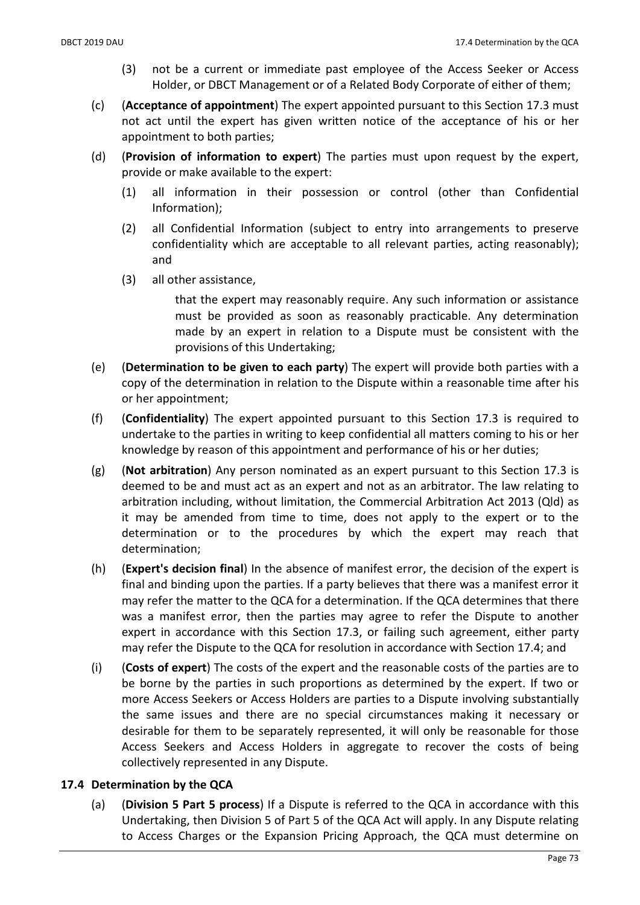(3) not be a current or immediate past employee of the Access Seeker or Access Holder, or DBCT Management or of a Related Body Corporate of either of them;

(c) (**Acceptance of appointment**) The expert appointed pursuant to this Section 17.3 must not act until the expert has given written notice of the acceptance of his or her appointment to both parties;

(d) (**Provision of information to expert**) The parties must upon request by the expert, provide or make available to the expert:

(1) all information in their possession or control (other than Confidential Information);

(2) all Confidential Information (subject to entry into arrangements to preserve confidentiality which are acceptable to all relevant parties, acting reasonably); and

(3) all other assistance,

that the expert may reasonably require. Any such information or assistance must be provided as soon as reasonably practicable. Any determination made by an expert in relation to a Dispute must be consistent with the provisions of this Undertaking;

(e) (**Determination to be given to each party**) The expert will provide both parties with a copy of the determination in relation to the Dispute within a reasonable time after his or her appointment;

(f) (**Confidentiality**) The expert appointed pursuant to this Section 17.3 is required to undertake to the parties in writing to keep confidential all matters coming to his or her knowledge by reason of this appointment and performance of his or her duties;

(g) (**Not arbitration**) Any person nominated as an expert pursuant to this Section 17.3 is deemed to be and must act as an expert and not as an arbitrator. The law relating to arbitration including, without limitation, the Commercial Arbitration Act 2013 (Qld) as it may be amended from time to time, does not apply to the expert or to the determination or to the procedures by which the expert may reach that determination;

(h) (**Expert's decision final**) In the absence of manifest error, the decision of the expert is final and binding upon the parties. If a party believes that there was a manifest error it may refer the matter to the QCA for a determination. If the QCA determines that there was a manifest error, then the parties may agree to refer the Dispute to another expert in accordance with this Section 17.3, or failing such agreement, either party may refer the Dispute to the QCA for resolution in accordance with Section 17.4; and

(i) (**Costs of expert**) The costs of the expert and the reasonable costs of the parties are to be borne by the parties in such proportions as determined by the expert. If two or more Access Seekers or Access Holders are parties to a Dispute involving substantially the same issues and there are no special circumstances making it necessary or desirable for them to be separately represented, it will only be reasonable for those Access Seekers and Access Holders in aggregate to recover the costs of being collectively represented in any Dispute.

## 17.4 Determination by the QCA

(a) (**Division 5 Part 5 process**) If a Dispute is referred to the QCA in accordance with this Undertaking, then Division 5 of Part 5 of the QCA Act will apply. In any Dispute relating to Access Charges or the Expansion Pricing Approach, the QCA must determine on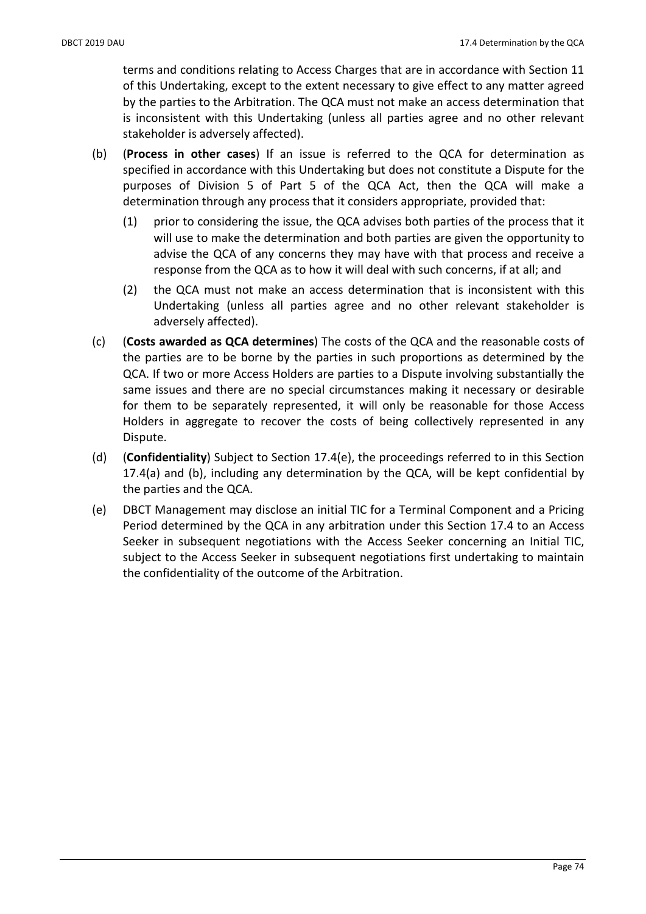terms and conditions relating to Access Charges that are in accordance with Section 11 of this Undertaking, except to the extent necessary to give effect to any matter agreed by the parties to the Arbitration. The QCA must not make an access determination that is inconsistent with this Undertaking (unless all parties agree and no other relevant stakeholder is adversely affected).

(b) (**Process in other cases**) If an issue is referred to the QCA for determination as specified in accordance with this Undertaking but does not constitute a Dispute for the purposes of Division 5 of Part 5 of the QCA Act, then the QCA will make a determination through any process that it considers appropriate, provided that:

   (1) prior to considering the issue, the QCA advises both parties of the process that it will use to make the determination and both parties are given the opportunity to advise the QCA of any concerns they may have with that process and receive a response from the QCA as to how it will deal with such concerns, if at all; and

   (2) the QCA must not make an access determination that is inconsistent with this Undertaking (unless all parties agree and no other relevant stakeholder is adversely affected).

(c) (**Costs awarded as QCA determines**) The costs of the QCA and the reasonable costs of the parties are to be borne by the parties in such proportions as determined by the QCA. If two or more Access Holders are parties to a Dispute involving substantially the same issues and there are no special circumstances making it necessary or desirable for them to be separately represented, it will only be reasonable for those Access Holders in aggregate to recover the costs of being collectively represented in any Dispute.

(d) (**Confidentiality**) Subject to Section 17.4(e), the proceedings referred to in this Section 17.4(a) and (b), including any determination by the QCA, will be kept confidential by the parties and the QCA.

(e) DBCT Management may disclose an initial TIC for a Terminal Component and a Pricing Period determined by the QCA in any arbitration under this Section 17.4 to an Access Seeker in subsequent negotiations with the Access Seeker concerning an Initial TIC, subject to the Access Seeker in subsequent negotiations first undertaking to maintain the confidentiality of the outcome of the Arbitration.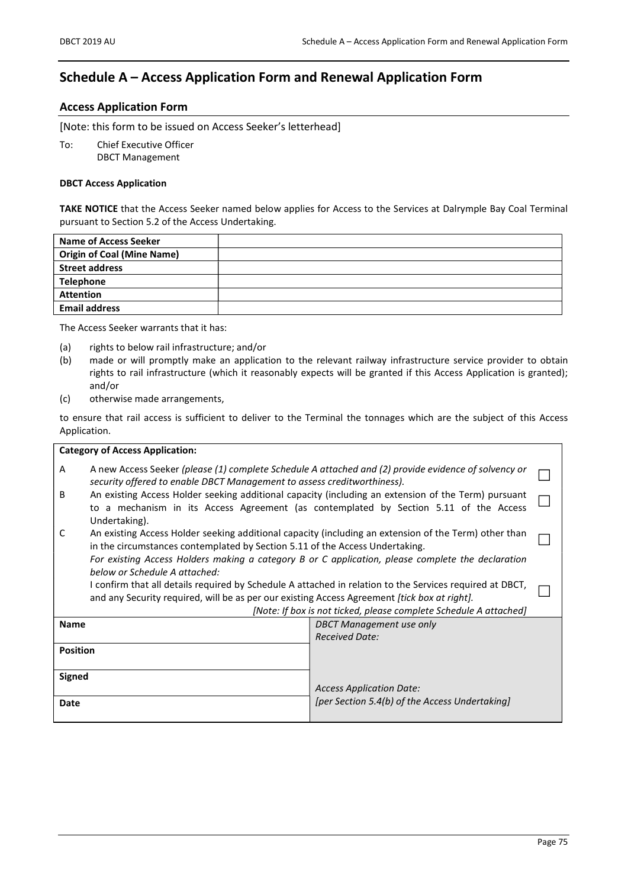# Schedule A – Access Application Form and Renewal Application Form

## Access Application Form

[Note: this form to be issued on Access Seeker's letterhead]

To: Chief Executive Officer
DBCT Management

**DBCT Access Application**

**TAKE NOTICE** that the Access Seeker named below applies for Access to the Services at Dalrymple Bay Coal Terminal pursuant to Section 5.2 of the Access Undertaking.

| **Name of Access Seeker** | |
|---|---|
| **Origin of Coal (Mine Name)** | |
| **Street address** | |
| **Telephone** | |
| **Attention** | |
| **Email address** | |

The Access Seeker warrants that it has:

(a) rights to below rail infrastructure; and/or

(b) made or will promptly make an application to the relevant railway infrastructure service provider to obtain rights to rail infrastructure (which it reasonably expects will be granted if this Access Application is granted); and/or

(c) otherwise made arrangements,

to ensure that rail access is sufficient to deliver to the Terminal the tonnages which are the subject of this Access Application.

| **Category of Access Application:** | | |
|---|---|---|
| A | A new Access Seeker *(please (1) complete Schedule A attached and (2) provide evidence of solvency or security offered to enable DBCT Management to assess creditworthiness).* | ☐ |
| B | An existing Access Holder seeking additional capacity (including an extension of the Term) pursuant to a mechanism in its Access Agreement (as contemplated by Section 5.11 of the Access Undertaking). | ☐ |
| C | An existing Access Holder seeking additional capacity (including an extension of the Term) other than in the circumstances contemplated by Section 5.11 of the Access Undertaking. | ☐ |
| | *For existing Access Holders making a category B or C application, please complete the declaration below or Schedule A attached:* | |
| | I confirm that all details required by Schedule A attached in relation to the Services required at DBCT, and any Security required, will be as per our existing Access Agreement *[tick box at right].* | ☐ |
| | *[Note: If box is not ticked, please complete Schedule A attached]* | |

| | |
|---|---|
| **Name** | *DBCT Management use only* <br> *Received Date:* |
| **Position** | |
| **Signed** | *Access Application Date:* |
| **Date** | *[per Section 5.4(b) of the Access Undertaking]* |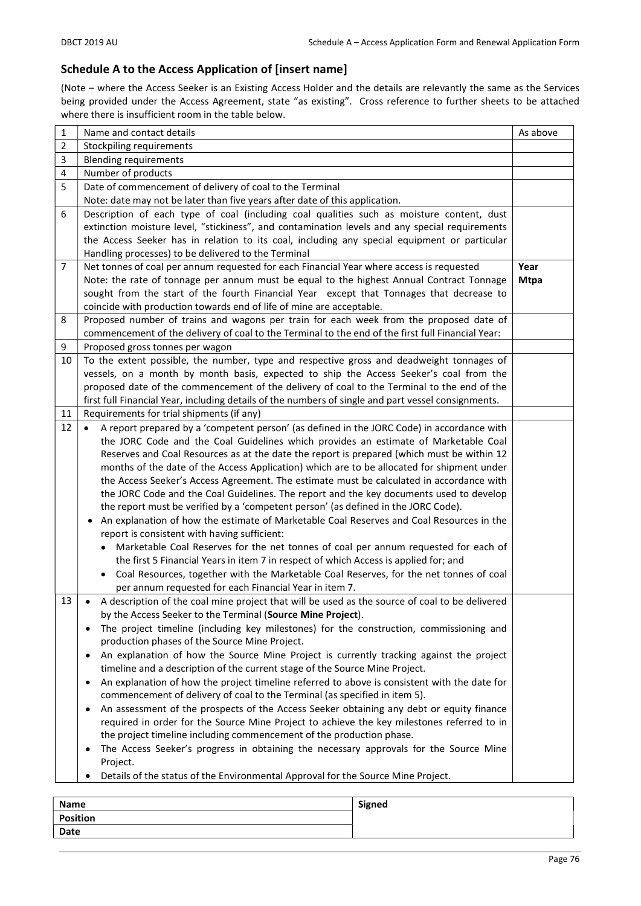## Schedule A to the Access Application of [insert name]

(Note – where the Access Seeker is an Existing Access Holder and the details are relevantly the same as the Services being provided under the Access Agreement, state "as existing". Cross reference to further sheets to be attached where there is insufficient room in the table below.

| | | |
|---|---|---|
| 1 | Name and contact details | As above |
| 2 | Stockpiling requirements | |
| 3 | Blending requirements | |
| 4 | Number of products | |
| 5 | Date of commencement of delivery of coal to the Terminal<br>Note: date may not be later than five years after date of this application. | |
| 6 | Description of each type of coal (including coal qualities such as moisture content, dust extinction moisture level, "stickiness", and contamination levels and any special requirements the Access Seeker has in relation to its coal, including any special equipment or particular Handling processes) to be delivered to the Terminal | |
| 7 | Net tonnes of coal per annum requested for each Financial Year where access is requested<br>Note: the rate of tonnage per annum must be equal to the highest Annual Contract Tonnage sought from the start of the fourth Financial Year except that Tonnages that decrease to coincide with production towards end of life of mine are acceptable. | **Year**<br>**Mtpa** |
| 8 | Proposed number of trains and wagons per train for each week from the proposed date of commencement of the delivery of coal to the Terminal to the end of the first full Financial Year: | |
| 9 | Proposed gross tonnes per wagon | |
| 10 | To the extent possible, the number, type and respective gross and deadweight tonnages of vessels, on a month by month basis, expected to ship the Access Seeker's coal from the proposed date of the commencement of the delivery of coal to the Terminal to the end of the first full Financial Year, including details of the numbers of single and part vessel consignments. | |
| 11 | Requirements for trial shipments (if any) | |
| 12 | • A report prepared by a 'competent person' (as defined in the JORC Code) in accordance with the JORC Code and the Coal Guidelines which provides an estimate of Marketable Coal Reserves and Coal Resources as at the date the report is prepared (which must be within 12 months of the date of the Access Application) which are to be allocated for shipment under the Access Seeker's Access Agreement. The estimate must be calculated in accordance with the JORC Code and the Coal Guidelines. The report and the key documents used to develop the report must be verified by a 'competent person' (as defined in the JORC Code).<br>• An explanation of how the estimate of Marketable Coal Reserves and Coal Resources in the report is consistent with having sufficient:<br>  • Marketable Coal Reserves for the net tonnes of coal per annum requested for each of the first 5 Financial Years in item 7 in respect of which Access is applied for; and<br>  • Coal Resources, together with the Marketable Coal Reserves, for the net tonnes of coal per annum requested for each Financial Year in item 7. | |
| 13 | • A description of the coal mine project that will be used as the source of coal to be delivered by the Access Seeker to the Terminal (**Source Mine Project**).<br>• The project timeline (including key milestones) for the construction, commissioning and production phases of the Source Mine Project.<br>• An explanation of how the Source Mine Project is currently tracking against the project timeline and a description of the current stage of the Source Mine Project.<br>• An explanation of how the project timeline referred to above is consistent with the date for commencement of delivery of coal to the Terminal (as specified in item 5).<br>• An assessment of the prospects of the Access Seeker obtaining any debt or equity finance required in order for the Source Mine Project to achieve the key milestones referred to in the project timeline including commencement of the production phase.<br>• The Access Seeker's progress in obtaining the necessary approvals for the Source Mine Project.<br>• Details of the status of the Environmental Approval for the Source Mine Project. | |

| | |
|---|---|
| **Name** | **Signed** |
| **Position** | |
| **Date** | |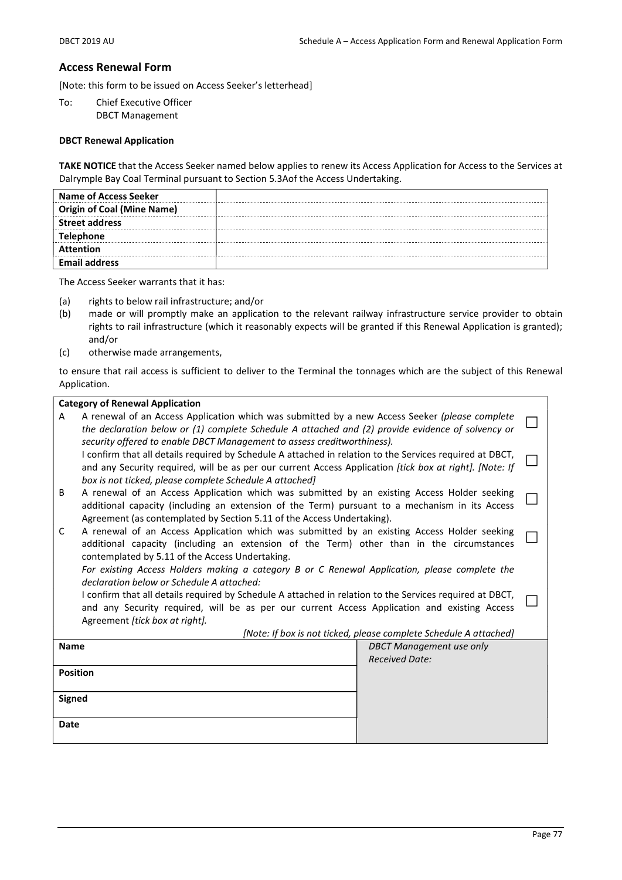## Access Renewal Form

[Note: this form to be issued on Access Seeker's letterhead]

To: Chief Executive Officer
DBCT Management

**DBCT Renewal Application**

**TAKE NOTICE** that the Access Seeker named below applies to renew its Access Application for Access to the Services at Dalrymple Bay Coal Terminal pursuant to Section 5.3Aof the Access Undertaking.

| **Name of Access Seeker** | |
|---|---|
| **Origin of Coal (Mine Name)** | |
| **Street address** | |
| **Telephone** | |
| **Attention** | |
| **Email address** | |

The Access Seeker warrants that it has:

(a) rights to below rail infrastructure; and/or

(b) made or will promptly make an application to the relevant railway infrastructure service provider to obtain rights to rail infrastructure (which it reasonably expects will be granted if this Renewal Application is granted); and/or

(c) otherwise made arrangements,

to ensure that rail access is sufficient to deliver to the Terminal the tonnages which are the subject of this Renewal Application.

| **Category of Renewal Application** | | |
|---|---|---|
| A | A renewal of an Access Application which was submitted by a new Access Seeker *(please complete the declaration below or (1) complete Schedule A attached and (2) provide evidence of solvency or security offered to enable DBCT Management to assess creditworthiness).* | ☐ |
| | I confirm that all details required by Schedule A attached in relation to the Services required at DBCT, and any Security required, will be as per our current Access Application *[tick box at right]. [Note: If box is not ticked, please complete Schedule A attached]* | ☐ |
| B | A renewal of an Access Application which was submitted by an existing Access Holder seeking additional capacity (including an extension of the Term) pursuant to a mechanism in its Access Agreement (as contemplated by Section 5.11 of the Access Undertaking). | ☐ |
| C | A renewal of an Access Application which was submitted by an existing Access Holder seeking additional capacity (including an extension of the Term) other than in the circumstances contemplated by 5.11 of the Access Undertaking. | ☐ |
| | *For existing Access Holders making a category B or C Renewal Application, please complete the declaration below or Schedule A attached:* | |
| | I confirm that all details required by Schedule A attached in relation to the Services required at DBCT, and any Security required, will be as per our current Access Application and existing Access Agreement *[tick box at right].* | ☐ |
| | *[Note: If box is not ticked, please complete Schedule A attached]* | |

| **Name** | *DBCT Management use only* *Received Date:* |
|---|---|
| **Position** | |
| **Signed** | |
| **Date** | |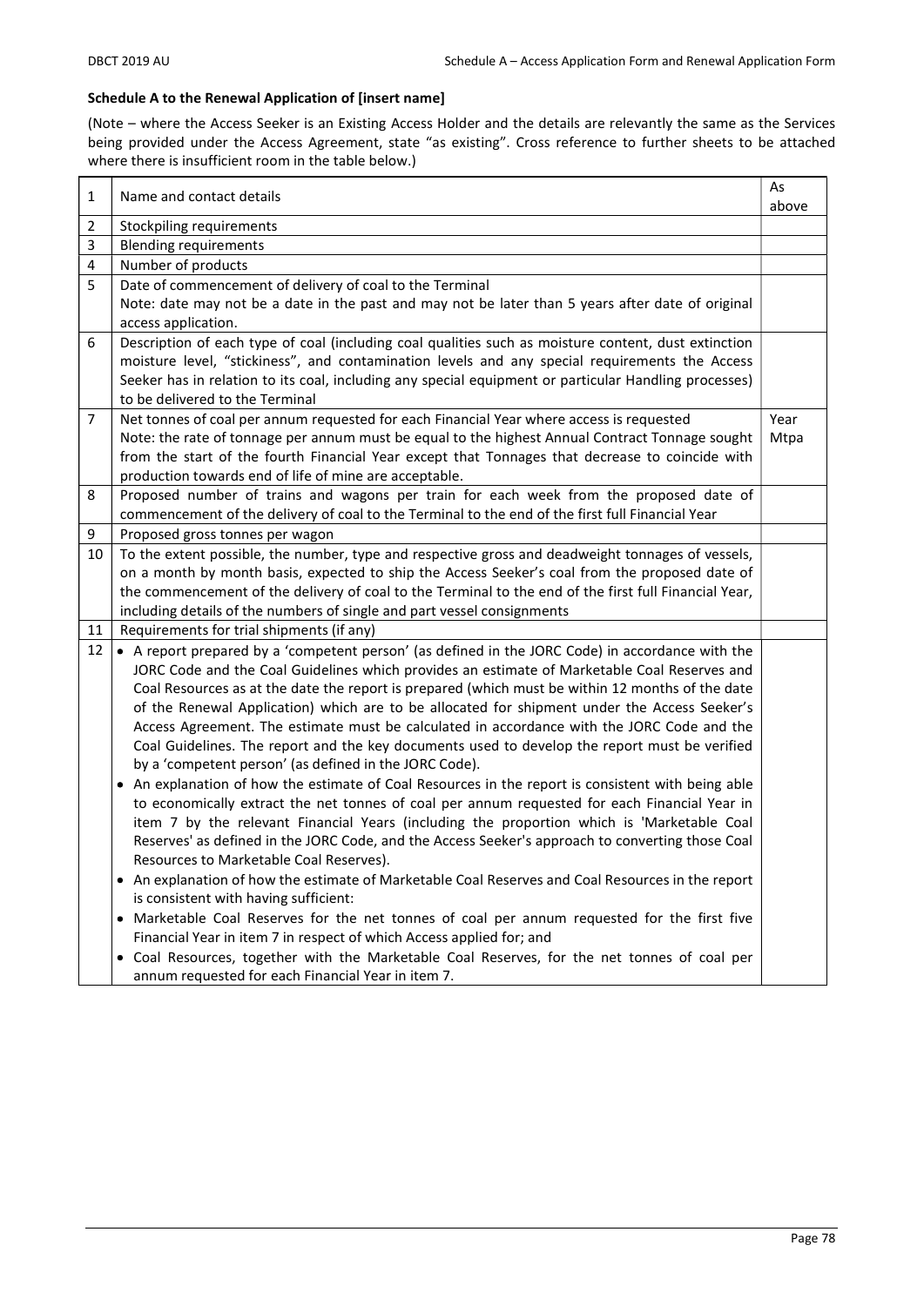**Schedule A to the Renewal Application of [insert name]**

(Note – where the Access Seeker is an Existing Access Holder and the details are relevantly the same as the Services being provided under the Access Agreement, state "as existing". Cross reference to further sheets to be attached where there is insufficient room in the table below.)

| | | |
|---|---|---|
| 1 | Name and contact details | As above |
| 2 | Stockpiling requirements | |
| 3 | Blending requirements | |
| 4 | Number of products | |
| 5 | Date of commencement of delivery of coal to the Terminal<br>Note: date may not be a date in the past and may not be later than 5 years after date of original access application. | |
| 6 | Description of each type of coal (including coal qualities such as moisture content, dust extinction moisture level, "stickiness", and contamination levels and any special requirements the Access Seeker has in relation to its coal, including any special equipment or particular Handling processes) to be delivered to the Terminal | |
| 7 | Net tonnes of coal per annum requested for each Financial Year where access is requested<br>Note: the rate of tonnage per annum must be equal to the highest Annual Contract Tonnage sought from the start of the fourth Financial Year except that Tonnages that decrease to coincide with production towards end of life of mine are acceptable. | Year<br>Mtpa |
| 8 | Proposed number of trains and wagons per train for each week from the proposed date of commencement of the delivery of coal to the Terminal to the end of the first full Financial Year | |
| 9 | Proposed gross tonnes per wagon | |
| 10 | To the extent possible, the number, type and respective gross and deadweight tonnages of vessels, on a month by month basis, expected to ship the Access Seeker's coal from the proposed date of the commencement of the delivery of coal to the Terminal to the end of the first full Financial Year, including details of the numbers of single and part vessel consignments | |
| 11 | Requirements for trial shipments (if any) | |
| 12 | • A report prepared by a 'competent person' (as defined in the JORC Code) in accordance with the JORC Code and the Coal Guidelines which provides an estimate of Marketable Coal Reserves and Coal Resources as at the date the report is prepared (which must be within 12 months of the date of the Renewal Application) which are to be allocated for shipment under the Access Seeker's Access Agreement. The estimate must be calculated in accordance with the JORC Code and the Coal Guidelines. The report and the key documents used to develop the report must be verified by a 'competent person' (as defined in the JORC Code).<br>• An explanation of how the estimate of Coal Resources in the report is consistent with being able to economically extract the net tonnes of coal per annum requested for each Financial Year in item 7 by the relevant Financial Years (including the proportion which is 'Marketable Coal Reserves' as defined in the JORC Code, and the Access Seeker's approach to converting those Coal Resources to Marketable Coal Reserves).<br>• An explanation of how the estimate of Marketable Coal Reserves and Coal Resources in the report is consistent with having sufficient:<br>• Marketable Coal Reserves for the net tonnes of coal per annum requested for the first five Financial Year in item 7 in respect of which Access applied for; and<br>• Coal Resources, together with the Marketable Coal Reserves, for the net tonnes of coal per annum requested for each Financial Year in item 7. | |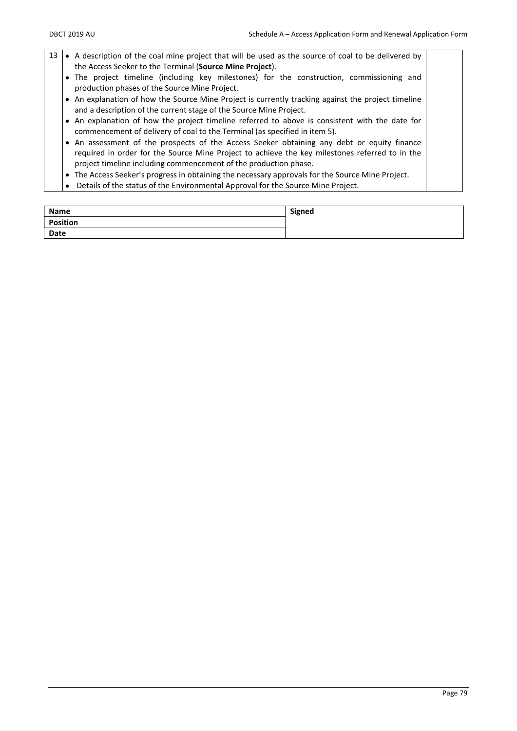| 13 | • A description of the coal mine project that will be used as the source of coal to be delivered by the Access Seeker to the Terminal (**Source Mine Project**).<br>• The project timeline (including key milestones) for the construction, commissioning and production phases of the Source Mine Project.<br>• An explanation of how the Source Mine Project is currently tracking against the project timeline and a description of the current stage of the Source Mine Project.<br>• An explanation of how the project timeline referred to above is consistent with the date for commencement of delivery of coal to the Terminal (as specified in item 5).<br>• An assessment of the prospects of the Access Seeker obtaining any debt or equity finance required in order for the Source Mine Project to achieve the key milestones referred to in the project timeline including commencement of the production phase.<br>• The Access Seeker's progress in obtaining the necessary approvals for the Source Mine Project.<br>• Details of the status of the Environmental Approval for the Source Mine Project. | |
|---|---|---|

| **Name** | **Signed** |
|---|---|
| **Position** | |
| **Date** | |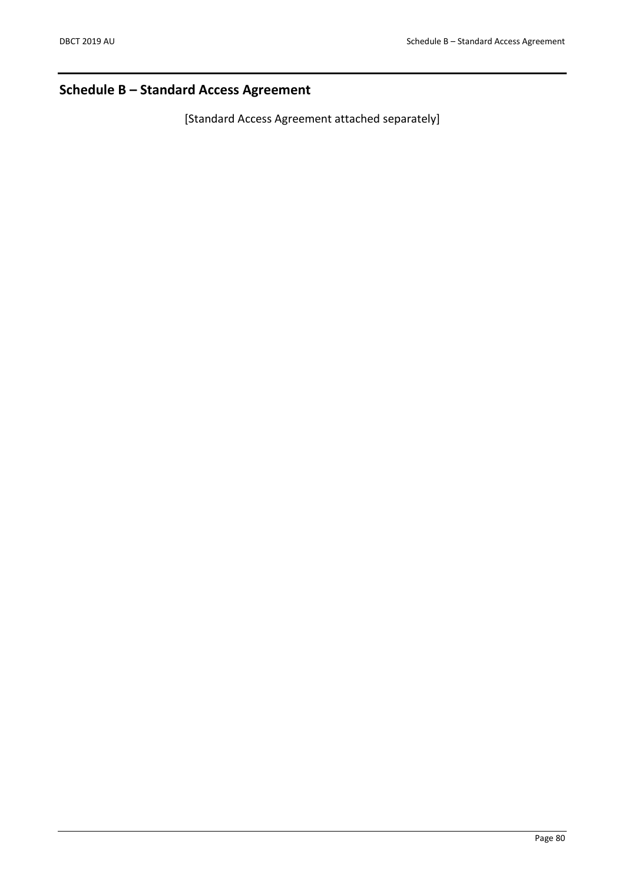# Schedule B – Standard Access Agreement

[Standard Access Agreement attached separately]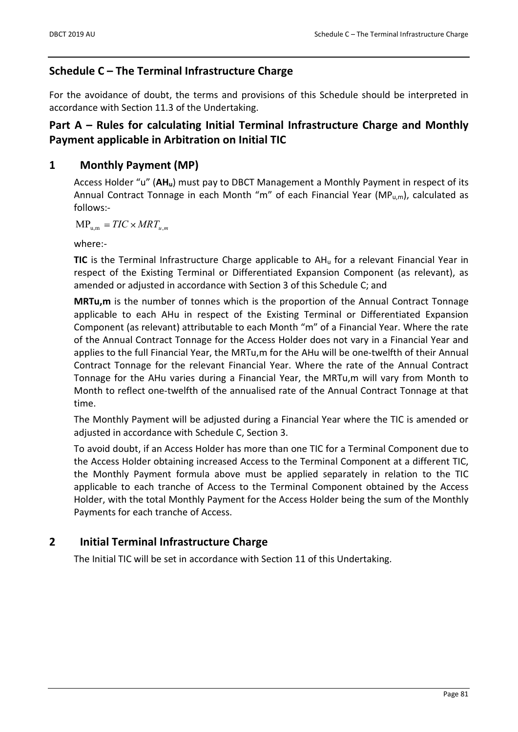## Schedule C – The Terminal Infrastructure Charge

For the avoidance of doubt, the terms and provisions of this Schedule should be interpreted in accordance with Section 11.3 of the Undertaking.

## Part A – Rules for calculating Initial Terminal Infrastructure Charge and Monthly Payment applicable in Arbitration on Initial TIC

## 1 Monthly Payment (MP)

Access Holder "u" (**$AH_u$**) must pay to DBCT Management a Monthly Payment in respect of its Annual Contract Tonnage in each Month "m" of each Financial Year ($MP_{u,m}$), calculated as follows:-

$$MP_{u,m} = TIC \times MRT_{u,m}$$

where:-

**TIC** is the Terminal Infrastructure Charge applicable to $AH_u$ for a relevant Financial Year in respect of the Existing Terminal or Differentiated Expansion Component (as relevant), as amended or adjusted in accordance with Section 3 of this Schedule C; and

**MRTu,m** is the number of tonnes which is the proportion of the Annual Contract Tonnage applicable to each AHu in respect of the Existing Terminal or Differentiated Expansion Component (as relevant) attributable to each Month "m" of a Financial Year. Where the rate of the Annual Contract Tonnage for the Access Holder does not vary in a Financial Year and applies to the full Financial Year, the MRTu,m for the AHu will be one-twelfth of their Annual Contract Tonnage for the relevant Financial Year. Where the rate of the Annual Contract Tonnage for the AHu varies during a Financial Year, the MRTu,m will vary from Month to Month to reflect one-twelfth of the annualised rate of the Annual Contract Tonnage at that time.

The Monthly Payment will be adjusted during a Financial Year where the TIC is amended or adjusted in accordance with Schedule C, Section 3.

To avoid doubt, if an Access Holder has more than one TIC for a Terminal Component due to the Access Holder obtaining increased Access to the Terminal Component at a different TIC, the Monthly Payment formula above must be applied separately in relation to the TIC applicable to each tranche of Access to the Terminal Component obtained by the Access Holder, with the total Monthly Payment for the Access Holder being the sum of the Monthly Payments for each tranche of Access.

## 2 Initial Terminal Infrastructure Charge

The Initial TIC will be set in accordance with Section 11 of this Undertaking.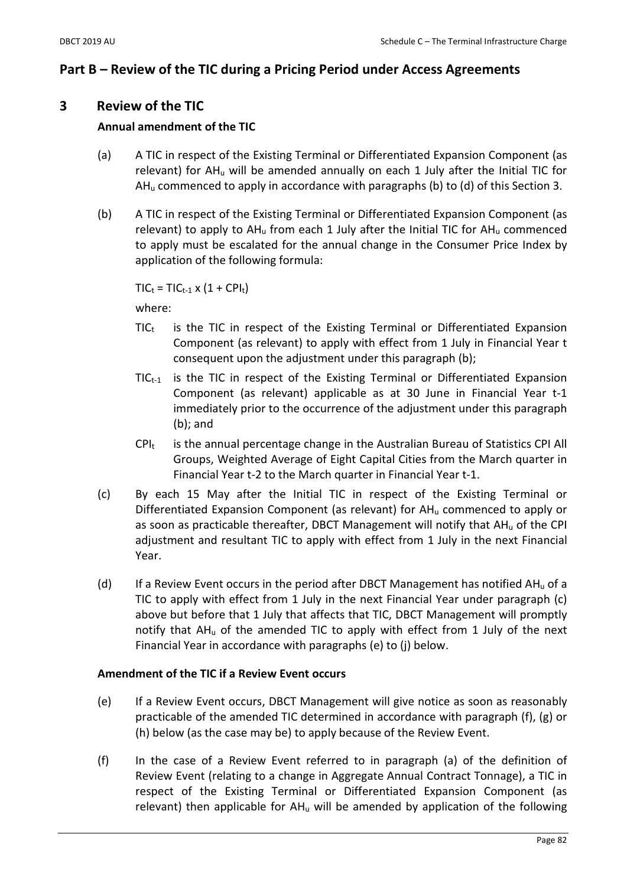## Part B – Review of the TIC during a Pricing Period under Access Agreements

## 3 Review of the TIC

### Annual amendment of the TIC

(a) A TIC in respect of the Existing Terminal or Differentiated Expansion Component (as relevant) for $AH_u$ will be amended annually on each 1 July after the Initial TIC for $AH_u$ commenced to apply in accordance with paragraphs (b) to (d) of this Section 3.

(b) A TIC in respect of the Existing Terminal or Differentiated Expansion Component (as relevant) to apply to $AH_u$ from each 1 July after the Initial TIC for $AH_u$ commenced to apply must be escalated for the annual change in the Consumer Price Index by application of the following formula:

$$TIC_t = TIC_{t-1} \times (1 + CPI_t)$$

where:

$TIC_t$ is the TIC in respect of the Existing Terminal or Differentiated Expansion Component (as relevant) to apply with effect from 1 July in Financial Year t consequent upon the adjustment under this paragraph (b);

$TIC_{t-1}$ is the TIC in respect of the Existing Terminal or Differentiated Expansion Component (as relevant) applicable as at 30 June in Financial Year t-1 immediately prior to the occurrence of the adjustment under this paragraph (b); and

$CPI_t$ is the annual percentage change in the Australian Bureau of Statistics CPI All Groups, Weighted Average of Eight Capital Cities from the March quarter in Financial Year t-2 to the March quarter in Financial Year t-1.

(c) By each 15 May after the Initial TIC in respect of the Existing Terminal or Differentiated Expansion Component (as relevant) for $AH_u$ commenced to apply or as soon as practicable thereafter, DBCT Management will notify that $AH_u$ of the CPI adjustment and resultant TIC to apply with effect from 1 July in the next Financial Year.

(d) If a Review Event occurs in the period after DBCT Management has notified $AH_u$ of a TIC to apply with effect from 1 July in the next Financial Year under paragraph (c) above but before that 1 July that affects that TIC, DBCT Management will promptly notify that $AH_u$ of the amended TIC to apply with effect from 1 July of the next Financial Year in accordance with paragraphs (e) to (j) below.

### Amendment of the TIC if a Review Event occurs

(e) If a Review Event occurs, DBCT Management will give notice as soon as reasonably practicable of the amended TIC determined in accordance with paragraph (f), (g) or (h) below (as the case may be) to apply because of the Review Event.

(f) In the case of a Review Event referred to in paragraph (a) of the definition of Review Event (relating to a change in Aggregate Annual Contract Tonnage), a TIC in respect of the Existing Terminal or Differentiated Expansion Component (as relevant) then applicable for $AH_u$ will be amended by application of the following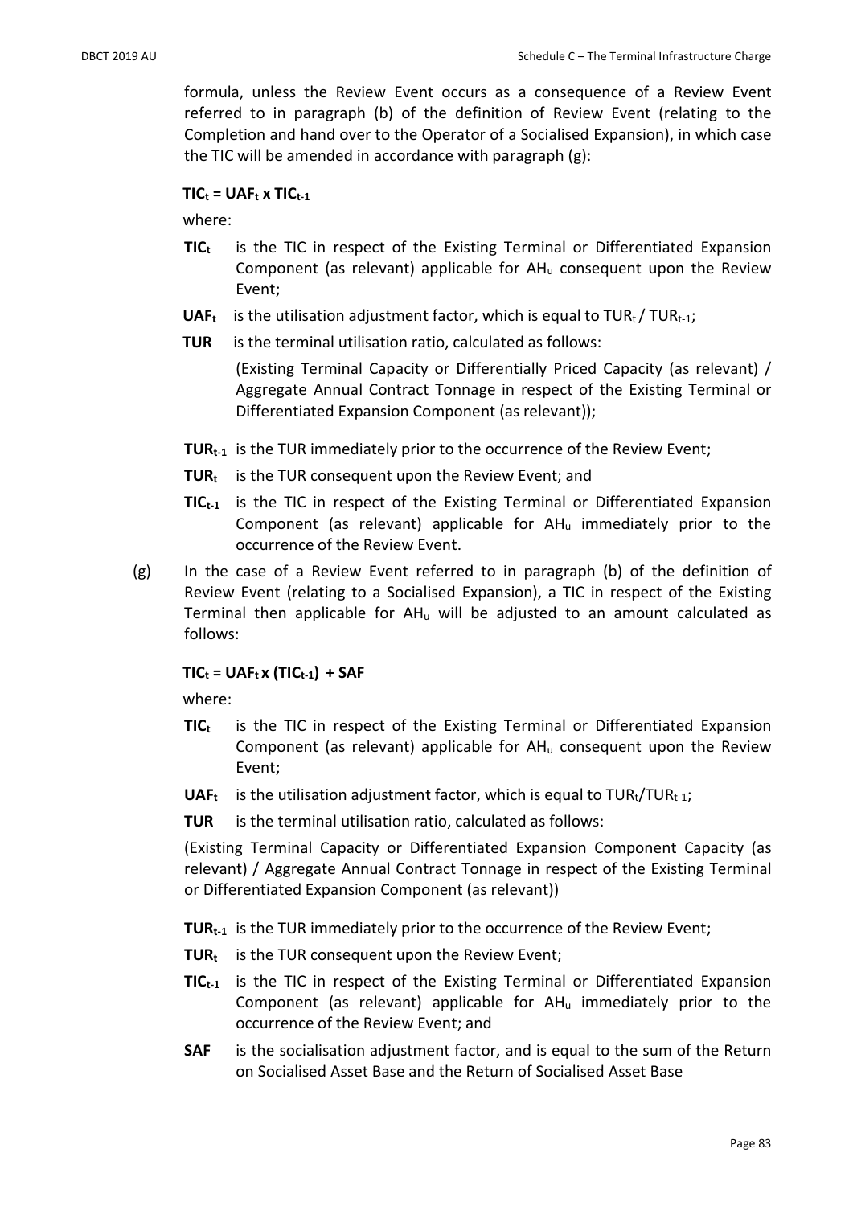formula, unless the Review Event occurs as a consequence of a Review Event referred to in paragraph (b) of the definition of Review Event (relating to the Completion and hand over to the Operator of a Socialised Expansion), in which case the TIC will be amended in accordance with paragraph (g):

$$TIC_t = UAF_t \times TIC_{t-1}$$

where:

- **$TIC_t$** is the TIC in respect of the Existing Terminal or Differentiated Expansion Component (as relevant) applicable for $AH_u$ consequent upon the Review Event;
- **$UAF_t$** is the utilisation adjustment factor, which is equal to $TUR_t / TUR_{t-1}$;
- **TUR** is the terminal utilisation ratio, calculated as follows:

  (Existing Terminal Capacity or Differentially Priced Capacity (as relevant) / Aggregate Annual Contract Tonnage in respect of the Existing Terminal or Differentiated Expansion Component (as relevant));
- **$TUR_{t-1}$** is the TUR immediately prior to the occurrence of the Review Event;
- **$TUR_t$** is the TUR consequent upon the Review Event; and
- **$TIC_{t-1}$** is the TIC in respect of the Existing Terminal or Differentiated Expansion Component (as relevant) applicable for $AH_u$ immediately prior to the occurrence of the Review Event.

(g) In the case of a Review Event referred to in paragraph (b) of the definition of Review Event (relating to a Socialised Expansion), a TIC in respect of the Existing Terminal then applicable for $AH_u$ will be adjusted to an amount calculated as follows:

$$TIC_t = UAF_t \times (TIC_{t-1}) + SAF$$

where:

- **$TIC_t$** is the TIC in respect of the Existing Terminal or Differentiated Expansion Component (as relevant) applicable for $AH_u$ consequent upon the Review Event;
- **$UAF_t$** is the utilisation adjustment factor, which is equal to $TUR_t/TUR_{t-1}$;
- **TUR** is the terminal utilisation ratio, calculated as follows:

(Existing Terminal Capacity or Differentiated Expansion Component Capacity (as relevant) / Aggregate Annual Contract Tonnage in respect of the Existing Terminal or Differentiated Expansion Component (as relevant))

- **$TUR_{t-1}$** is the TUR immediately prior to the occurrence of the Review Event;
- **$TUR_t$** is the TUR consequent upon the Review Event;
- **$TIC_{t-1}$** is the TIC in respect of the Existing Terminal or Differentiated Expansion Component (as relevant) applicable for $AH_u$ immediately prior to the occurrence of the Review Event; and
- **SAF** is the socialisation adjustment factor, and is equal to the sum of the Return on Socialised Asset Base and the Return of Socialised Asset Base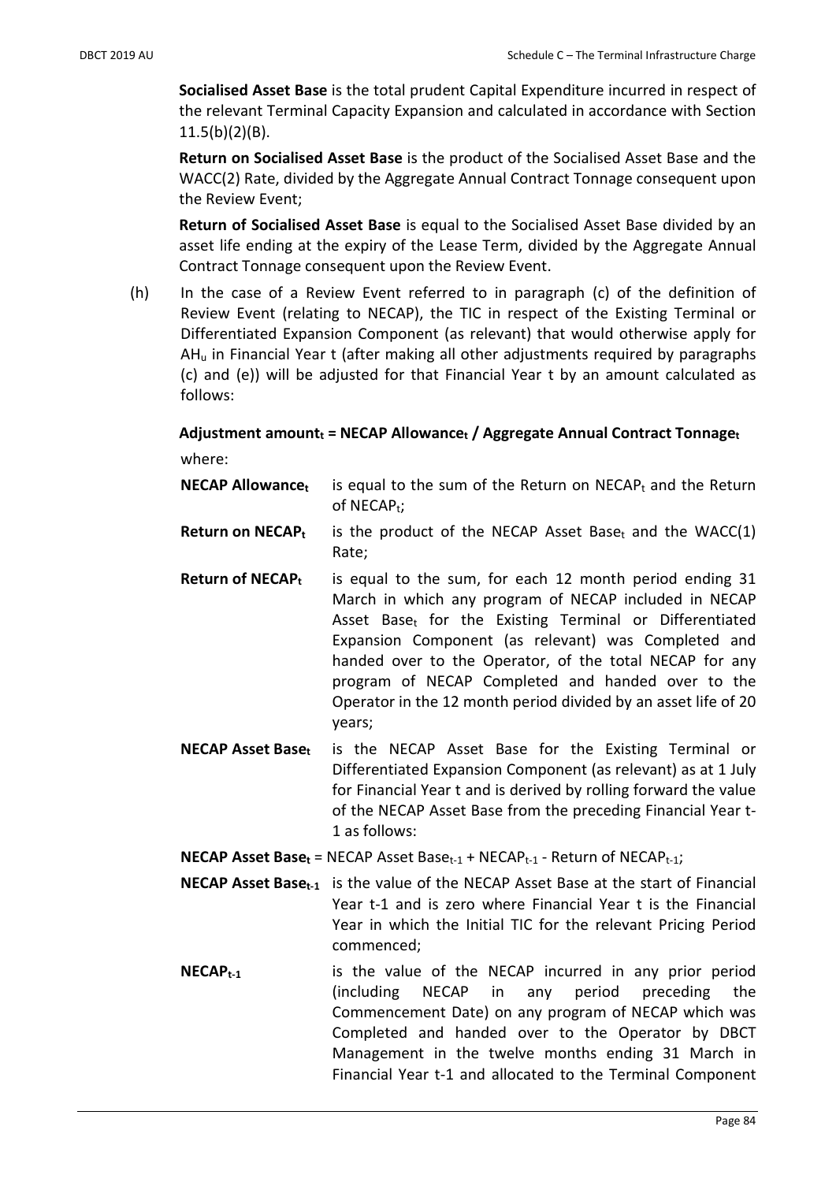**Socialised Asset Base** is the total prudent Capital Expenditure incurred in respect of the relevant Terminal Capacity Expansion and calculated in accordance with Section 11.5(b)(2)(B).

**Return on Socialised Asset Base** is the product of the Socialised Asset Base and the WACC(2) Rate, divided by the Aggregate Annual Contract Tonnage consequent upon the Review Event;

**Return of Socialised Asset Base** is equal to the Socialised Asset Base divided by an asset life ending at the expiry of the Lease Term, divided by the Aggregate Annual Contract Tonnage consequent upon the Review Event.

(h) In the case of a Review Event referred to in paragraph (c) of the definition of Review Event (relating to NECAP), the TIC in respect of the Existing Terminal or Differentiated Expansion Component (as relevant) that would otherwise apply for $AH_u$ in Financial Year t (after making all other adjustments required by paragraphs (c) and (e)) will be adjusted for that Financial Year t by an amount calculated as follows:

**Adjustment amount$_t$ = NECAP Allowance$_t$ / Aggregate Annual Contract Tonnage$_t$**

where:

**NECAP Allowance$_t$** is equal to the sum of the Return on NECAP$_t$ and the Return of NECAP$_t$;

**Return on NECAP$_t$** is the product of the NECAP Asset Base$_t$ and the WACC(1) Rate;

**Return of NECAP$_t$** is equal to the sum, for each 12 month period ending 31 March in which any program of NECAP included in NECAP Asset Base$_t$ for the Existing Terminal or Differentiated Expansion Component (as relevant) was Completed and handed over to the Operator, of the total NECAP for any program of NECAP Completed and handed over to the Operator in the 12 month period divided by an asset life of 20 years;

**NECAP Asset Base$_t$** is the NECAP Asset Base for the Existing Terminal or Differentiated Expansion Component (as relevant) as at 1 July for Financial Year t and is derived by rolling forward the value of the NECAP Asset Base from the preceding Financial Year t-1 as follows:

**NECAP Asset Base$_t$** = NECAP Asset Base$_{t-1}$ + NECAP$_{t-1}$ - Return of NECAP$_{t-1}$;

**NECAP Asset Base$_{t-1}$** is the value of the NECAP Asset Base at the start of Financial Year t-1 and is zero where Financial Year t is the Financial Year in which the Initial TIC for the relevant Pricing Period commenced;

**NECAP$_{t-1}$** is the value of the NECAP incurred in any prior period (including NECAP in any period preceding the Commencement Date) on any program of NECAP which was Completed and handed over to the Operator by DBCT Management in the twelve months ending 31 March in Financial Year t-1 and allocated to the Terminal Component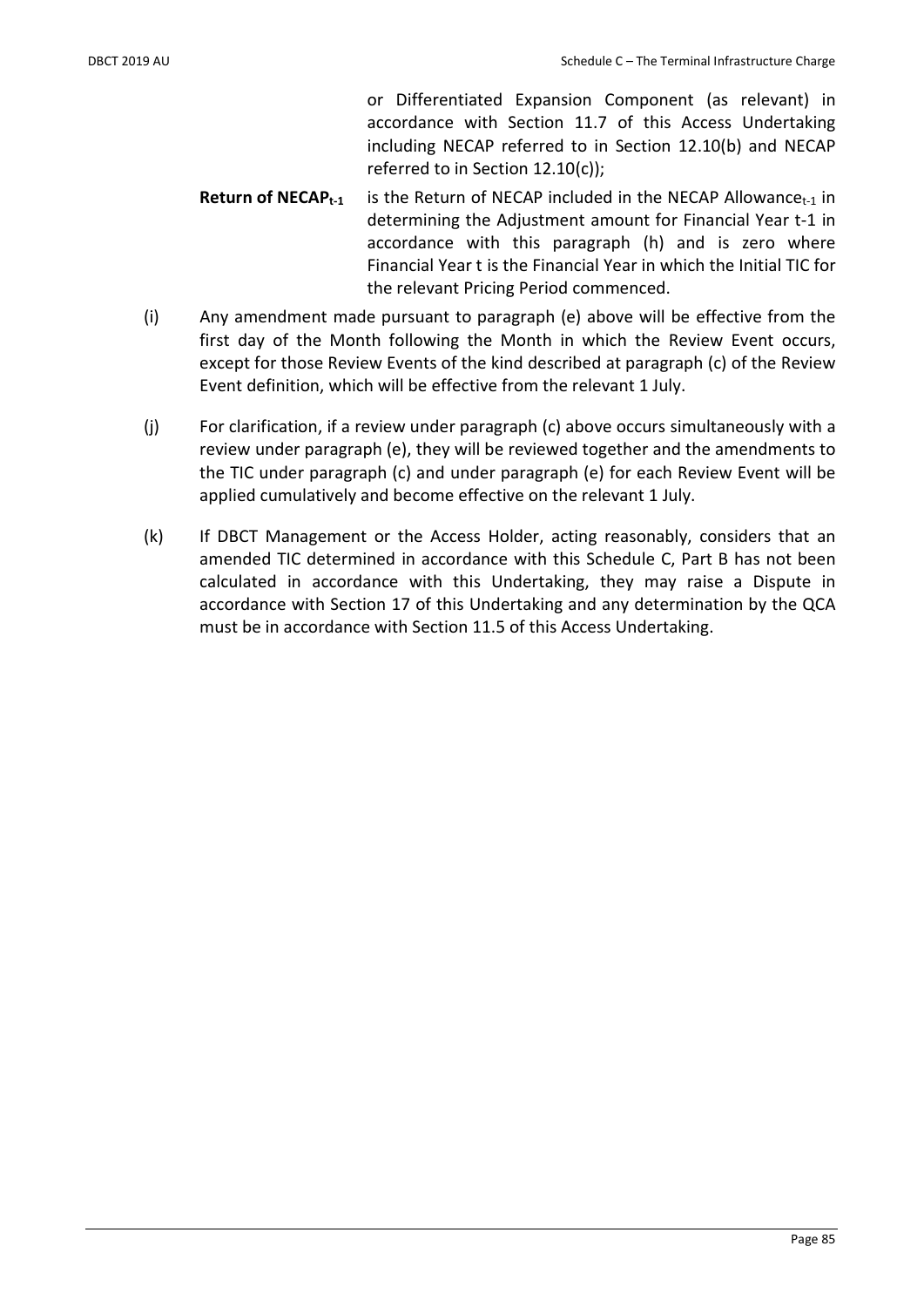or Differentiated Expansion Component (as relevant) in accordance with Section 11.7 of this Access Undertaking including NECAP referred to in Section 12.10(b) and NECAP referred to in Section 12.10(c));

**Return of NECAP$_{t-1}$** is the Return of NECAP included in the NECAP Allowance$_{t-1}$ in determining the Adjustment amount for Financial Year t-1 in accordance with this paragraph (h) and is zero where Financial Year t is the Financial Year in which the Initial TIC for the relevant Pricing Period commenced.

(i) Any amendment made pursuant to paragraph (e) above will be effective from the first day of the Month following the Month in which the Review Event occurs, except for those Review Events of the kind described at paragraph (c) of the Review Event definition, which will be effective from the relevant 1 July.

(j) For clarification, if a review under paragraph (c) above occurs simultaneously with a review under paragraph (e), they will be reviewed together and the amendments to the TIC under paragraph (c) and under paragraph (e) for each Review Event will be applied cumulatively and become effective on the relevant 1 July.

(k) If DBCT Management or the Access Holder, acting reasonably, considers that an amended TIC determined in accordance with this Schedule C, Part B has not been calculated in accordance with this Undertaking, they may raise a Dispute in accordance with Section 17 of this Undertaking and any determination by the QCA must be in accordance with Section 11.5 of this Access Undertaking.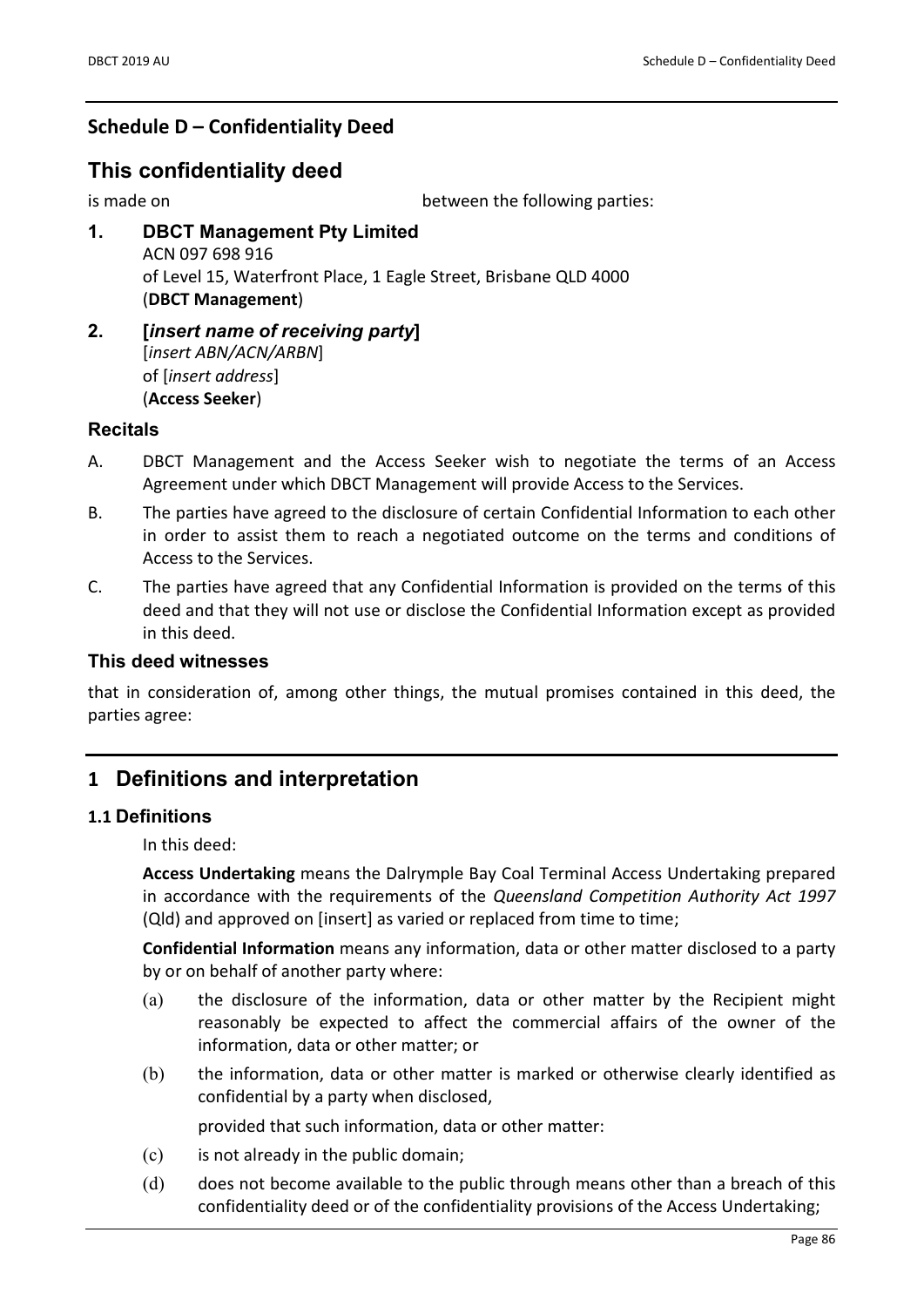## Schedule D – Confidentiality Deed

# This confidentiality deed

is made on between the following parties:

1. **DBCT Management Pty Limited**
   ACN 097 698 916
   of Level 15, Waterfront Place, 1 Eagle Street, Brisbane QLD 4000
   (**DBCT Management**)

2. **[*insert name of receiving party*]**
   [*insert ABN/ACN/ARBN*]
   of [*insert address*]
   (**Access Seeker**)

### Recitals

A. DBCT Management and the Access Seeker wish to negotiate the terms of an Access Agreement under which DBCT Management will provide Access to the Services.

B. The parties have agreed to the disclosure of certain Confidential Information to each other in order to assist them to reach a negotiated outcome on the terms and conditions of Access to the Services.

C. The parties have agreed that any Confidential Information is provided on the terms of this deed and that they will not use or disclose the Confidential Information except as provided in this deed.

### This deed witnesses

that in consideration of, among other things, the mutual promises contained in this deed, the parties agree:

# 1 Definitions and interpretation

## 1.1 Definitions

In this deed:

**Access Undertaking** means the Dalrymple Bay Coal Terminal Access Undertaking prepared in accordance with the requirements of the *Queensland Competition Authority Act 1997* (Qld) and approved on [insert] as varied or replaced from time to time;

**Confidential Information** means any information, data or other matter disclosed to a party by or on behalf of another party where:

(a) the disclosure of the information, data or other matter by the Recipient might reasonably be expected to affect the commercial affairs of the owner of the information, data or other matter; or

(b) the information, data or other matter is marked or otherwise clearly identified as confidential by a party when disclosed,

provided that such information, data or other matter:

(c) is not already in the public domain;

(d) does not become available to the public through means other than a breach of this confidentiality deed or of the confidentiality provisions of the Access Undertaking;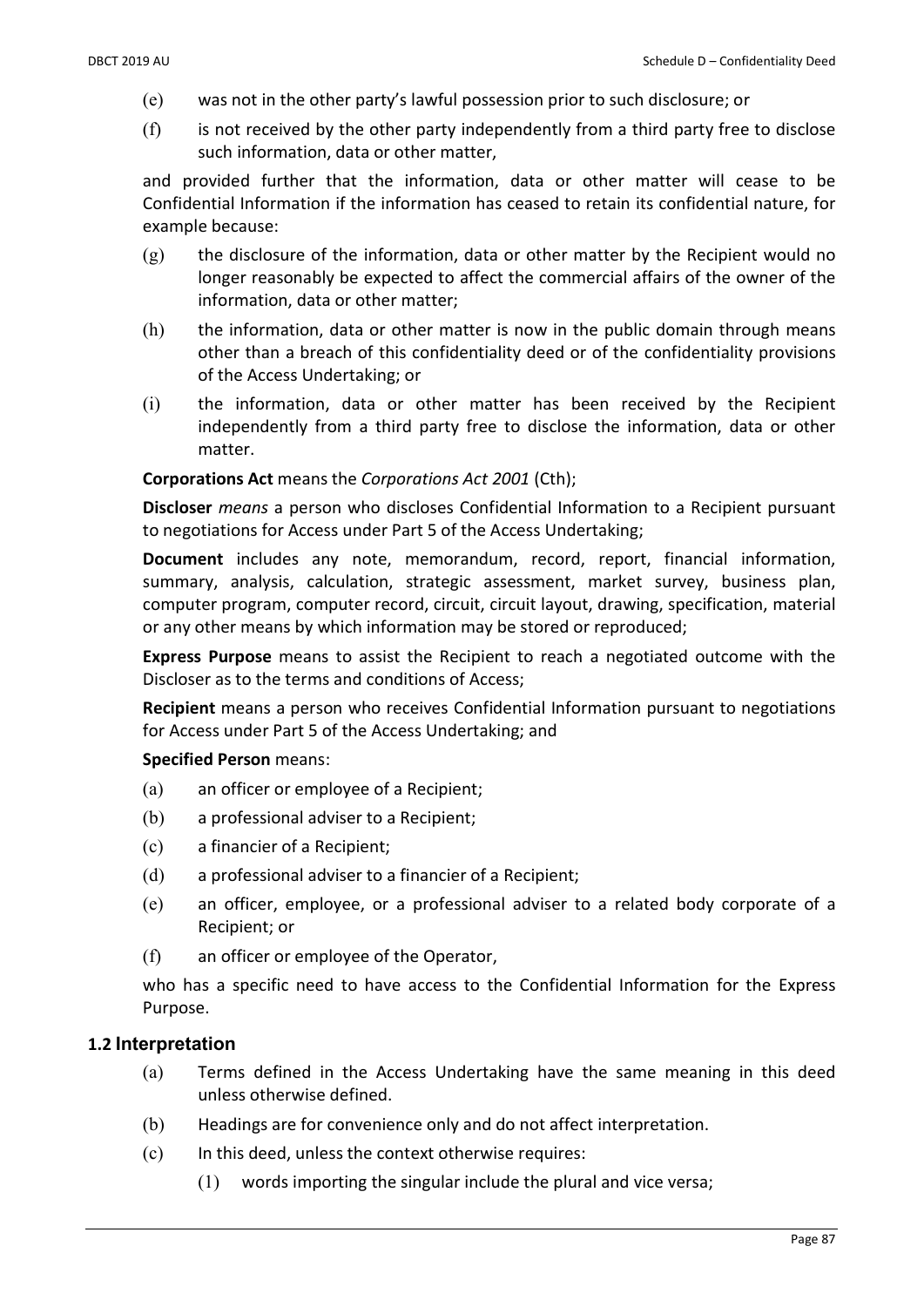(e) was not in the other party's lawful possession prior to such disclosure; or

(f) is not received by the other party independently from a third party free to disclose such information, data or other matter,

and provided further that the information, data or other matter will cease to be Confidential Information if the information has ceased to retain its confidential nature, for example because:

(g) the disclosure of the information, data or other matter by the Recipient would no longer reasonably be expected to affect the commercial affairs of the owner of the information, data or other matter;

(h) the information, data or other matter is now in the public domain through means other than a breach of this confidentiality deed or of the confidentiality provisions of the Access Undertaking; or

(i) the information, data or other matter has been received by the Recipient independently from a third party free to disclose the information, data or other matter.

**Corporations Act** means the *Corporations Act 2001* (Cth);

**Discloser** *means* a person who discloses Confidential Information to a Recipient pursuant to negotiations for Access under Part 5 of the Access Undertaking;

**Document** includes any note, memorandum, record, report, financial information, summary, analysis, calculation, strategic assessment, market survey, business plan, computer program, computer record, circuit, circuit layout, drawing, specification, material or any other means by which information may be stored or reproduced;

**Express Purpose** means to assist the Recipient to reach a negotiated outcome with the Discloser as to the terms and conditions of Access;

**Recipient** means a person who receives Confidential Information pursuant to negotiations for Access under Part 5 of the Access Undertaking; and

**Specified Person** means:

(a) an officer or employee of a Recipient;

(b) a professional adviser to a Recipient;

(c) a financier of a Recipient;

(d) a professional adviser to a financier of a Recipient;

(e) an officer, employee, or a professional adviser to a related body corporate of a Recipient; or

(f) an officer or employee of the Operator,

who has a specific need to have access to the Confidential Information for the Express Purpose.

### 1.2 Interpretation

(a) Terms defined in the Access Undertaking have the same meaning in this deed unless otherwise defined.

(b) Headings are for convenience only and do not affect interpretation.

(c) In this deed, unless the context otherwise requires:

(1) words importing the singular include the plural and vice versa;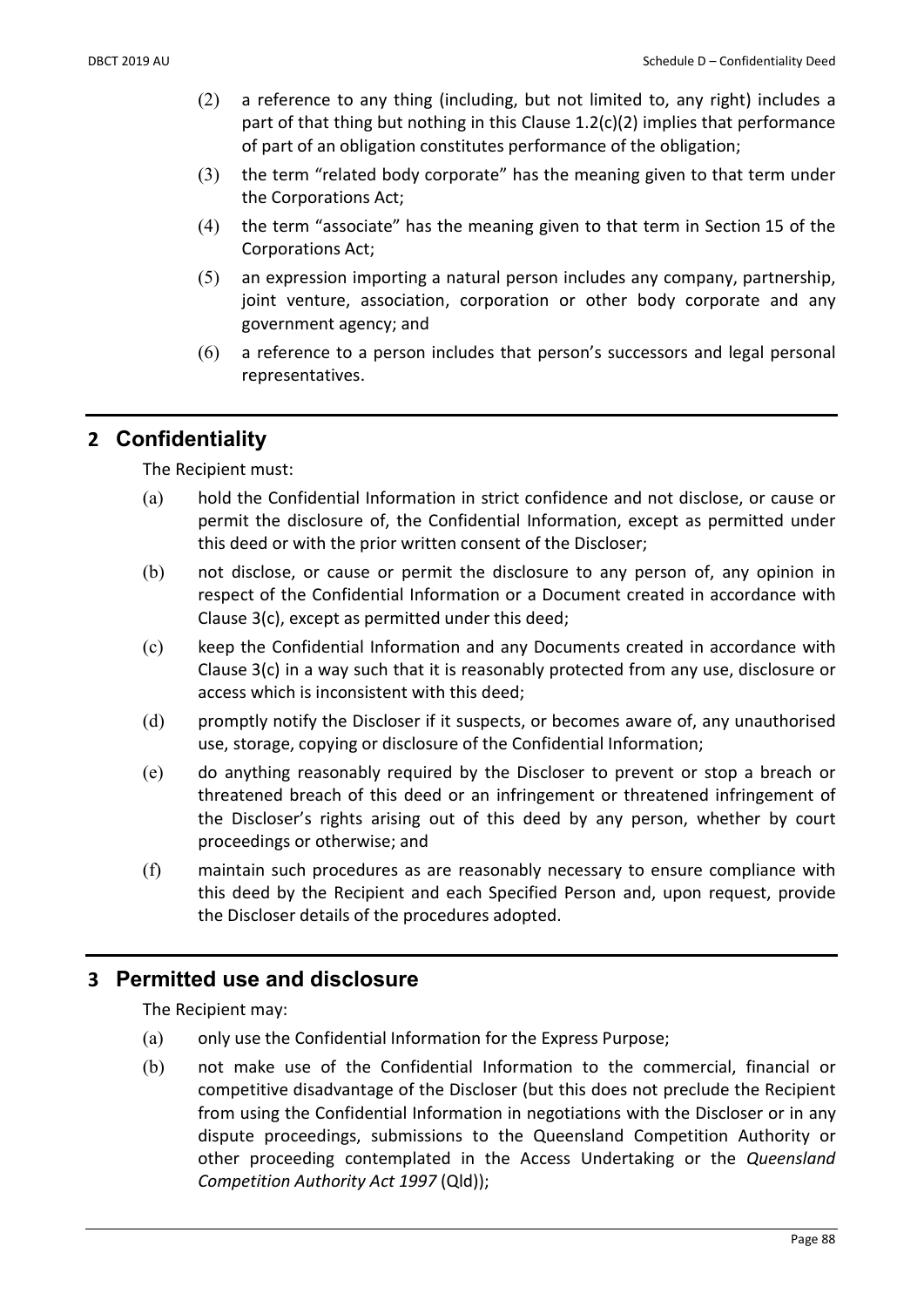(2) a reference to any thing (including, but not limited to, any right) includes a part of that thing but nothing in this Clause 1.2(c)(2) implies that performance of part of an obligation constitutes performance of the obligation;

(3) the term "related body corporate" has the meaning given to that term under the Corporations Act;

(4) the term "associate" has the meaning given to that term in Section 15 of the Corporations Act;

(5) an expression importing a natural person includes any company, partnership, joint venture, association, corporation or other body corporate and any government agency; and

(6) a reference to a person includes that person's successors and legal personal representatives.

## 2 Confidentiality

The Recipient must:

(a) hold the Confidential Information in strict confidence and not disclose, or cause or permit the disclosure of, the Confidential Information, except as permitted under this deed or with the prior written consent of the Discloser;

(b) not disclose, or cause or permit the disclosure to any person of, any opinion in respect of the Confidential Information or a Document created in accordance with Clause 3(c), except as permitted under this deed;

(c) keep the Confidential Information and any Documents created in accordance with Clause 3(c) in a way such that it is reasonably protected from any use, disclosure or access which is inconsistent with this deed;

(d) promptly notify the Discloser if it suspects, or becomes aware of, any unauthorised use, storage, copying or disclosure of the Confidential Information;

(e) do anything reasonably required by the Discloser to prevent or stop a breach or threatened breach of this deed or an infringement or threatened infringement of the Discloser's rights arising out of this deed by any person, whether by court proceedings or otherwise; and

(f) maintain such procedures as are reasonably necessary to ensure compliance with this deed by the Recipient and each Specified Person and, upon request, provide the Discloser details of the procedures adopted.

## 3 Permitted use and disclosure

The Recipient may:

(a) only use the Confidential Information for the Express Purpose;

(b) not make use of the Confidential Information to the commercial, financial or competitive disadvantage of the Discloser (but this does not preclude the Recipient from using the Confidential Information in negotiations with the Discloser or in any dispute proceedings, submissions to the Queensland Competition Authority or other proceeding contemplated in the Access Undertaking or the *Queensland Competition Authority Act 1997* (Qld));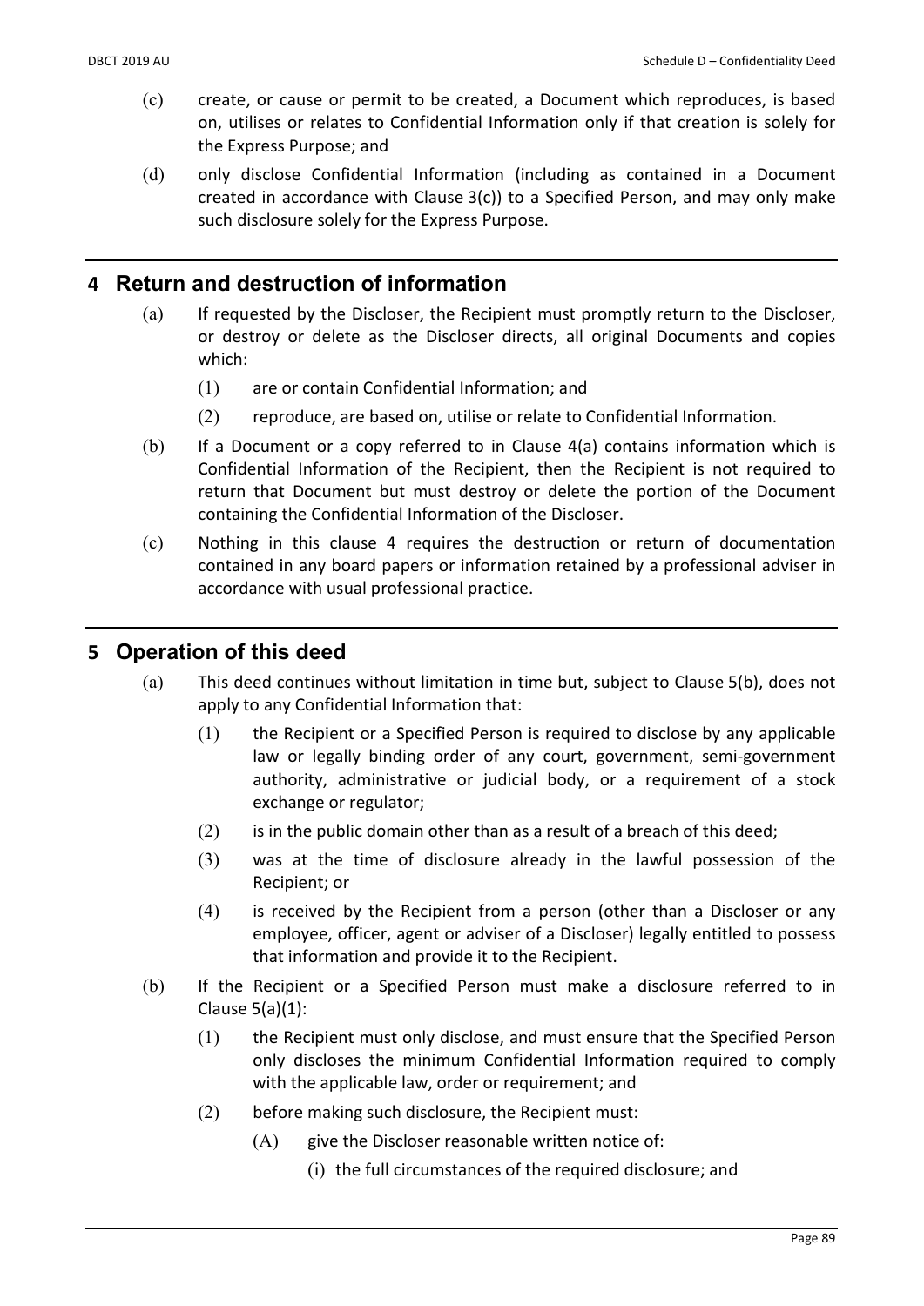(c) create, or cause or permit to be created, a Document which reproduces, is based on, utilises or relates to Confidential Information only if that creation is solely for the Express Purpose; and

(d) only disclose Confidential Information (including as contained in a Document created in accordance with Clause 3(c)) to a Specified Person, and may only make such disclosure solely for the Express Purpose.

## 4 Return and destruction of information

(a) If requested by the Discloser, the Recipient must promptly return to the Discloser, or destroy or delete as the Discloser directs, all original Documents and copies which:

   (1) are or contain Confidential Information; and

   (2) reproduce, are based on, utilise or relate to Confidential Information.

(b) If a Document or a copy referred to in Clause 4(a) contains information which is Confidential Information of the Recipient, then the Recipient is not required to return that Document but must destroy or delete the portion of the Document containing the Confidential Information of the Discloser.

(c) Nothing in this clause 4 requires the destruction or return of documentation contained in any board papers or information retained by a professional adviser in accordance with usual professional practice.

## 5 Operation of this deed

(a) This deed continues without limitation in time but, subject to Clause 5(b), does not apply to any Confidential Information that:

   (1) the Recipient or a Specified Person is required to disclose by any applicable law or legally binding order of any court, government, semi-government authority, administrative or judicial body, or a requirement of a stock exchange or regulator;

   (2) is in the public domain other than as a result of a breach of this deed;

   (3) was at the time of disclosure already in the lawful possession of the Recipient; or

   (4) is received by the Recipient from a person (other than a Discloser or any employee, officer, agent or adviser of a Discloser) legally entitled to possess that information and provide it to the Recipient.

(b) If the Recipient or a Specified Person must make a disclosure referred to in Clause 5(a)(1):

   (1) the Recipient must only disclose, and must ensure that the Specified Person only discloses the minimum Confidential Information required to comply with the applicable law, order or requirement; and

   (2) before making such disclosure, the Recipient must:

      (A) give the Discloser reasonable written notice of:

         (i) the full circumstances of the required disclosure; and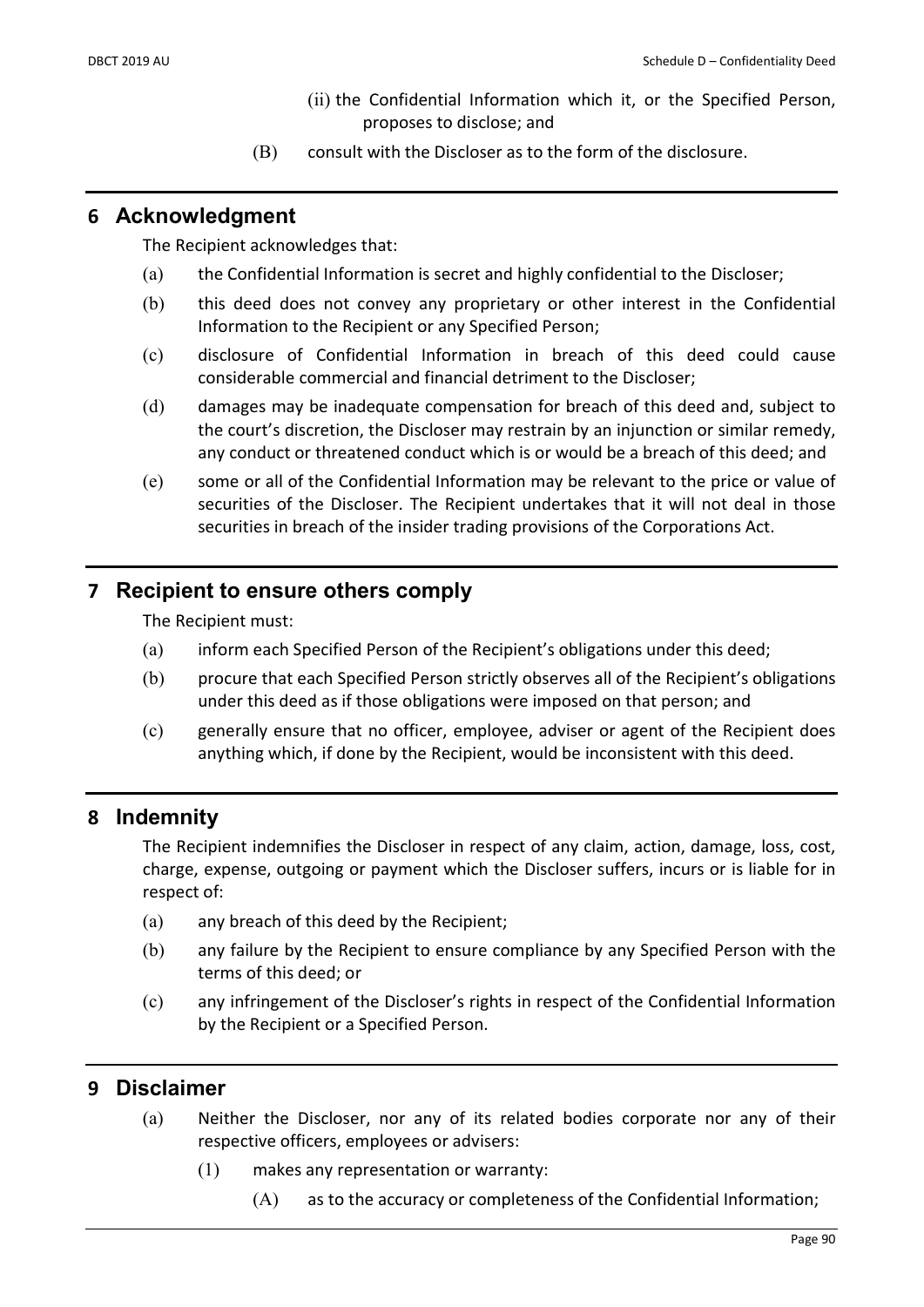(ii) the Confidential Information which it, or the Specified Person, proposes to disclose; and

(B) consult with the Discloser as to the form of the disclosure.

## 6 Acknowledgment

The Recipient acknowledges that:

(a) the Confidential Information is secret and highly confidential to the Discloser;

(b) this deed does not convey any proprietary or other interest in the Confidential Information to the Recipient or any Specified Person;

(c) disclosure of Confidential Information in breach of this deed could cause considerable commercial and financial detriment to the Discloser;

(d) damages may be inadequate compensation for breach of this deed and, subject to the court's discretion, the Discloser may restrain by an injunction or similar remedy, any conduct or threatened conduct which is or would be a breach of this deed; and

(e) some or all of the Confidential Information may be relevant to the price or value of securities of the Discloser. The Recipient undertakes that it will not deal in those securities in breach of the insider trading provisions of the Corporations Act.

## 7 Recipient to ensure others comply

The Recipient must:

(a) inform each Specified Person of the Recipient's obligations under this deed;

(b) procure that each Specified Person strictly observes all of the Recipient's obligations under this deed as if those obligations were imposed on that person; and

(c) generally ensure that no officer, employee, adviser or agent of the Recipient does anything which, if done by the Recipient, would be inconsistent with this deed.

## 8 Indemnity

The Recipient indemnifies the Discloser in respect of any claim, action, damage, loss, cost, charge, expense, outgoing or payment which the Discloser suffers, incurs or is liable for in respect of:

(a) any breach of this deed by the Recipient;

(b) any failure by the Recipient to ensure compliance by any Specified Person with the terms of this deed; or

(c) any infringement of the Discloser's rights in respect of the Confidential Information by the Recipient or a Specified Person.

## 9 Disclaimer

(a) Neither the Discloser, nor any of its related bodies corporate nor any of their respective officers, employees or advisers:

(1) makes any representation or warranty:

(A) as to the accuracy or completeness of the Confidential Information;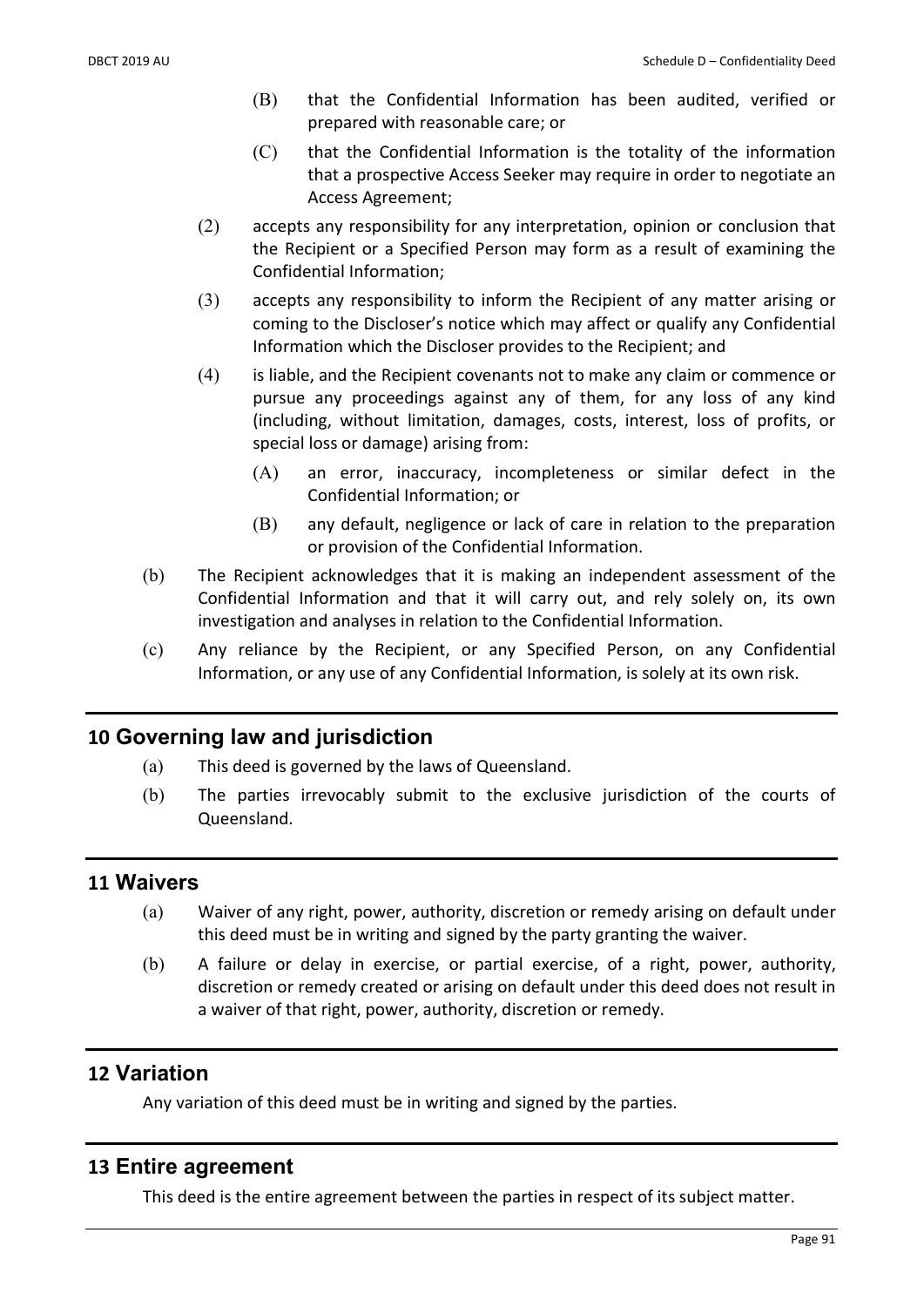(B) that the Confidential Information has been audited, verified or prepared with reasonable care; or

(C) that the Confidential Information is the totality of the information that a prospective Access Seeker may require in order to negotiate an Access Agreement;

(2) accepts any responsibility for any interpretation, opinion or conclusion that the Recipient or a Specified Person may form as a result of examining the Confidential Information;

(3) accepts any responsibility to inform the Recipient of any matter arising or coming to the Discloser's notice which may affect or qualify any Confidential Information which the Discloser provides to the Recipient; and

(4) is liable, and the Recipient covenants not to make any claim or commence or pursue any proceedings against any of them, for any loss of any kind (including, without limitation, damages, costs, interest, loss of profits, or special loss or damage) arising from:

(A) an error, inaccuracy, incompleteness or similar defect in the Confidential Information; or

(B) any default, negligence or lack of care in relation to the preparation or provision of the Confidential Information.

(b) The Recipient acknowledges that it is making an independent assessment of the Confidential Information and that it will carry out, and rely solely on, its own investigation and analyses in relation to the Confidential Information.

(c) Any reliance by the Recipient, or any Specified Person, on any Confidential Information, or any use of any Confidential Information, is solely at its own risk.

## 10 Governing law and jurisdiction

(a) This deed is governed by the laws of Queensland.

(b) The parties irrevocably submit to the exclusive jurisdiction of the courts of Queensland.

## 11 Waivers

(a) Waiver of any right, power, authority, discretion or remedy arising on default under this deed must be in writing and signed by the party granting the waiver.

(b) A failure or delay in exercise, or partial exercise, of a right, power, authority, discretion or remedy created or arising on default under this deed does not result in a waiver of that right, power, authority, discretion or remedy.

## 12 Variation

Any variation of this deed must be in writing and signed by the parties.

## 13 Entire agreement

This deed is the entire agreement between the parties in respect of its subject matter.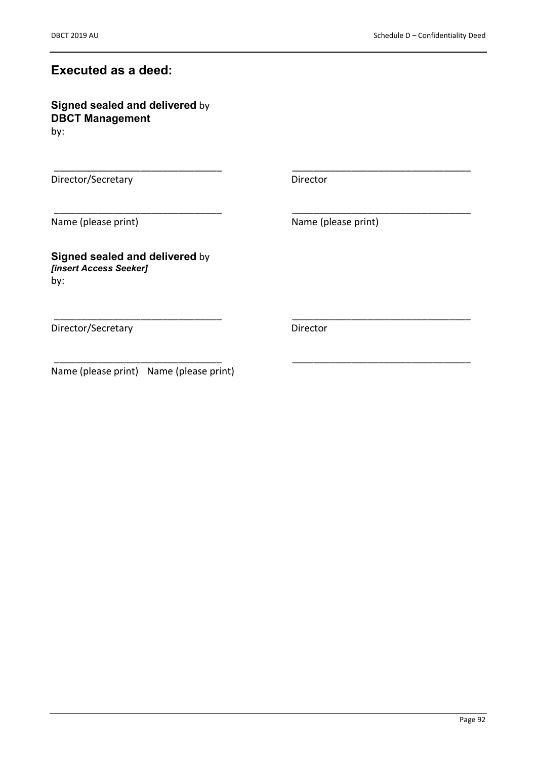## Executed as a deed:

**Signed sealed and delivered** by
**DBCT Management**
by:

| | |
|---|---|
| ______________________________ | ______________________________ |
| Director/Secretary | Director |
| ______________________________ | ______________________________ |
| Name (please print) | Name (please print) |

**Signed sealed and delivered** by
***[insert Access Seeker]***
by:

| | |
|---|---|
| ______________________________ | ______________________________ |
| Director/Secretary | Director |
| ______________________________ | ______________________________ |
| Name (please print) Name (please print) | |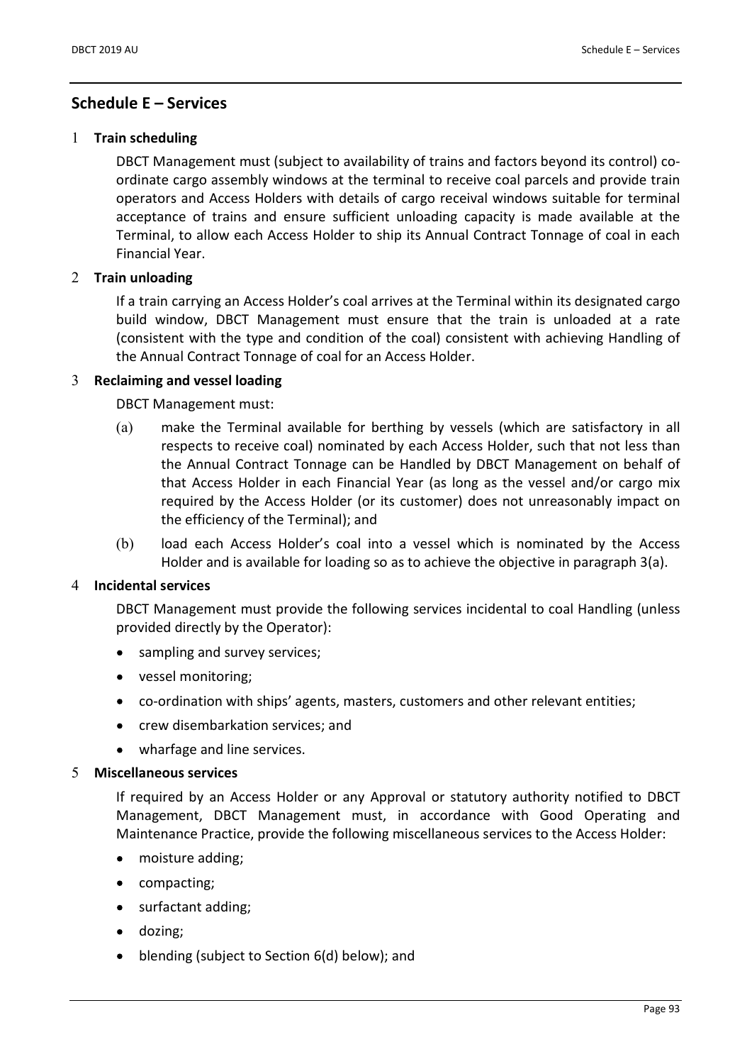## Schedule E – Services

1 **Train scheduling**

DBCT Management must (subject to availability of trains and factors beyond its control) co-ordinate cargo assembly windows at the terminal to receive coal parcels and provide train operators and Access Holders with details of cargo receival windows suitable for terminal acceptance of trains and ensure sufficient unloading capacity is made available at the Terminal, to allow each Access Holder to ship its Annual Contract Tonnage of coal in each Financial Year.

2 **Train unloading**

If a train carrying an Access Holder's coal arrives at the Terminal within its designated cargo build window, DBCT Management must ensure that the train is unloaded at a rate (consistent with the type and condition of the coal) consistent with achieving Handling of the Annual Contract Tonnage of coal for an Access Holder.

3 **Reclaiming and vessel loading**

DBCT Management must:

(a) make the Terminal available for berthing by vessels (which are satisfactory in all respects to receive coal) nominated by each Access Holder, such that not less than the Annual Contract Tonnage can be Handled by DBCT Management on behalf of that Access Holder in each Financial Year (as long as the vessel and/or cargo mix required by the Access Holder (or its customer) does not unreasonably impact on the efficiency of the Terminal); and

(b) load each Access Holder's coal into a vessel which is nominated by the Access Holder and is available for loading so as to achieve the objective in paragraph 3(a).

4 **Incidental services**

DBCT Management must provide the following services incidental to coal Handling (unless provided directly by the Operator):

- sampling and survey services;
- vessel monitoring;
- co-ordination with ships' agents, masters, customers and other relevant entities;
- crew disembarkation services; and
- wharfage and line services.

5 **Miscellaneous services**

If required by an Access Holder or any Approval or statutory authority notified to DBCT Management, DBCT Management must, in accordance with Good Operating and Maintenance Practice, provide the following miscellaneous services to the Access Holder:

- moisture adding;
- compacting;
- surfactant adding;
- dozing;
- blending (subject to Section 6(d) below); and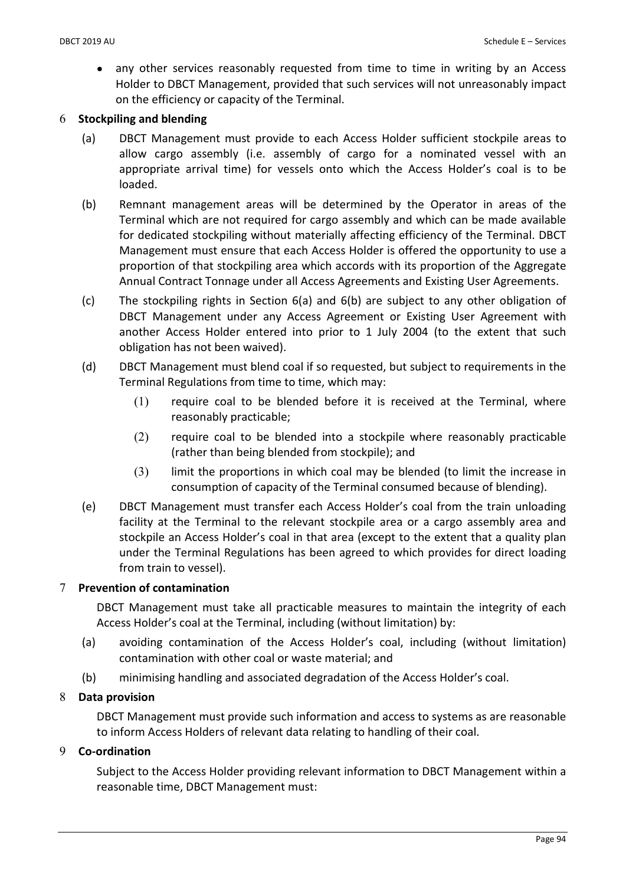- any other services reasonably requested from time to time in writing by an Access Holder to DBCT Management, provided that such services will not unreasonably impact on the efficiency or capacity of the Terminal.

## 6 Stockpiling and blending

(a) DBCT Management must provide to each Access Holder sufficient stockpile areas to allow cargo assembly (i.e. assembly of cargo for a nominated vessel with an appropriate arrival time) for vessels onto which the Access Holder's coal is to be loaded.

(b) Remnant management areas will be determined by the Operator in areas of the Terminal which are not required for cargo assembly and which can be made available for dedicated stockpiling without materially affecting efficiency of the Terminal. DBCT Management must ensure that each Access Holder is offered the opportunity to use a proportion of that stockpiling area which accords with its proportion of the Aggregate Annual Contract Tonnage under all Access Agreements and Existing User Agreements.

(c) The stockpiling rights in Section 6(a) and 6(b) are subject to any other obligation of DBCT Management under any Access Agreement or Existing User Agreement with another Access Holder entered into prior to 1 July 2004 (to the extent that such obligation has not been waived).

(d) DBCT Management must blend coal if so requested, but subject to requirements in the Terminal Regulations from time to time, which may:

(1) require coal to be blended before it is received at the Terminal, where reasonably practicable;

(2) require coal to be blended into a stockpile where reasonably practicable (rather than being blended from stockpile); and

(3) limit the proportions in which coal may be blended (to limit the increase in consumption of capacity of the Terminal consumed because of blending).

(e) DBCT Management must transfer each Access Holder's coal from the train unloading facility at the Terminal to the relevant stockpile area or a cargo assembly area and stockpile an Access Holder's coal in that area (except to the extent that a quality plan under the Terminal Regulations has been agreed to which provides for direct loading from train to vessel).

## 7 Prevention of contamination

DBCT Management must take all practicable measures to maintain the integrity of each Access Holder's coal at the Terminal, including (without limitation) by:

(a) avoiding contamination of the Access Holder's coal, including (without limitation) contamination with other coal or waste material; and

(b) minimising handling and associated degradation of the Access Holder's coal.

## 8 Data provision

DBCT Management must provide such information and access to systems as are reasonable to inform Access Holders of relevant data relating to handling of their coal.

## 9 Co-ordination

Subject to the Access Holder providing relevant information to DBCT Management within a reasonable time, DBCT Management must: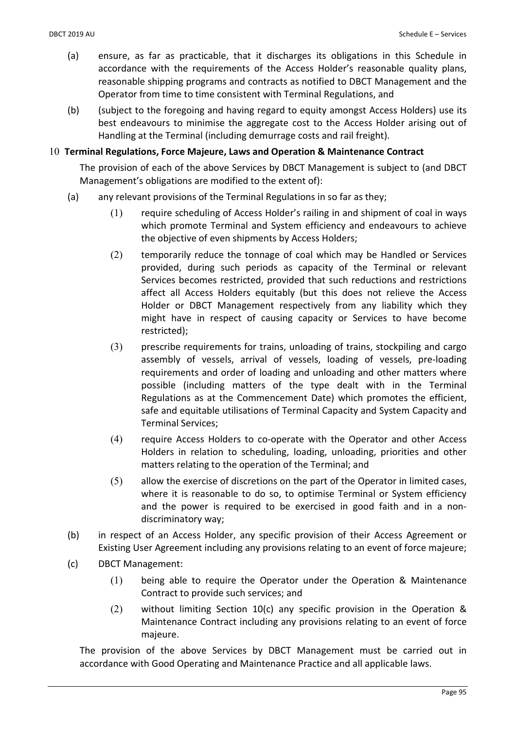(a) ensure, as far as practicable, that it discharges its obligations in this Schedule in accordance with the requirements of the Access Holder's reasonable quality plans, reasonable shipping programs and contracts as notified to DBCT Management and the Operator from time to time consistent with Terminal Regulations, and

(b) (subject to the foregoing and having regard to equity amongst Access Holders) use its best endeavours to minimise the aggregate cost to the Access Holder arising out of Handling at the Terminal (including demurrage costs and rail freight).

## 10 Terminal Regulations, Force Majeure, Laws and Operation & Maintenance Contract

The provision of each of the above Services by DBCT Management is subject to (and DBCT Management's obligations are modified to the extent of):

(a) any relevant provisions of the Terminal Regulations in so far as they;

(1) require scheduling of Access Holder's railing in and shipment of coal in ways which promote Terminal and System efficiency and endeavours to achieve the objective of even shipments by Access Holders;

(2) temporarily reduce the tonnage of coal which may be Handled or Services provided, during such periods as capacity of the Terminal or relevant Services becomes restricted, provided that such reductions and restrictions affect all Access Holders equitably (but this does not relieve the Access Holder or DBCT Management respectively from any liability which they might have in respect of causing capacity or Services to have become restricted);

(3) prescribe requirements for trains, unloading of trains, stockpiling and cargo assembly of vessels, arrival of vessels, loading of vessels, pre-loading requirements and order of loading and unloading and other matters where possible (including matters of the type dealt with in the Terminal Regulations as at the Commencement Date) which promotes the efficient, safe and equitable utilisations of Terminal Capacity and System Capacity and Terminal Services;

(4) require Access Holders to co-operate with the Operator and other Access Holders in relation to scheduling, loading, unloading, priorities and other matters relating to the operation of the Terminal; and

(5) allow the exercise of discretions on the part of the Operator in limited cases, where it is reasonable to do so, to optimise Terminal or System efficiency and the power is required to be exercised in good faith and in a non-discriminatory way;

(b) in respect of an Access Holder, any specific provision of their Access Agreement or Existing User Agreement including any provisions relating to an event of force majeure;

(c) DBCT Management:

(1) being able to require the Operator under the Operation & Maintenance Contract to provide such services; and

(2) without limiting Section 10(c) any specific provision in the Operation & Maintenance Contract including any provisions relating to an event of force majeure.

The provision of the above Services by DBCT Management must be carried out in accordance with Good Operating and Maintenance Practice and all applicable laws.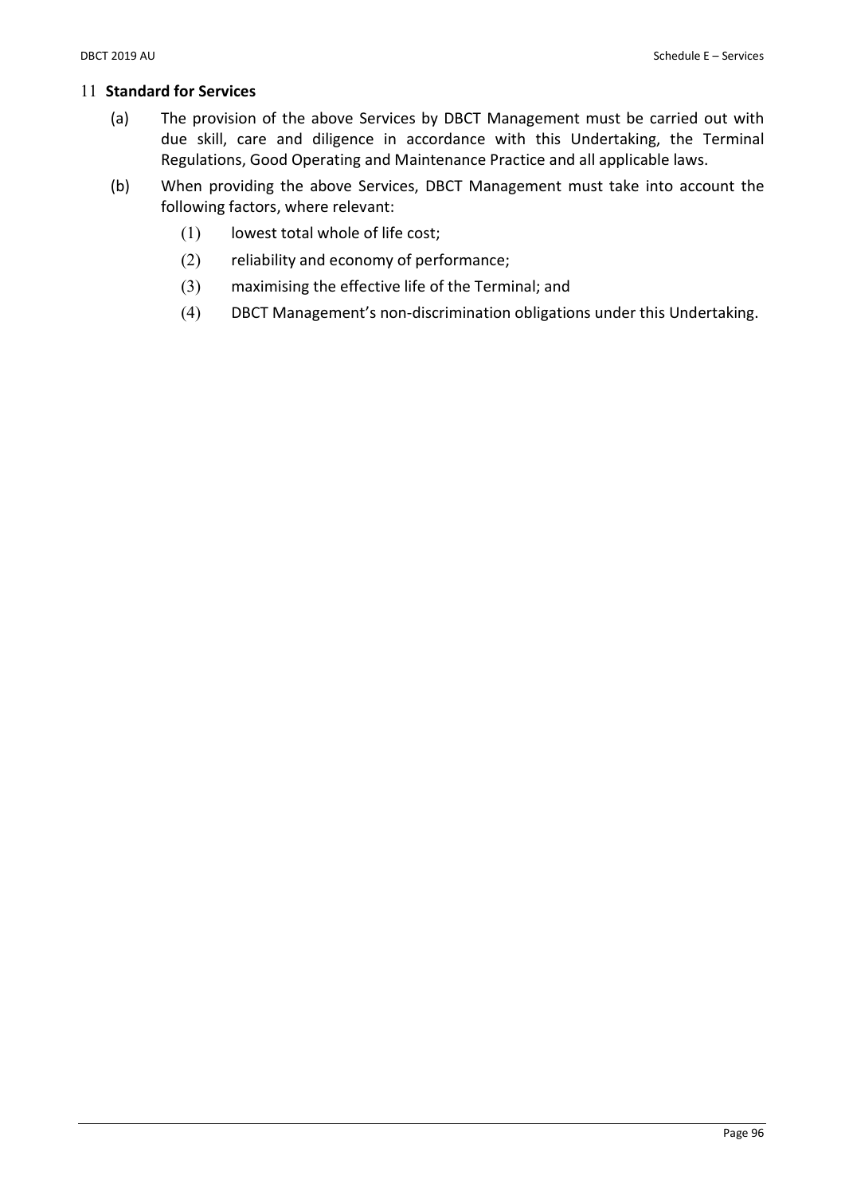## 11 Standard for Services

(a) The provision of the above Services by DBCT Management must be carried out with due skill, care and diligence in accordance with this Undertaking, the Terminal Regulations, Good Operating and Maintenance Practice and all applicable laws.

(b) When providing the above Services, DBCT Management must take into account the following factors, where relevant:

  (1) lowest total whole of life cost;

  (2) reliability and economy of performance;

  (3) maximising the effective life of the Terminal; and

  (4) DBCT Management's non-discrimination obligations under this Undertaking.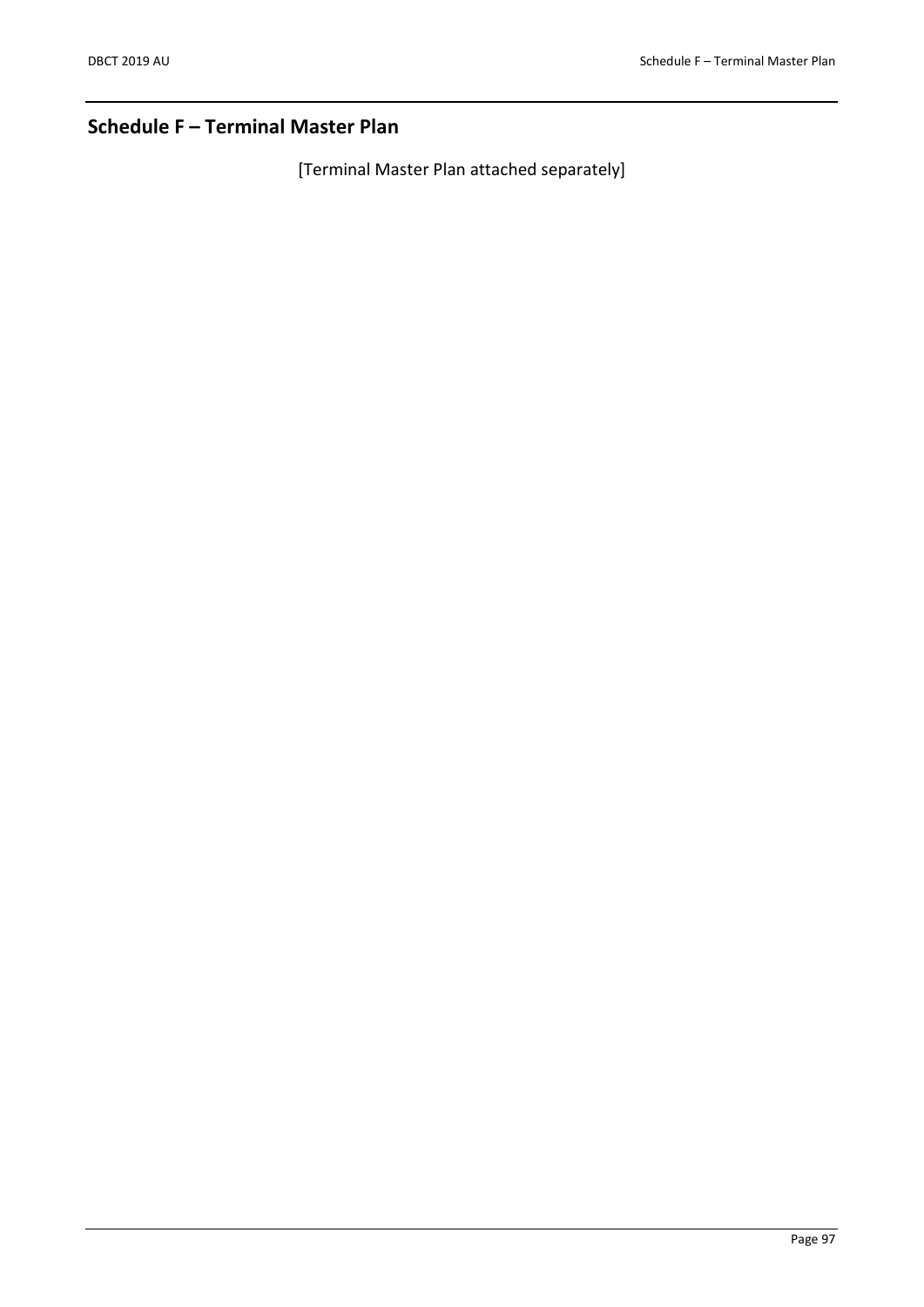## Schedule F – Terminal Master Plan

[Terminal Master Plan attached separately]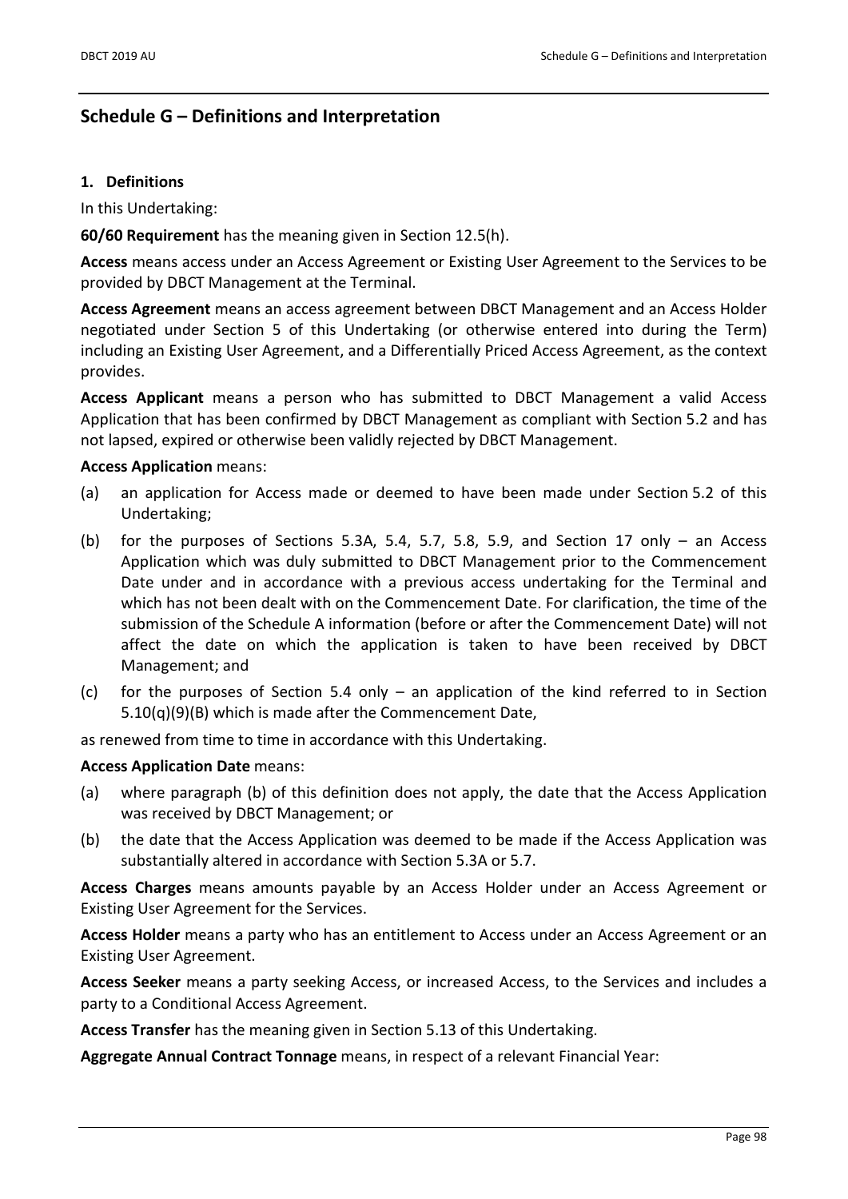## Schedule G – Definitions and Interpretation

### 1. Definitions

In this Undertaking:

**60/60 Requirement** has the meaning given in Section 12.5(h).

**Access** means access under an Access Agreement or Existing User Agreement to the Services to be provided by DBCT Management at the Terminal.

**Access Agreement** means an access agreement between DBCT Management and an Access Holder negotiated under Section 5 of this Undertaking (or otherwise entered into during the Term) including an Existing User Agreement, and a Differentially Priced Access Agreement, as the context provides.

**Access Applicant** means a person who has submitted to DBCT Management a valid Access Application that has been confirmed by DBCT Management as compliant with Section 5.2 and has not lapsed, expired or otherwise been validly rejected by DBCT Management.

**Access Application** means:

(a) an application for Access made or deemed to have been made under Section 5.2 of this Undertaking;

(b) for the purposes of Sections 5.3A, 5.4, 5.7, 5.8, 5.9, and Section 17 only – an Access Application which was duly submitted to DBCT Management prior to the Commencement Date under and in accordance with a previous access undertaking for the Terminal and which has not been dealt with on the Commencement Date. For clarification, the time of the submission of the Schedule A information (before or after the Commencement Date) will not affect the date on which the application is taken to have been received by DBCT Management; and

(c) for the purposes of Section 5.4 only – an application of the kind referred to in Section 5.10(q)(9)(B) which is made after the Commencement Date,

as renewed from time to time in accordance with this Undertaking.

**Access Application Date** means:

(a) where paragraph (b) of this definition does not apply, the date that the Access Application was received by DBCT Management; or

(b) the date that the Access Application was deemed to be made if the Access Application was substantially altered in accordance with Section 5.3A or 5.7.

**Access Charges** means amounts payable by an Access Holder under an Access Agreement or Existing User Agreement for the Services.

**Access Holder** means a party who has an entitlement to Access under an Access Agreement or an Existing User Agreement.

**Access Seeker** means a party seeking Access, or increased Access, to the Services and includes a party to a Conditional Access Agreement.

**Access Transfer** has the meaning given in Section 5.13 of this Undertaking.

**Aggregate Annual Contract Tonnage** means, in respect of a relevant Financial Year: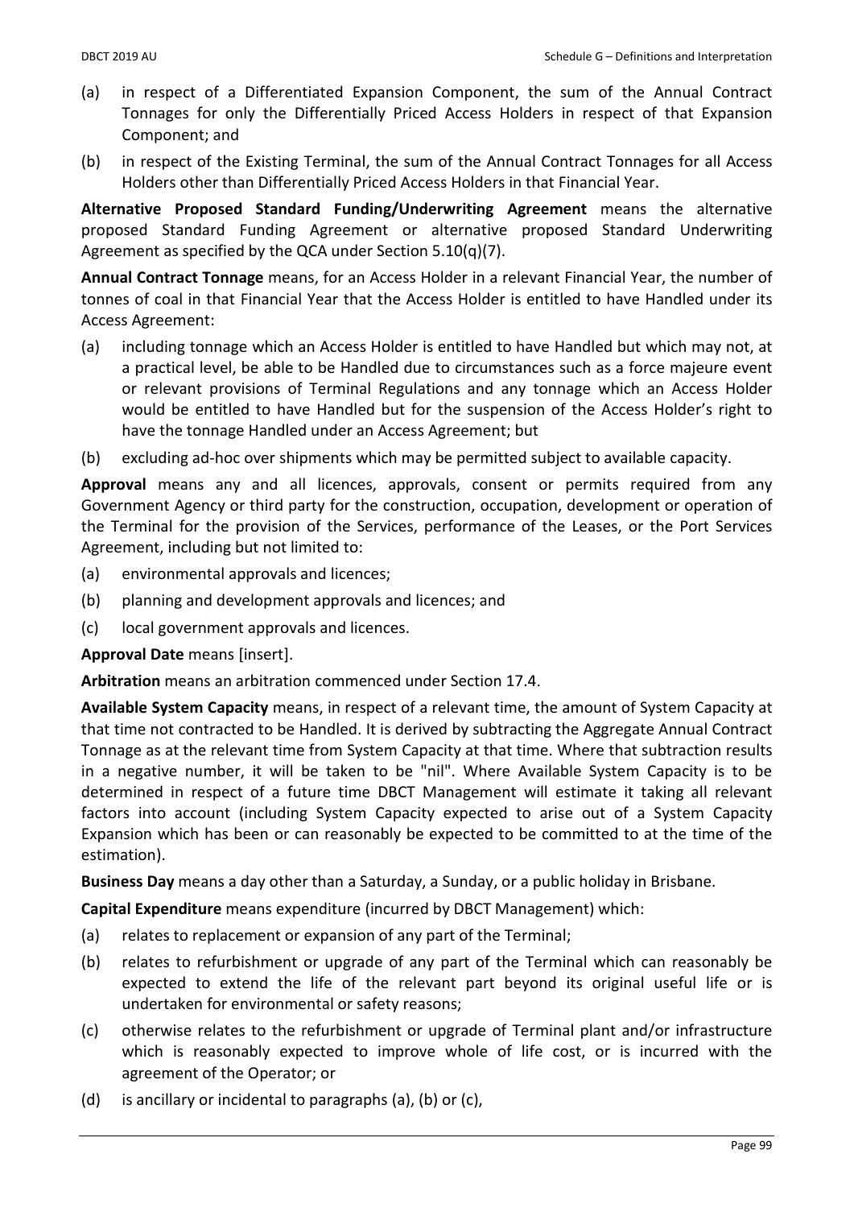(a) in respect of a Differentiated Expansion Component, the sum of the Annual Contract Tonnages for only the Differentially Priced Access Holders in respect of that Expansion Component; and

(b) in respect of the Existing Terminal, the sum of the Annual Contract Tonnages for all Access Holders other than Differentially Priced Access Holders in that Financial Year.

**Alternative Proposed Standard Funding/Underwriting Agreement** means the alternative proposed Standard Funding Agreement or alternative proposed Standard Underwriting Agreement as specified by the QCA under Section 5.10(q)(7).

**Annual Contract Tonnage** means, for an Access Holder in a relevant Financial Year, the number of tonnes of coal in that Financial Year that the Access Holder is entitled to have Handled under its Access Agreement:

(a) including tonnage which an Access Holder is entitled to have Handled but which may not, at a practical level, be able to be Handled due to circumstances such as a force majeure event or relevant provisions of Terminal Regulations and any tonnage which an Access Holder would be entitled to have Handled but for the suspension of the Access Holder's right to have the tonnage Handled under an Access Agreement; but

(b) excluding ad-hoc over shipments which may be permitted subject to available capacity.

**Approval** means any and all licences, approvals, consent or permits required from any Government Agency or third party for the construction, occupation, development or operation of the Terminal for the provision of the Services, performance of the Leases, or the Port Services Agreement, including but not limited to:

(a) environmental approvals and licences;

(b) planning and development approvals and licences; and

(c) local government approvals and licences.

**Approval Date** means [insert].

**Arbitration** means an arbitration commenced under Section 17.4.

**Available System Capacity** means, in respect of a relevant time, the amount of System Capacity at that time not contracted to be Handled. It is derived by subtracting the Aggregate Annual Contract Tonnage as at the relevant time from System Capacity at that time. Where that subtraction results in a negative number, it will be taken to be "nil". Where Available System Capacity is to be determined in respect of a future time DBCT Management will estimate it taking all relevant factors into account (including System Capacity expected to arise out of a System Capacity Expansion which has been or can reasonably be expected to be committed to at the time of the estimation).

**Business Day** means a day other than a Saturday, a Sunday, or a public holiday in Brisbane.

**Capital Expenditure** means expenditure (incurred by DBCT Management) which:

(a) relates to replacement or expansion of any part of the Terminal;

(b) relates to refurbishment or upgrade of any part of the Terminal which can reasonably be expected to extend the life of the relevant part beyond its original useful life or is undertaken for environmental or safety reasons;

(c) otherwise relates to the refurbishment or upgrade of Terminal plant and/or infrastructure which is reasonably expected to improve whole of life cost, or is incurred with the agreement of the Operator; or

(d) is ancillary or incidental to paragraphs (a), (b) or (c),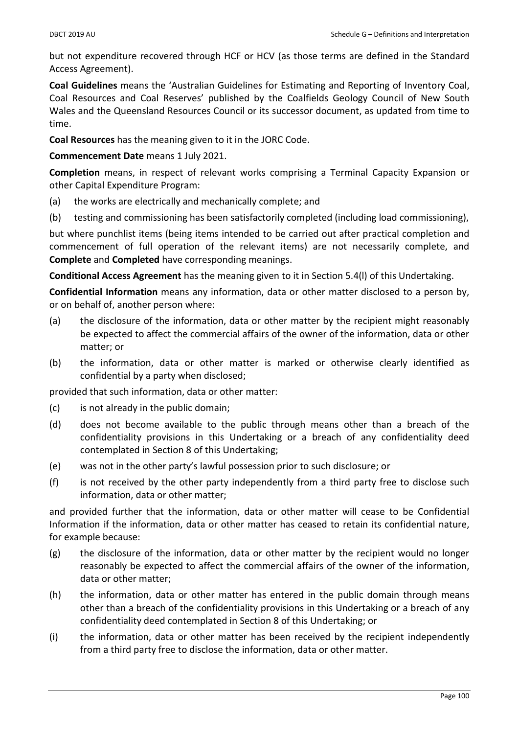but not expenditure recovered through HCF or HCV (as those terms are defined in the Standard Access Agreement).

**Coal Guidelines** means the 'Australian Guidelines for Estimating and Reporting of Inventory Coal, Coal Resources and Coal Reserves' published by the Coalfields Geology Council of New South Wales and the Queensland Resources Council or its successor document, as updated from time to time.

**Coal Resources** has the meaning given to it in the JORC Code.

**Commencement Date** means 1 July 2021.

**Completion** means, in respect of relevant works comprising a Terminal Capacity Expansion or other Capital Expenditure Program:

(a) the works are electrically and mechanically complete; and

(b) testing and commissioning has been satisfactorily completed (including load commissioning),

but where punchlist items (being items intended to be carried out after practical completion and commencement of full operation of the relevant items) are not necessarily complete, and **Complete** and **Completed** have corresponding meanings.

**Conditional Access Agreement** has the meaning given to it in Section 5.4(l) of this Undertaking.

**Confidential Information** means any information, data or other matter disclosed to a person by, or on behalf of, another person where:

(a) the disclosure of the information, data or other matter by the recipient might reasonably be expected to affect the commercial affairs of the owner of the information, data or other matter; or

(b) the information, data or other matter is marked or otherwise clearly identified as confidential by a party when disclosed;

provided that such information, data or other matter:

(c) is not already in the public domain;

(d) does not become available to the public through means other than a breach of the confidentiality provisions in this Undertaking or a breach of any confidentiality deed contemplated in Section 8 of this Undertaking;

(e) was not in the other party's lawful possession prior to such disclosure; or

(f) is not received by the other party independently from a third party free to disclose such information, data or other matter;

and provided further that the information, data or other matter will cease to be Confidential Information if the information, data or other matter has ceased to retain its confidential nature, for example because:

(g) the disclosure of the information, data or other matter by the recipient would no longer reasonably be expected to affect the commercial affairs of the owner of the information, data or other matter;

(h) the information, data or other matter has entered in the public domain through means other than a breach of the confidentiality provisions in this Undertaking or a breach of any confidentiality deed contemplated in Section 8 of this Undertaking; or

(i) the information, data or other matter has been received by the recipient independently from a third party free to disclose the information, data or other matter.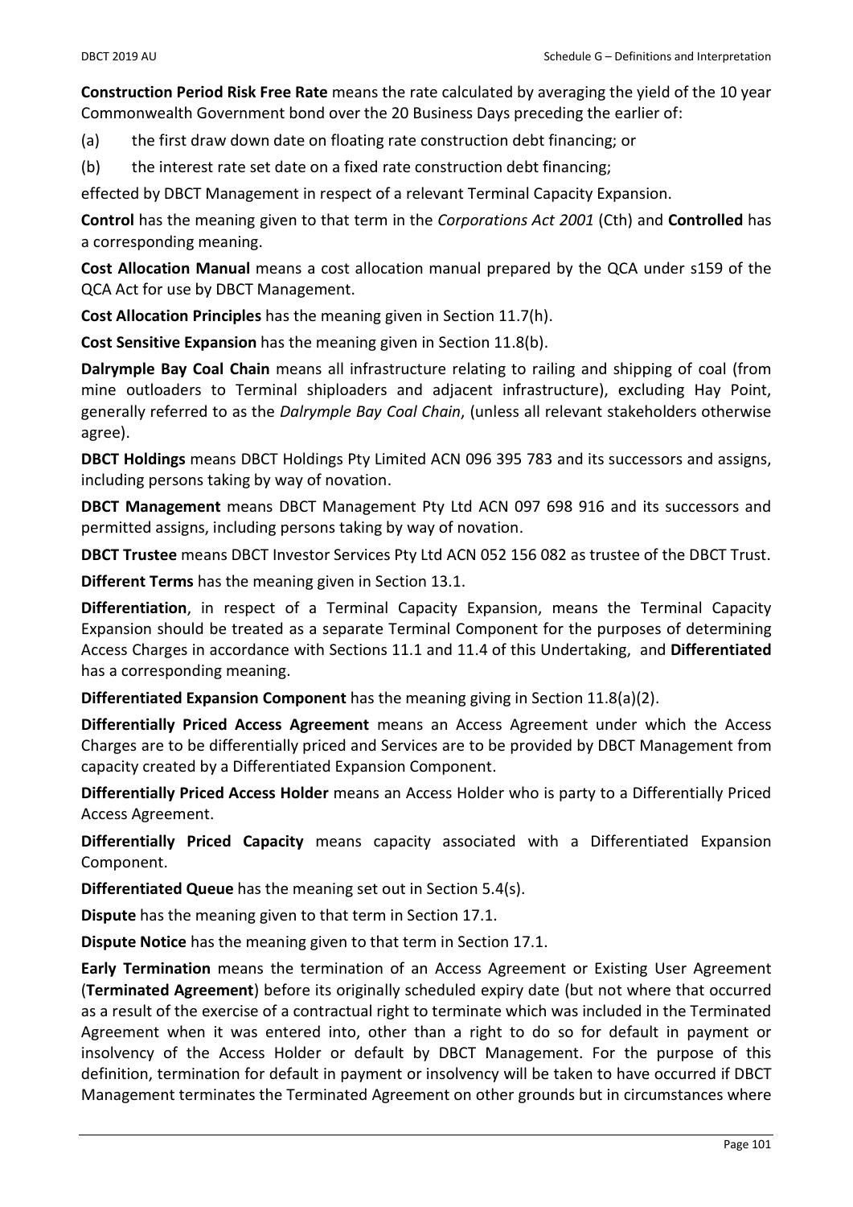**Construction Period Risk Free Rate** means the rate calculated by averaging the yield of the 10 year Commonwealth Government bond over the 20 Business Days preceding the earlier of:

(a) the first draw down date on floating rate construction debt financing; or

(b) the interest rate set date on a fixed rate construction debt financing;

effected by DBCT Management in respect of a relevant Terminal Capacity Expansion.

**Control** has the meaning given to that term in the *Corporations Act 2001* (Cth) and **Controlled** has a corresponding meaning.

**Cost Allocation Manual** means a cost allocation manual prepared by the QCA under s159 of the QCA Act for use by DBCT Management.

**Cost Allocation Principles** has the meaning given in Section 11.7(h).

**Cost Sensitive Expansion** has the meaning given in Section 11.8(b).

**Dalrymple Bay Coal Chain** means all infrastructure relating to railing and shipping of coal (from mine outloaders to Terminal shiploaders and adjacent infrastructure), excluding Hay Point, generally referred to as the *Dalrymple Bay Coal Chain*, (unless all relevant stakeholders otherwise agree).

**DBCT Holdings** means DBCT Holdings Pty Limited ACN 096 395 783 and its successors and assigns, including persons taking by way of novation.

**DBCT Management** means DBCT Management Pty Ltd ACN 097 698 916 and its successors and permitted assigns, including persons taking by way of novation.

**DBCT Trustee** means DBCT Investor Services Pty Ltd ACN 052 156 082 as trustee of the DBCT Trust.

**Different Terms** has the meaning given in Section 13.1.

**Differentiation**, in respect of a Terminal Capacity Expansion, means the Terminal Capacity Expansion should be treated as a separate Terminal Component for the purposes of determining Access Charges in accordance with Sections 11.1 and 11.4 of this Undertaking, and **Differentiated** has a corresponding meaning.

**Differentiated Expansion Component** has the meaning giving in Section 11.8(a)(2).

**Differentially Priced Access Agreement** means an Access Agreement under which the Access Charges are to be differentially priced and Services are to be provided by DBCT Management from capacity created by a Differentiated Expansion Component.

**Differentially Priced Access Holder** means an Access Holder who is party to a Differentially Priced Access Agreement.

**Differentially Priced Capacity** means capacity associated with a Differentiated Expansion Component.

**Differentiated Queue** has the meaning set out in Section 5.4(s).

**Dispute** has the meaning given to that term in Section 17.1.

**Dispute Notice** has the meaning given to that term in Section 17.1.

**Early Termination** means the termination of an Access Agreement or Existing User Agreement (**Terminated Agreement**) before its originally scheduled expiry date (but not where that occurred as a result of the exercise of a contractual right to terminate which was included in the Terminated Agreement when it was entered into, other than a right to do so for default in payment or insolvency of the Access Holder or default by DBCT Management. For the purpose of this definition, termination for default in payment or insolvency will be taken to have occurred if DBCT Management terminates the Terminated Agreement on other grounds but in circumstances where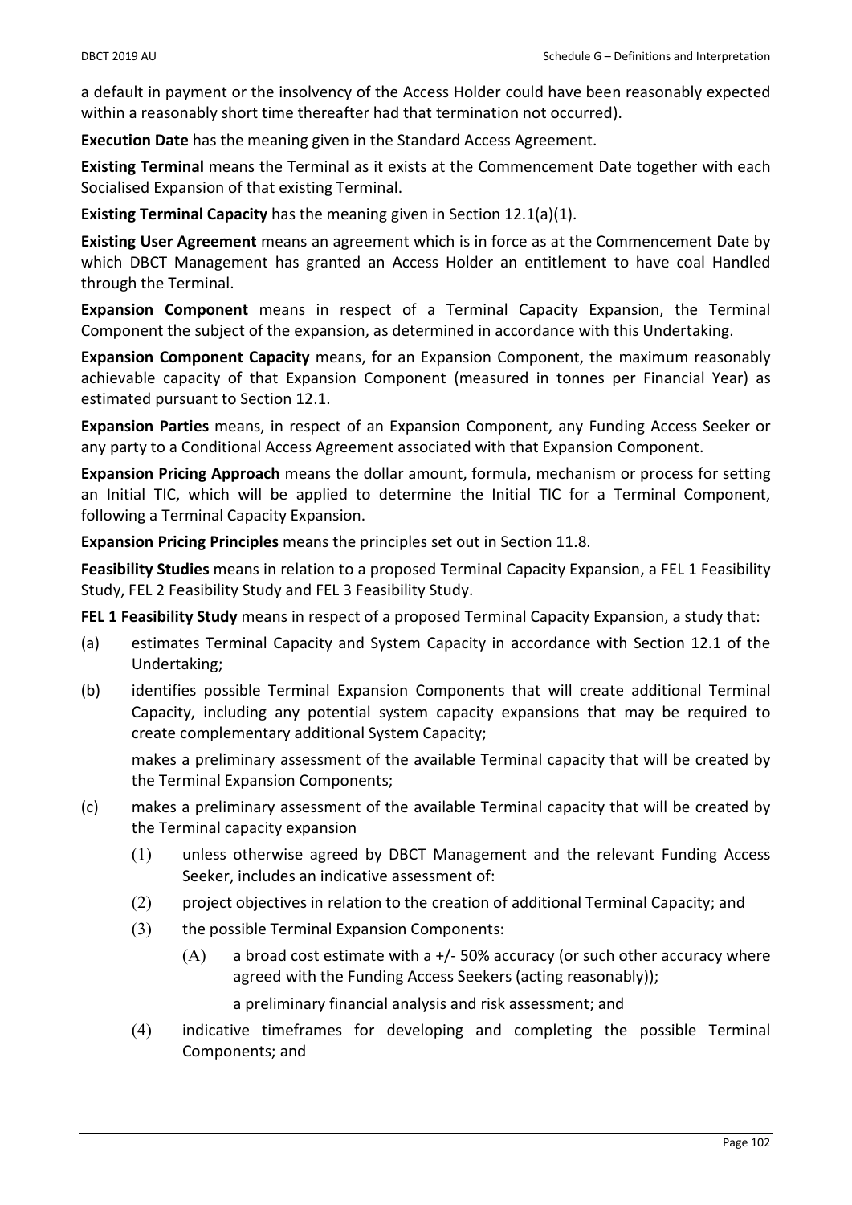a default in payment or the insolvency of the Access Holder could have been reasonably expected within a reasonably short time thereafter had that termination not occurred).

**Execution Date** has the meaning given in the Standard Access Agreement.

**Existing Terminal** means the Terminal as it exists at the Commencement Date together with each Socialised Expansion of that existing Terminal.

**Existing Terminal Capacity** has the meaning given in Section 12.1(a)(1).

**Existing User Agreement** means an agreement which is in force as at the Commencement Date by which DBCT Management has granted an Access Holder an entitlement to have coal Handled through the Terminal.

**Expansion Component** means in respect of a Terminal Capacity Expansion, the Terminal Component the subject of the expansion, as determined in accordance with this Undertaking.

**Expansion Component Capacity** means, for an Expansion Component, the maximum reasonably achievable capacity of that Expansion Component (measured in tonnes per Financial Year) as estimated pursuant to Section 12.1.

**Expansion Parties** means, in respect of an Expansion Component, any Funding Access Seeker or any party to a Conditional Access Agreement associated with that Expansion Component.

**Expansion Pricing Approach** means the dollar amount, formula, mechanism or process for setting an Initial TIC, which will be applied to determine the Initial TIC for a Terminal Component, following a Terminal Capacity Expansion.

**Expansion Pricing Principles** means the principles set out in Section 11.8.

**Feasibility Studies** means in relation to a proposed Terminal Capacity Expansion, a FEL 1 Feasibility Study, FEL 2 Feasibility Study and FEL 3 Feasibility Study.

**FEL 1 Feasibility Study** means in respect of a proposed Terminal Capacity Expansion, a study that:

(a) estimates Terminal Capacity and System Capacity in accordance with Section 12.1 of the Undertaking;

(b) identifies possible Terminal Expansion Components that will create additional Terminal Capacity, including any potential system capacity expansions that may be required to create complementary additional System Capacity;

makes a preliminary assessment of the available Terminal capacity that will be created by the Terminal Expansion Components;

(c) makes a preliminary assessment of the available Terminal capacity that will be created by the Terminal capacity expansion

(1) unless otherwise agreed by DBCT Management and the relevant Funding Access Seeker, includes an indicative assessment of:

(2) project objectives in relation to the creation of additional Terminal Capacity; and

(3) the possible Terminal Expansion Components:

(A) a broad cost estimate with a +/- 50% accuracy (or such other accuracy where agreed with the Funding Access Seekers (acting reasonably));

a preliminary financial analysis and risk assessment; and

(4) indicative timeframes for developing and completing the possible Terminal Components; and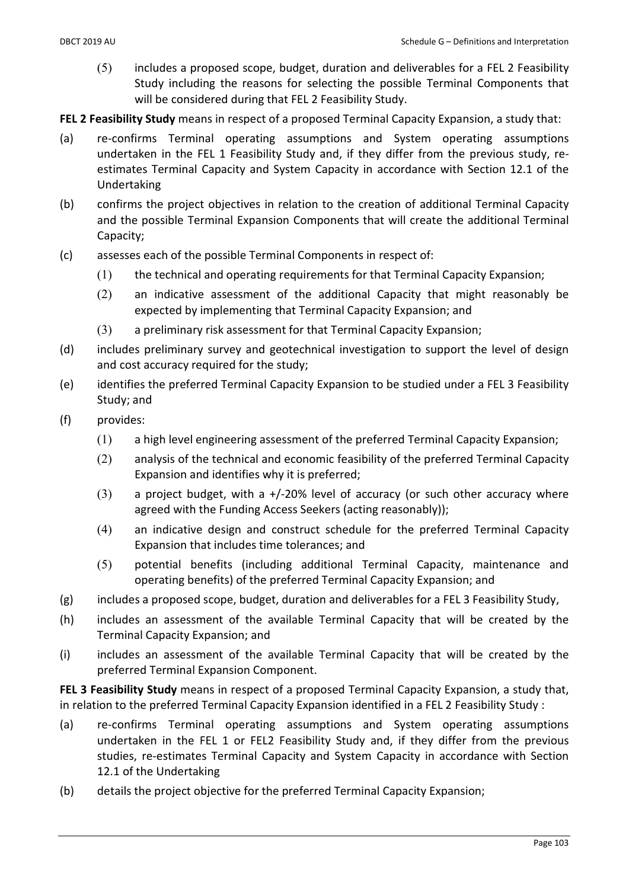(5) includes a proposed scope, budget, duration and deliverables for a FEL 2 Feasibility Study including the reasons for selecting the possible Terminal Components that will be considered during that FEL 2 Feasibility Study.

**FEL 2 Feasibility Study** means in respect of a proposed Terminal Capacity Expansion, a study that:

(a) re-confirms Terminal operating assumptions and System operating assumptions undertaken in the FEL 1 Feasibility Study and, if they differ from the previous study, re-estimates Terminal Capacity and System Capacity in accordance with Section 12.1 of the Undertaking

(b) confirms the project objectives in relation to the creation of additional Terminal Capacity and the possible Terminal Expansion Components that will create the additional Terminal Capacity;

(c) assesses each of the possible Terminal Components in respect of:

  (1) the technical and operating requirements for that Terminal Capacity Expansion;

  (2) an indicative assessment of the additional Capacity that might reasonably be expected by implementing that Terminal Capacity Expansion; and

  (3) a preliminary risk assessment for that Terminal Capacity Expansion;

(d) includes preliminary survey and geotechnical investigation to support the level of design and cost accuracy required for the study;

(e) identifies the preferred Terminal Capacity Expansion to be studied under a FEL 3 Feasibility Study; and

(f) provides:

  (1) a high level engineering assessment of the preferred Terminal Capacity Expansion;

  (2) analysis of the technical and economic feasibility of the preferred Terminal Capacity Expansion and identifies why it is preferred;

  (3) a project budget, with a +/-20% level of accuracy (or such other accuracy where agreed with the Funding Access Seekers (acting reasonably));

  (4) an indicative design and construct schedule for the preferred Terminal Capacity Expansion that includes time tolerances; and

  (5) potential benefits (including additional Terminal Capacity, maintenance and operating benefits) of the preferred Terminal Capacity Expansion; and

(g) includes a proposed scope, budget, duration and deliverables for a FEL 3 Feasibility Study,

(h) includes an assessment of the available Terminal Capacity that will be created by the Terminal Capacity Expansion; and

(i) includes an assessment of the available Terminal Capacity that will be created by the preferred Terminal Expansion Component.

**FEL 3 Feasibility Study** means in respect of a proposed Terminal Capacity Expansion, a study that, in relation to the preferred Terminal Capacity Expansion identified in a FEL 2 Feasibility Study :

(a) re-confirms Terminal operating assumptions and System operating assumptions undertaken in the FEL 1 or FEL2 Feasibility Study and, if they differ from the previous studies, re-estimates Terminal Capacity and System Capacity in accordance with Section 12.1 of the Undertaking

(b) details the project objective for the preferred Terminal Capacity Expansion;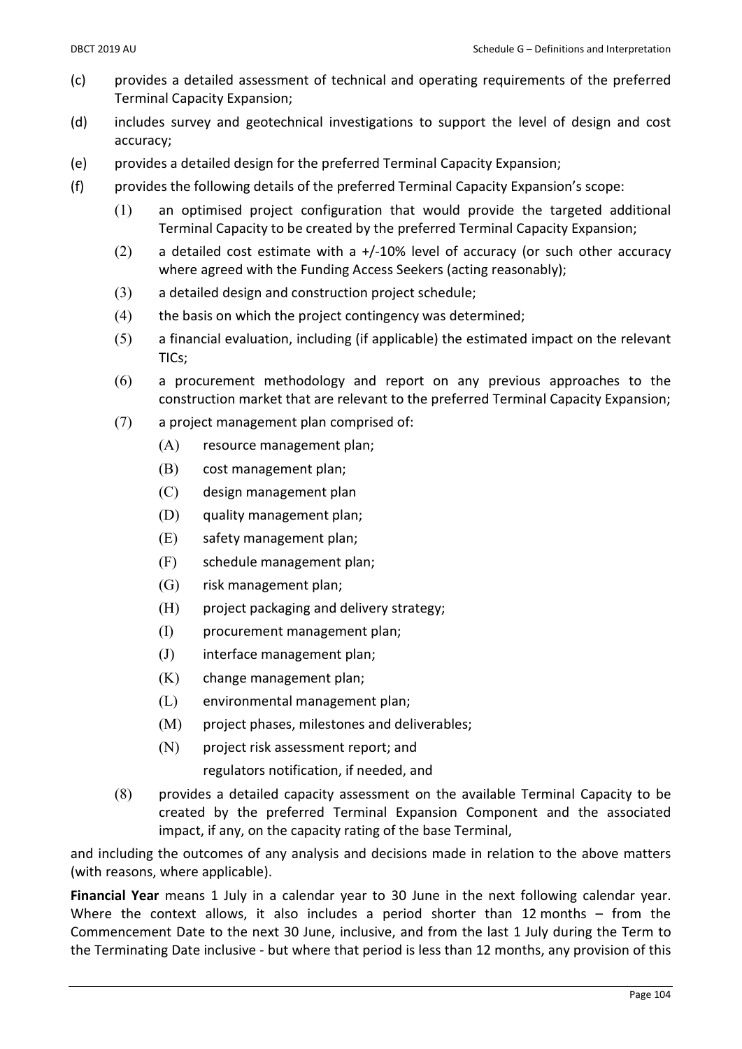(c) provides a detailed assessment of technical and operating requirements of the preferred Terminal Capacity Expansion;

(d) includes survey and geotechnical investigations to support the level of design and cost accuracy;

(e) provides a detailed design for the preferred Terminal Capacity Expansion;

(f) provides the following details of the preferred Terminal Capacity Expansion's scope:

   (1) an optimised project configuration that would provide the targeted additional Terminal Capacity to be created by the preferred Terminal Capacity Expansion;

   (2) a detailed cost estimate with a +/-10% level of accuracy (or such other accuracy where agreed with the Funding Access Seekers (acting reasonably);

   (3) a detailed design and construction project schedule;

   (4) the basis on which the project contingency was determined;

   (5) a financial evaluation, including (if applicable) the estimated impact on the relevant TICs;

   (6) a procurement methodology and report on any previous approaches to the construction market that are relevant to the preferred Terminal Capacity Expansion;

   (7) a project management plan comprised of:

      (A) resource management plan;

      (B) cost management plan;

      (C) design management plan

      (D) quality management plan;

      (E) safety management plan;

      (F) schedule management plan;

      (G) risk management plan;

      (H) project packaging and delivery strategy;

      (I) procurement management plan;

      (J) interface management plan;

      (K) change management plan;

      (L) environmental management plan;

      (M) project phases, milestones and deliverables;

      (N) project risk assessment report; and

      regulators notification, if needed, and

   (8) provides a detailed capacity assessment on the available Terminal Capacity to be created by the preferred Terminal Expansion Component and the associated impact, if any, on the capacity rating of the base Terminal,

and including the outcomes of any analysis and decisions made in relation to the above matters (with reasons, where applicable).

**Financial Year** means 1 July in a calendar year to 30 June in the next following calendar year. Where the context allows, it also includes a period shorter than 12 months – from the Commencement Date to the next 30 June, inclusive, and from the last 1 July during the Term to the Terminating Date inclusive - but where that period is less than 12 months, any provision of this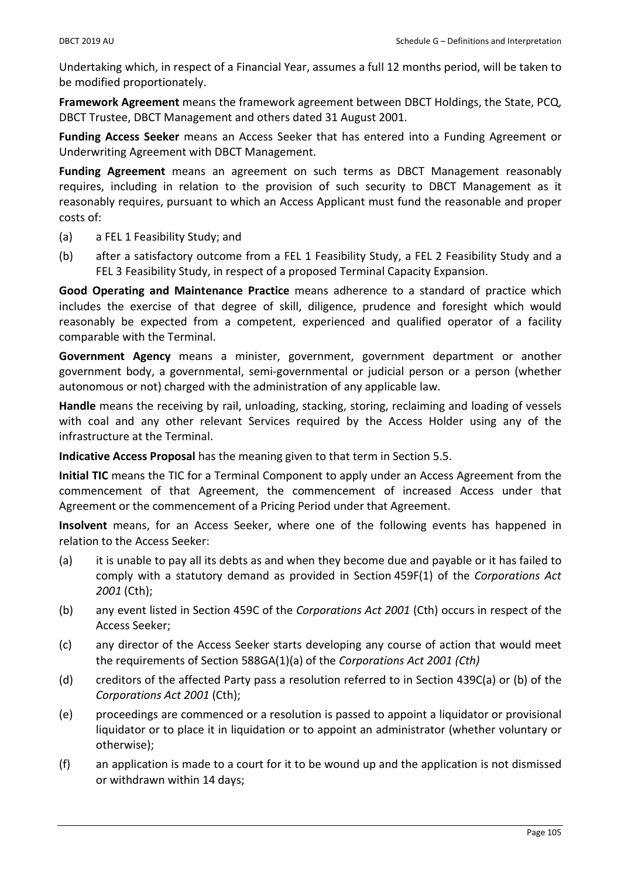Undertaking which, in respect of a Financial Year, assumes a full 12 months period, will be taken to be modified proportionately.

**Framework Agreement** means the framework agreement between DBCT Holdings, the State, PCQ, DBCT Trustee, DBCT Management and others dated 31 August 2001.

**Funding Access Seeker** means an Access Seeker that has entered into a Funding Agreement or Underwriting Agreement with DBCT Management.

**Funding Agreement** means an agreement on such terms as DBCT Management reasonably requires, including in relation to the provision of such security to DBCT Management as it reasonably requires, pursuant to which an Access Applicant must fund the reasonable and proper costs of:

(a) a FEL 1 Feasibility Study; and

(b) after a satisfactory outcome from a FEL 1 Feasibility Study, a FEL 2 Feasibility Study and a FEL 3 Feasibility Study, in respect of a proposed Terminal Capacity Expansion.

**Good Operating and Maintenance Practice** means adherence to a standard of practice which includes the exercise of that degree of skill, diligence, prudence and foresight which would reasonably be expected from a competent, experienced and qualified operator of a facility comparable with the Terminal.

**Government Agency** means a minister, government, government department or another government body, a governmental, semi-governmental or judicial person or a person (whether autonomous or not) charged with the administration of any applicable law.

**Handle** means the receiving by rail, unloading, stacking, storing, reclaiming and loading of vessels with coal and any other relevant Services required by the Access Holder using any of the infrastructure at the Terminal.

**Indicative Access Proposal** has the meaning given to that term in Section 5.5.

**Initial TIC** means the TIC for a Terminal Component to apply under an Access Agreement from the commencement of that Agreement, the commencement of increased Access under that Agreement or the commencement of a Pricing Period under that Agreement.

**Insolvent** means, for an Access Seeker, where one of the following events has happened in relation to the Access Seeker:

(a) it is unable to pay all its debts as and when they become due and payable or it has failed to comply with a statutory demand as provided in Section 459F(1) of the *Corporations Act 2001* (Cth);

(b) any event listed in Section 459C of the *Corporations Act 2001* (Cth) occurs in respect of the Access Seeker;

(c) any director of the Access Seeker starts developing any course of action that would meet the requirements of Section 588GA(1)(a) of the *Corporations Act 2001 (Cth)*

(d) creditors of the affected Party pass a resolution referred to in Section 439C(a) or (b) of the *Corporations Act 2001* (Cth);

(e) proceedings are commenced or a resolution is passed to appoint a liquidator or provisional liquidator or to place it in liquidation or to appoint an administrator (whether voluntary or otherwise);

(f) an application is made to a court for it to be wound up and the application is not dismissed or withdrawn within 14 days;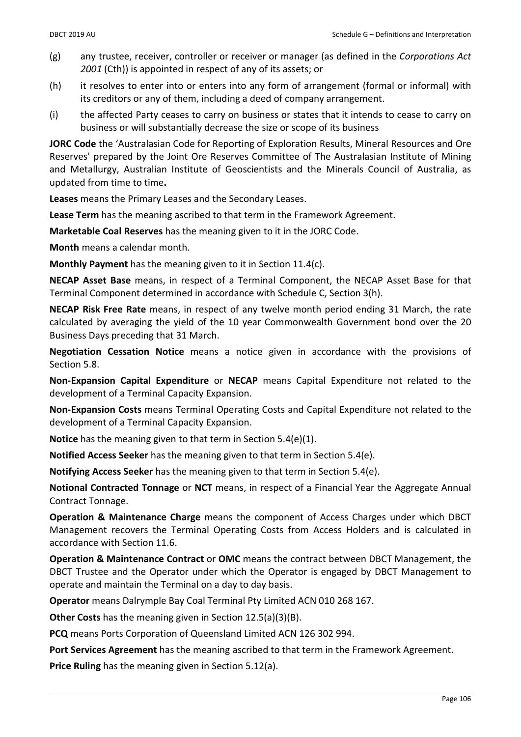(g) any trustee, receiver, controller or receiver or manager (as defined in the *Corporations Act 2001* (Cth)) is appointed in respect of any of its assets; or

(h) it resolves to enter into or enters into any form of arrangement (formal or informal) with its creditors or any of them, including a deed of company arrangement.

(i) the affected Party ceases to carry on business or states that it intends to cease to carry on business or will substantially decrease the size or scope of its business

**JORC Code** the 'Australasian Code for Reporting of Exploration Results, Mineral Resources and Ore Reserves' prepared by the Joint Ore Reserves Committee of The Australasian Institute of Mining and Metallurgy, Australian Institute of Geoscientists and the Minerals Council of Australia, as updated from time to time**.**

**Leases** means the Primary Leases and the Secondary Leases.

**Lease Term** has the meaning ascribed to that term in the Framework Agreement.

**Marketable Coal Reserves** has the meaning given to it in the JORC Code.

**Month** means a calendar month.

**Monthly Payment** has the meaning given to it in Section 11.4(c).

**NECAP Asset Base** means, in respect of a Terminal Component, the NECAP Asset Base for that Terminal Component determined in accordance with Schedule C, Section 3(h).

**NECAP Risk Free Rate** means, in respect of any twelve month period ending 31 March, the rate calculated by averaging the yield of the 10 year Commonwealth Government bond over the 20 Business Days preceding that 31 March.

**Negotiation Cessation Notice** means a notice given in accordance with the provisions of Section 5.8.

**Non-Expansion Capital Expenditure** or **NECAP** means Capital Expenditure not related to the development of a Terminal Capacity Expansion.

**Non-Expansion Costs** means Terminal Operating Costs and Capital Expenditure not related to the development of a Terminal Capacity Expansion.

**Notice** has the meaning given to that term in Section 5.4(e)(1).

**Notified Access Seeker** has the meaning given to that term in Section 5.4(e).

**Notifying Access Seeker** has the meaning given to that term in Section 5.4(e).

**Notional Contracted Tonnage** or **NCT** means, in respect of a Financial Year the Aggregate Annual Contract Tonnage.

**Operation & Maintenance Charge** means the component of Access Charges under which DBCT Management recovers the Terminal Operating Costs from Access Holders and is calculated in accordance with Section 11.6.

**Operation & Maintenance Contract** or **OMC** means the contract between DBCT Management, the DBCT Trustee and the Operator under which the Operator is engaged by DBCT Management to operate and maintain the Terminal on a day to day basis.

**Operator** means Dalrymple Bay Coal Terminal Pty Limited ACN 010 268 167.

**Other Costs** has the meaning given in Section 12.5(a)(3)(B).

**PCQ** means Ports Corporation of Queensland Limited ACN 126 302 994.

**Port Services Agreement** has the meaning ascribed to that term in the Framework Agreement.

**Price Ruling** has the meaning given in Section 5.12(a).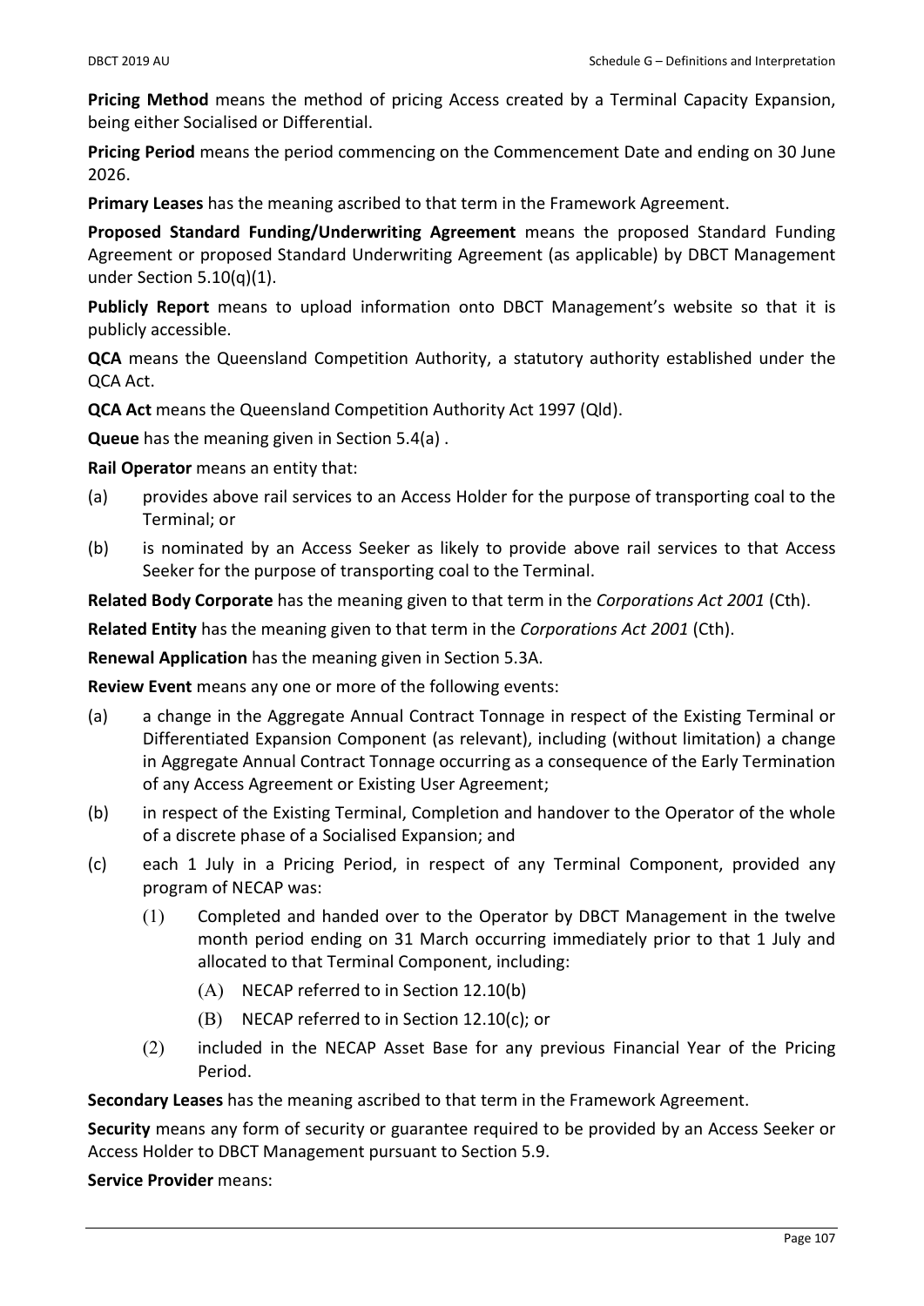**Pricing Method** means the method of pricing Access created by a Terminal Capacity Expansion, being either Socialised or Differential.

**Pricing Period** means the period commencing on the Commencement Date and ending on 30 June 2026.

**Primary Leases** has the meaning ascribed to that term in the Framework Agreement.

**Proposed Standard Funding/Underwriting Agreement** means the proposed Standard Funding Agreement or proposed Standard Underwriting Agreement (as applicable) by DBCT Management under Section 5.10(q)(1).

**Publicly Report** means to upload information onto DBCT Management's website so that it is publicly accessible.

**QCA** means the Queensland Competition Authority, a statutory authority established under the QCA Act.

**QCA Act** means the Queensland Competition Authority Act 1997 (Qld).

**Queue** has the meaning given in Section 5.4(a) .

**Rail Operator** means an entity that:

(a) provides above rail services to an Access Holder for the purpose of transporting coal to the Terminal; or

(b) is nominated by an Access Seeker as likely to provide above rail services to that Access Seeker for the purpose of transporting coal to the Terminal.

**Related Body Corporate** has the meaning given to that term in the *Corporations Act 2001* (Cth).

**Related Entity** has the meaning given to that term in the *Corporations Act 2001* (Cth).

**Renewal Application** has the meaning given in Section 5.3A.

**Review Event** means any one or more of the following events:

(a) a change in the Aggregate Annual Contract Tonnage in respect of the Existing Terminal or Differentiated Expansion Component (as relevant), including (without limitation) a change in Aggregate Annual Contract Tonnage occurring as a consequence of the Early Termination of any Access Agreement or Existing User Agreement;

(b) in respect of the Existing Terminal, Completion and handover to the Operator of the whole of a discrete phase of a Socialised Expansion; and

(c) each 1 July in a Pricing Period, in respect of any Terminal Component, provided any program of NECAP was:

  (1) Completed and handed over to the Operator by DBCT Management in the twelve month period ending on 31 March occurring immediately prior to that 1 July and allocated to that Terminal Component, including:

    (A) NECAP referred to in Section 12.10(b)

    (B) NECAP referred to in Section 12.10(c); or

  (2) included in the NECAP Asset Base for any previous Financial Year of the Pricing Period.

**Secondary Leases** has the meaning ascribed to that term in the Framework Agreement.

**Security** means any form of security or guarantee required to be provided by an Access Seeker or Access Holder to DBCT Management pursuant to Section 5.9.

**Service Provider** means: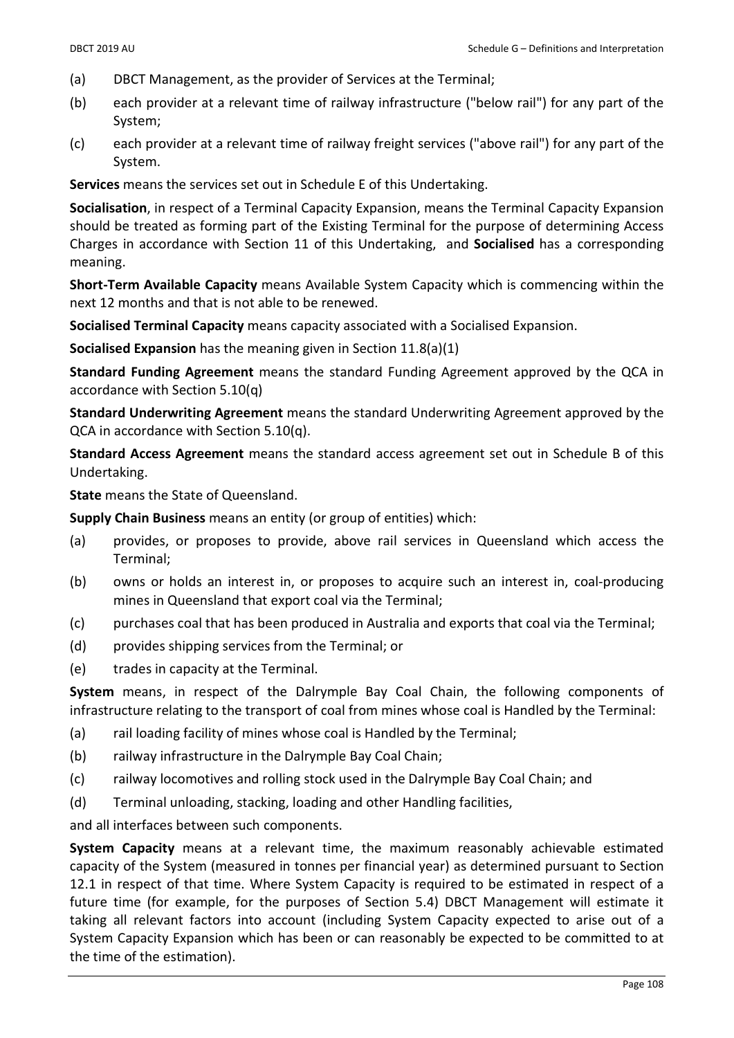(a) DBCT Management, as the provider of Services at the Terminal;

(b) each provider at a relevant time of railway infrastructure ("below rail") for any part of the System;

(c) each provider at a relevant time of railway freight services ("above rail") for any part of the System.

**Services** means the services set out in Schedule E of this Undertaking.

**Socialisation**, in respect of a Terminal Capacity Expansion, means the Terminal Capacity Expansion should be treated as forming part of the Existing Terminal for the purpose of determining Access Charges in accordance with Section 11 of this Undertaking, and **Socialised** has a corresponding meaning.

**Short-Term Available Capacity** means Available System Capacity which is commencing within the next 12 months and that is not able to be renewed.

**Socialised Terminal Capacity** means capacity associated with a Socialised Expansion.

**Socialised Expansion** has the meaning given in Section 11.8(a)(1)

**Standard Funding Agreement** means the standard Funding Agreement approved by the QCA in accordance with Section 5.10(q)

**Standard Underwriting Agreement** means the standard Underwriting Agreement approved by the QCA in accordance with Section 5.10(q).

**Standard Access Agreement** means the standard access agreement set out in Schedule B of this Undertaking.

**State** means the State of Queensland.

**Supply Chain Business** means an entity (or group of entities) which:

(a) provides, or proposes to provide, above rail services in Queensland which access the Terminal;

(b) owns or holds an interest in, or proposes to acquire such an interest in, coal-producing mines in Queensland that export coal via the Terminal;

(c) purchases coal that has been produced in Australia and exports that coal via the Terminal;

(d) provides shipping services from the Terminal; or

(e) trades in capacity at the Terminal.

**System** means, in respect of the Dalrymple Bay Coal Chain, the following components of infrastructure relating to the transport of coal from mines whose coal is Handled by the Terminal:

(a) rail loading facility of mines whose coal is Handled by the Terminal;

(b) railway infrastructure in the Dalrymple Bay Coal Chain;

(c) railway locomotives and rolling stock used in the Dalrymple Bay Coal Chain; and

(d) Terminal unloading, stacking, loading and other Handling facilities,

and all interfaces between such components.

**System Capacity** means at a relevant time, the maximum reasonably achievable estimated capacity of the System (measured in tonnes per financial year) as determined pursuant to Section 12.1 in respect of that time. Where System Capacity is required to be estimated in respect of a future time (for example, for the purposes of Section 5.4) DBCT Management will estimate it taking all relevant factors into account (including System Capacity expected to arise out of a System Capacity Expansion which has been or can reasonably be expected to be committed to at the time of the estimation).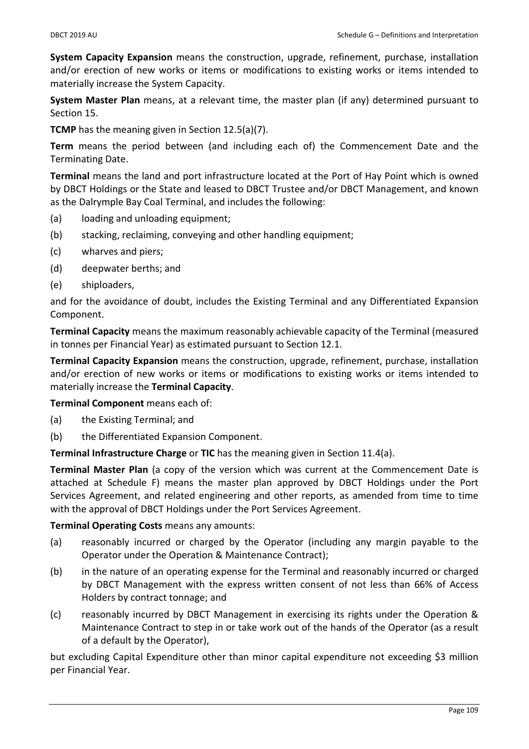**System Capacity Expansion** means the construction, upgrade, refinement, purchase, installation and/or erection of new works or items or modifications to existing works or items intended to materially increase the System Capacity.

**System Master Plan** means, at a relevant time, the master plan (if any) determined pursuant to Section 15.

**TCMP** has the meaning given in Section 12.5(a)(7).

**Term** means the period between (and including each of) the Commencement Date and the Terminating Date.

**Terminal** means the land and port infrastructure located at the Port of Hay Point which is owned by DBCT Holdings or the State and leased to DBCT Trustee and/or DBCT Management, and known as the Dalrymple Bay Coal Terminal, and includes the following:

(a) loading and unloading equipment;

(b) stacking, reclaiming, conveying and other handling equipment;

(c) wharves and piers;

(d) deepwater berths; and

(e) shiploaders,

and for the avoidance of doubt, includes the Existing Terminal and any Differentiated Expansion Component.

**Terminal Capacity** means the maximum reasonably achievable capacity of the Terminal (measured in tonnes per Financial Year) as estimated pursuant to Section 12.1.

**Terminal Capacity Expansion** means the construction, upgrade, refinement, purchase, installation and/or erection of new works or items or modifications to existing works or items intended to materially increase the **Terminal Capacity**.

**Terminal Component** means each of:

(a) the Existing Terminal; and

(b) the Differentiated Expansion Component.

**Terminal Infrastructure Charge** or **TIC** has the meaning given in Section 11.4(a).

**Terminal Master Plan** (a copy of the version which was current at the Commencement Date is attached at Schedule F) means the master plan approved by DBCT Holdings under the Port Services Agreement, and related engineering and other reports, as amended from time to time with the approval of DBCT Holdings under the Port Services Agreement.

**Terminal Operating Costs** means any amounts:

(a) reasonably incurred or charged by the Operator (including any margin payable to the Operator under the Operation & Maintenance Contract);

(b) in the nature of an operating expense for the Terminal and reasonably incurred or charged by DBCT Management with the express written consent of not less than 66% of Access Holders by contract tonnage; and

(c) reasonably incurred by DBCT Management in exercising its rights under the Operation & Maintenance Contract to step in or take work out of the hands of the Operator (as a result of a default by the Operator),

but excluding Capital Expenditure other than minor capital expenditure not exceeding $3 million per Financial Year.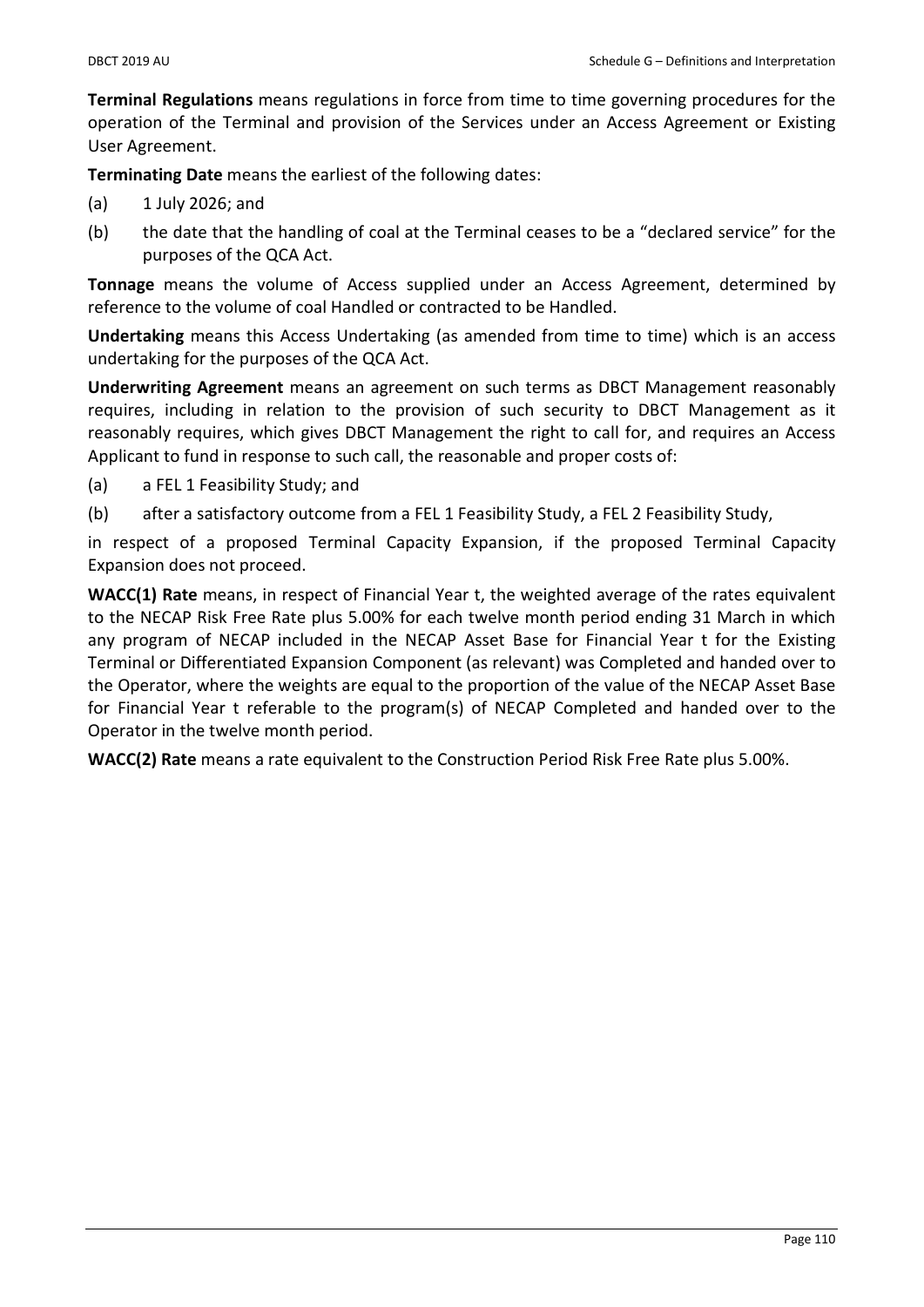**Terminal Regulations** means regulations in force from time to time governing procedures for the operation of the Terminal and provision of the Services under an Access Agreement or Existing User Agreement.

**Terminating Date** means the earliest of the following dates:

(a) 1 July 2026; and

(b) the date that the handling of coal at the Terminal ceases to be a "declared service" for the purposes of the QCA Act.

**Tonnage** means the volume of Access supplied under an Access Agreement, determined by reference to the volume of coal Handled or contracted to be Handled.

**Undertaking** means this Access Undertaking (as amended from time to time) which is an access undertaking for the purposes of the QCA Act.

**Underwriting Agreement** means an agreement on such terms as DBCT Management reasonably requires, including in relation to the provision of such security to DBCT Management as it reasonably requires, which gives DBCT Management the right to call for, and requires an Access Applicant to fund in response to such call, the reasonable and proper costs of:

(a) a FEL 1 Feasibility Study; and

(b) after a satisfactory outcome from a FEL 1 Feasibility Study, a FEL 2 Feasibility Study,

in respect of a proposed Terminal Capacity Expansion, if the proposed Terminal Capacity Expansion does not proceed.

**WACC(1) Rate** means, in respect of Financial Year t, the weighted average of the rates equivalent to the NECAP Risk Free Rate plus 5.00% for each twelve month period ending 31 March in which any program of NECAP included in the NECAP Asset Base for Financial Year t for the Existing Terminal or Differentiated Expansion Component (as relevant) was Completed and handed over to the Operator, where the weights are equal to the proportion of the value of the NECAP Asset Base for Financial Year t referable to the program(s) of NECAP Completed and handed over to the Operator in the twelve month period.

**WACC(2) Rate** means a rate equivalent to the Construction Period Risk Free Rate plus 5.00%.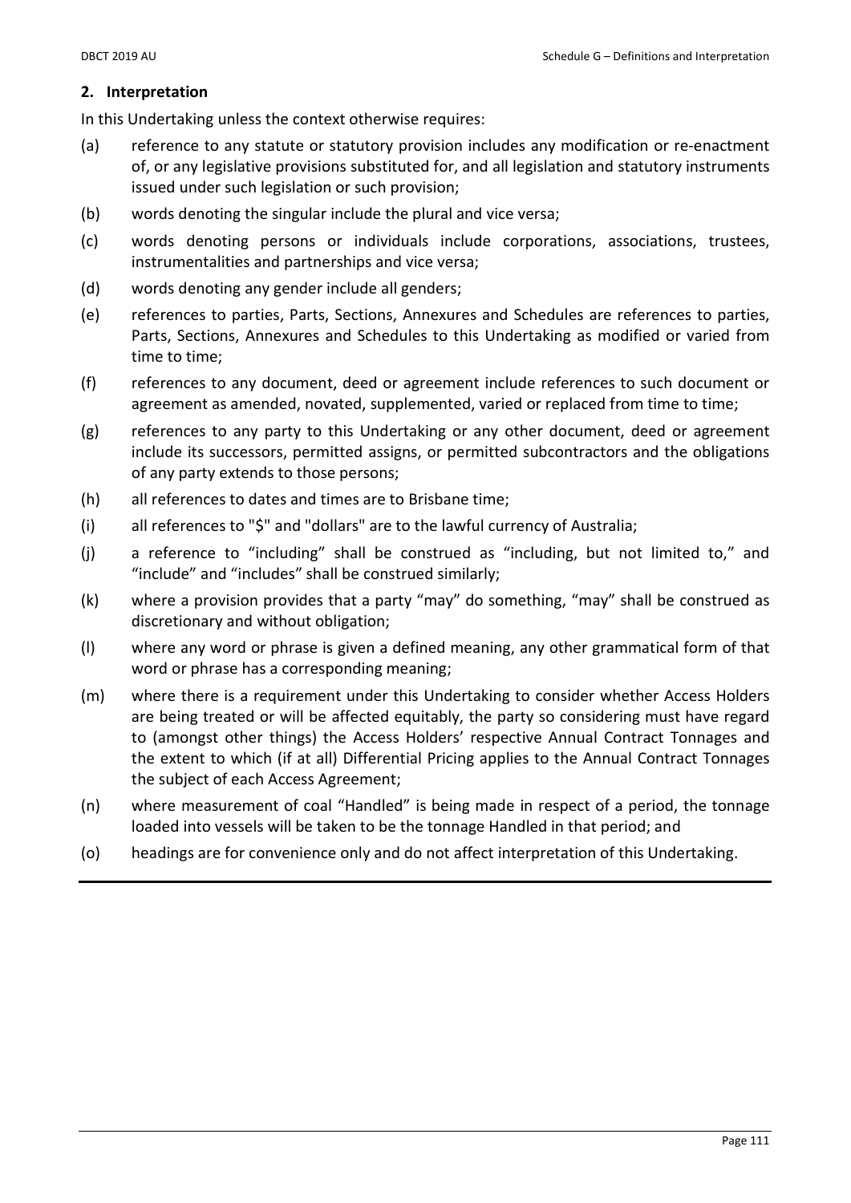## 2. Interpretation

In this Undertaking unless the context otherwise requires:

(a) reference to any statute or statutory provision includes any modification or re-enactment of, or any legislative provisions substituted for, and all legislation and statutory instruments issued under such legislation or such provision;

(b) words denoting the singular include the plural and vice versa;

(c) words denoting persons or individuals include corporations, associations, trustees, instrumentalities and partnerships and vice versa;

(d) words denoting any gender include all genders;

(e) references to parties, Parts, Sections, Annexures and Schedules are references to parties, Parts, Sections, Annexures and Schedules to this Undertaking as modified or varied from time to time;

(f) references to any document, deed or agreement include references to such document or agreement as amended, novated, supplemented, varied or replaced from time to time;

(g) references to any party to this Undertaking or any other document, deed or agreement include its successors, permitted assigns, or permitted subcontractors and the obligations of any party extends to those persons;

(h) all references to dates and times are to Brisbane time;

(i) all references to "$" and "dollars" are to the lawful currency of Australia;

(j) a reference to "including" shall be construed as "including, but not limited to," and "include" and "includes" shall be construed similarly;

(k) where a provision provides that a party "may" do something, "may" shall be construed as discretionary and without obligation;

(l) where any word or phrase is given a defined meaning, any other grammatical form of that word or phrase has a corresponding meaning;

(m) where there is a requirement under this Undertaking to consider whether Access Holders are being treated or will be affected equitably, the party so considering must have regard to (amongst other things) the Access Holders' respective Annual Contract Tonnages and the extent to which (if at all) Differential Pricing applies to the Annual Contract Tonnages the subject of each Access Agreement;

(n) where measurement of coal "Handled" is being made in respect of a period, the tonnage loaded into vessels will be taken to be the tonnage Handled in that period; and

(o) headings are for convenience only and do not affect interpretation of this Undertaking.